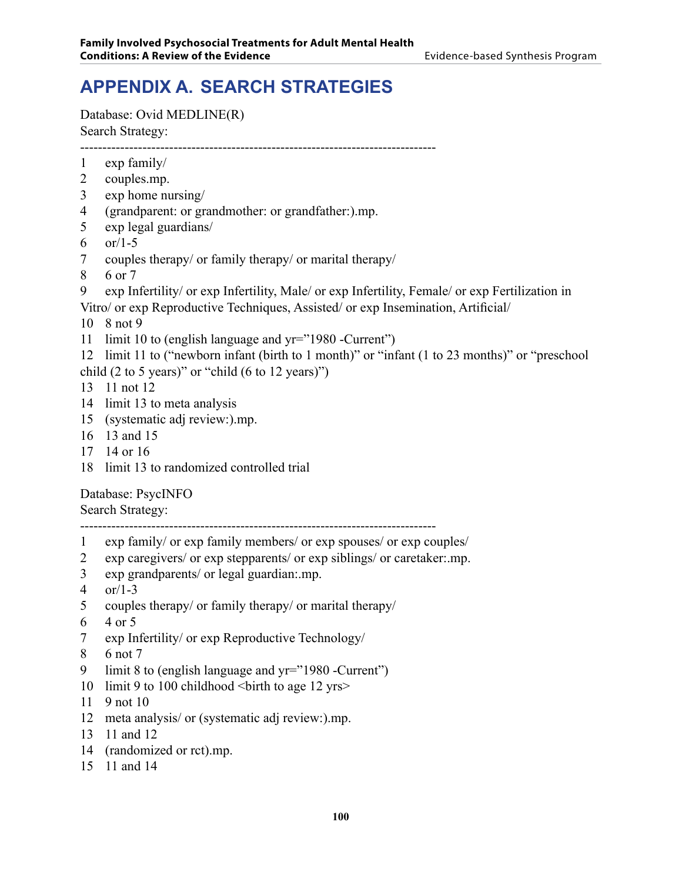# APPENDIX A. SEARCH STRATEGIES

Database: Ovid MEDLINE(R)
Search Strategy:

--------------------------------------------------------------------------------

1 exp family/
2 couples.mp.
3 exp home nursing/
4 (grandparent: or grandmother: or grandfather:).mp.
5 exp legal guardians/
6 or/1-5
7 couples therapy/ or family therapy/ or marital therapy/
8 6 or 7
9 exp Infertility/ or exp Infertility, Male/ or exp Infertility, Female/ or exp Fertilization in Vitro/ or exp Reproductive Techniques, Assisted/ or exp Insemination, Artificial/
10 8 not 9
11 limit 10 to (english language and yr="1980 -Current")
12 limit 11 to ("newborn infant (birth to 1 month)" or "infant (1 to 23 months)" or "preschool child (2 to 5 years)" or "child (6 to 12 years)")
13 11 not 12
14 limit 13 to meta analysis
15 (systematic adj review:).mp.
16 13 and 15
17 14 or 16
18 limit 13 to randomized controlled trial

Database: PsycINFO
Search Strategy:

--------------------------------------------------------------------------------

1 exp family/ or exp family members/ or exp spouses/ or exp couples/
2 exp caregivers/ or exp stepparents/ or exp siblings/ or caretaker:.mp.
3 exp grandparents/ or legal guardian:.mp.
4 or/1-3
5 couples therapy/ or family therapy/ or marital therapy/
6 4 or 5
7 exp Infertility/ or exp Reproductive Technology/
8 6 not 7
9 limit 8 to (english language and yr="1980 -Current")
10 limit 9 to 100 childhood <birth to age 12 yrs>
11 9 not 10
12 meta analysis/ or (systematic adj review:).mp.
13 11 and 12
14 (randomized or rct).mp.
15 11 and 14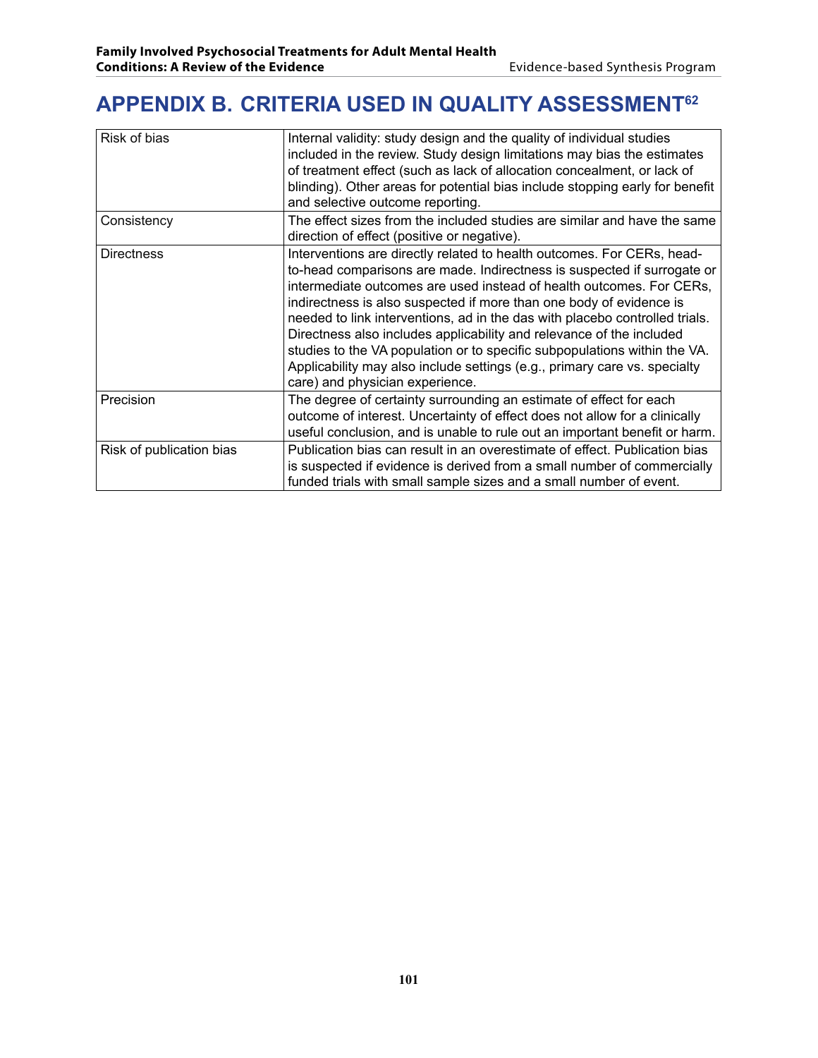# APPENDIX B. CRITERIA USED IN QUALITY ASSESSMENT[62]

| | |
|---|---|
| Risk of bias | Internal validity: study design and the quality of individual studies included in the review. Study design limitations may bias the estimates of treatment effect (such as lack of allocation concealment, or lack of blinding). Other areas for potential bias include stopping early for benefit and selective outcome reporting. |
| Consistency | The effect sizes from the included studies are similar and have the same direction of effect (positive or negative). |
| Directness | Interventions are directly related to health outcomes. For CERs, head-to-head comparisons are made. Indirectness is suspected if surrogate or intermediate outcomes are used instead of health outcomes. For CERs, indirectness is also suspected if more than one body of evidence is needed to link interventions, ad in the das with placebo controlled trials. Directness also includes applicability and relevance of the included studies to the VA population or to specific subpopulations within the VA. Applicability may also include settings (e.g., primary care vs. specialty care) and physician experience. |
| Precision | The degree of certainty surrounding an estimate of effect for each outcome of interest. Uncertainty of effect does not allow for a clinically useful conclusion, and is unable to rule out an important benefit or harm. |
| Risk of publication bias | Publication bias can result in an overestimate of effect. Publication bias is suspected if evidence is derived from a small number of commercially funded trials with small sample sizes and a small number of event. |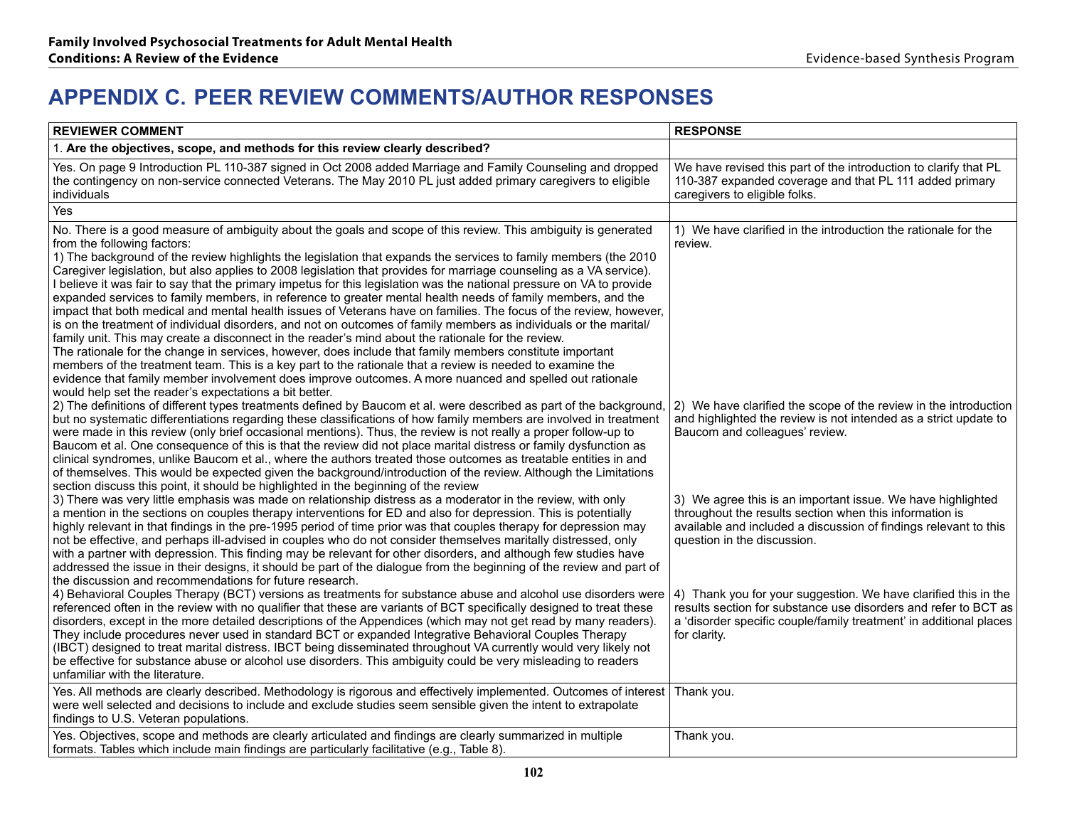# APPENDIX C. PEER REVIEW COMMENTS/AUTHOR RESPONSES

| REVIEWER COMMENT | RESPONSE |
|---|---|
| 1. **Are the objectives, scope, and methods for this review clearly described?** | |
| Yes. On page 9 Introduction PL 110-387 signed in Oct 2008 added Marriage and Family Counseling and dropped the contingency on non-service connected Veterans. The May 2010 PL just added primary caregivers to eligible individuals | We have revised this part of the introduction to clarify that PL 110-387 expanded coverage and that PL 111 added primary caregivers to eligible folks. |
| Yes | |
| No. There is a good measure of ambiguity about the goals and scope of this review. This ambiguity is generated from the following factors:<br>1) The background of the review highlights the legislation that expands the services to family members (the 2010 Caregiver legislation, but also applies to 2008 legislation that provides for marriage counseling as a VA service). I believe it was fair to say that the primary impetus for this legislation was the national pressure on VA to provide expanded services to family members, in reference to greater mental health needs of family members, and the impact that both medical and mental health issues of Veterans have on families. The focus of the review, however, is on the treatment of individual disorders, and not on outcomes of family members as individuals or the marital/family unit. This may create a disconnect in the reader's mind about the rationale for the review. The rationale for the change in services, however, does include that family members constitute important members of the treatment team. This is a key part to the rationale that a review is needed to examine the evidence that family member involvement does improve outcomes. A more nuanced and spelled out rationale would help set the reader's expectations a bit better.<br>2) The definitions of different types treatments defined by Baucom et al. were described as part of the background, but no systematic differentiations regarding these classifications of how family members are involved in treatment were made in this review (only brief occasional mentions). Thus, the review is not really a proper follow-up to Baucom et al. One consequence of this is that the review did not place marital distress or family dysfunction as clinical syndromes, unlike Baucom et al., where the authors treated those outcomes as treatable entities in and of themselves. This would be expected given the background/introduction of the review. Although the Limitations section discuss this point, it should be highlighted in the beginning of the review<br>3) There was very little emphasis was made on relationship distress as a moderator in the review, with only a mention in the sections on couples therapy interventions for ED and also for depression. This is potentially highly relevant in that findings in the pre-1995 period of time prior was that couples therapy for depression may not be effective, and perhaps ill-advised in couples who do not consider themselves maritally distressed, only with a partner with depression. This finding may be relevant for other disorders, and although few studies have addressed the issue in their designs, it should be part of the dialogue from the beginning of the review and part of the discussion and recommendations for future research.<br>4) Behavioral Couples Therapy (BCT) versions as treatments for substance abuse and alcohol use disorders were referenced often in the review with no qualifier that these are variants of BCT specifically designed to treat these disorders, except in the more detailed descriptions of the Appendices (which may not get read by many readers). They include procedures never used in standard BCT or expanded Integrative Behavioral Couples Therapy (IBCT) designed to treat marital distress. IBCT being disseminated throughout VA currently would very likely not be effective for substance abuse or alcohol use disorders. This ambiguity could be very misleading to readers unfamiliar with the literature. | 1) We have clarified in the introduction the rationale for the review.<br>2) We have clarified the scope of the review in the introduction and highlighted the review is not intended as a strict update to Baucom and colleagues' review.<br>3) We agree this is an important issue. We have highlighted throughout the results section when this information is available and included a discussion of findings relevant to this question in the discussion.<br>4) Thank you for your suggestion. We have clarified this in the results section for substance use disorders and refer to BCT as a 'disorder specific couple/family treatment' in additional places for clarity. |
| Yes. All methods are clearly described. Methodology is rigorous and effectively implemented. Outcomes of interest were well selected and decisions to include and exclude studies seem sensible given the intent to extrapolate findings to U.S. Veteran populations. | Thank you. |
| Yes. Objectives, scope and methods are clearly articulated and findings are clearly summarized in multiple formats. Tables which include main findings are particularly facilitative (e.g., Table 8). | Thank you. |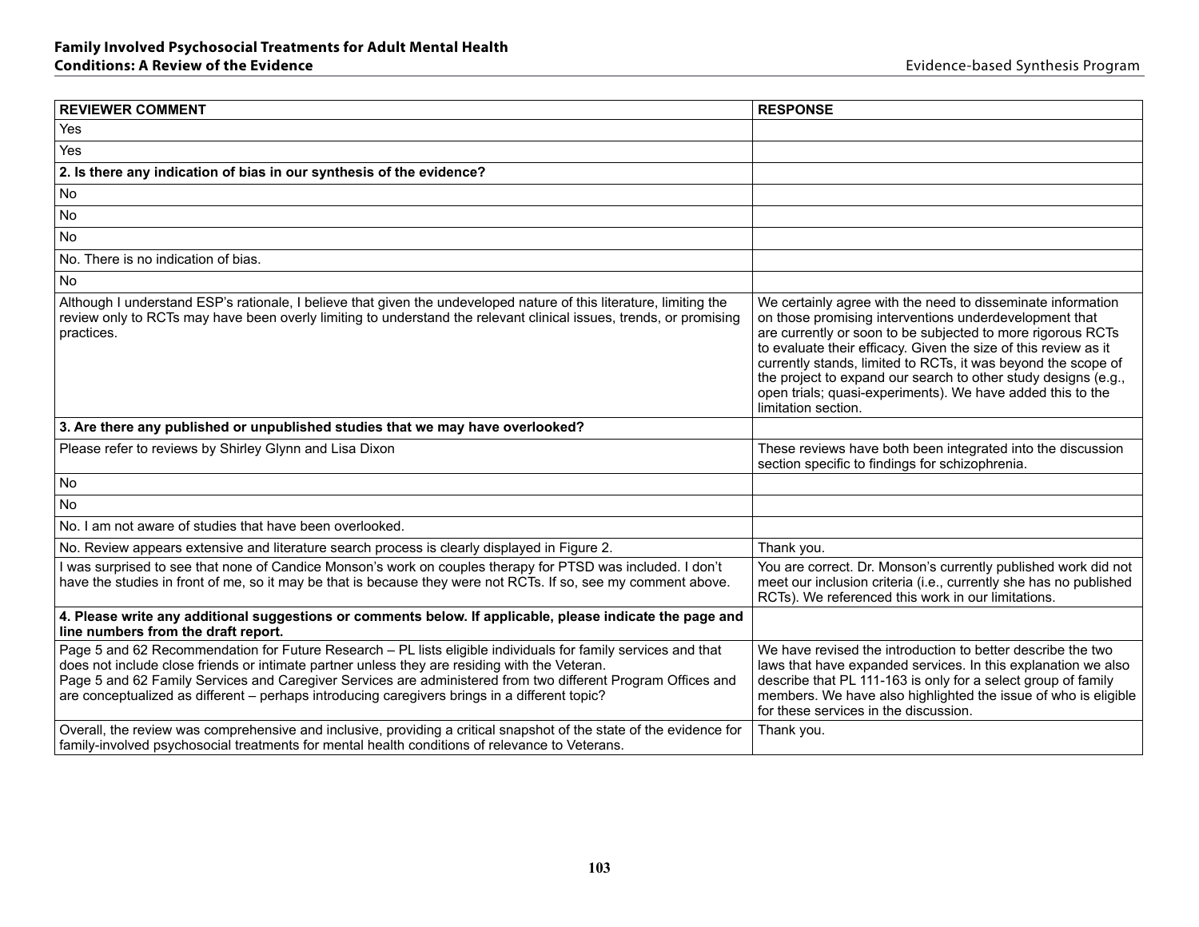| REVIEWER COMMENT | RESPONSE |
|---|---|
| Yes | |
| Yes | |
| **2. Is there any indication of bias in our synthesis of the evidence?** | |
| No | |
| No | |
| No | |
| No. There is no indication of bias. | |
| No | |
| Although I understand ESP's rationale, I believe that given the undeveloped nature of this literature, limiting the review only to RCTs may have been overly limiting to understand the relevant clinical issues, trends, or promising practices. | We certainly agree with the need to disseminate information on those promising interventions underdevelopment that are currently or soon to be subjected to more rigorous RCTs to evaluate their efficacy. Given the size of this review as it currently stands, limited to RCTs, it was beyond the scope of the project to expand our search to other study designs (e.g., open trials; quasi-experiments). We have added this to the limitation section. |
| **3. Are there any published or unpublished studies that we may have overlooked?** | |
| Please refer to reviews by Shirley Glynn and Lisa Dixon | These reviews have both been integrated into the discussion section specific to findings for schizophrenia. |
| No | |
| No | |
| No. I am not aware of studies that have been overlooked. | |
| No. Review appears extensive and literature search process is clearly displayed in Figure 2. | Thank you. |
| I was surprised to see that none of Candice Monson's work on couples therapy for PTSD was included. I don't have the studies in front of me, so it may be that is because they were not RCTs. If so, see my comment above. | You are correct. Dr. Monson's currently published work did not meet our inclusion criteria (i.e., currently she has no published RCTs). We referenced this work in our limitations. |
| **4. Please write any additional suggestions or comments below. If applicable, please indicate the page and line numbers from the draft report.** | |
| Page 5 and 62 Recommendation for Future Research – PL lists eligible individuals for family services and that does not include close friends or intimate partner unless they are residing with the Veteran. Page 5 and 62 Family Services and Caregiver Services are administered from two different Program Offices and are conceptualized as different – perhaps introducing caregivers brings in a different topic? | We have revised the introduction to better describe the two laws that have expanded services. In this explanation we also describe that PL 111-163 is only for a select group of family members. We have also highlighted the issue of who is eligible for these services in the discussion. |
| Overall, the review was comprehensive and inclusive, providing a critical snapshot of the state of the evidence for family-involved psychosocial treatments for mental health conditions of relevance to Veterans. | Thank you. |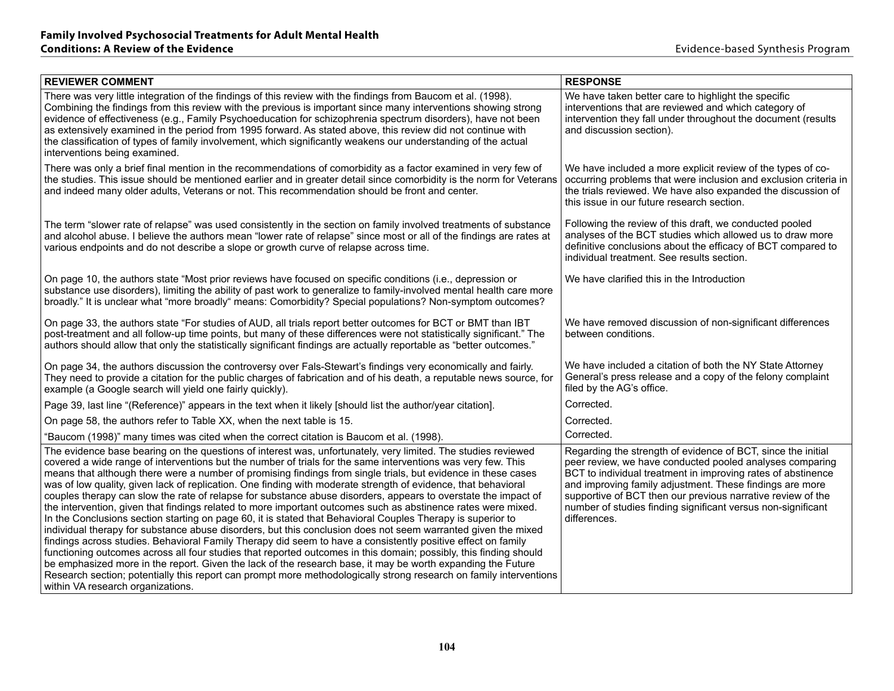| REVIEWER COMMENT | RESPONSE |
|---|---|
| There was very little integration of the findings of this review with the findings from Baucom et al. (1998). Combining the findings from this review with the previous is important since many interventions showing strong evidence of effectiveness (e.g., Family Psychoeducation for schizophrenia spectrum disorders), have not been as extensively examined in the period from 1995 forward. As stated above, this review did not continue with the classification of types of family involvement, which significantly weakens our understanding of the actual interventions being examined. | We have taken better care to highlight the specific interventions that are reviewed and which category of intervention they fall under throughout the document (results and discussion section). |
| There was only a brief final mention in the recommendations of comorbidity as a factor examined in very few of the studies. This issue should be mentioned earlier and in greater detail since comorbidity is the norm for Veterans and indeed many older adults, Veterans or not. This recommendation should be front and center. | We have included a more explicit review of the types of co-occurring problems that were inclusion and exclusion criteria in the trials reviewed. We have also expanded the discussion of this issue in our future research section. |
| The term "slower rate of relapse" was used consistently in the section on family involved treatments of substance and alcohol abuse. I believe the authors mean "lower rate of relapse" since most or all of the findings are rates at various endpoints and do not describe a slope or growth curve of relapse across time. | Following the review of this draft, we conducted pooled analyses of the BCT studies which allowed us to draw more definitive conclusions about the efficacy of BCT compared to individual treatment. See results section. |
| On page 10, the authors state "Most prior reviews have focused on specific conditions (i.e., depression or substance use disorders), limiting the ability of past work to generalize to family-involved mental health care more broadly." It is unclear what "more broadly" means: Comorbidity? Special populations? Non-symptom outcomes? | We have clarified this in the Introduction |
| On page 33, the authors state "For studies of AUD, all trials report better outcomes for BCT or BMT than IBT post-treatment and all follow-up time points, but many of these differences were not statistically significant." The authors should allow that only the statistically significant findings are actually reportable as "better outcomes." | We have removed discussion of non-significant differences between conditions. |
| On page 34, the authors discussion the controversy over Fals-Stewart's findings very economically and fairly. They need to provide a citation for the public charges of fabrication and of his death, a reputable news source, for example (a Google search will yield one fairly quickly). | We have included a citation of both the NY State Attorney General's press release and a copy of the felony complaint filed by the AG's office. |
| Page 39, last line "(Reference)" appears in the text when it likely [should list the author/year citation]. | Corrected. |
| On page 58, the authors refer to Table XX, when the next table is 15. | Corrected. |
| "Baucom (1998)" many times was cited when the correct citation is Baucom et al. (1998). | Corrected. |
| The evidence base bearing on the questions of interest was, unfortunately, very limited. The studies reviewed covered a wide range of interventions but the number of trials for the same interventions was very few. This means that although there were a number of promising findings from single trials, but evidence in these cases was of low quality, given lack of replication. One finding with moderate strength of evidence, that behavioral couples therapy can slow the rate of relapse for substance abuse disorders, appears to overstate the impact of the intervention, given that findings related to more important outcomes such as abstinence rates were mixed. In the Conclusions section starting on page 60, it is stated that Behavioral Couples Therapy is superior to individual therapy for substance abuse disorders, but this conclusion does not seem warranted given the mixed findings across studies. Behavioral Family Therapy did seem to have a consistently positive effect on family functioning outcomes across all four studies that reported outcomes in this domain; possibly, this finding should be emphasized more in the report. Given the lack of the research base, it may be worth expanding the Future Research section; potentially this report can prompt more methodologically strong research on family interventions within VA research organizations. | Regarding the strength of evidence of BCT, since the initial peer review, we have conducted pooled analyses comparing BCT to individual treatment in improving rates of abstinence and improving family adjustment. These findings are more supportive of BCT then our previous narrative review of the number of studies finding significant versus non-significant differences. |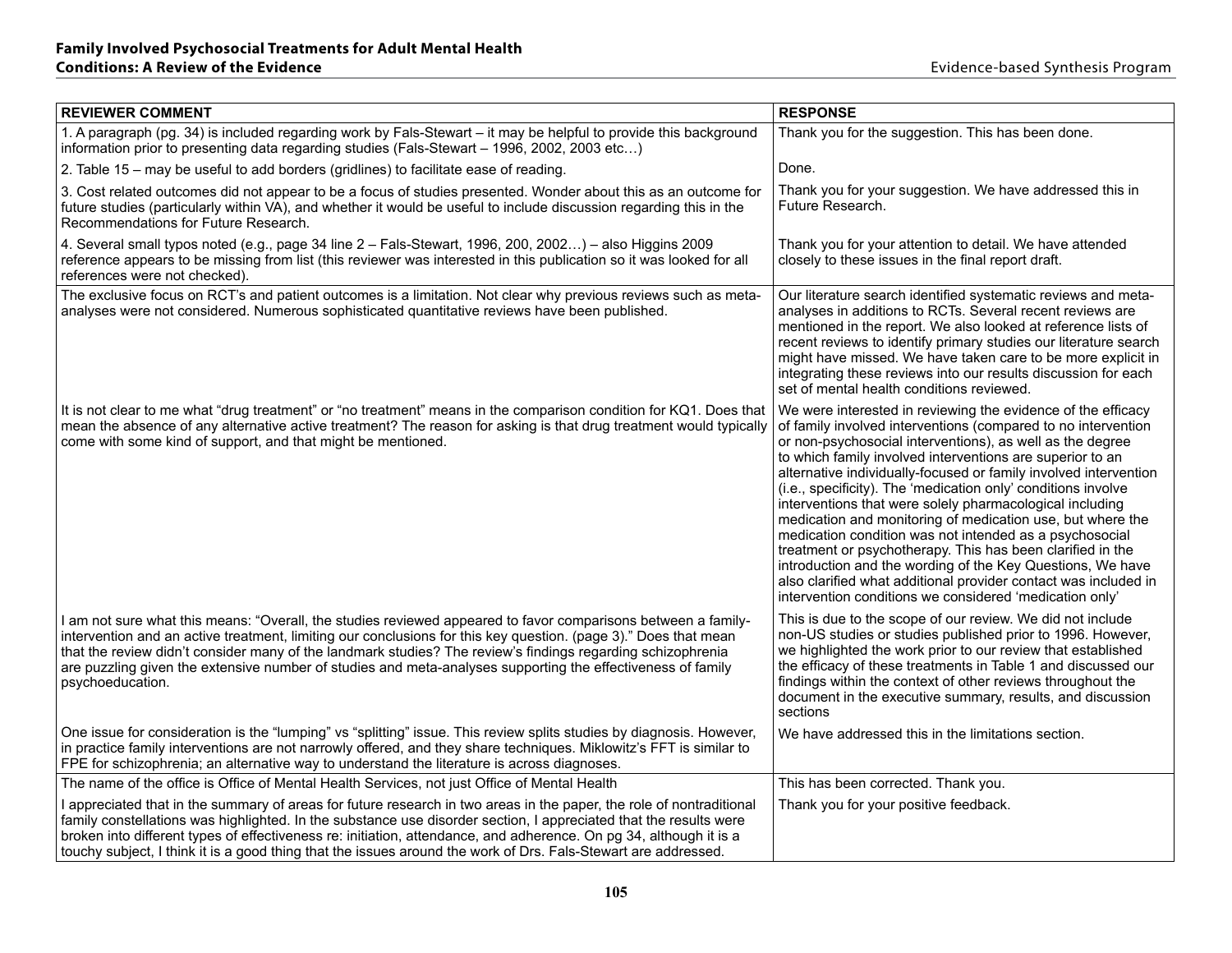| REVIEWER COMMENT | RESPONSE |
|---|---|
| 1. A paragraph (pg. 34) is included regarding work by Fals-Stewart – it may be helpful to provide this background information prior to presenting data regarding studies (Fals-Stewart – 1996, 2002, 2003 etc…) | Thank you for the suggestion. This has been done. |
| 2. Table 15 – may be useful to add borders (gridlines) to facilitate ease of reading. | Done. |
| 3. Cost related outcomes did not appear to be a focus of studies presented. Wonder about this as an outcome for future studies (particularly within VA), and whether it would be useful to include discussion regarding this in the Recommendations for Future Research. | Thank you for your suggestion. We have addressed this in Future Research. |
| 4. Several small typos noted (e.g., page 34 line 2 – Fals-Stewart, 1996, 200, 2002…) – also Higgins 2009 reference appears to be missing from list (this reviewer was interested in this publication so it was looked for all references were not checked). | Thank you for your attention to detail. We have attended closely to these issues in the final report draft. |
| The exclusive focus on RCT's and patient outcomes is a limitation. Not clear why previous reviews such as meta-analyses were not considered. Numerous sophisticated quantitative reviews have been published. | Our literature search identified systematic reviews and meta-analyses in additions to RCTs. Several recent reviews are mentioned in the report. We also looked at reference lists of recent reviews to identify primary studies our literature search might have missed. We have taken care to be more explicit in integrating these reviews into our results discussion for each set of mental health conditions reviewed. |
| It is not clear to me what "drug treatment" or "no treatment" means in the comparison condition for KQ1. Does that mean the absence of any alternative active treatment? The reason for asking is that drug treatment would typically come with some kind of support, and that might be mentioned. | We were interested in reviewing the evidence of the efficacy of family involved interventions (compared to no intervention or non-psychosocial interventions), as well as the degree to which family involved interventions are superior to an alternative individually-focused or family involved intervention (i.e., specificity). The 'medication only' conditions involve interventions that were solely pharmacological including medication and monitoring of medication use, but where the medication condition was not intended as a psychosocial treatment or psychotherapy. This has been clarified in the introduction and the wording of the Key Questions, We have also clarified what additional provider contact was included in intervention conditions we considered 'medication only' |
| I am not sure what this means: "Overall, the studies reviewed appeared to favor comparisons between a family-intervention and an active treatment, limiting our conclusions for this key question. (page 3)." Does that mean that the review didn't consider many of the landmark studies? The review's findings regarding schizophrenia are puzzling given the extensive number of studies and meta-analyses supporting the effectiveness of family psychoeducation. | This is due to the scope of our review. We did not include non-US studies or studies published prior to 1996. However, we highlighted the work prior to our review that established the efficacy of these treatments in Table 1 and discussed our findings within the context of other reviews throughout the document in the executive summary, results, and discussion sections |
| One issue for consideration is the "lumping" vs "splitting" issue. This review splits studies by diagnosis. However, in practice family interventions are not narrowly offered, and they share techniques. Miklowitz's FFT is similar to FPE for schizophrenia; an alternative way to understand the literature is across diagnoses. | We have addressed this in the limitations section. |
| The name of the office is Office of Mental Health Services, not just Office of Mental Health | This has been corrected. Thank you. |
| I appreciated that in the summary of areas for future research in two areas in the paper, the role of nontraditional family constellations was highlighted. In the substance use disorder section, I appreciated that the results were broken into different types of effectiveness re: initiation, attendance, and adherence. On pg 34, although it is a touchy subject, I think it is a good thing that the issues around the work of Drs. Fals-Stewart are addressed. | Thank you for your positive feedback. |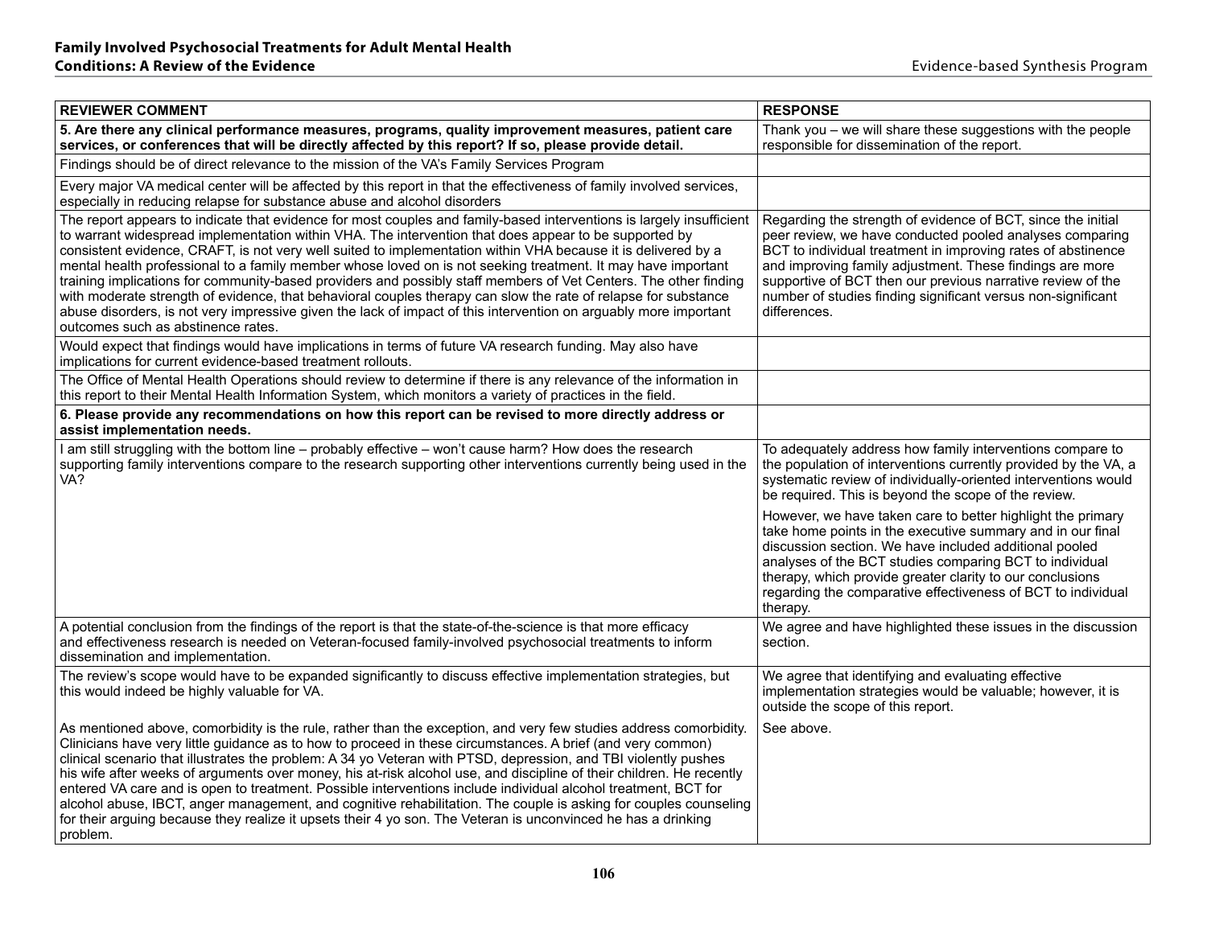| REVIEWER COMMENT | RESPONSE |
|---|---|
| **5. Are there any clinical performance measures, programs, quality improvement measures, patient care services, or conferences that will be directly affected by this report? If so, please provide detail.** | Thank you – we will share these suggestions with the people responsible for dissemination of the report. |
| Findings should be of direct relevance to the mission of the VA's Family Services Program | |
| Every major VA medical center will be affected by this report in that the effectiveness of family involved services, especially in reducing relapse for substance abuse and alcohol disorders | |
| The report appears to indicate that evidence for most couples and family-based interventions is largely insufficient to warrant widespread implementation within VHA. The intervention that does appear to be supported by consistent evidence, CRAFT, is not very well suited to implementation within VHA because it is delivered by a mental health professional to a family member whose loved on is not seeking treatment. It may have important training implications for community-based providers and possibly staff members of Vet Centers. The other finding with moderate strength of evidence, that behavioral couples therapy can slow the rate of relapse for substance abuse disorders, is not very impressive given the lack of impact of this intervention on arguably more important outcomes such as abstinence rates. | Regarding the strength of evidence of BCT, since the initial peer review, we have conducted pooled analyses comparing BCT to individual treatment in improving rates of abstinence and improving family adjustment. These findings are more supportive of BCT then our previous narrative review of the number of studies finding significant versus non-significant differences. |
| Would expect that findings would have implications in terms of future VA research funding. May also have implications for current evidence-based treatment rollouts. | |
| The Office of Mental Health Operations should review to determine if there is any relevance of the information in this report to their Mental Health Information System, which monitors a variety of practices in the field. | |
| **6. Please provide any recommendations on how this report can be revised to more directly address or assist implementation needs.** | |
| I am still struggling with the bottom line – probably effective – won't cause harm? How does the research supporting family interventions compare to the research supporting other interventions currently being used in the VA? | To adequately address how family interventions compare to the population of interventions currently provided by the VA, a systematic review of individually-oriented interventions would be required. This is beyond the scope of the review.<br><br>However, we have taken care to better highlight the primary take home points in the executive summary and in our final discussion section. We have included additional pooled analyses of the BCT studies comparing BCT to individual therapy, which provide greater clarity to our conclusions regarding the comparative effectiveness of BCT to individual therapy. |
| A potential conclusion from the findings of the report is that the state-of-the-science is that more efficacy and effectiveness research is needed on Veteran-focused family-involved psychosocial treatments to inform dissemination and implementation. | We agree and have highlighted these issues in the discussion section. |
| The review's scope would have to be expanded significantly to discuss effective implementation strategies, but this would indeed be highly valuable for VA. | We agree that identifying and evaluating effective implementation strategies would be valuable; however, it is outside the scope of this report. |
| As mentioned above, comorbidity is the rule, rather than the exception, and very few studies address comorbidity. Clinicians have very little guidance as to how to proceed in these circumstances. A brief (and very common) clinical scenario that illustrates the problem: A 34 yo Veteran with PTSD, depression, and TBI violently pushes his wife after weeks of arguments over money, his at-risk alcohol use, and discipline of their children. He recently entered VA care and is open to treatment. Possible interventions include individual alcohol treatment, BCT for alcohol abuse, IBCT, anger management, and cognitive rehabilitation. The couple is asking for couples counseling for their arguing because they realize it upsets their 4 yo son. The Veteran is unconvinced he has a drinking problem. | See above. |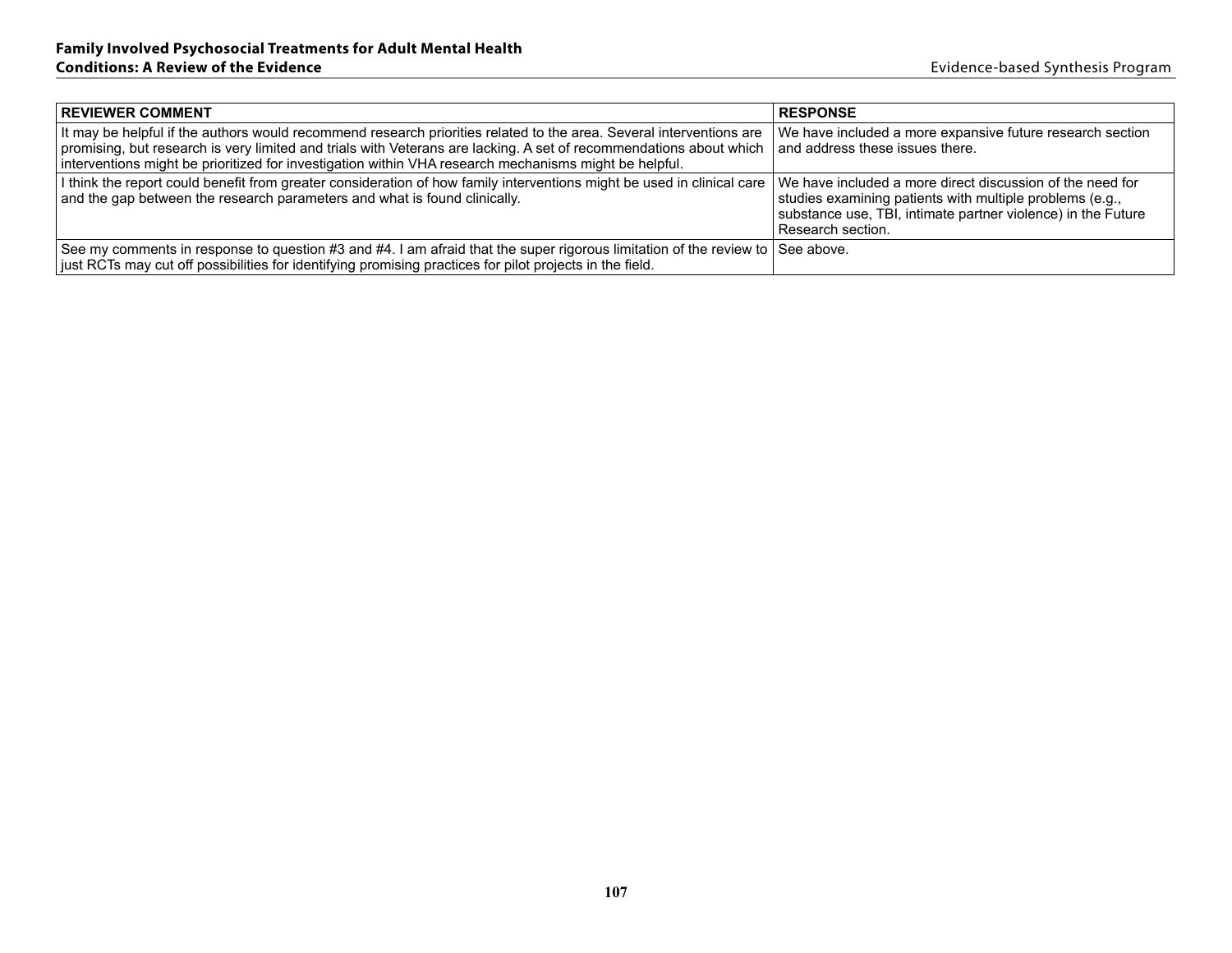| REVIEWER COMMENT | RESPONSE |
|---|---|
| It may be helpful if the authors would recommend research priorities related to the area. Several interventions are promising, but research is very limited and trials with Veterans are lacking. A set of recommendations about which interventions might be prioritized for investigation within VHA research mechanisms might be helpful. | We have included a more expansive future research section and address these issues there. |
| I think the report could benefit from greater consideration of how family interventions might be used in clinical care and the gap between the research parameters and what is found clinically. | We have included a more direct discussion of the need for studies examining patients with multiple problems (e.g., substance use, TBI, intimate partner violence) in the Future Research section. |
| See my comments in response to question #3 and #4. I am afraid that the super rigorous limitation of the review to just RCTs may cut off possibilities for identifying promising practices for pilot projects in the field. | See above. |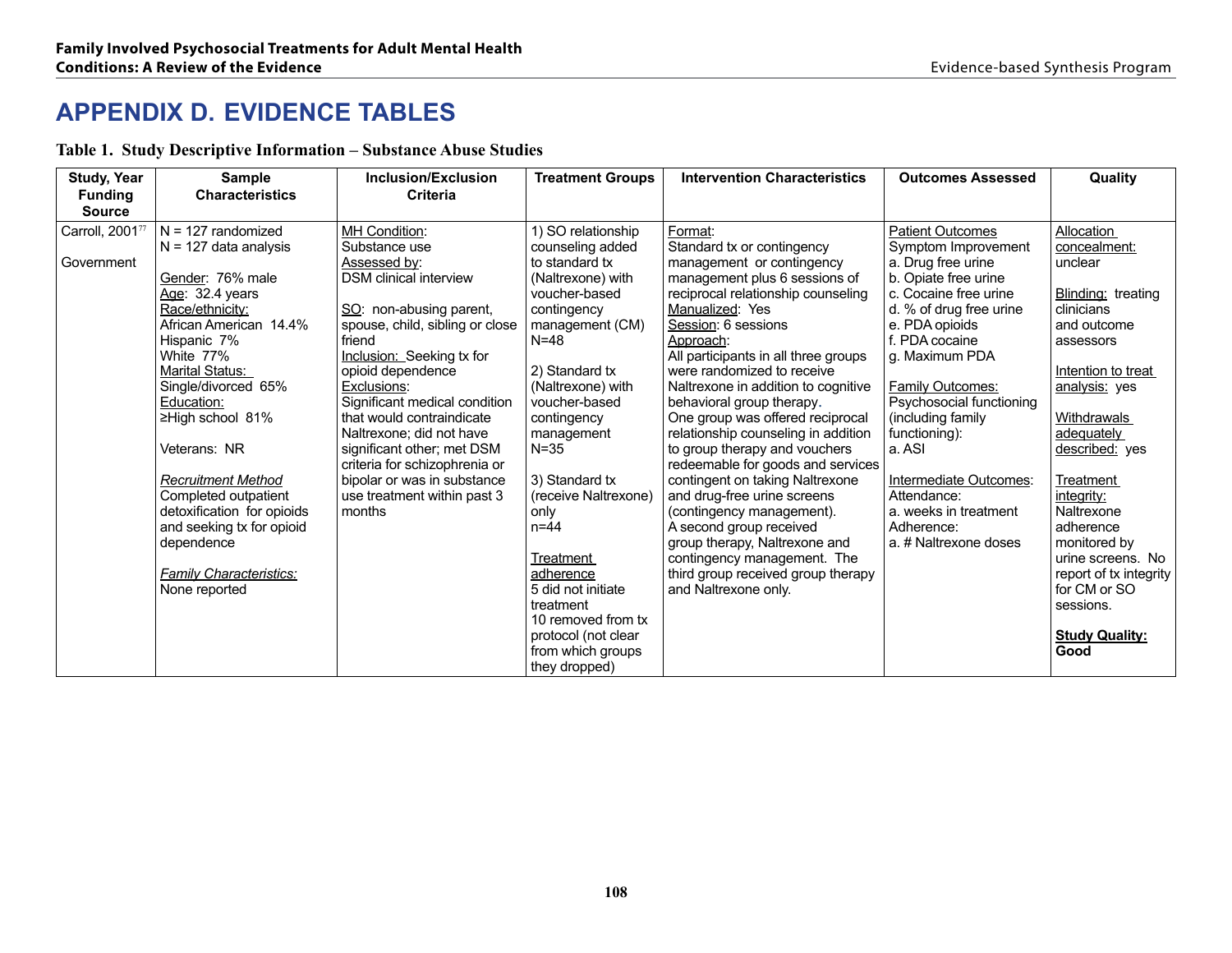# APPENDIX D. EVIDENCE TABLES

**Table 1. Study Descriptive Information – Substance Abuse Studies**

| Study, Year Funding Source | Sample Characteristics | Inclusion/Exclusion Criteria | Treatment Groups | Intervention Characteristics | Outcomes Assessed | Quality |
|---|---|---|---|---|---|---|
| Carroll, 2001[77]<br><br>Government | N = 127 randomized<br>N = 127 data analysis<br><br>Gender: 76% male<br>Age: 32.4 years<br>Race/ethnicity:<br>African American 14.4%<br>Hispanic 7%<br>White 77%<br>Marital Status:<br>Single/divorced 65%<br>Education:<br>≥High school 81%<br><br>Veterans: NR<br><br>*Recruitment Method*<br>Completed outpatient detoxification for opioids and seeking tx for opioid dependence<br><br>*Family Characteristics:*<br>None reported | MH Condition:<br>Substance use<br>Assessed by:<br>DSM clinical interview<br><br>SO: non-abusing parent, spouse, child, sibling or close friend<br>Inclusion: Seeking tx for opioid dependence<br>Exclusions:<br>Significant medical condition that would contraindicate Naltrexone; did not have significant other; met DSM criteria for schizophrenia or bipolar or was in substance use treatment within past 3 months | 1) SO relationship counseling added to standard tx (Naltrexone) with voucher-based contingency management (CM)<br>N=48<br><br>2) Standard tx (Naltrexone) with voucher-based contingency management<br>N=35<br><br>3) Standard tx (receive Naltrexone) only<br>n=44<br><br>Treatment adherence<br>5 did not initiate treatment<br>10 removed from tx protocol (not clear from which groups they dropped) | Format:<br>Standard tx or contingency management or contingency management plus 6 sessions of reciprocal relationship counseling<br>Manualized: Yes<br>Session: 6 sessions<br>Approach:<br>All participants in all three groups were randomized to receive Naltrexone in addition to cognitive behavioral group therapy.<br>One group was offered reciprocal relationship counseling in addition to group therapy and vouchers redeemable for goods and services contingent on taking Naltrexone and drug-free urine screens (contingency management).<br>A second group received group therapy, Naltrexone and contingency management. The third group received group therapy and Naltrexone only. | Patient Outcomes<br>Symptom Improvement<br>a. Drug free urine<br>b. Opiate free urine<br>c. Cocaine free urine<br>d. % of drug free urine<br>e. PDA opioids<br>f. PDA cocaine<br>g. Maximum PDA<br><br>Family Outcomes:<br>Psychosocial functioning (including family functioning):<br>a. ASI<br><br>Intermediate Outcomes:<br>Attendance:<br>a. weeks in treatment<br>Adherence:<br>a. # Naltrexone doses | Allocation concealment: unclear<br><br>Blinding: treating clinicians and outcome assessors<br><br>Intention to treat analysis: yes<br><br>Withdrawals adequately described: yes<br><br>Treatment integrity:<br>Naltrexone adherence monitored by urine screens. No report of tx integrity for CM or SO sessions.<br><br>**Study Quality: Good** |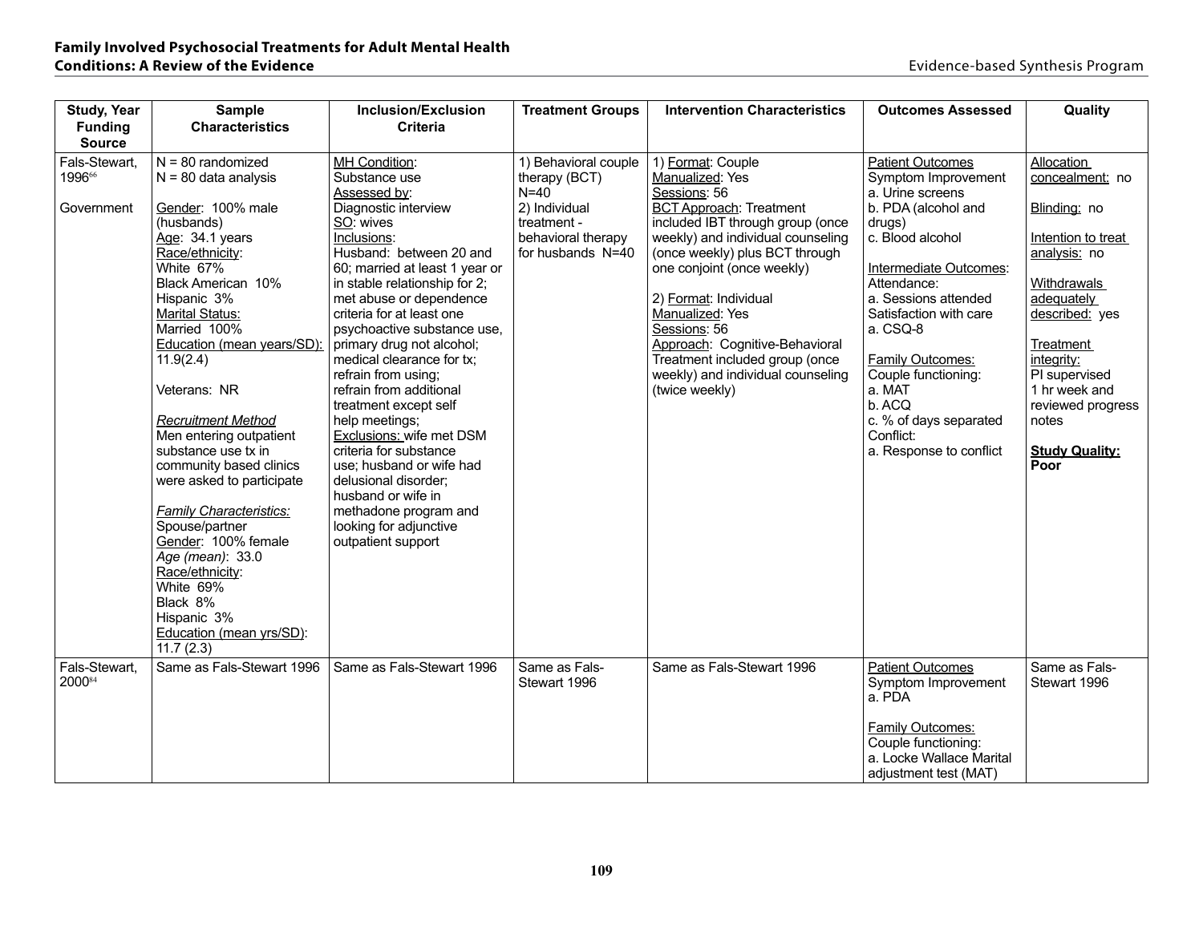| Study, Year Funding Source | Sample Characteristics | Inclusion/Exclusion Criteria | Treatment Groups | Intervention Characteristics | Outcomes Assessed | Quality |
|---|---|---|---|---|---|---|
| Fals-Stewart, 1996[66]<br><br>Government | N = 80 randomized<br>N = 80 data analysis<br><br>Gender: 100% male (husbands)<br>Age: 34.1 years<br>Race/ethnicity:<br>White 67%<br>Black American 10%<br>Hispanic 3%<br>Marital Status:<br>Married 100%<br>Education (mean years/SD): 11.9(2.4)<br><br>Veterans: NR<br><br>*Recruitment Method*<br>Men entering outpatient substance use tx in community based clinics were asked to participate<br><br>*Family Characteristics:*<br>Spouse/partner<br>Gender: 100% female<br>*Age (mean)*: 33.0<br>Race/ethnicity:<br>White 69%<br>Black 8%<br>Hispanic 3%<br>Education (mean yrs/SD): 11.7 (2.3) | MH Condition:<br>Substance use<br>Assessed by:<br>Diagnostic interview<br>SO: wives<br>Inclusions:<br>Husband: between 20 and 60; married at least 1 year or in stable relationship for 2; met abuse or dependence criteria for at least one psychoactive substance use, primary drug not alcohol; medical clearance for tx; refrain from using; refrain from additional treatment except self help meetings;<br>Exclusions: wife met DSM criteria for substance use; husband or wife had delusional disorder; husband or wife in methadone program and looking for adjunctive outpatient support | 1) Behavioral couple therapy (BCT) N=40<br>2) Individual treatment - behavioral therapy for husbands N=40 | 1) Format: Couple<br>Manualized: Yes<br>Sessions: 56<br>BCT Approach: Treatment included IBT through group (once weekly) and individual counseling (once weekly) plus BCT through one conjoint (once weekly)<br><br>2) Format: Individual<br>Manualized: Yes<br>Sessions: 56<br>Approach: Cognitive-Behavioral Treatment included group (once weekly) and individual counseling (twice weekly) | Patient Outcomes<br>Symptom Improvement<br>a. Urine screens<br>b. PDA (alcohol and drugs)<br>c. Blood alcohol<br><br>Intermediate Outcomes:<br>Attendance:<br>a. Sessions attended<br>Satisfaction with care<br>a. CSQ-8<br><br>Family Outcomes:<br>Couple functioning:<br>a. MAT<br>b. ACQ<br>c. % of days separated<br>Conflict:<br>a. Response to conflict | Allocation concealment: no<br><br>Blinding: no<br><br>Intention to treat analysis: no<br><br>Withdrawals adequately described: yes<br><br>Treatment integrity:<br>PI supervised 1 hr week and reviewed progress notes<br><br>**Study Quality: Poor** |
| Fals-Stewart, 2000[84] | Same as Fals-Stewart 1996 | Same as Fals-Stewart 1996 | Same as Fals-Stewart 1996 | Same as Fals-Stewart 1996 | Patient Outcomes<br>Symptom Improvement<br>a. PDA<br><br>Family Outcomes:<br>Couple functioning:<br>a. Locke Wallace Marital adjustment test (MAT) | Same as Fals-Stewart 1996 |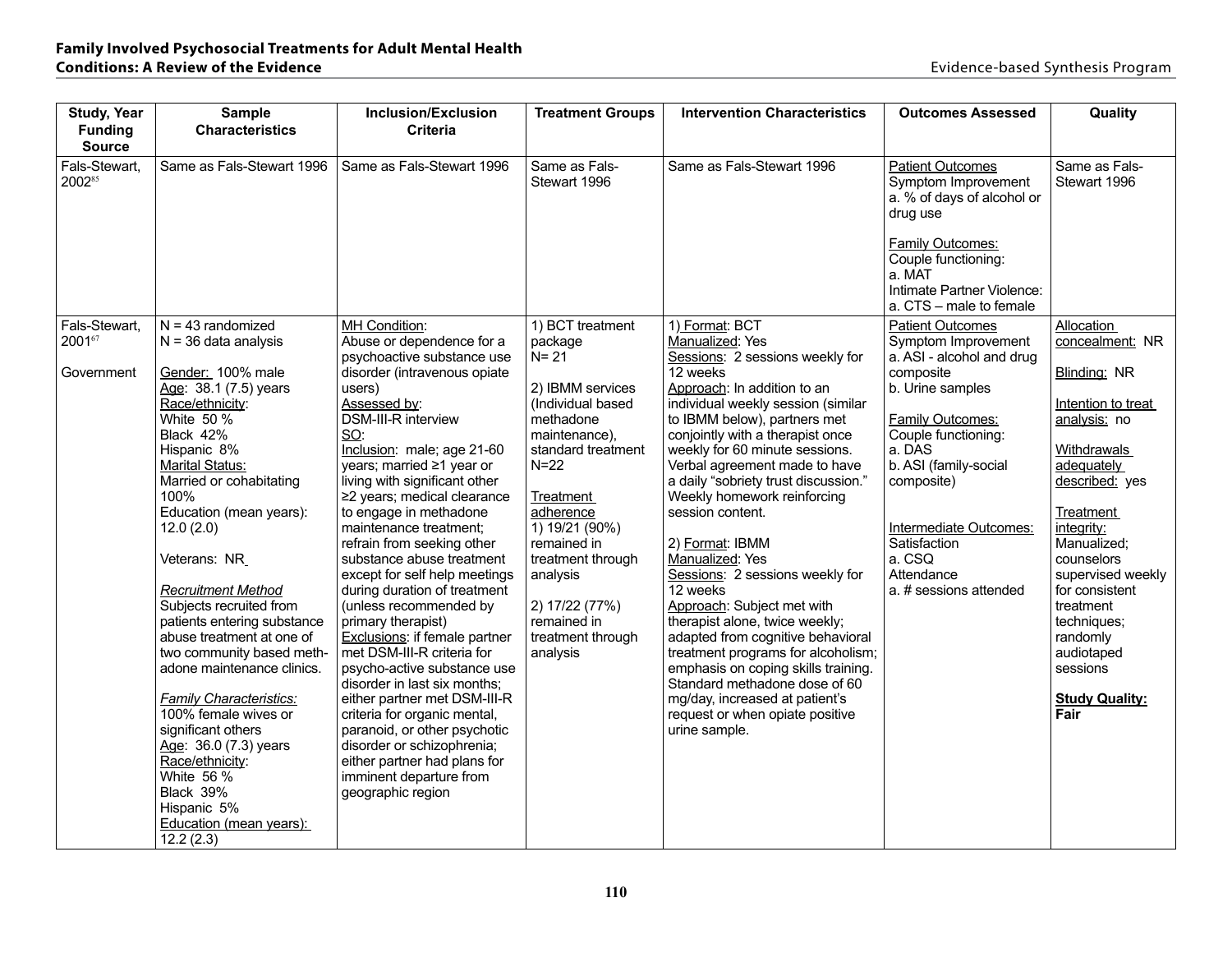| Study, Year Funding Source | Sample Characteristics | Inclusion/Exclusion Criteria | Treatment Groups | Intervention Characteristics | Outcomes Assessed | Quality |
|---|---|---|---|---|---|---|
| Fals-Stewart, 2002[85] | Same as Fals-Stewart 1996 | Same as Fals-Stewart 1996 | Same as Fals-Stewart 1996 | Same as Fals-Stewart 1996 | Patient Outcomes<br>Symptom Improvement<br>a. % of days of alcohol or drug use<br><br>Family Outcomes:<br>Couple functioning:<br>a. MAT<br>Intimate Partner Violence:<br>a. CTS – male to female | Same as Fals-Stewart 1996 |
| Fals-Stewart, 2001[67]<br><br>Government | N = 43 randomized<br>N = 36 data analysis<br><br>Gender: 100% male<br>Age: 38.1 (7.5) years<br>Race/ethnicity:<br>White 50 %<br>Black 42%<br>Hispanic 8%<br>Marital Status:<br>Married or cohabitating 100%<br>Education (mean years): 12.0 (2.0)<br><br>Veterans: NR<br><br>*Recruitment Method*<br>Subjects recruited from patients entering substance abuse treatment at one of two community based methadone maintenance clinics.<br><br>*Family Characteristics:*<br>100% female wives or significant others<br>Age: 36.0 (7.3) years<br>Race/ethnicity:<br>White 56 %<br>Black 39%<br>Hispanic 5%<br>Education (mean years): 12.2 (2.3) | MH Condition:<br>Abuse or dependence for a psychoactive substance use disorder (intravenous opiate users)<br>Assessed by:<br>DSM-III-R interview<br>SO:<br>Inclusion: male; age 21-60 years; married ≥1 year or living with significant other ≥2 years; medical clearance to engage in methadone maintenance treatment; refrain from seeking other substance abuse treatment except for self help meetings during duration of treatment (unless recommended by primary therapist)<br>Exclusions: if female partner met DSM-III-R criteria for psycho-active substance use disorder in last six months; either partner met DSM-III-R criteria for organic mental, paranoid, or other psychotic disorder or schizophrenia; either partner had plans for imminent departure from geographic region | 1) BCT treatment package<br>N= 21<br><br>2) IBMM services (Individual based methadone maintenance), standard treatment N=22<br><br>Treatment adherence<br>1) 19/21 (90%) remained in treatment through analysis<br><br>2) 17/22 (77%) remained in treatment through analysis | 1) Format: BCT<br>Manualized: Yes<br>Sessions: 2 sessions weekly for 12 weeks<br>Approach: In addition to an individual weekly session (similar to IBMM below), partners met conjointly with a therapist once weekly for 60 minute sessions. Verbal agreement made to have a daily "sobriety trust discussion." Weekly homework reinforcing session content.<br><br>2) Format: IBMM<br>Manualized: Yes<br>Sessions: 2 sessions weekly for 12 weeks<br>Approach: Subject met with therapist alone, twice weekly; adapted from cognitive behavioral treatment programs for alcoholism; emphasis on coping skills training. Standard methadone dose of 60 mg/day, increased at patient's request or when opiate positive urine sample. | Patient Outcomes<br>Symptom Improvement<br>a. ASI - alcohol and drug composite<br>b. Urine samples<br><br>Family Outcomes:<br>Couple functioning:<br>a. DAS<br>b. ASI (family-social composite)<br><br>Intermediate Outcomes:<br>Satisfaction<br>a. CSQ<br>Attendance<br>a. # sessions attended | Allocation concealment: NR<br><br>Blinding: NR<br><br>Intention to treat analysis: no<br><br>Withdrawals adequately described: yes<br><br>Treatment integrity:<br>Manualized; counselors supervised weekly for consistent treatment techniques; randomly audiotaped sessions<br><br>**Study Quality: Fair** |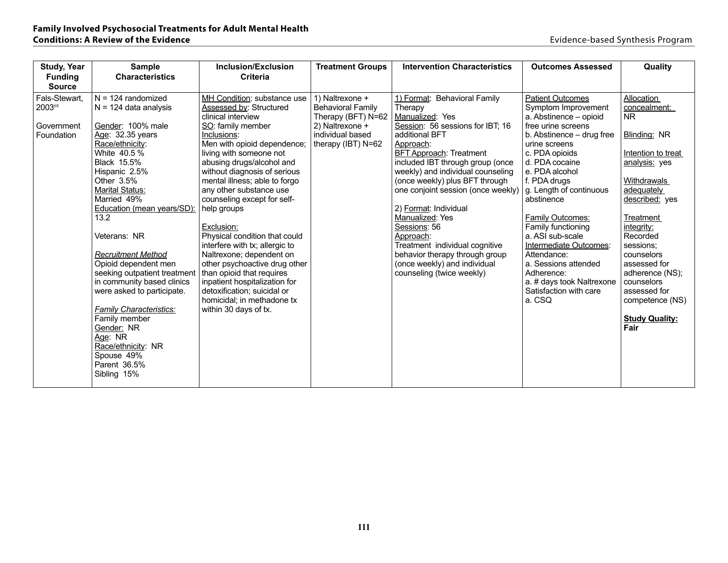| Study, Year Funding Source | Sample Characteristics | Inclusion/Exclusion Criteria | Treatment Groups | Intervention Characteristics | Outcomes Assessed | Quality |
|---|---|---|---|---|---|---|
| Fals-Stewart, 2003[68]<br><br>Government Foundation | N = 124 randomized<br>N = 124 data analysis<br><br>Gender: 100% male<br>Age: 32.35 years<br>Race/ethnicity:<br>White 40.5 %<br>Black 15.5%<br>Hispanic 2.5%<br>Other 3.5%<br>Marital Status:<br>Married 49%<br>Education (mean years/SD): 13.2<br><br>Veterans: NR<br><br>*Recruitment Method*<br>Opioid dependent men seeking outpatient treatment in community based clinics were asked to participate.<br><br>*Family Characteristics:*<br>Family member<br>Gender: NR<br>Age: NR<br>Race/ethnicity: NR<br>Spouse 49%<br>Parent 36.5%<br>Sibling 15% | MH Condition: substance use<br>Assessed by: Structured clinical interview<br>SO: family member<br>Inclusions:<br>Men with opioid dependence; living with someone not abusing drugs/alcohol and without diagnosis of serious mental illness; able to forgo any other substance use counseling except for self-help groups<br><br>Exclusion:<br>Physical condition that could interfere with tx; allergic to Naltrexone; dependent on other psychoactive drug other than opioid that requires inpatient hospitalization for detoxification; suicidal or homicidal; in methadone tx within 30 days of tx. | 1) Naltrexone + Behavioral Family Therapy (BFT) N=62<br>2) Naltrexone + individual based therapy (IBT) N=62 | 1) Format: Behavioral Family Therapy<br>Manualized: Yes<br>Session: 56 sessions for IBT; 16 additional BFT<br>Approach:<br>BFT Approach: Treatment included IBT through group (once weekly) and individual counseling (once weekly) plus BFT through one conjoint session (once weekly)<br><br>2) Format: Individual<br>Manualized: Yes<br>Sessions: 56<br>Approach:<br>Treatment individual cognitive behavior therapy through group (once weekly) and individual counseling (twice weekly) | Patient Outcomes<br>Symptom Improvement<br>a. Abstinence – opioid free urine screens<br>b. Abstinence – drug free urine screens<br>c. PDA opioids<br>d. PDA cocaine<br>e. PDA alcohol<br>f. PDA drugs<br>g. Length of continuous abstinence<br><br>Family Outcomes:<br>Family functioning<br>a. ASI sub-scale<br>Intermediate Outcomes:<br>Attendance:<br>a. Sessions attended<br>Adherence:<br>a. # days took Naltrexone<br>Satisfaction with care<br>a. CSQ | Allocation concealment: NR<br><br>Blinding: NR<br><br>Intention to treat analysis: yes<br><br>Withdrawals adequately described: yes<br><br>Treatment integrity:<br>Recorded sessions; counselors assessed for adherence (NS); counselors assessed for competence (NS)<br><br>**Study Quality: Fair** |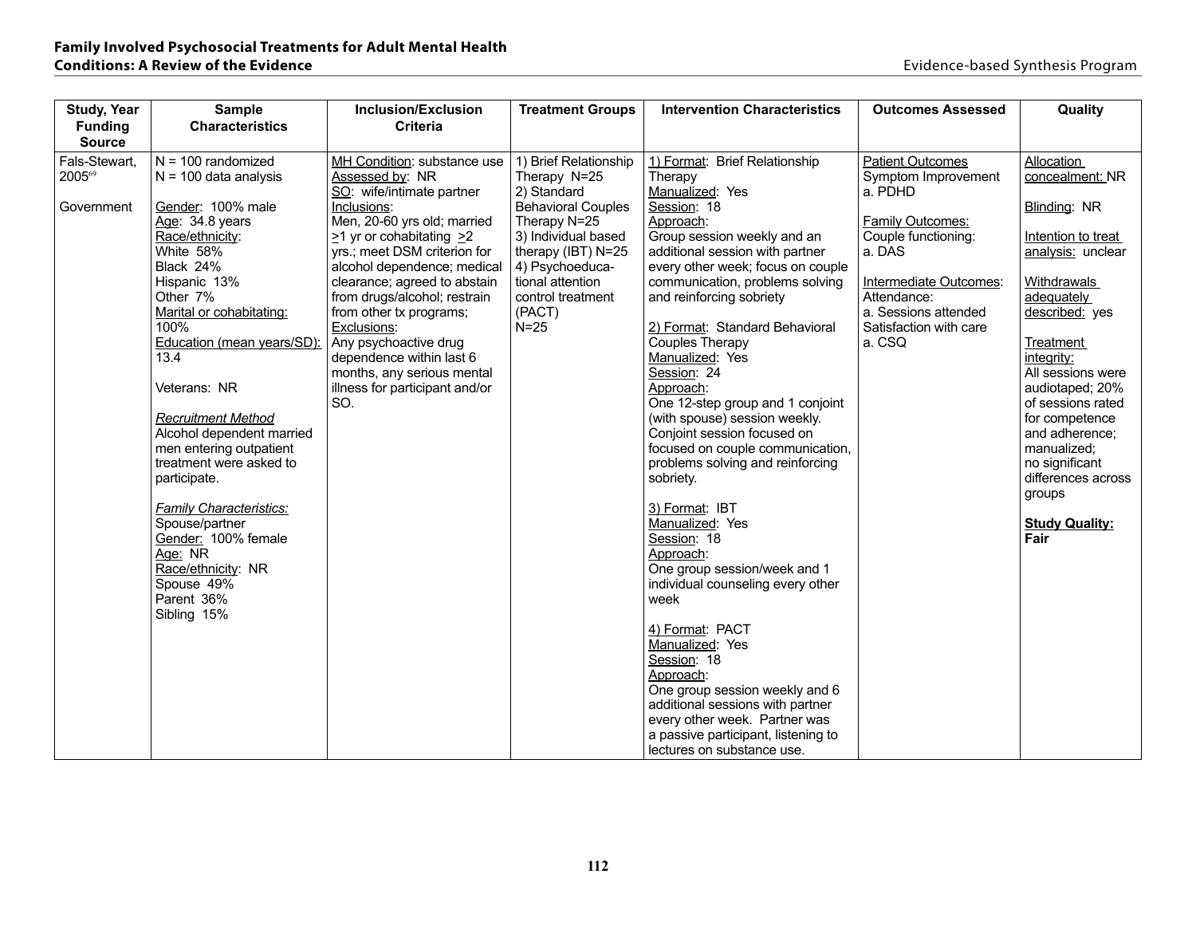| Study, Year Funding Source | Sample Characteristics | Inclusion/Exclusion Criteria | Treatment Groups | Intervention Characteristics | Outcomes Assessed | Quality |
|---|---|---|---|---|---|---|
| Fals-Stewart, 2005[69]<br><br>Government | N = 100 randomized<br>N = 100 data analysis<br><br>Gender: 100% male<br>Age: 34.8 years<br>Race/ethnicity:<br>White 58%<br>Black 24%<br>Hispanic 13%<br>Other 7%<br>Marital or cohabitating: 100%<br>Education (mean years/SD): 13.4<br><br>Veterans: NR<br><br>*Recruitment Method*<br>Alcohol dependent married men entering outpatient treatment were asked to participate.<br><br>*Family Characteristics:*<br>Spouse/partner<br>Gender: 100% female<br>Age: NR<br>Race/ethnicity: NR<br>Spouse 49%<br>Parent 36%<br>Sibling 15% | MH Condition: substance use<br>Assessed by: NR<br>SO: wife/intimate partner<br>Inclusions:<br>Men, 20-60 yrs old; married ≥1 yr or cohabitating ≥2 yrs.; meet DSM criterion for alcohol dependence; medical clearance; agreed to abstain from drugs/alcohol; restrain from other tx programs;<br>Exclusions:<br>Any psychoactive drug dependence within last 6 months, any serious mental illness for participant and/or SO. | 1) Brief Relationship Therapy N=25<br>2) Standard Behavioral Couples Therapy N=25<br>3) Individual based therapy (IBT) N=25<br>4) Psychoeducational attention control treatment (PACT)<br>N=25 | 1) Format: Brief Relationship Therapy<br>Manualized: Yes<br>Session: 18<br>Approach:<br>Group session weekly and an additional session with partner every other week; focus on couple communication, problems solving and reinforcing sobriety<br><br>2) Format: Standard Behavioral Couples Therapy<br>Manualized: Yes<br>Session: 24<br>Approach:<br>One 12-step group and 1 conjoint (with spouse) session weekly. Conjoint session focused on focused on couple communication, problems solving and reinforcing sobriety.<br><br>3) Format: IBT<br>Manualized: Yes<br>Session: 18<br>Approach:<br>One group session/week and 1 individual counseling every other week<br><br>4) Format: PACT<br>Manualized: Yes<br>Session: 18<br>Approach:<br>One group session weekly and 6 additional sessions with partner every other week. Partner was a passive participant, listening to lectures on substance use. | Patient Outcomes<br>Symptom Improvement<br>a. PDHD<br><br>Family Outcomes:<br>Couple functioning:<br>a. DAS<br><br>Intermediate Outcomes:<br>Attendance:<br>a. Sessions attended<br>Satisfaction with care<br>a. CSQ | Allocation concealment: NR<br><br>Blinding: NR<br><br>Intention to treat analysis: unclear<br><br>Withdrawals adequately described: yes<br><br>Treatment integrity:<br>All sessions were audiotaped; 20% of sessions rated for competence and adherence; manualized; no significant differences across groups<br><br>**Study Quality: Fair** |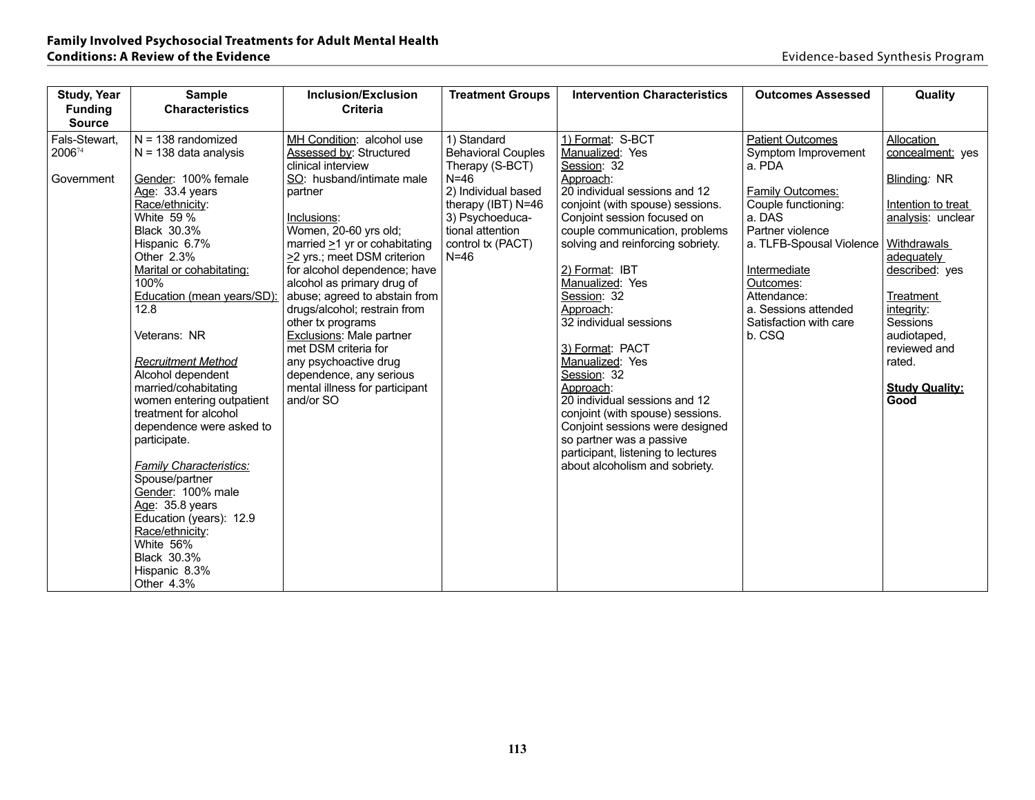| Study, Year Funding Source | Sample Characteristics | Inclusion/Exclusion Criteria | Treatment Groups | Intervention Characteristics | Outcomes Assessed | Quality |
|---|---|---|---|---|---|---|
| Fals-Stewart, 2006[74]<br><br>Government | N = 138 randomized<br>N = 138 data analysis<br><br>Gender: 100% female<br>Age: 33.4 years<br>Race/ethnicity:<br>White 59 %<br>Black 30.3%<br>Hispanic 6.7%<br>Other 2.3%<br>Marital or cohabitating: 100%<br>Education (mean years/SD): 12.8<br><br>Veterans: NR<br><br>*Recruitment Method*<br>Alcohol dependent married/cohabitating women entering outpatient treatment for alcohol dependence were asked to participate.<br><br>*Family Characteristics:*<br>Spouse/partner<br>Gender: 100% male<br>Age: 35.8 years<br>Education (years): 12.9<br>Race/ethnicity:<br>White 56%<br>Black 30.3%<br>Hispanic 8.3%<br>Other 4.3% | MH Condition: alcohol use<br>Assessed by: Structured clinical interview<br>SO: husband/intimate male partner<br><br>Inclusions:<br>Women, 20-60 yrs old; married ≥1 yr or cohabitating ≥2 yrs.; meet DSM criterion for alcohol dependence; have alcohol as primary drug of abuse; agreed to abstain from drugs/alcohol; restrain from other tx programs<br>Exclusions: Male partner met DSM criteria for any psychoactive drug dependence, any serious mental illness for participant and/or SO | 1) Standard Behavioral Couples Therapy (S-BCT) N=46<br>2) Individual based therapy (IBT) N=46<br>3) Psychoeducational attention control tx (PACT) N=46 | 1) Format: S-BCT<br>Manualized: Yes<br>Session: 32<br>Approach:<br>20 individual sessions and 12 conjoint (with spouse) sessions. Conjoint session focused on couple communication, problems solving and reinforcing sobriety.<br><br>2) Format: IBT<br>Manualized: Yes<br>Session: 32<br>Approach:<br>32 individual sessions<br><br>3) Format: PACT<br>Manualized: Yes<br>Session: 32<br>Approach:<br>20 individual sessions and 12 conjoint (with spouse) sessions. Conjoint sessions were designed so partner was a passive participant, listening to lectures about alcoholism and sobriety. | Patient Outcomes<br>Symptom Improvement<br>a. PDA<br><br>Family Outcomes:<br>Couple functioning:<br>a. DAS<br>Partner violence<br>a. TLFB-Spousal Violence<br><br>Intermediate Outcomes:<br>Attendance:<br>a. Sessions attended<br>Satisfaction with care<br>b. CSQ | Allocation concealment: yes<br><br>Blinding: NR<br><br>Intention to treat analysis: unclear<br><br>Withdrawals adequately described: yes<br><br>Treatment integrity: Sessions audiotaped, reviewed and rated.<br><br>**Study Quality: Good** |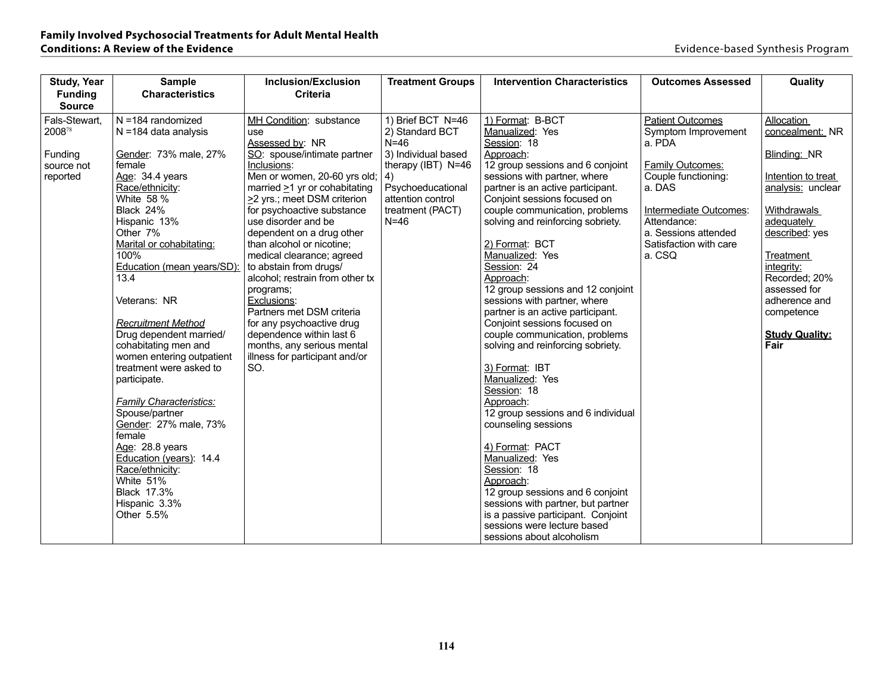| Study, Year Funding Source | Sample Characteristics | Inclusion/Exclusion Criteria | Treatment Groups | Intervention Characteristics | Outcomes Assessed | Quality |
|---|---|---|---|---|---|---|
| Fals-Stewart, 2008[78]<br><br>Funding source not reported | N =184 randomized<br>N =184 data analysis<br><br>Gender: 73% male, 27% female<br>Age: 34.4 years<br>Race/ethnicity:<br>White 58 %<br>Black 24%<br>Hispanic 13%<br>Other 7%<br>Marital or cohabitating: 100%<br>Education (mean years/SD): 13.4<br><br>Veterans: NR<br><br>*Recruitment Method*<br>Drug dependent married/ cohabitating men and women entering outpatient treatment were asked to participate.<br><br>*Family Characteristics:*<br>Spouse/partner<br>Gender: 27% male, 73% female<br>Age: 28.8 years<br>Education (years): 14.4<br>Race/ethnicity:<br>White 51%<br>Black 17.3%<br>Hispanic 3.3%<br>Other 5.5% | MH Condition: substance use<br>Assessed by: NR<br>SO: spouse/intimate partner<br>Inclusions:<br>Men or women, 20-60 yrs old; married ≥1 yr or cohabitating ≥2 yrs.; meet DSM criterion for psychoactive substance use disorder and be dependent on a drug other than alcohol or nicotine; medical clearance; agreed to abstain from drugs/ alcohol; restrain from other tx programs;<br>Exclusions:<br>Partners met DSM criteria for any psychoactive drug dependence within last 6 months, any serious mental illness for participant and/or SO. | 1) Brief BCT N=46<br>2) Standard BCT N=46<br>3) Individual based therapy (IBT) N=46<br>4) Psychoeducational attention control treatment (PACT) N=46 | 1) Format: B-BCT<br>Manualized: Yes<br>Session: 18<br>Approach:<br>12 group sessions and 6 conjoint sessions with partner, where partner is an active participant. Conjoint sessions focused on couple communication, problems solving and reinforcing sobriety.<br><br>2) Format: BCT<br>Manualized: Yes<br>Session: 24<br>Approach:<br>12 group sessions and 12 conjoint sessions with partner, where partner is an active participant. Conjoint sessions focused on couple communication, problems solving and reinforcing sobriety.<br><br>3) Format: IBT<br>Manualized: Yes<br>Session: 18<br>Approach:<br>12 group sessions and 6 individual counseling sessions<br><br>4) Format: PACT<br>Manualized: Yes<br>Session: 18<br>Approach:<br>12 group sessions and 6 conjoint sessions with partner, but partner is a passive participant. Conjoint sessions were lecture based sessions about alcoholism | Patient Outcomes<br>Symptom Improvement<br>a. PDA<br><br>Family Outcomes:<br>Couple functioning:<br>a. DAS<br><br>Intermediate Outcomes:<br>Attendance:<br>a. Sessions attended<br>Satisfaction with care<br>a. CSQ | Allocation concealment: NR<br><br>Blinding: NR<br><br>Intention to treat analysis: unclear<br><br>Withdrawals adequately described: yes<br><br>Treatment integrity: Recorded; 20% assessed for adherence and competence<br><br>**Study Quality: Fair** |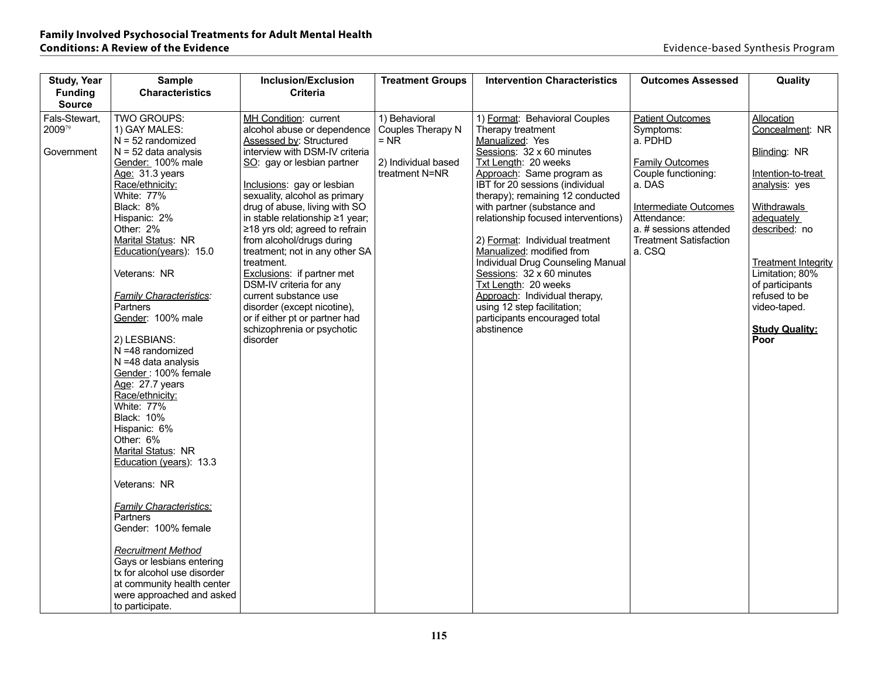| Study, Year Funding Source | Sample Characteristics | Inclusion/Exclusion Criteria | Treatment Groups | Intervention Characteristics | Outcomes Assessed | Quality |
|---|---|---|---|---|---|---|
| Fals-Stewart, 2009[79]<br><br>Government | TWO GROUPS:<br>1) GAY MALES:<br>N = 52 randomized<br>N = 52 data analysis<br>Gender: 100% male<br>Age: 31.3 years<br>Race/ethnicity:<br>White: 77%<br>Black: 8%<br>Hispanic: 2%<br>Other: 2%<br>Marital Status: NR<br>Education(years): 15.0<br><br>Veterans: NR<br><br>*Family Characteristics:*<br>Partners<br>Gender: 100% male<br><br>2) LESBIANS:<br>N =48 randomized<br>N =48 data analysis<br>Gender : 100% female<br>Age: 27.7 years<br>Race/ethnicity:<br>White: 77%<br>Black: 10%<br>Hispanic: 6%<br>Other: 6%<br>Marital Status: NR<br>Education (years): 13.3<br><br>Veterans: NR<br><br>*Family Characteristics:*<br>Partners<br>Gender: 100% female<br><br>*Recruitment Method*<br>Gays or lesbians entering tx for alcohol use disorder at community health center were approached and asked to participate. | MH Condition: current alcohol abuse or dependence<br>Assessed by: Structured interview with DSM-IV criteria<br>SO: gay or lesbian partner<br><br>Inclusions: gay or lesbian sexuality, alcohol as primary drug of abuse, living with SO in stable relationship ≥1 year; ≥18 yrs old; agreed to refrain from alcohol/drugs during treatment; not in any other SA treatment.<br>Exclusions: if partner met DSM-IV criteria for any current substance use disorder (except nicotine), or if either pt or partner had schizophrenia or psychotic disorder | 1) Behavioral Couples Therapy N = NR<br><br>2) Individual based treatment N=NR | 1) Format: Behavioral Couples Therapy treatment<br>Manualized: Yes<br>Sessions: 32 x 60 minutes<br>Txt Length: 20 weeks<br>Approach: Same program as IBT for 20 sessions (individual therapy); remaining 12 conducted with partner (substance and relationship focused interventions)<br><br>2) Format: Individual treatment<br>Manualized: modified from Individual Drug Counseling Manual<br>Sessions: 32 x 60 minutes<br>Txt Length: 20 weeks<br>Approach: Individual therapy, using 12 step facilitation; participants encouraged total abstinence | Patient Outcomes<br>Symptoms:<br>a. PDHD<br><br>Family Outcomes<br>Couple functioning:<br>a. DAS<br><br>Intermediate Outcomes<br>Attendance:<br>a. # sessions attended<br>Treatment Satisfaction<br>a. CSQ | Allocation Concealment: NR<br><br>Blinding: NR<br><br>Intention-to-treat analysis: yes<br><br>Withdrawals adequately described: no<br><br>Treatment Integrity Limitation; 80% of participants refused to be video-taped.<br><br>**Study Quality: Poor** |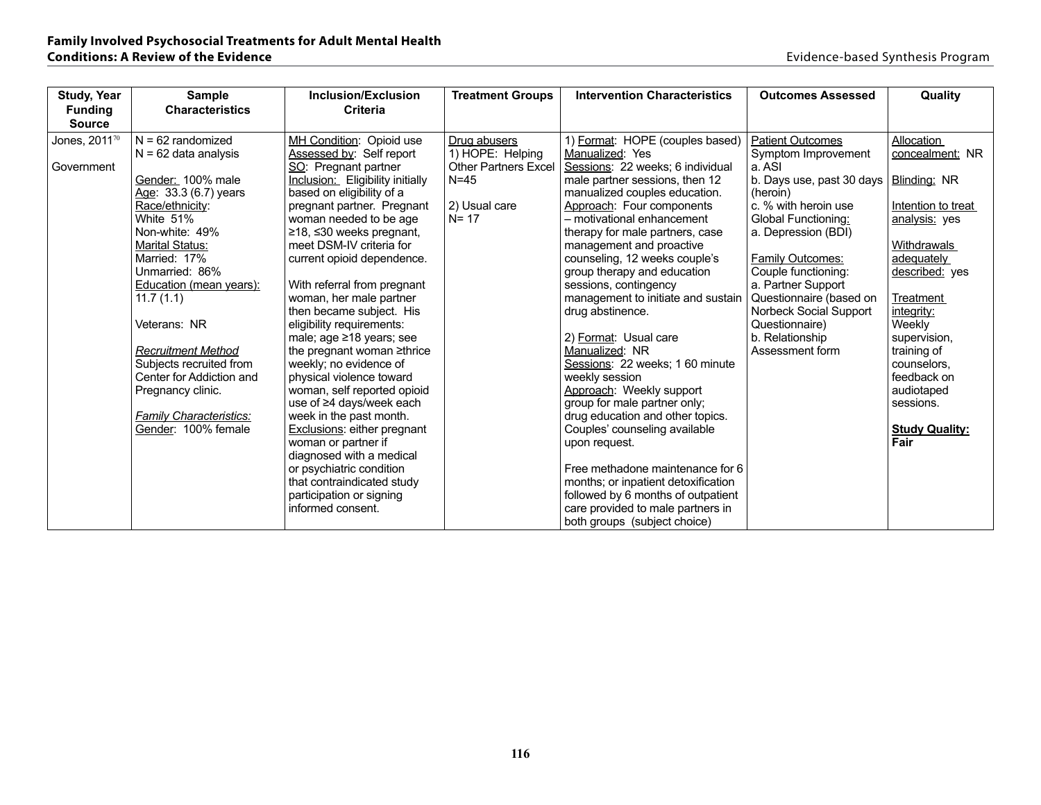| Study, Year Funding Source | Sample Characteristics | Inclusion/Exclusion Criteria | Treatment Groups | Intervention Characteristics | Outcomes Assessed | Quality |
|---|---|---|---|---|---|---|
| Jones, 2011[70]<br><br>Government | N = 62 randomized<br>N = 62 data analysis<br><br>Gender: 100% male<br>Age: 33.3 (6.7) years<br>Race/ethnicity:<br>White 51%<br>Non-white: 49%<br>Marital Status:<br>Married: 17%<br>Unmarried: 86%<br>Education (mean years):<br>11.7 (1.1)<br><br>Veterans: NR<br><br>*Recruitment Method*<br>Subjects recruited from Center for Addiction and Pregnancy clinic.<br><br>*Family Characteristics:*<br>Gender: 100% female | MH Condition: Opioid use<br>Assessed by: Self report<br>SO: Pregnant partner<br>Inclusion: Eligibility initially based on eligibility of a pregnant partner. Pregnant woman needed to be age ≥18, ≤30 weeks pregnant, meet DSM-IV criteria for current opioid dependence.<br><br>With referral from pregnant woman, her male partner then became subject. His eligibility requirements: male; age ≥18 years; see the pregnant woman ≥thrice weekly; no evidence of physical violence toward woman, self reported opioid use of ≥4 days/week each week in the past month.<br>Exclusions: either pregnant woman or partner if diagnosed with a medical or psychiatric condition that contraindicated study participation or signing informed consent. | Drug abusers<br>1) HOPE: Helping Other Partners Excel<br>N=45<br><br>2) Usual care<br>N= 17 | 1) Format: HOPE (couples based)<br>Manualized: Yes<br>Sessions: 22 weeks; 6 individual male partner sessions, then 12 manualized couples education.<br>Approach: Four components – motivational enhancement therapy for male partners, case management and proactive counseling, 12 weeks couple's group therapy and education sessions, contingency management to initiate and sustain drug abstinence.<br><br>2) Format: Usual care<br>Manualized: NR<br>Sessions: 22 weeks; 1 60 minute weekly session<br>Approach: Weekly support group for male partner only; drug education and other topics. Couples' counseling available upon request.<br><br>Free methadone maintenance for 6 months; or inpatient detoxification followed by 6 months of outpatient care provided to male partners in both groups (subject choice) | Patient Outcomes<br>Symptom Improvement<br>a. ASI<br>b. Days use, past 30 days (heroin)<br>c. % with heroin use<br>Global Functioning:<br>a. Depression (BDI)<br><br>Family Outcomes:<br>Couple functioning:<br>a. Partner Support Questionnaire (based on Norbeck Social Support Questionnaire)<br>b. Relationship Assessment form | Allocation concealment: NR<br><br>Blinding: NR<br><br>Intention to treat analysis: yes<br><br>Withdrawals adequately described: yes<br><br>Treatment integrity:<br>Weekly supervision, training of counselors, feedback on audiotaped sessions.<br><br>**Study Quality: Fair** |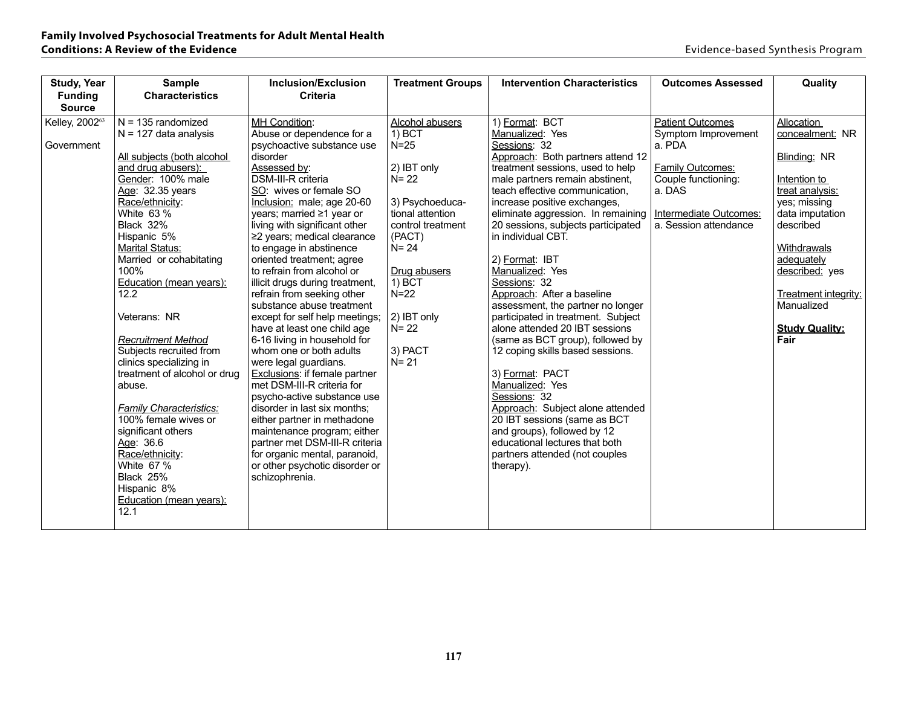| Study, Year Funding Source | Sample Characteristics | Inclusion/Exclusion Criteria | Treatment Groups | Intervention Characteristics | Outcomes Assessed | Quality |
|---|---|---|---|---|---|---|
| Kelley, 2002[63]<br><br>Government | N = 135 randomized<br>N = 127 data analysis<br><br>All subjects (both alcohol and drug abusers):<br>Gender: 100% male<br>Age: 32.35 years<br>Race/ethnicity:<br>White 63 %<br>Black 32%<br>Hispanic 5%<br>Marital Status:<br>Married or cohabitating 100%<br>Education (mean years): 12.2<br><br>Veterans: NR<br><br>*Recruitment Method*<br>Subjects recruited from clinics specializing in treatment of alcohol or drug abuse.<br><br>*Family Characteristics:*<br>100% female wives or significant others<br>Age: 36.6<br>Race/ethnicity:<br>White 67 %<br>Black 25%<br>Hispanic 8%<br>Education (mean years): 12.1 | MH Condition:<br>Abuse or dependence for a psychoactive substance use disorder<br>Assessed by:<br>DSM-III-R criteria<br>SO: wives or female SO<br>Inclusion: male; age 20-60 years; married ≥1 year or living with significant other ≥2 years; medical clearance to engage in abstinence oriented treatment; agree to refrain from alcohol or illicit drugs during treatment, refrain from seeking other substance abuse treatment except for self help meetings; have at least one child age 6-16 living in household for whom one or both adults were legal guardians.<br>Exclusions: if female partner met DSM-III-R criteria for psycho-active substance use disorder in last six months; either partner in methadone maintenance program; either partner met DSM-III-R criteria for organic mental, paranoid, or other psychotic disorder or schizophrenia. | Alcohol abusers<br>1) BCT<br>N=25<br><br>2) IBT only<br>N= 22<br><br>3) Psychoeducational attention control treatment (PACT)<br>N= 24<br><br>Drug abusers<br>1) BCT<br>N=22<br><br>2) IBT only<br>N= 22<br><br>3) PACT<br>N= 21 | 1) Format: BCT<br>Manualized: Yes<br>Sessions: 32<br>Approach: Both partners attend 12 treatment sessions, used to help male partners remain abstinent, teach effective communication, increase positive exchanges, eliminate aggression. In remaining 20 sessions, subjects participated in individual CBT.<br><br>2) Format: IBT<br>Manualized: Yes<br>Sessions: 32<br>Approach: After a baseline assessment, the partner no longer participated in treatment. Subject alone attended 20 IBT sessions (same as BCT group), followed by 12 coping skills based sessions.<br><br>3) Format: PACT<br>Manualized: Yes<br>Sessions: 32<br>Approach: Subject alone attended 20 IBT sessions (same as BCT and groups), followed by 12 educational lectures that both partners attended (not couples therapy). | Patient Outcomes<br>Symptom Improvement<br>a. PDA<br><br>Family Outcomes:<br>Couple functioning:<br>a. DAS<br><br>Intermediate Outcomes:<br>a. Session attendance | Allocation concealment: NR<br><br>Blinding: NR<br><br>Intention to treat analysis: yes; missing data imputation described<br><br>Withdrawals adequately described: yes<br><br>Treatment integrity: Manualized<br><br>**Study Quality: Fair** |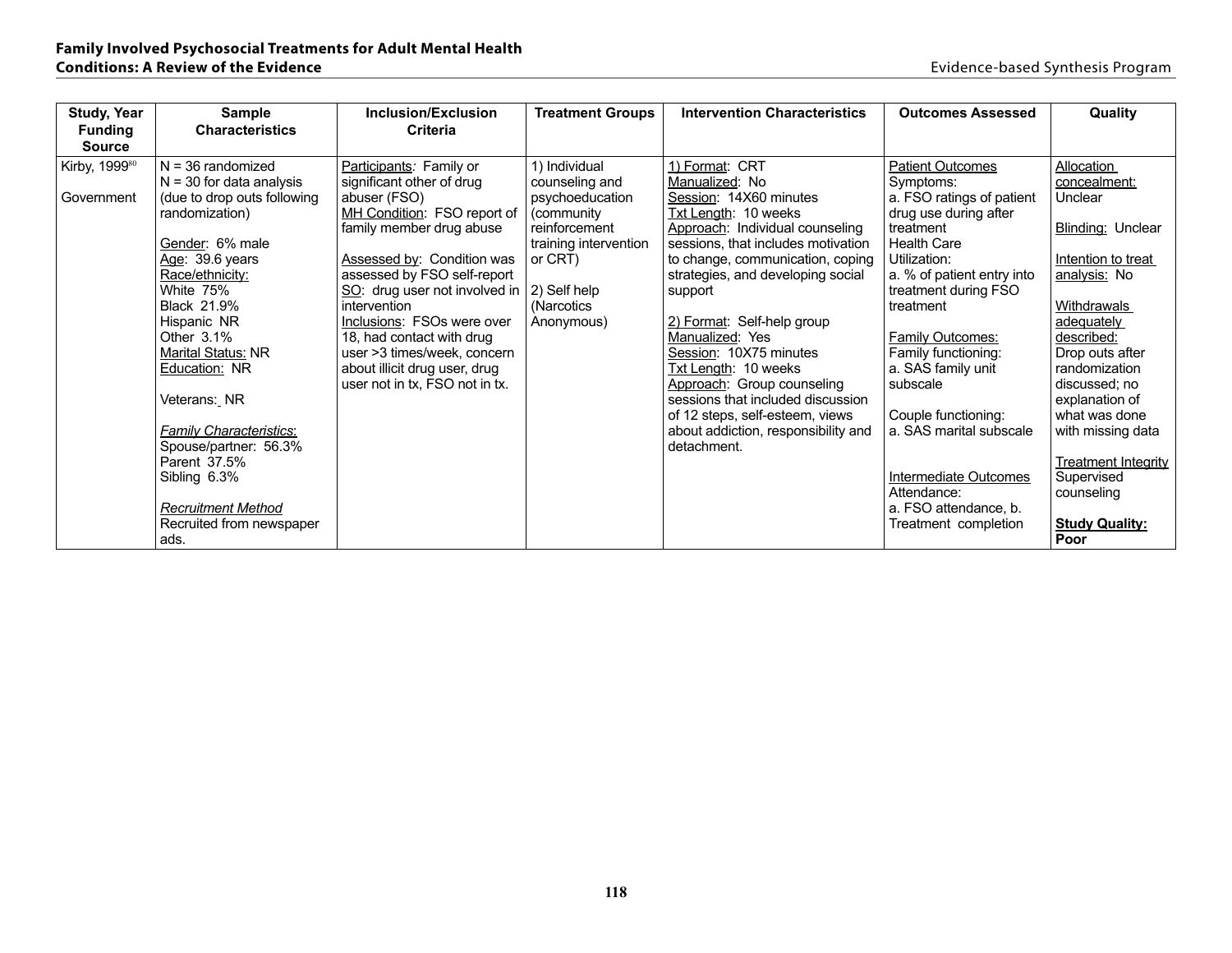| Study, Year Funding Source | Sample Characteristics | Inclusion/Exclusion Criteria | Treatment Groups | Intervention Characteristics | Outcomes Assessed | Quality |
|---|---|---|---|---|---|---|
| Kirby, 1999[80]<br><br>Government | N = 36 randomized<br>N = 30 for data analysis (due to drop outs following randomization)<br><br>Gender: 6% male<br>Age: 39.6 years<br>Race/ethnicity:<br>White 75%<br>Black 21.9%<br>Hispanic NR<br>Other 3.1%<br>Marital Status: NR<br>Education: NR<br><br>Veterans: NR<br><br>*Family Characteristics*:<br>Spouse/partner: 56.3%<br>Parent 37.5%<br>Sibling 6.3%<br><br>*Recruitment Method*<br>Recruited from newspaper ads. | Participants: Family or significant other of drug abuser (FSO)<br>MH Condition: FSO report of family member drug abuse<br><br>Assessed by: Condition was assessed by FSO self-report<br>SO: drug user not involved in intervention<br>Inclusions: FSOs were over 18, had contact with drug user >3 times/week, concern about illicit drug user, drug user not in tx, FSO not in tx. | 1) Individual counseling and psychoeducation (community reinforcement training intervention or CRT)<br><br>2) Self help (Narcotics Anonymous) | 1) Format: CRT<br>Manualized: No<br>Session: 14X60 minutes<br>Txt Length: 10 weeks<br>Approach: Individual counseling sessions, that includes motivation to change, communication, coping strategies, and developing social support<br><br>2) Format: Self-help group<br>Manualized: Yes<br>Session: 10X75 minutes<br>Txt Length: 10 weeks<br>Approach: Group counseling sessions that included discussion of 12 steps, self-esteem, views about addiction, responsibility and detachment. | Patient Outcomes<br>Symptoms:<br>a. FSO ratings of patient drug use during after treatment<br>Health Care Utilization:<br>a. % of patient entry into treatment during FSO treatment<br><br>Family Outcomes:<br>Family functioning:<br>a. SAS family unit subscale<br><br>Couple functioning:<br>a. SAS marital subscale<br><br>Intermediate Outcomes<br>Attendance:<br>a. FSO attendance, b. Treatment completion | Allocation concealment: Unclear<br><br>Blinding: Unclear<br><br>Intention to treat analysis: No<br><br>Withdrawals adequately described: Drop outs after randomization discussed; no explanation of what was done with missing data<br><br>Treatment Integrity<br>Supervised counseling<br><br>**Study Quality: Poor** |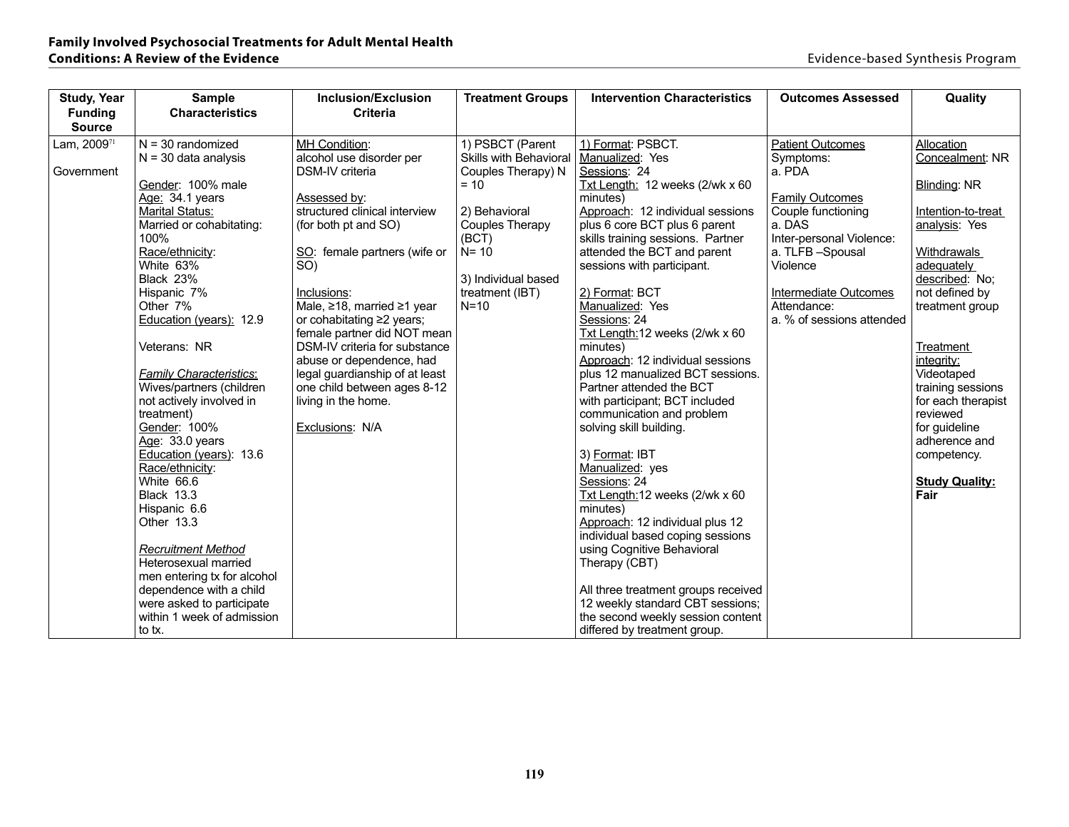| Study, Year Funding Source | Sample Characteristics | Inclusion/Exclusion Criteria | Treatment Groups | Intervention Characteristics | Outcomes Assessed | Quality |
|---|---|---|---|---|---|---|
| Lam, 2009[71]<br><br>Government | N = 30 randomized<br>N = 30 data analysis<br><br>Gender: 100% male<br>Age: 34.1 years<br>Marital Status:<br>Married or cohabitating: 100%<br>Race/ethnicity:<br>White 63%<br>Black 23%<br>Hispanic 7%<br>Other 7%<br>Education (years): 12.9<br><br>Veterans: NR<br><br>*Family Characteristics*:<br>Wives/partners (children not actively involved in treatment)<br>Gender: 100%<br>Age: 33.0 years<br>Education (years): 13.6<br>Race/ethnicity:<br>White 66.6<br>Black 13.3<br>Hispanic 6.6<br>Other 13.3<br><br>*Recruitment Method*<br>Heterosexual married men entering tx for alcohol dependence with a child were asked to participate within 1 week of admission to tx. | MH Condition:<br>alcohol use disorder per DSM-IV criteria<br><br>Assessed by:<br>structured clinical interview (for both pt and SO)<br><br>SO: female partners (wife or SO)<br><br>Inclusions:<br>Male, ≥18, married ≥1 year or cohabitating ≥2 years; female partner did NOT mean DSM-IV criteria for substance abuse or dependence, had legal guardianship of at least one child between ages 8-12 living in the home.<br><br>Exclusions: N/A | 1) PSBCT (Parent Skills with Behavioral Couples Therapy) N = 10<br><br>2) Behavioral Couples Therapy (BCT)<br>N= 10<br><br>3) Individual based treatment (IBT)<br>N=10 | 1) Format: PSBCT.<br>Manualized: Yes<br>Sessions: 24<br>Txt Length: 12 weeks (2/wk x 60 minutes)<br>Approach: 12 individual sessions plus 6 core BCT plus 6 parent skills training sessions. Partner attended the BCT and parent sessions with participant.<br><br>2) Format: BCT<br>Manualized: Yes<br>Sessions: 24<br>Txt Length:12 weeks (2/wk x 60 minutes)<br>Approach: 12 individual sessions plus 12 manualized BCT sessions. Partner attended the BCT with participant; BCT included communication and problem solving skill building.<br><br>3) Format: IBT<br>Manualized: yes<br>Sessions: 24<br>Txt Length:12 weeks (2/wk x 60 minutes)<br>Approach: 12 individual plus 12 individual based coping sessions using Cognitive Behavioral Therapy (CBT)<br><br>All three treatment groups received 12 weekly standard CBT sessions; the second weekly session content differed by treatment group. | Patient Outcomes<br>Symptoms:<br>a. PDA<br><br>Family Outcomes<br>Couple functioning<br>a. DAS<br>Inter-personal Violence:<br>a. TLFB –Spousal Violence<br><br>Intermediate Outcomes<br>Attendance:<br>a. % of sessions attended | Allocation Concealment: NR<br><br>Blinding: NR<br><br>Intention-to-treat analysis: Yes<br><br>Withdrawals adequately described: No; not defined by treatment group<br><br>Treatment integrity:<br>Videotaped training sessions for each therapist reviewed for guideline adherence and competency.<br><br>**Study Quality: Fair** |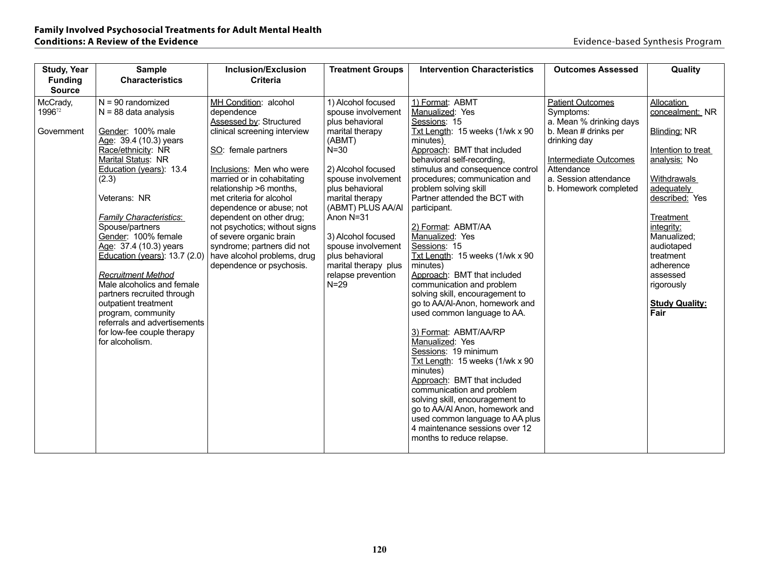| Study, Year Funding Source | Sample Characteristics | Inclusion/Exclusion Criteria | Treatment Groups | Intervention Characteristics | Outcomes Assessed | Quality |
|---|---|---|---|---|---|---|
| McCrady, 1996[72]<br><br>Government | N = 90 randomized<br>N = 88 data analysis<br><br>Gender: 100% male<br>Age: 39.4 (10.3) years<br>Race/ethnicity: NR<br>Marital Status: NR<br>Education (years): 13.4 (2.3)<br><br>Veterans: NR<br><br>*Family Characteristics*:<br>Spouse/partners<br>Gender: 100% female<br>Age: 37.4 (10.3) years<br>Education (years): 13.7 (2.0)<br><br>*Recruitment Method*<br>Male alcoholics and female partners recruited through outpatient treatment program, community referrals and advertisements for low-fee couple therapy for alcoholism. | MH Condition: alcohol dependence<br>Assessed by: Structured clinical screening interview<br><br>SO: female partners<br><br>Inclusions: Men who were married or in cohabitating relationship >6 months, met criteria for alcohol dependence or abuse; not dependent on other drug; not psychotics; without signs of severe organic brain syndrome; partners did not have alcohol problems, drug dependence or psychosis. | 1) Alcohol focused spouse involvement plus behavioral marital therapy (ABMT)<br>N=30<br><br>2) Alcohol focused spouse involvement plus behavioral marital therapy (ABMT) PLUS AA/Al Anon N=31<br><br>3) Alcohol focused spouse involvement plus behavioral marital therapy plus relapse prevention<br>N=29 | 1) Format: ABMT<br>Manualized: Yes<br>Sessions: 15<br>Txt Length: 15 weeks (1/wk x 90 minutes)<br>Approach: BMT that included behavioral self-recording, stimulus and consequence control procedures; communication and problem solving skill<br>Partner attended the BCT with participant.<br><br>2) Format: ABMT/AA<br>Manualized: Yes<br>Sessions: 15<br>Txt Length: 15 weeks (1/wk x 90 minutes)<br>Approach: BMT that included communication and problem solving skill, encouragement to go to AA/Al-Anon, homework and used common language to AA.<br><br>3) Format: ABMT/AA/RP<br>Manualized: Yes<br>Sessions: 19 minimum<br>Txt Length: 15 weeks (1/wk x 90 minutes)<br>Approach: BMT that included communication and problem solving skill, encouragement to go to AA/Al Anon, homework and used common language to AA plus 4 maintenance sessions over 12 months to reduce relapse. | Patient Outcomes<br>Symptoms:<br>a. Mean % drinking days<br>b. Mean # drinks per drinking day<br><br>Intermediate Outcomes<br>Attendance<br>a. Session attendance<br>b. Homework completed | Allocation concealment: NR<br><br>Blinding: NR<br><br>Intention to treat analysis: No<br><br>Withdrawals adequately described: Yes<br><br>Treatment integrity: Manualized; audiotaped treatment adherence assessed rigorously<br><br>**Study Quality: Fair** |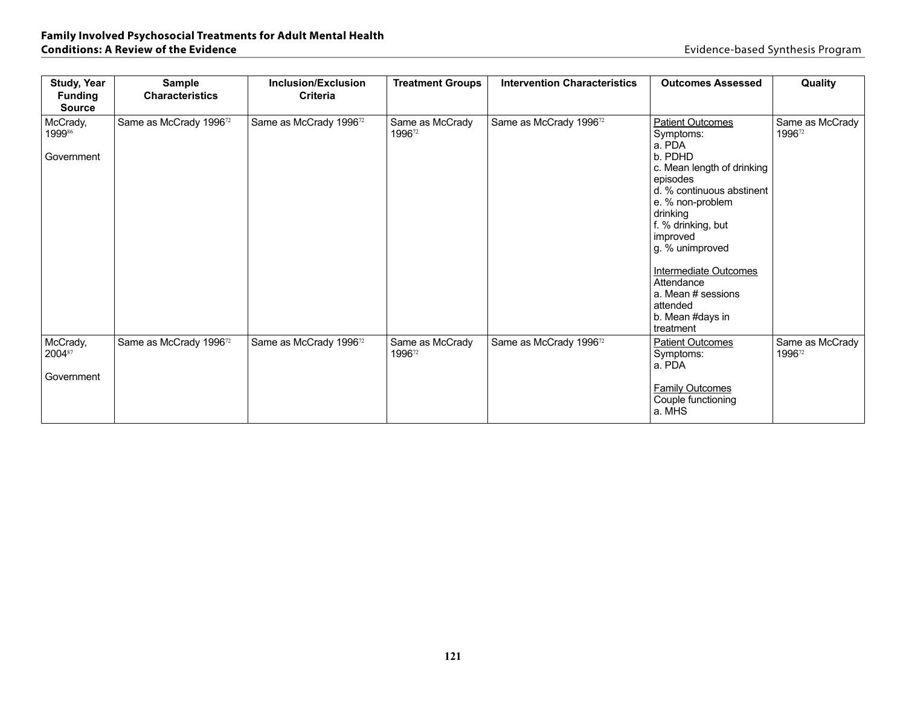| Study, Year Funding Source | Sample Characteristics | Inclusion/Exclusion Criteria | Treatment Groups | Intervention Characteristics | Outcomes Assessed | Quality |
|---|---|---|---|---|---|---|
| McCrady, 1999[86]<br><br>Government | Same as McCrady 1996[72] | Same as McCrady 1996[72] | Same as McCrady 1996[72] | Same as McCrady 1996[72] | <u>Patient Outcomes</u><br>Symptoms:<br>a. PDA<br>b. PDHD<br>c. Mean length of drinking episodes<br>d. % continuous abstinent<br>e. % non-problem drinking<br>f. % drinking, but improved<br>g. % unimproved<br><br><u>Intermediate Outcomes</u><br>Attendance<br>a. Mean # sessions attended<br>b. Mean #days in treatment | Same as McCrady 1996[72] |
| McCrady, 2004[87]<br><br>Government | Same as McCrady 1996[72] | Same as McCrady 1996[72] | Same as McCrady 1996[72] | Same as McCrady 1996[72] | <u>Patient Outcomes</u><br>Symptoms:<br>a. PDA<br><br><u>Family Outcomes</u><br>Couple functioning<br>a. MHS | Same as McCrady 1996[72] |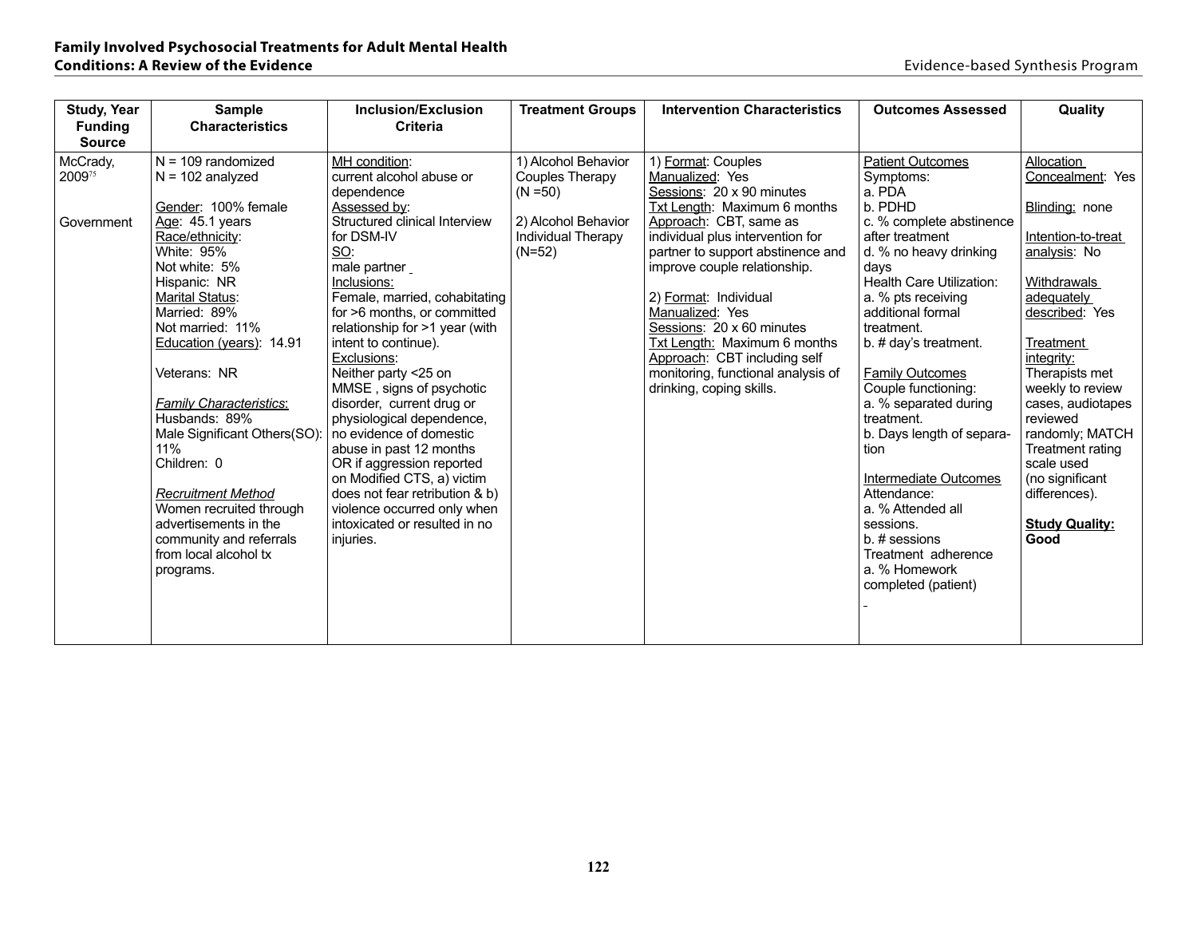| Study, Year Funding Source | Sample Characteristics | Inclusion/Exclusion Criteria | Treatment Groups | Intervention Characteristics | Outcomes Assessed | Quality |
|---|---|---|---|---|---|---|
| McCrady, 2009[75]<br><br>Government | N = 109 randomized<br>N = 102 analyzed<br><br>Gender: 100% female<br>Age: 45.1 years<br>Race/ethnicity:<br>White: 95%<br>Not white: 5%<br>Hispanic: NR<br>Marital Status:<br>Married: 89%<br>Not married: 11%<br>Education (years): 14.91<br><br>Veterans: NR<br><br>*Family Characteristics*:<br>Husbands: 89%<br>Male Significant Others(SO): 11%<br>Children: 0<br><br>*Recruitment Method*<br>Women recruited through advertisements in the community and referrals from local alcohol tx programs. | MH condition:<br>current alcohol abuse or dependence<br>Assessed by:<br>Structured clinical Interview for DSM-IV<br>SO:<br>male partner<br>Inclusions:<br>Female, married, cohabitating for >6 months, or committed relationship for >1 year (with intent to continue).<br>Exclusions:<br>Neither party <25 on MMSE , signs of psychotic disorder, current drug or physiological dependence, no evidence of domestic abuse in past 12 months OR if aggression reported on Modified CTS, a) victim does not fear retribution & b) violence occurred only when intoxicated or resulted in no injuries. | 1) Alcohol Behavior Couples Therapy (N =50)<br><br>2) Alcohol Behavior Individual Therapy (N=52) | 1) Format: Couples<br>Manualized: Yes<br>Sessions: 20 x 90 minutes<br>Txt Length: Maximum 6 months<br>Approach: CBT, same as individual plus intervention for partner to support abstinence and improve couple relationship.<br><br>2) Format: Individual<br>Manualized: Yes<br>Sessions: 20 x 60 minutes<br>Txt Length: Maximum 6 months<br>Approach: CBT including self monitoring, functional analysis of drinking, coping skills. | Patient Outcomes<br>Symptoms:<br>a. PDA<br>b. PDHD<br>c. % complete abstinence after treatment<br>d. % no heavy drinking days<br>Health Care Utilization:<br>a. % pts receiving additional formal treatment.<br>b. # day's treatment.<br><br>Family Outcomes<br>Couple functioning:<br>a. % separated during treatment.<br>b. Days length of separation<br><br>Intermediate Outcomes<br>Attendance:<br>a. % Attended all sessions.<br>b. # sessions<br>Treatment adherence<br>a. % Homework completed (patient) | Allocation Concealment: Yes<br><br>Blinding: none<br><br>Intention-to-treat analysis: No<br><br>Withdrawals adequately described: Yes<br><br>Treatment integrity:<br>Therapists met weekly to review cases, audiotapes reviewed randomly; MATCH Treatment rating scale used (no significant differences).<br><br>**Study Quality: Good** |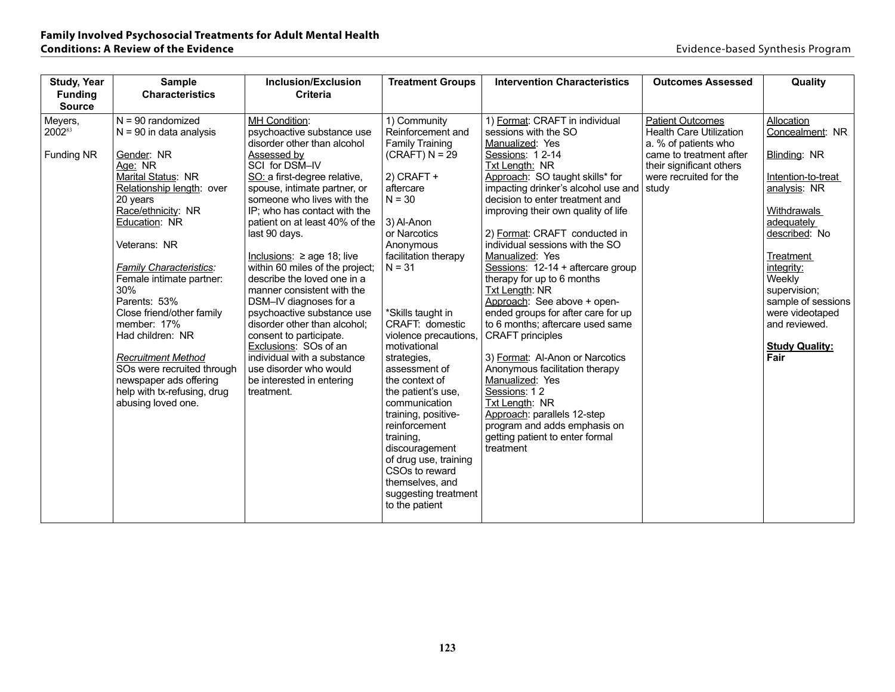| Study, Year Funding Source | Sample Characteristics | Inclusion/Exclusion Criteria | Treatment Groups | Intervention Characteristics | Outcomes Assessed | Quality |
|---|---|---|---|---|---|---|
| Meyers, 2002[83]<br><br>Funding NR | N = 90 randomized<br>N = 90 in data analysis<br><br>Gender: NR<br>Age: NR<br>Marital Status: NR<br>Relationship length: over 20 years<br>Race/ethnicity: NR<br>Education: NR<br><br>Veterans: NR<br><br>*Family Characteristics:*<br>Female intimate partner: 30%<br>Parents: 53%<br>Close friend/other family member: 17%<br>Had children: NR<br><br>*Recruitment Method*<br>SOs were recruited through newspaper ads offering help with tx-refusing, drug abusing loved one. | MH Condition: psychoactive substance use disorder other than alcohol<br>Assessed by SCI for DSM–IV<br>SO: a first-degree relative, spouse, intimate partner, or someone who lives with the IP; who has contact with the patient on at least 40% of the last 90 days.<br><br>Inclusions: ≥ age 18; live within 60 miles of the project; describe the loved one in a manner consistent with the DSM–IV diagnoses for a psychoactive substance use disorder other than alcohol; consent to participate.<br>Exclusions: SOs of an individual with a substance use disorder who would be interested in entering treatment. | 1) Community Reinforcement and Family Training (CRAFT) N = 29<br><br>2) CRAFT + aftercare<br>N = 30<br><br>3) Al-Anon or Narcotics Anonymous facilitation therapy<br>N = 31<br><br>*Skills taught in CRAFT: domestic violence precautions, motivational strategies, assessment of the context of the patient's use, communication training, positive-reinforcement training, discouragement of drug use, training CSOs to reward themselves, and suggesting treatment to the patient | 1) Format: CRAFT in individual sessions with the SO<br>Manualized: Yes<br>Sessions: 1 2-14<br>Txt Length: NR<br>Approach: SO taught skills* for impacting drinker's alcohol use and decision to enter treatment and improving their own quality of life<br><br>2) Format: CRAFT conducted in individual sessions with the SO<br>Manualized: Yes<br>Sessions: 12-14 + aftercare group therapy for up to 6 months<br>Txt Length: NR<br>Approach: See above + open-ended groups for after care for up to 6 months; aftercare used same CRAFT principles<br><br>3) Format: Al-Anon or Narcotics Anonymous facilitation therapy<br>Manualized: Yes<br>Sessions: 1 2<br>Txt Length: NR<br>Approach: parallels 12-step program and adds emphasis on getting patient to enter formal treatment | Patient Outcomes<br>Health Care Utilization<br>a. % of patients who came to treatment after their significant others were recruited for the study | Allocation Concealment: NR<br><br>Blinding: NR<br><br>Intention-to-treat analysis: NR<br><br>Withdrawals adequately described: No<br><br>Treatment integrity: Weekly supervision; sample of sessions were videotaped and reviewed.<br><br>**Study Quality: Fair** |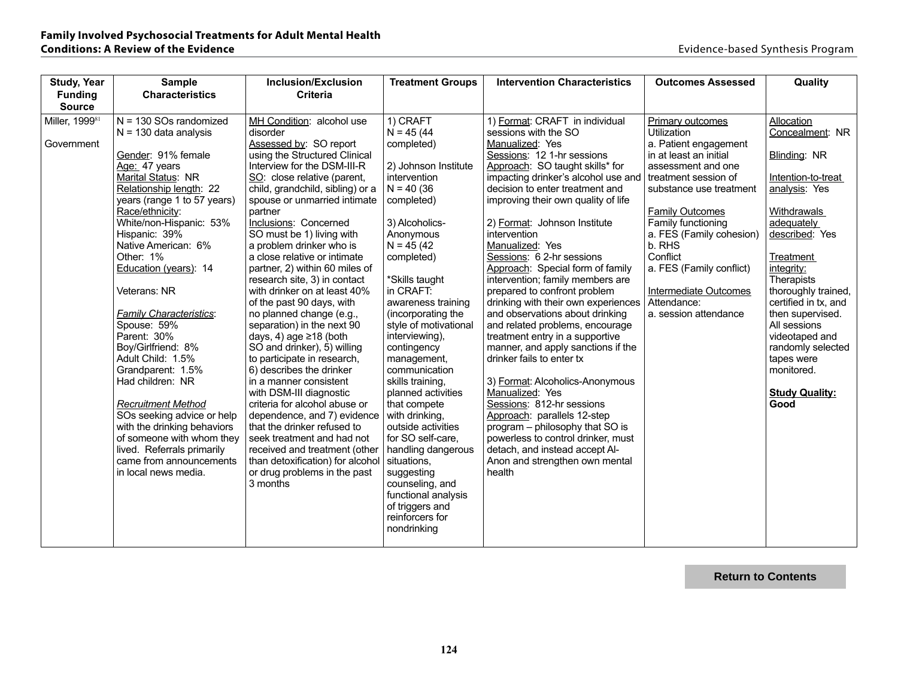| Study, Year Funding Source | Sample Characteristics | Inclusion/Exclusion Criteria | Treatment Groups | Intervention Characteristics | Outcomes Assessed | Quality |
|---|---|---|---|---|---|---|
| Miller, 1999[81]<br><br>Government | N = 130 SOs randomized<br>N = 130 data analysis<br><br>Gender: 91% female<br>Age: 47 years<br>Marital Status: NR<br>Relationship length: 22 years (range 1 to 57 years)<br>Race/ethnicity:<br>White/non-Hispanic: 53%<br>Hispanic: 39%<br>Native American: 6%<br>Other: 1%<br>Education (years): 14<br><br>Veterans: NR<br><br>*Family Characteristics*:<br>Spouse: 59%<br>Parent: 30%<br>Boy/Girlfriend: 8%<br>Adult Child: 1.5%<br>Grandparent: 1.5%<br>Had children: NR<br><br>*Recruitment Method*<br>SOs seeking advice or help with the drinking behaviors of someone with whom they lived. Referrals primarily came from announcements in local news media. | MH Condition: alcohol use disorder<br>Assessed by: SO report using the Structured Clinical Interview for the DSM-III-R<br>SO: close relative (parent, child, grandchild, sibling) or a spouse or unmarried intimate partner<br>Inclusions: Concerned SO must be 1) living with a problem drinker who is a close relative or intimate partner, 2) within 60 miles of research site, 3) in contact with drinker on at least 40% of the past 90 days, with no planned change (e.g., separation) in the next 90 days, 4) age ≥18 (both SO and drinker), 5) willing to participate in research, 6) describes the drinker in a manner consistent with DSM-III diagnostic criteria for alcohol abuse or dependence, and 7) evidence that the drinker refused to seek treatment and had not received and treatment (other than detoxification) for alcohol or drug problems in the past 3 months | 1) CRAFT<br>N = 45 (44 completed)<br><br>2) Johnson Institute intervention<br>N = 40 (36 completed)<br><br>3) Alcoholics-Anonymous<br>N = 45 (42 completed)<br><br>*Skills taught in CRAFT: awareness training (incorporating the style of motivational interviewing), contingency management, communication skills training, planned activities that compete with drinking, outside activities for SO self-care, handling dangerous situations, suggesting counseling, and functional analysis of triggers and reinforcers for nondrinking | 1) Format: CRAFT in individual sessions with the SO<br>Manualized: Yes<br>Sessions: 12 1-hr sessions<br>Approach: SO taught skills* for impacting drinker's alcohol use and decision to enter treatment and improving their own quality of life<br><br>2) Format: Johnson Institute intervention<br>Manualized: Yes<br>Sessions: 6 2-hr sessions<br>Approach: Special form of family intervention; family members are prepared to confront problem drinking with their own experiences and observations about drinking and related problems, encourage treatment entry in a supportive manner, and apply sanctions if the drinker fails to enter tx<br><br>3) Format: Alcoholics-Anonymous<br>Manualized: Yes<br>Sessions: 812-hr sessions<br>Approach: parallels 12-step program – philosophy that SO is powerless to control drinker, must detach, and instead accept Al-Anon and strengthen own mental health | Primary outcomes<br>Utilization<br>a. Patient engagement in at least an initial assessment and one treatment session of substance use treatment<br><br>Family Outcomes<br>Family functioning<br>a. FES (Family cohesion)<br>b. RHS<br>Conflict<br>a. FES (Family conflict)<br><br>Intermediate Outcomes<br>Attendance:<br>a. session attendance | Allocation Concealment: NR<br><br>Blinding: NR<br><br>Intention-to-treat analysis: Yes<br><br>Withdrawals adequately described: Yes<br><br>Treatment integrity: Therapists thoroughly trained, certified in tx, and then supervised. All sessions videotaped and randomly selected tapes were monitored.<br><br>**Study Quality: Good** |

Return to Contents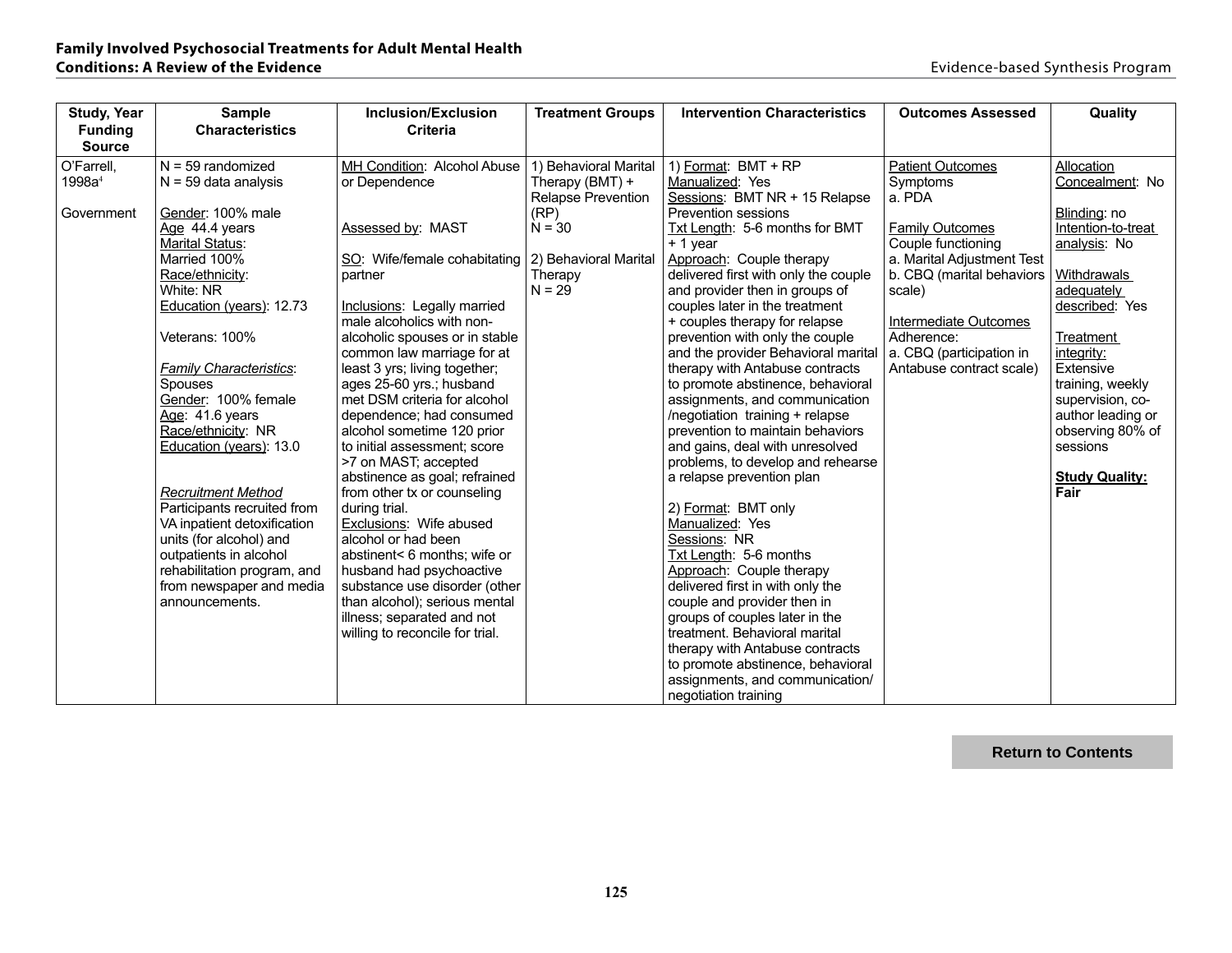| Study, Year Funding Source | Sample Characteristics | Inclusion/Exclusion Criteria | Treatment Groups | Intervention Characteristics | Outcomes Assessed | Quality |
|---|---|---|---|---|---|---|
| O'Farrell, 1998a[4]<br><br>Government | N = 59 randomized<br>N = 59 data analysis<br><br>Gender: 100% male<br>Age 44.4 years<br>Marital Status:<br>Married 100%<br>Race/ethnicity:<br>White: NR<br>Education (years): 12.73<br><br>Veterans: 100%<br><br>*Family Characteristics*:<br>Spouses<br>Gender: 100% female<br>Age: 41.6 years<br>Race/ethnicity: NR<br>Education (years): 13.0<br><br>*Recruitment Method*<br>Participants recruited from VA inpatient detoxification units (for alcohol) and outpatients in alcohol rehabilitation program, and from newspaper and media announcements. | MH Condition: Alcohol Abuse or Dependence<br><br>Assessed by: MAST<br><br>SO: Wife/female cohabitating partner<br><br>Inclusions: Legally married male alcoholics with non-alcoholic spouses or in stable common law marriage for at least 3 yrs; living together; ages 25-60 yrs.; husband met DSM criteria for alcohol dependence; had consumed alcohol sometime 120 prior to initial assessment; score >7 on MAST; accepted abstinence as goal; refrained from other tx or counseling during trial.<br>Exclusions: Wife abused alcohol or had been abstinent< 6 months; wife or husband had psychoactive substance use disorder (other than alcohol); serious mental illness; separated and not willing to reconcile for trial. | 1) Behavioral Marital Therapy (BMT) + Relapse Prevention (RP)<br>N = 30<br><br>2) Behavioral Marital Therapy<br>N = 29 | 1) Format: BMT + RP<br>Manualized: Yes<br>Sessions: BMT NR + 15 Relapse Prevention sessions<br>Txt Length: 5-6 months for BMT + 1 year<br>Approach: Couple therapy delivered first with only the couple and provider then in groups of couples later in the treatment + couples therapy for relapse prevention with only the couple and the provider Behavioral marital therapy with Antabuse contracts to promote abstinence, behavioral assignments, and communication /negotiation training + relapse prevention to maintain behaviors and gains, deal with unresolved problems, to develop and rehearse a relapse prevention plan<br><br>2) Format: BMT only<br>Manualized: Yes<br>Sessions: NR<br>Txt Length: 5-6 months<br>Approach: Couple therapy delivered first in with only the couple and provider then in groups of couples later in the treatment. Behavioral marital therapy with Antabuse contracts to promote abstinence, behavioral assignments, and communication/ negotiation training | Patient Outcomes<br>Symptoms<br>a. PDA<br><br>Family Outcomes<br>Couple functioning<br>a. Marital Adjustment Test<br>b. CBQ (marital behaviors scale)<br><br>Intermediate Outcomes<br>Adherence:<br>a. CBQ (participation in Antabuse contract scale) | Allocation Concealment: No<br><br>Blinding: no<br>Intention-to-treat analysis: No<br><br>Withdrawals adequately described: Yes<br><br>Treatment integrity: Extensive training, weekly supervision, co-author leading or observing 80% of sessions<br><br>**Study Quality: Fair** |

**Return to Contents**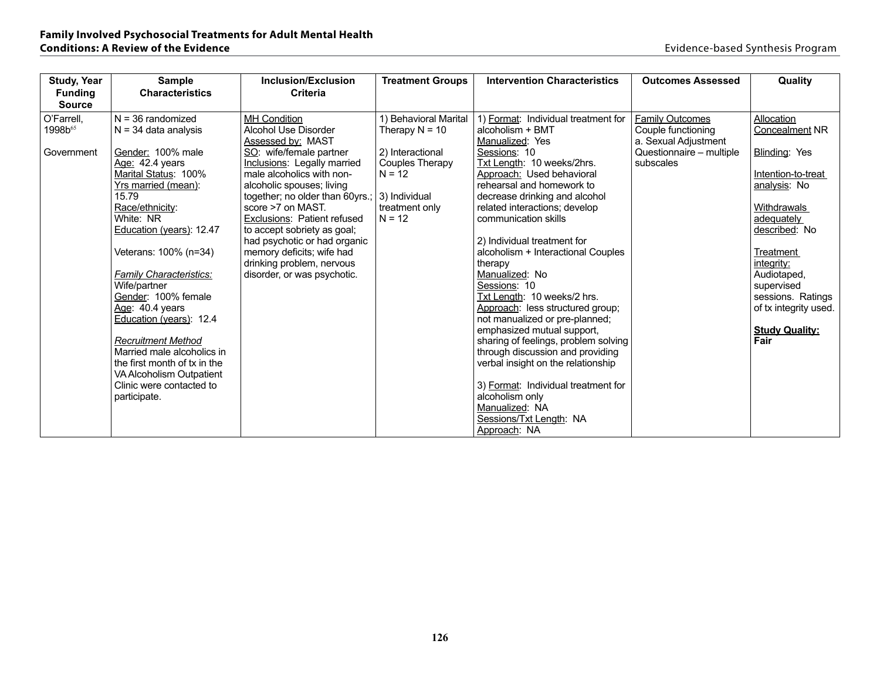| Study, Year Funding Source | Sample Characteristics | Inclusion/Exclusion Criteria | Treatment Groups | Intervention Characteristics | Outcomes Assessed | Quality |
|---|---|---|---|---|---|---|
| O'Farrell, 1998b[65]<br><br>Government | N = 36 randomized<br>N = 34 data analysis<br><br>Gender: 100% male<br>Age: 42.4 years<br>Marital Status: 100%<br>Yrs married (mean): 15.79<br>Race/ethnicity:<br>White: NR<br>Education (years): 12.47<br><br>Veterans: 100% (n=34)<br><br>*Family Characteristics:*<br>Wife/partner<br>Gender: 100% female<br>Age: 40.4 years<br>Education (years): 12.4<br><br>*Recruitment Method*<br>Married male alcoholics in the first month of tx in the VA Alcoholism Outpatient Clinic were contacted to participate. | MH Condition<br>Alcohol Use Disorder<br>Assessed by: MAST<br>SO: wife/female partner<br>Inclusions: Legally married male alcoholics with non-alcoholic spouses; living together; no older than 60yrs.; score >7 on MAST.<br>Exclusions: Patient refused to accept sobriety as goal; had psychotic or had organic memory deficits; wife had drinking problem, nervous disorder, or was psychotic. | 1) Behavioral Marital Therapy N = 10<br><br>2) Interactional Couples Therapy N = 12<br><br>3) Individual treatment only N = 12 | 1) Format: Individual treatment for alcoholism + BMT<br>Manualized: Yes<br>Sessions: 10<br>Txt Length: 10 weeks/2hrs.<br>Approach: Used behavioral rehearsal and homework to decrease drinking and alcohol related interactions; develop communication skills<br><br>2) Individual treatment for alcoholism + Interactional Couples therapy<br>Manualized: No<br>Sessions: 10<br>Txt Length: 10 weeks/2 hrs.<br>Approach: less structured group; not manualized or pre-planned; emphasized mutual support, sharing of feelings, problem solving through discussion and providing verbal insight on the relationship<br><br>3) Format: Individual treatment for alcoholism only<br>Manualized: NA<br>Sessions/Txt Length: NA<br>Approach: NA | Family Outcomes<br>Couple functioning<br>a. Sexual Adjustment Questionnaire – multiple subscales | Allocation Concealment NR<br><br>Blinding: Yes<br><br>Intention-to-treat analysis: No<br><br>Withdrawals adequately described: No<br><br>Treatment integrity: Audiotaped, supervised sessions. Ratings of tx integrity used.<br><br>**Study Quality: Fair** |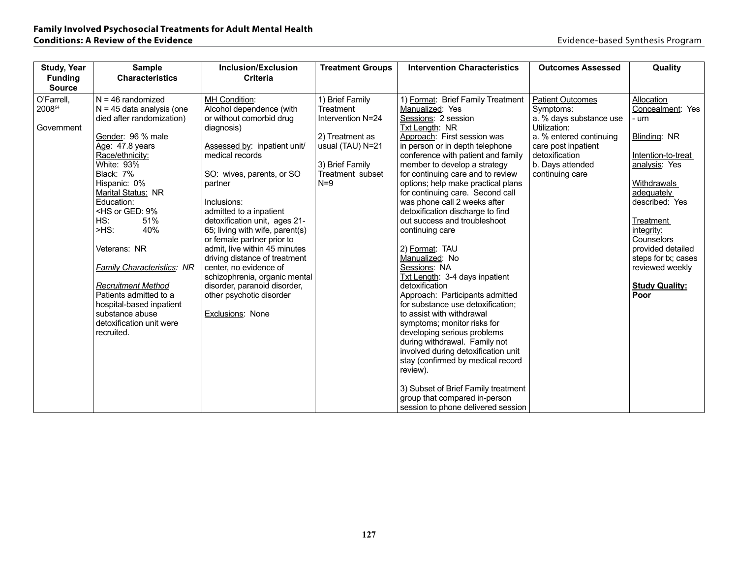| Study, Year Funding Source | Sample Characteristics | Inclusion/Exclusion Criteria | Treatment Groups | Intervention Characteristics | Outcomes Assessed | Quality |
|---|---|---|---|---|---|---|
| O'Farrell, 2008[64]<br><br>Government | N = 46 randomized<br>N = 45 data analysis (one died after randomization)<br><br>Gender: 96 % male<br>Age: 47.8 years<br>Race/ethnicity:<br>White: 93%<br>Black: 7%<br>Hispanic: 0%<br>Marital Status: NR<br>Education:<br><HS or GED: 9%<br>HS: 51%<br>>HS: 40%<br><br>Veterans: NR<br><br>*Family Characteristics: NR*<br><br>*Recruitment Method*<br>Patients admitted to a hospital-based inpatient substance abuse detoxification unit were recruited. | MH Condition:<br>Alcohol dependence (with or without comorbid drug diagnosis)<br><br>Assessed by: inpatient unit/ medical records<br><br>SO: wives, parents, or SO partner<br><br>Inclusions:<br>admitted to a inpatient detoxification unit, ages 21-65; living with wife, parent(s) or female partner prior to admit, live within 45 minutes driving distance of treatment center, no evidence of schizophrenia, organic mental disorder, paranoid disorder, other psychotic disorder<br><br>Exclusions: None | 1) Brief Family Treatment Intervention N=24<br><br>2) Treatment as usual (TAU) N=21<br><br>3) Brief Family Treatment subset N=9 | 1) Format: Brief Family Treatment<br>Manualized: Yes<br>Sessions: 2 session<br>Txt Length: NR<br>Approach: First session was in person or in depth telephone conference with patient and family member to develop a strategy for continuing care and to review options; help make practical plans for continuing care. Second call was phone call 2 weeks after detoxification discharge to find out success and troubleshoot continuing care<br><br>2) Format: TAU<br>Manualized: No<br>Sessions: NA<br>Txt Length: 3-4 days inpatient detoxification<br>Approach: Participants admitted for substance use detoxification; to assist with withdrawal symptoms; monitor risks for developing serious problems during withdrawal. Family not involved during detoxification unit stay (confirmed by medical record review).<br><br>3) Subset of Brief Family treatment group that compared in-person session to phone delivered session | Patient Outcomes<br>Symptoms:<br>a. % days substance use<br>Utilization:<br>a. % entered continuing care post inpatient detoxification<br>b. Days attended continuing care | Allocation Concealment: Yes - urn<br><br>Blinding: NR<br><br>Intention-to-treat analysis: Yes<br><br>Withdrawals adequately described: Yes<br><br>Treatment integrity:<br>Counselors provided detailed steps for tx; cases reviewed weekly<br><br>**Study Quality: Poor** |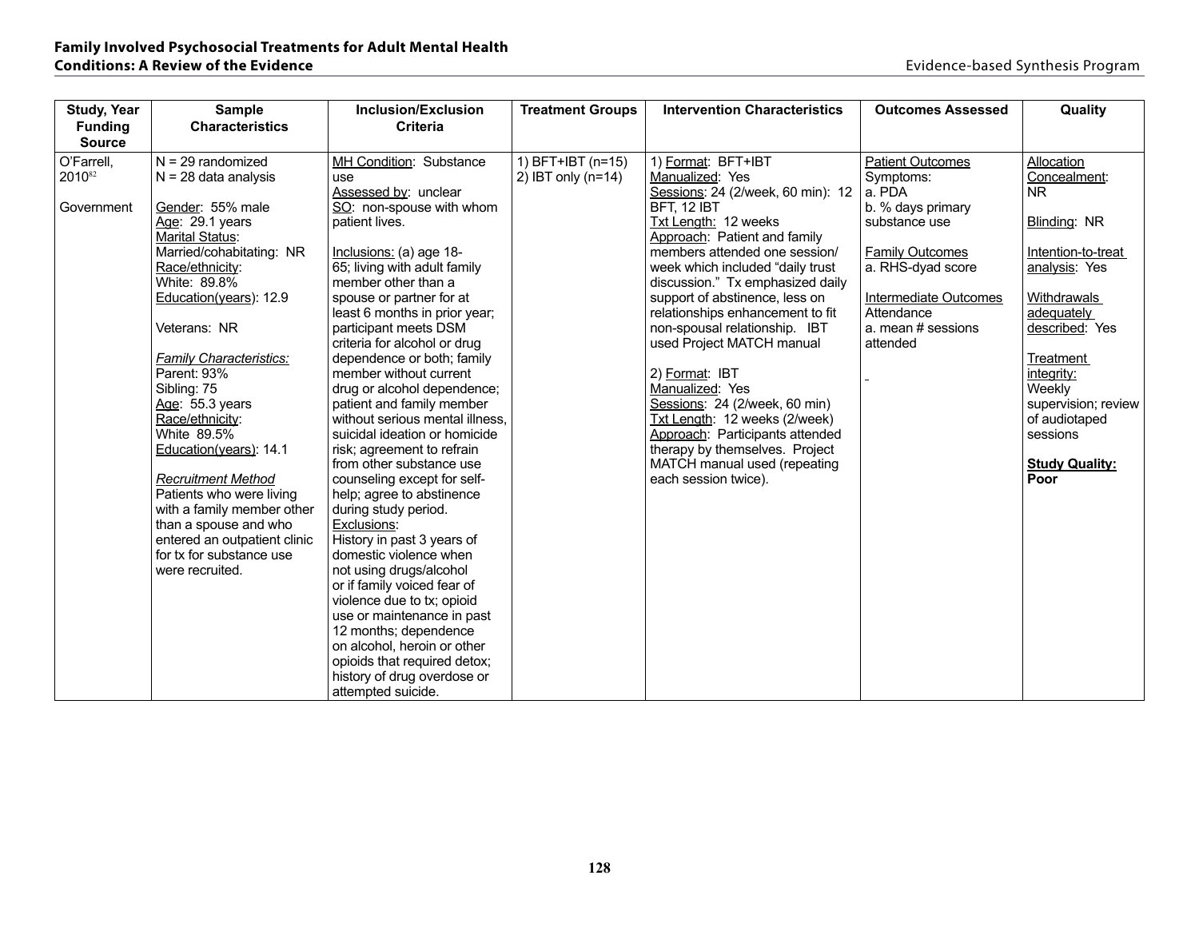| Study, Year Funding Source | Sample Characteristics | Inclusion/Exclusion Criteria | Treatment Groups | Intervention Characteristics | Outcomes Assessed | Quality |
|---|---|---|---|---|---|---|
| O'Farrell, 2010[82]<br><br>Government | N = 29 randomized<br>N = 28 data analysis<br><br>Gender: 55% male<br>Age: 29.1 years<br>Marital Status:<br>Married/cohabitating: NR<br>Race/ethnicity:<br>White: 89.8%<br>Education(years): 12.9<br><br>Veterans: NR<br><br>*Family Characteristics:*<br>Parent: 93%<br>Sibling: 75<br>Age: 55.3 years<br>Race/ethnicity:<br>White 89.5%<br>Education(years): 14.1<br><br>*Recruitment Method*<br>Patients who were living with a family member other than a spouse and who entered an outpatient clinic for tx for substance use were recruited. | MH Condition: Substance use<br>Assessed by: unclear<br>SO: non-spouse with whom patient lives.<br><br>Inclusions: (a) age 18-65; living with adult family member other than a spouse or partner for at least 6 months in prior year; participant meets DSM criteria for alcohol or drug dependence or both; family member without current drug or alcohol dependence; patient and family member without serious mental illness, suicidal ideation or homicide risk; agreement to refrain from other substance use counseling except for self-help; agree to abstinence during study period.<br>Exclusions:<br>History in past 3 years of domestic violence when not using drugs/alcohol or if family voiced fear of violence due to tx; opioid use or maintenance in past 12 months; dependence on alcohol, heroin or other opioids that required detox; history of drug overdose or attempted suicide. | 1) BFT+IBT (n=15)<br>2) IBT only (n=14) | 1) Format: BFT+IBT<br>Manualized: Yes<br>Sessions: 24 (2/week, 60 min): 12 BFT, 12 IBT<br>Txt Length: 12 weeks<br>Approach: Patient and family members attended one session/ week which included "daily trust discussion." Tx emphasized daily support of abstinence, less on relationships enhancement to fit non-spousal relationship. IBT used Project MATCH manual<br><br>2) Format: IBT<br>Manualized: Yes<br>Sessions: 24 (2/week, 60 min)<br>Txt Length: 12 weeks (2/week)<br>Approach: Participants attended therapy by themselves. Project MATCH manual used (repeating each session twice). | Patient Outcomes<br>Symptoms:<br>a. PDA<br>b. % days primary substance use<br><br>Family Outcomes<br>a. RHS-dyad score<br><br>Intermediate Outcomes<br>Attendance<br>a. mean # sessions attended | Allocation Concealment: NR<br><br>Blinding: NR<br><br>Intention-to-treat analysis: Yes<br><br>Withdrawals adequately described: Yes<br><br>Treatment integrity: Weekly supervision; review of audiotaped sessions<br><br>**Study Quality: Poor** |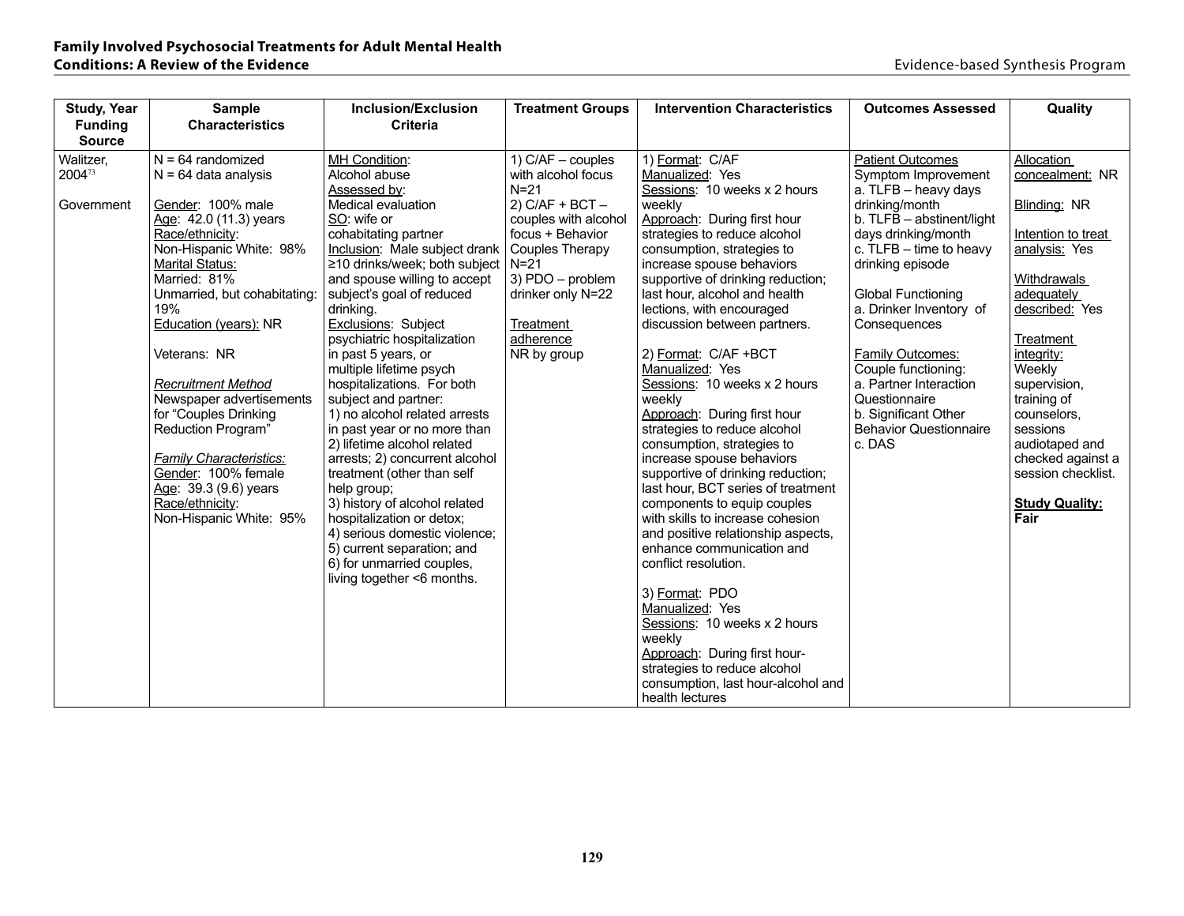| Study, Year Funding Source | Sample Characteristics | Inclusion/Exclusion Criteria | Treatment Groups | Intervention Characteristics | Outcomes Assessed | Quality |
|---|---|---|---|---|---|---|
| Walitzer, 2004[73]<br><br>Government | N = 64 randomized<br>N = 64 data analysis<br><br>Gender: 100% male<br>Age: 42.0 (11.3) years<br>Race/ethnicity:<br>Non-Hispanic White: 98%<br>Marital Status:<br>Married: 81%<br>Unmarried, but cohabitating: 19%<br>Education (years): NR<br><br>Veterans: NR<br><br>*Recruitment Method*<br>Newspaper advertisements for "Couples Drinking Reduction Program"<br><br>*Family Characteristics:*<br>Gender: 100% female<br>Age: 39.3 (9.6) years<br>Race/ethnicity:<br>Non-Hispanic White: 95% | MH Condition:<br>Alcohol abuse<br>Assessed by:<br>Medical evaluation<br>SO: wife or cohabitating partner<br>Inclusion: Male subject drank ≥10 drinks/week; both subject and spouse willing to accept subject's goal of reduced drinking.<br>Exclusions: Subject psychiatric hospitalization in past 5 years, or multiple lifetime psych hospitalizations. For both subject and partner:<br>1) no alcohol related arrests in past year or no more than 2) lifetime alcohol related arrests; 2) concurrent alcohol treatment (other than self help group;<br>3) history of alcohol related hospitalization or detox;<br>4) serious domestic violence;<br>5) current separation; and<br>6) for unmarried couples, living together <6 months. | 1) C/AF – couples with alcohol focus N=21<br>2) C/AF + BCT – couples with alcohol focus + Behavior Couples Therapy N=21<br>3) PDO – problem drinker only N=22<br><br>Treatment adherence<br>NR by group | 1) Format: C/AF<br>Manualized: Yes<br>Sessions: 10 weeks x 2 hours weekly<br>Approach: During first hour strategies to reduce alcohol consumption, strategies to increase spouse behaviors supportive of drinking reduction; last hour, alcohol and health lections, with encouraged discussion between partners.<br><br>2) Format: C/AF +BCT<br>Manualized: Yes<br>Sessions: 10 weeks x 2 hours weekly<br>Approach: During first hour strategies to reduce alcohol consumption, strategies to increase spouse behaviors supportive of drinking reduction; last hour, BCT series of treatment components to equip couples with skills to increase cohesion and positive relationship aspects, enhance communication and conflict resolution.<br><br>3) Format: PDO<br>Manualized: Yes<br>Sessions: 10 weeks x 2 hours weekly<br>Approach: During first hour- strategies to reduce alcohol consumption, last hour-alcohol and health lectures | Patient Outcomes<br>Symptom Improvement<br>a. TLFB – heavy days drinking/month<br>b. TLFB – abstinent/light days drinking/month<br>c. TLFB – time to heavy drinking episode<br><br>Global Functioning<br>a. Drinker Inventory of Consequences<br><br>Family Outcomes:<br>Couple functioning:<br>a. Partner Interaction Questionnaire<br>b. Significant Other Behavior Questionnaire<br>c. DAS | Allocation concealment: NR<br><br>Blinding: NR<br><br>Intention to treat analysis: Yes<br><br>Withdrawals adequately described: Yes<br><br>Treatment integrity:<br>Weekly supervision, training of counselors, sessions audiotaped and checked against a session checklist.<br><br>**Study Quality: Fair** |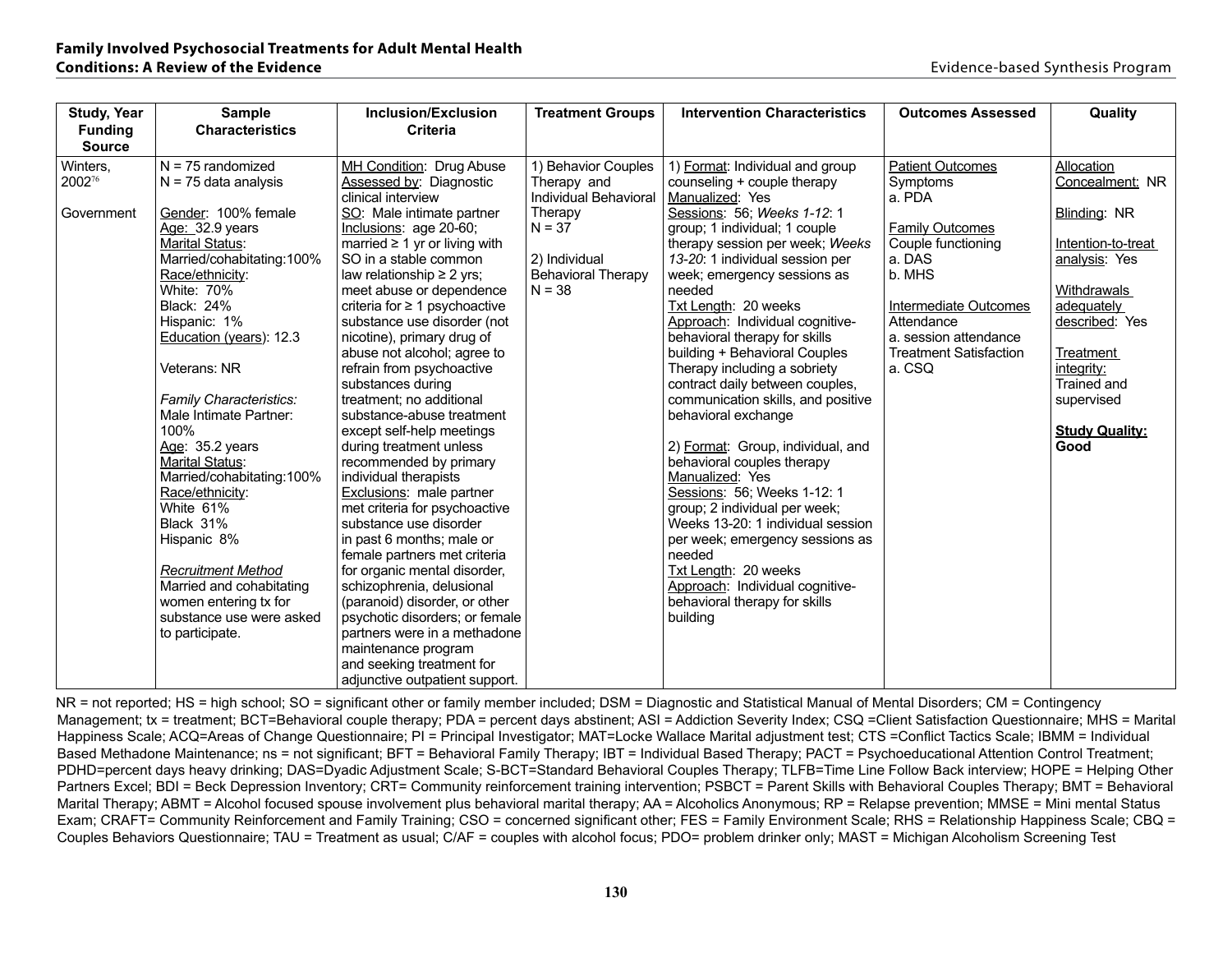| Study, Year Funding Source | Sample Characteristics | Inclusion/Exclusion Criteria | Treatment Groups | Intervention Characteristics | Outcomes Assessed | Quality |
|---|---|---|---|---|---|---|
| Winters, 2002[76]<br><br>Government | N = 75 randomized<br>N = 75 data analysis<br><br>Gender: 100% female<br>Age: 32.9 years<br>Marital Status:<br>Married/cohabitating:100%<br>Race/ethnicity:<br>White: 70%<br>Black: 24%<br>Hispanic: 1%<br>Education (years): 12.3<br><br>Veterans: NR<br><br>*Family Characteristics:*<br>Male Intimate Partner: 100%<br>Age: 35.2 years<br>Marital Status:<br>Married/cohabitating:100%<br>Race/ethnicity:<br>White 61%<br>Black 31%<br>Hispanic 8%<br><br>*Recruitment Method*<br>Married and cohabitating women entering tx for substance use were asked to participate. | MH Condition: Drug Abuse<br>Assessed by: Diagnostic clinical interview<br>SO: Male intimate partner<br>Inclusions: age 20-60; married ≥ 1 yr or living with SO in a stable common law relationship ≥ 2 yrs; meet abuse or dependence criteria for ≥ 1 psychoactive substance use disorder (not nicotine), primary drug of abuse not alcohol; agree to refrain from psychoactive substances during treatment; no additional substance-abuse treatment except self-help meetings during treatment unless recommended by primary individual therapists<br>Exclusions: male partner met criteria for psychoactive substance use disorder in past 6 months; male or female partners met criteria for organic mental disorder, schizophrenia, delusional (paranoid) disorder, or other psychotic disorders; or female partners were in a methadone maintenance program and seeking treatment for adjunctive outpatient support. | 1) Behavior Couples Therapy and Individual Behavioral Therapy<br>N = 37<br><br>2) Individual Behavioral Therapy<br>N = 38 | 1) Format: Individual and group counseling + couple therapy<br>Manualized: Yes<br>Sessions: 56; *Weeks 1-12*: 1 group; 1 individual; 1 couple therapy session per week; *Weeks 13-20*: 1 individual session per week; emergency sessions as needed<br>Txt Length: 20 weeks<br>Approach: Individual cognitive-behavioral therapy for skills building + Behavioral Couples Therapy including a sobriety contract daily between couples, communication skills, and positive behavioral exchange<br><br>2) Format: Group, individual, and behavioral couples therapy<br>Manualized: Yes<br>Sessions: 56; Weeks 1-12: 1 group; 2 individual per week; Weeks 13-20: 1 individual session per week; emergency sessions as needed<br>Txt Length: 20 weeks<br>Approach: Individual cognitive-behavioral therapy for skills building | Patient Outcomes<br>Symptoms<br>a. PDA<br><br>Family Outcomes<br>Couple functioning<br>a. DAS<br>b. MHS<br><br>Intermediate Outcomes<br>Attendance<br>a. session attendance<br>Treatment Satisfaction<br>a. CSQ | Allocation Concealment: NR<br><br>Blinding: NR<br><br>Intention-to-treat analysis: Yes<br><br>Withdrawals adequately described: Yes<br><br>Treatment integrity: Trained and supervised<br><br>**Study Quality: Good** |

NR = not reported; HS = high school; SO = significant other or family member included; DSM = Diagnostic and Statistical Manual of Mental Disorders; CM = Contingency Management; tx = treatment; BCT=Behavioral couple therapy; PDA = percent days abstinent; ASI = Addiction Severity Index; CSQ =Client Satisfaction Questionnaire; MHS = Marital Happiness Scale; ACQ=Areas of Change Questionnaire; PI = Principal Investigator; MAT=Locke Wallace Marital adjustment test; CTS =Conflict Tactics Scale; IBMM = Individual Based Methadone Maintenance; ns = not significant; BFT = Behavioral Family Therapy; IBT = Individual Based Therapy; PACT = Psychoeducational Attention Control Treatment; PDHD=percent days heavy drinking; DAS=Dyadic Adjustment Scale; S-BCT=Standard Behavioral Couples Therapy; TLFB=Time Line Follow Back interview; HOPE = Helping Other Partners Excel; BDI = Beck Depression Inventory; CRT= Community reinforcement training intervention; PSBCT = Parent Skills with Behavioral Couples Therapy; BMT = Behavioral Marital Therapy; ABMT = Alcohol focused spouse involvement plus behavioral marital therapy; AA = Alcoholics Anonymous; RP = Relapse prevention; MMSE = Mini mental Status Exam; CRAFT= Community Reinforcement and Family Training; CSO = concerned significant other; FES = Family Environment Scale; RHS = Relationship Happiness Scale; CBQ = Couples Behaviors Questionnaire; TAU = Treatment as usual; C/AF = couples with alcohol focus; PDO= problem drinker only; MAST = Michigan Alcoholism Screening Test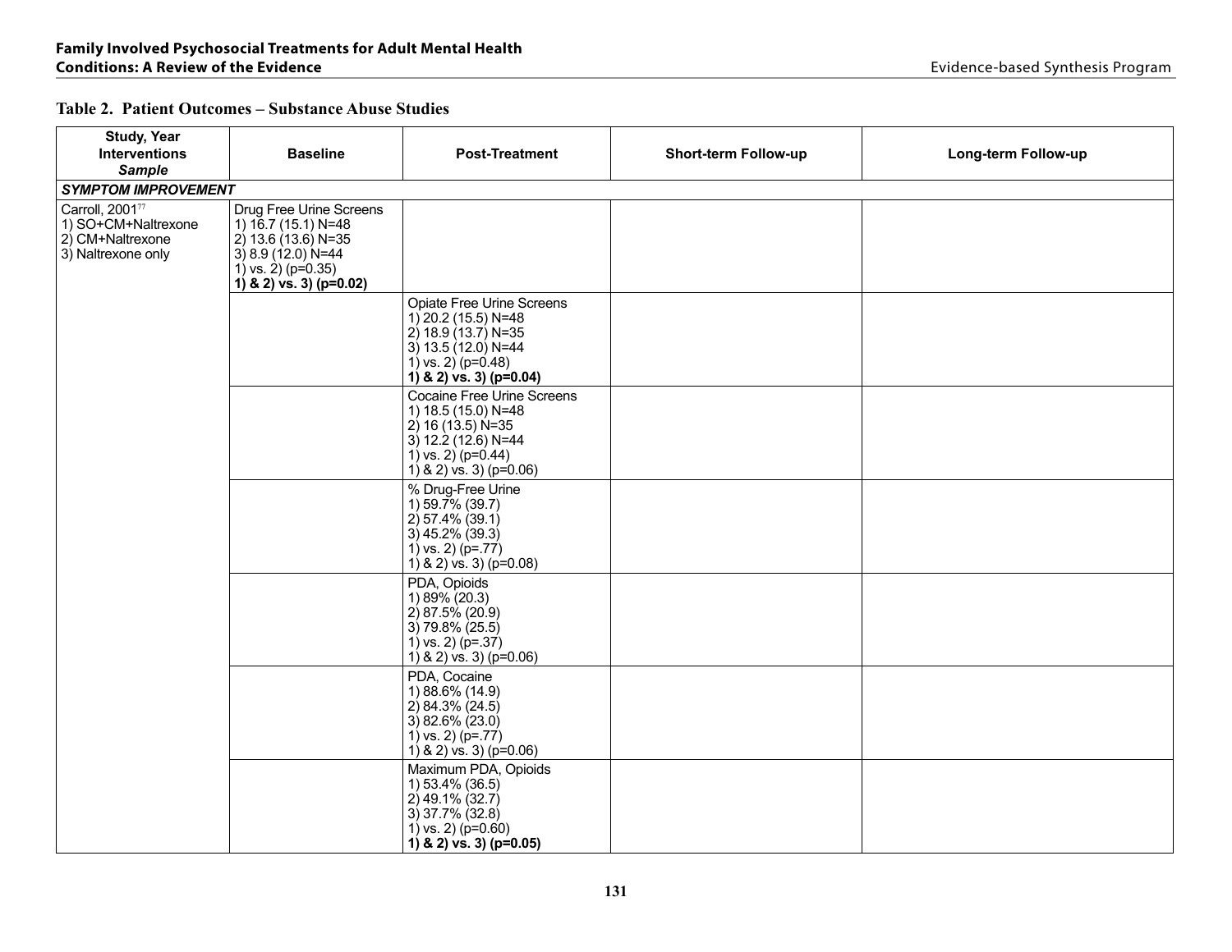**Table 2. Patient Outcomes – Substance Abuse Studies**

| Study, Year<br>Interventions<br>*Sample* | Baseline | Post-Treatment | Short-term Follow-up | Long-term Follow-up |
|---|---|---|---|---|
| ***SYMPTOM IMPROVEMENT*** | | | | |
| Carroll, 2001[77]<br>1) SO+CM+Naltrexone<br>2) CM+Naltrexone<br>3) Naltrexone only | Drug Free Urine Screens<br>1) 16.7 (15.1) N=48<br>2) 13.6 (13.6) N=35<br>3) 8.9 (12.0) N=44<br>1) vs. 2) (p=0.35)<br>**1) & 2) vs. 3) (p=0.02)** | | | |
| | | Opiate Free Urine Screens<br>1) 20.2 (15.5) N=48<br>2) 18.9 (13.7) N=35<br>3) 13.5 (12.0) N=44<br>1) vs. 2) (p=0.48)<br>**1) & 2) vs. 3) (p=0.04)** | | |
| | | Cocaine Free Urine Screens<br>1) 18.5 (15.0) N=48<br>2) 16 (13.5) N=35<br>3) 12.2 (12.6) N=44<br>1) vs. 2) (p=0.44)<br>1) & 2) vs. 3) (p=0.06) | | |
| | | % Drug-Free Urine<br>1) 59.7% (39.7)<br>2) 57.4% (39.1)<br>3) 45.2% (39.3)<br>1) vs. 2) (p=.77)<br>1) & 2) vs. 3) (p=0.08) | | |
| | | PDA, Opioids<br>1) 89% (20.3)<br>2) 87.5% (20.9)<br>3) 79.8% (25.5)<br>1) vs. 2) (p=.37)<br>1) & 2) vs. 3) (p=0.06) | | |
| | | PDA, Cocaine<br>1) 88.6% (14.9)<br>2) 84.3% (24.5)<br>3) 82.6% (23.0)<br>1) vs. 2) (p=.77)<br>1) & 2) vs. 3) (p=0.06) | | |
| | | Maximum PDA, Opioids<br>1) 53.4% (36.5)<br>2) 49.1% (32.7)<br>3) 37.7% (32.8)<br>1) vs. 2) (p=0.60)<br>**1) & 2) vs. 3) (p=0.05)** | | |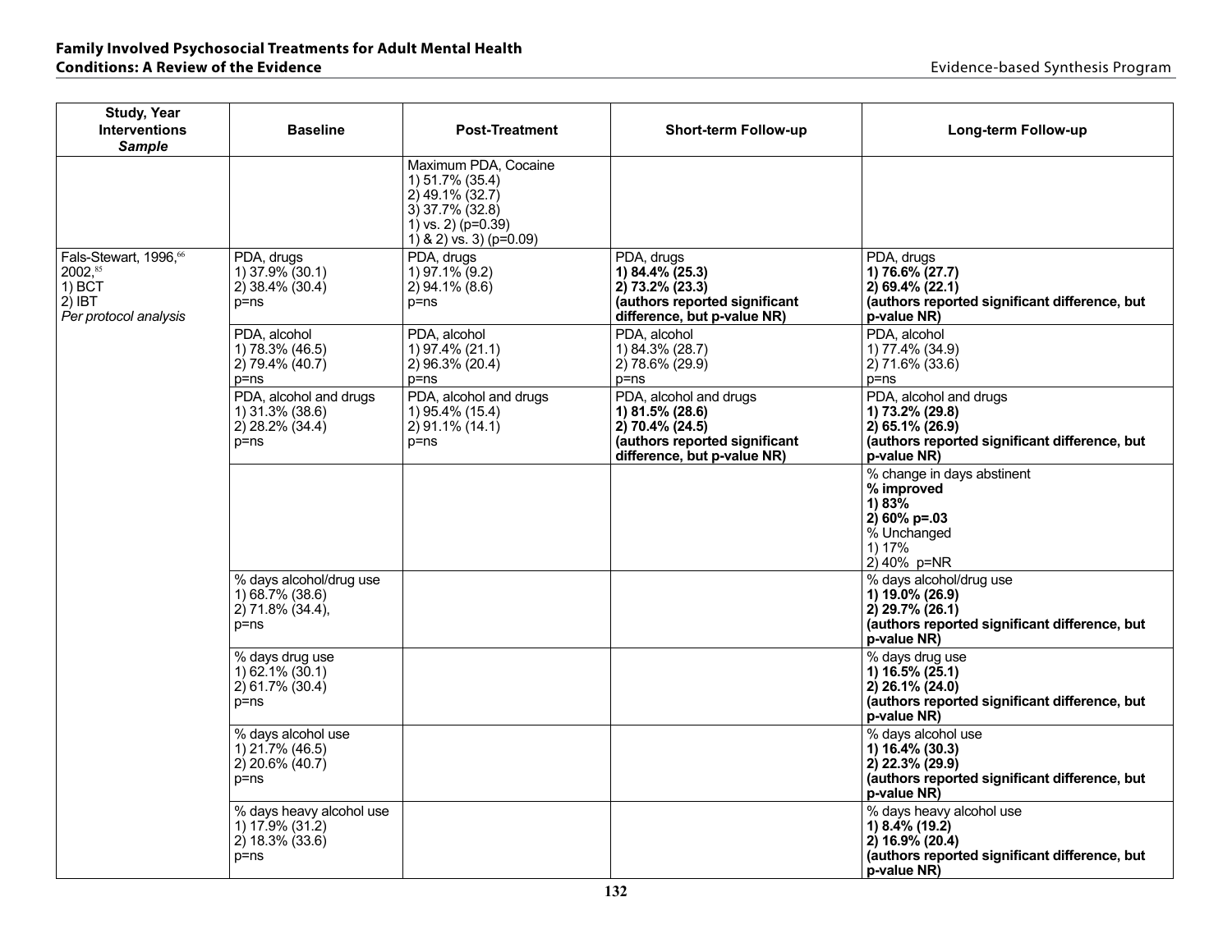| Study, Year<br>Interventions<br>*Sample* | Baseline | Post-Treatment | Short-term Follow-up | Long-term Follow-up |
|---|---|---|---|---|
| | | Maximum PDA, Cocaine<br>1) 51.7% (35.4)<br>2) 49.1% (32.7)<br>3) 37.7% (32.8)<br>1) vs. 2) (p=0.39)<br>1) & 2) vs. 3) (p=0.09) | | |
| Fals-Stewart, 1996,[66]<br>2002,[85]<br>1) BCT<br>2) IBT<br>*Per protocol analysis* | PDA, drugs<br>1) 37.9% (30.1)<br>2) 38.4% (30.4)<br>p=ns | PDA, drugs<br>1) 97.1% (9.2)<br>2) 94.1% (8.6)<br>p=ns | PDA, drugs<br>**1) 84.4% (25.3)**<br>**2) 73.2% (23.3)**<br>**(authors reported significant difference, but p-value NR)** | PDA, drugs<br>**1) 76.6% (27.7)**<br>**2) 69.4% (22.1)**<br>**(authors reported significant difference, but p-value NR)** |
| | PDA, alcohol<br>1) 78.3% (46.5)<br>2) 79.4% (40.7)<br>p=ns | PDA, alcohol<br>1) 97.4% (21.1)<br>2) 96.3% (20.4)<br>p=ns | PDA, alcohol<br>1) 84.3% (28.7)<br>2) 78.6% (29.9)<br>p=ns | PDA, alcohol<br>1) 77.4% (34.9)<br>2) 71.6% (33.6)<br>p=ns |
| | PDA, alcohol and drugs<br>1) 31.3% (38.6)<br>2) 28.2% (34.4)<br>p=ns | PDA, alcohol and drugs<br>1) 95.4% (15.4)<br>2) 91.1% (14.1)<br>p=ns | PDA, alcohol and drugs<br>**1) 81.5% (28.6)**<br>**2) 70.4% (24.5)**<br>**(authors reported significant difference, but p-value NR)** | PDA, alcohol and drugs<br>**1) 73.2% (29.8)**<br>**2) 65.1% (26.9)**<br>**(authors reported significant difference, but p-value NR)** |
| | | | | % change in days abstinent<br>**% improved**<br>**1) 83%**<br>**2) 60% p=.03**<br>% Unchanged<br>1) 17%<br>2) 40% p=NR |
| | % days alcohol/drug use<br>1) 68.7% (38.6)<br>2) 71.8% (34.4),<br>p=ns | | | % days alcohol/drug use<br>**1) 19.0% (26.9)**<br>**2) 29.7% (26.1)**<br>**(authors reported significant difference, but p-value NR)** |
| | % days drug use<br>1) 62.1% (30.1)<br>2) 61.7% (30.4)<br>p=ns | | | % days drug use<br>**1) 16.5% (25.1)**<br>**2) 26.1% (24.0)**<br>**(authors reported significant difference, but p-value NR)** |
| | % days alcohol use<br>1) 21.7% (46.5)<br>2) 20.6% (40.7)<br>p=ns | | | % days alcohol use<br>**1) 16.4% (30.3)**<br>**2) 22.3% (29.9)**<br>**(authors reported significant difference, but p-value NR)** |
| | % days heavy alcohol use<br>1) 17.9% (31.2)<br>2) 18.3% (33.6)<br>p=ns | | | % days heavy alcohol use<br>**1) 8.4% (19.2)**<br>**2) 16.9% (20.4)**<br>**(authors reported significant difference, but p-value NR)** |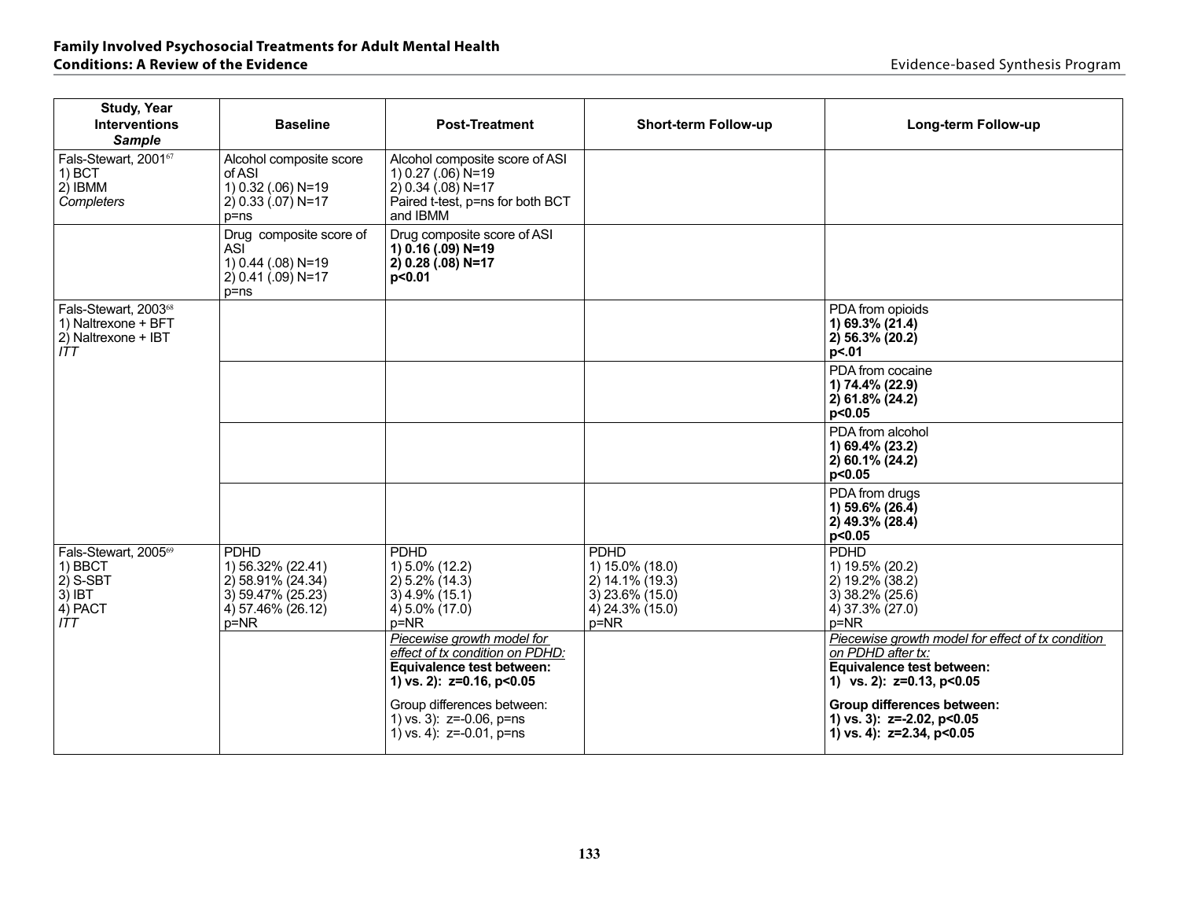| Study, Year<br>Interventions<br>*Sample* | Baseline | Post-Treatment | Short-term Follow-up | Long-term Follow-up |
|---|---|---|---|---|
| Fals-Stewart, 2001[67]<br>1) BCT<br>2) IBMM<br>*Completers* | Alcohol composite score of ASI<br>1) 0.32 (.06) N=19<br>2) 0.33 (.07) N=17<br>p=ns | Alcohol composite score of ASI<br>1) 0.27 (.06) N=19<br>2) 0.34 (.08) N=17<br>Paired t-test, p=ns for both BCT and IBMM | | |
| | Drug composite score of ASI<br>1) 0.44 (.08) N=19<br>2) 0.41 (.09) N=17<br>p=ns | Drug composite score of ASI<br>**1) 0.16 (.09) N=19**<br>**2) 0.28 (.08) N=17**<br>**p<0.01** | | |
| Fals-Stewart, 2003[68]<br>1) Naltrexone + BFT<br>2) Naltrexone + IBT<br>*ITT* | | | | PDA from opioids<br>**1) 69.3% (21.4)**<br>**2) 56.3% (20.2)**<br>**p<.01** |
| | | | | PDA from cocaine<br>**1) 74.4% (22.9)**<br>**2) 61.8% (24.2)**<br>**p<0.05** |
| | | | | PDA from alcohol<br>**1) 69.4% (23.2)**<br>**2) 60.1% (24.2)**<br>**p<0.05** |
| | | | | PDA from drugs<br>**1) 59.6% (26.4)**<br>**2) 49.3% (28.4)**<br>**p<0.05** |
| Fals-Stewart, 2005[69]<br>1) BBCT<br>2) S-SBT<br>3) IBT<br>4) PACT<br>*ITT* | PDHD<br>1) 56.32% (22.41)<br>2) 58.91% (24.34)<br>3) 59.47% (25.23)<br>4) 57.46% (26.12)<br>p=NR | PDHD<br>1) 5.0% (12.2)<br>2) 5.2% (14.3)<br>3) 4.9% (15.1)<br>4) 5.0% (17.0)<br>p=NR | PDHD<br>1) 15.0% (18.0)<br>2) 14.1% (19.3)<br>3) 23.6% (15.0)<br>4) 24.3% (15.0)<br>p=NR | PDHD<br>1) 19.5% (20.2)<br>2) 19.2% (38.2)<br>3) 38.2% (25.6)<br>4) 37.3% (27.0)<br>p=NR |
| | | *Piecewise growth model for effect of tx condition on PDHD:*<br>**Equivalence test between:**<br>**1) vs. 2): z=0.16, p<0.05**<br><br>Group differences between:<br>1) vs. 3): z=-0.06, p=ns<br>1) vs. 4): z=-0.01, p=ns | | *Piecewise growth model for effect of tx condition on PDHD after tx:*<br>**Equivalence test between:**<br>**1) vs. 2): z=0.13, p<0.05**<br><br>**Group differences between:**<br>**1) vs. 3): z=-2.02, p<0.05**<br>**1) vs. 4): z=2.34, p<0.05** |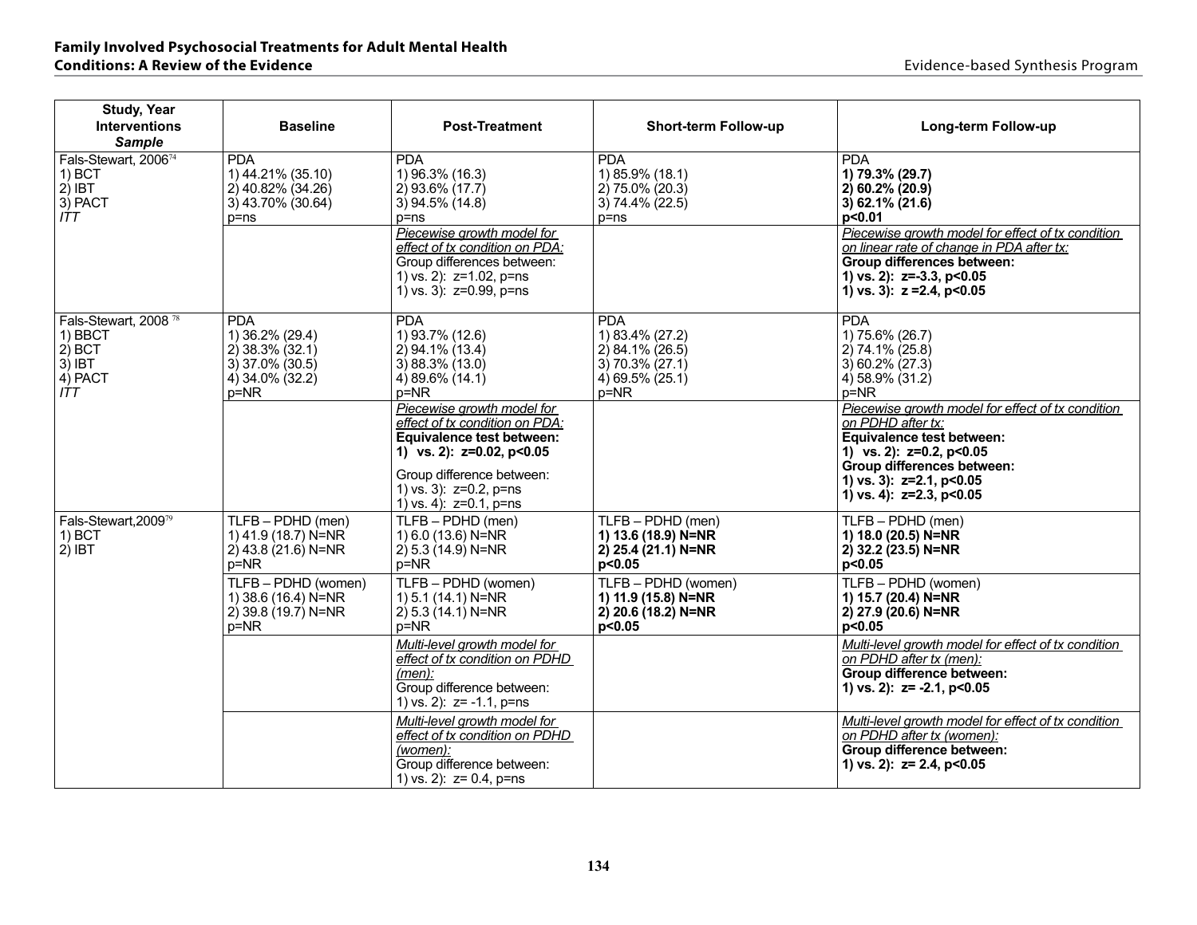| **Study, Year**<br>**Interventions**<br>***Sample*** | **Baseline** | **Post-Treatment** | **Short-term Follow-up** | **Long-term Follow-up** |
|---|---|---|---|---|
| Fals-Stewart, 2006[74]<br>1) BCT<br>2) IBT<br>3) PACT<br>*ITT* | PDA<br>1) 44.21% (35.10)<br>2) 40.82% (34.26)<br>3) 43.70% (30.64)<br>p=ns | PDA<br>1) 96.3% (16.3)<br>2) 93.6% (17.7)<br>3) 94.5% (14.8)<br>p=ns | PDA<br>1) 85.9% (18.1)<br>2) 75.0% (20.3)<br>3) 74.4% (22.5)<br>p=ns | PDA<br>**1) 79.3% (29.7)**<br>**2) 60.2% (20.9)**<br>**3) 62.1% (21.6)**<br>**p<0.01** |
| | | *Piecewise growth model for effect of tx condition on PDA:*<br>Group differences between:<br>1) vs. 2): z=1.02, p=ns<br>1) vs. 3): z=0.99, p=ns | | *Piecewise growth model for effect of tx condition on linear rate of change in PDA after tx:*<br>**Group differences between:**<br>**1) vs. 2): z=-3.3, p<0.05**<br>**1) vs. 3): z =2.4, p<0.05** |
| Fals-Stewart, 2008[78]<br>1) BBCT<br>2) BCT<br>3) IBT<br>4) PACT<br>*ITT* | PDA<br>1) 36.2% (29.4)<br>2) 38.3% (32.1)<br>3) 37.0% (30.5)<br>4) 34.0% (32.2)<br>p=NR | PDA<br>1) 93.7% (12.6)<br>2) 94.1% (13.4)<br>3) 88.3% (13.0)<br>4) 89.6% (14.1)<br>p=NR | PDA<br>1) 83.4% (27.2)<br>2) 84.1% (26.5)<br>3) 70.3% (27.1)<br>4) 69.5% (25.1)<br>p=NR | PDA<br>1) 75.6% (26.7)<br>2) 74.1% (25.8)<br>3) 60.2% (27.3)<br>4) 58.9% (31.2)<br>p=NR |
| | | *Piecewise growth model for effect of tx condition on PDA:*<br>**Equivalence test between:**<br>**1) vs. 2): z=0.02, p<0.05**<br>Group difference between:<br>1) vs. 3): z=0.2, p=ns<br>1) vs. 4): z=0.1, p=ns | | *Piecewise growth model for effect of tx condition on PDHD after tx:*<br>**Equivalence test between:**<br>**1) vs. 2): z=0.2, p<0.05**<br>**Group differences between:**<br>**1) vs. 3): z=2.1, p<0.05**<br>**1) vs. 4): z=2.3, p<0.05** |
| Fals-Stewart,2009[79]<br>1) BCT<br>2) IBT | TLFB – PDHD (men)<br>1) 41.9 (18.7) N=NR<br>2) 43.8 (21.6) N=NR<br>p=NR | TLFB – PDHD (men)<br>1) 6.0 (13.6) N=NR<br>2) 5.3 (14.9) N=NR<br>p=NR | TLFB – PDHD (men)<br>**1) 13.6 (18.9) N=NR**<br>**2) 25.4 (21.1) N=NR**<br>**p<0.05** | TLFB – PDHD (men)<br>**1) 18.0 (20.5) N=NR**<br>**2) 32.2 (23.5) N=NR**<br>**p<0.05** |
| | TLFB – PDHD (women)<br>1) 38.6 (16.4) N=NR<br>2) 39.8 (19.7) N=NR<br>p=NR | TLFB – PDHD (women)<br>1) 5.1 (14.1) N=NR<br>2) 5.3 (14.1) N=NR<br>p=NR | TLFB – PDHD (women)<br>**1) 11.9 (15.8) N=NR**<br>**2) 20.6 (18.2) N=NR**<br>**p<0.05** | TLFB – PDHD (women)<br>**1) 15.7 (20.4) N=NR**<br>**2) 27.9 (20.6) N=NR**<br>**p<0.05** |
| | | *Multi-level growth model for effect of tx condition on PDHD (men):*<br>Group difference between:<br>1) vs. 2): z= -1.1, p=ns | | *Multi-level growth model for effect of tx condition on PDHD after tx (men):*<br>**Group difference between:**<br>**1) vs. 2): z= -2.1, p<0.05** |
| | | *Multi-level growth model for effect of tx condition on PDHD (women):*<br>Group difference between:<br>1) vs. 2): z= 0.4, p=ns | | *Multi-level growth model for effect of tx condition on PDHD after tx (women):*<br>**Group difference between:**<br>**1) vs. 2): z= 2.4, p<0.05** |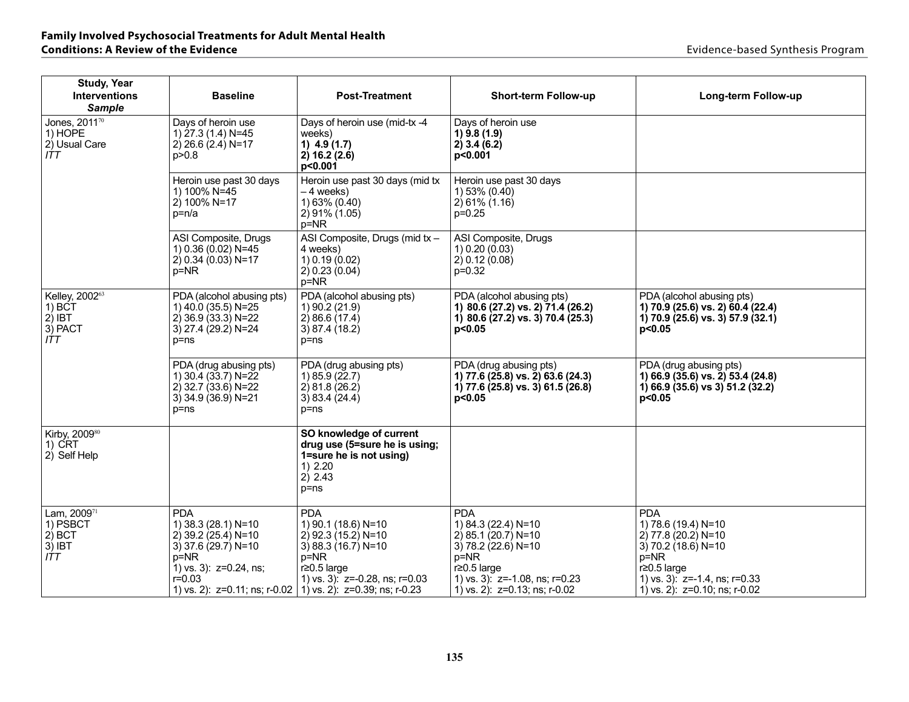| Study, Year<br>Interventions<br>*Sample* | Baseline | Post-Treatment | Short-term Follow-up | Long-term Follow-up |
|---|---|---|---|---|
| Jones, 2011[70]<br>1) HOPE<br>2) Usual Care<br>*ITT* | Days of heroin use<br>1) 27.3 (1.4) N=45<br>2) 26.6 (2.4) N=17<br>p>0.8 | Days of heroin use (mid-tx -4 weeks)<br>**1) 4.9 (1.7)**<br>**2) 16.2 (2.6)**<br>**p<0.001** | Days of heroin use<br>**1) 9.8 (1.9)**<br>**2) 3.4 (6.2)**<br>**p<0.001** | |
| | Heroin use past 30 days<br>1) 100% N=45<br>2) 100% N=17<br>p=n/a | Heroin use past 30 days (mid tx – 4 weeks)<br>1) 63% (0.40)<br>2) 91% (1.05)<br>p=NR | Heroin use past 30 days<br>1) 53% (0.40)<br>2) 61% (1.16)<br>p=0.25 | |
| | ASI Composite, Drugs<br>1) 0.36 (0.02) N=45<br>2) 0.34 (0.03) N=17<br>p=NR | ASI Composite, Drugs (mid tx – 4 weeks)<br>1) 0.19 (0.02)<br>2) 0.23 (0.04)<br>p=NR | ASI Composite, Drugs<br>1) 0.20 (0.03)<br>2) 0.12 (0.08)<br>p=0.32 | |
| Kelley, 2002[63]<br>1) BCT<br>2) IBT<br>3) PACT<br>*ITT* | PDA (alcohol abusing pts)<br>1) 40.0 (35.5) N=25<br>2) 36.9 (33.3) N=22<br>3) 27.4 (29.2) N=24<br>p=ns | PDA (alcohol abusing pts)<br>1) 90.2 (21.9)<br>2) 86.6 (17.4)<br>3) 87.4 (18.2)<br>p=ns | PDA (alcohol abusing pts)<br>**1) 80.6 (27.2) vs. 2) 71.4 (26.2)**<br>**1) 80.6 (27.2) vs. 3) 70.4 (25.3)**<br>**p<0.05** | PDA (alcohol abusing pts)<br>**1) 70.9 (25.6) vs. 2) 60.4 (22.4)**<br>**1) 70.9 (25.6) vs. 3) 57.9 (32.1)**<br>**p<0.05** |
| | PDA (drug abusing pts)<br>1) 30.4 (33.7) N=22<br>2) 32.7 (33.6) N=22<br>3) 34.9 (36.9) N=21<br>p=ns | PDA (drug abusing pts)<br>1) 85.9 (22.7)<br>2) 81.8 (26.2)<br>3) 83.4 (24.4)<br>p=ns | PDA (drug abusing pts)<br>**1) 77.6 (25.8) vs. 2) 63.6 (24.3)**<br>**1) 77.6 (25.8) vs. 3) 61.5 (26.8)**<br>**p<0.05** | PDA (drug abusing pts)<br>**1) 66.9 (35.6) vs. 2) 53.4 (24.8)**<br>**1) 66.9 (35.6) vs 3) 51.2 (32.2)**<br>**p<0.05** |
| Kirby, 2009[80]<br>1) CRT<br>2) Self Help | | **SO knowledge of current drug use (5=sure he is using; 1=sure he is not using)**<br>1) 2.20<br>2) 2.43<br>p=ns | | |
| Lam, 2009[71]<br>1) PSBCT<br>2) BCT<br>3) IBT<br>*ITT* | PDA<br>1) 38.3 (28.1) N=10<br>2) 39.2 (25.4) N=10<br>3) 37.6 (29.7) N=10<br>p=NR<br>1) vs. 3): z=0.24, ns; r=0.03<br>1) vs. 2): z=0.11; ns; r-0.02 | PDA<br>1) 90.1 (18.6) N=10<br>2) 92.3 (15.2) N=10<br>3) 88.3 (16.7) N=10<br>p=NR<br>r≥0.5 large<br>1) vs. 3): z=-0.28, ns; r=0.03<br>1) vs. 2): z=0.39; ns; r-0.23 | PDA<br>1) 84.3 (22.4) N=10<br>2) 85.1 (20.7) N=10<br>3) 78.2 (22.6) N=10<br>p=NR<br>r≥0.5 large<br>1) vs. 3): z=-1.08, ns; r=0.23<br>1) vs. 2): z=0.13; ns; r-0.02 | PDA<br>1) 78.6 (19.4) N=10<br>2) 77.8 (20.2) N=10<br>3) 70.2 (18.6) N=10<br>p=NR<br>r≥0.5 large<br>1) vs. 3): z=-1.4, ns; r=0.33<br>1) vs. 2): z=0.10; ns; r-0.02 |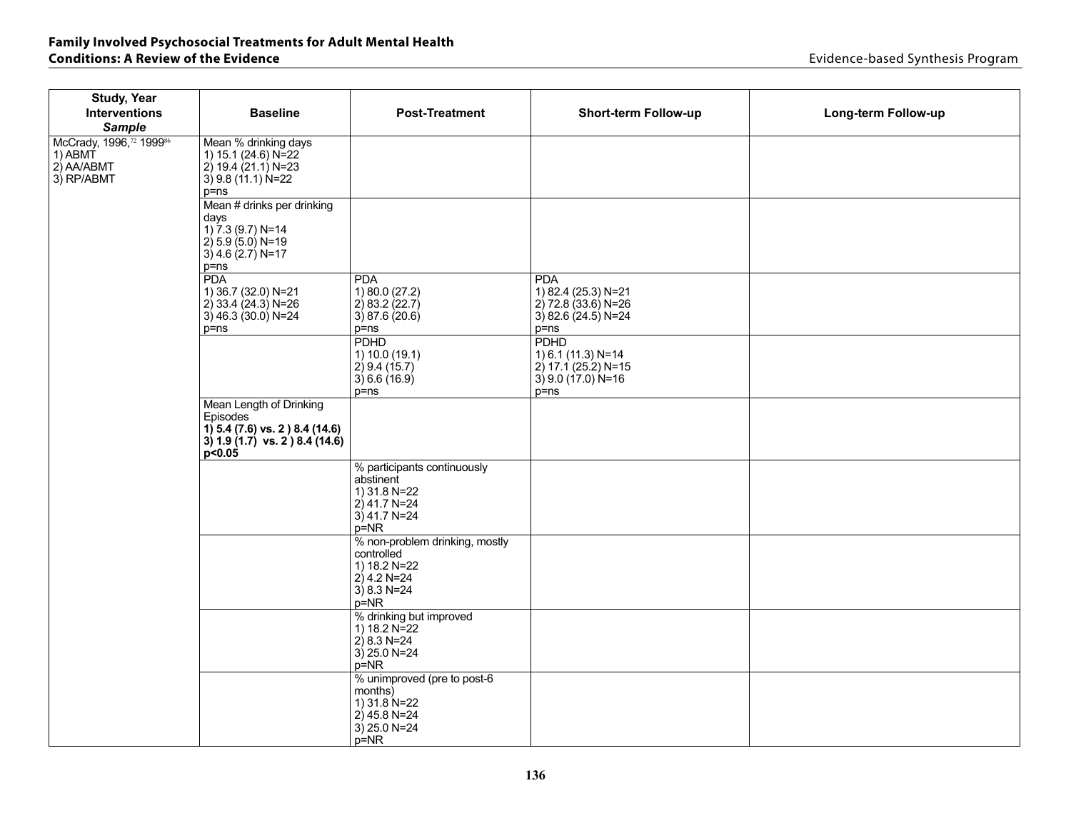| Study, Year<br>Interventions<br>*Sample* | Baseline | Post-Treatment | Short-term Follow-up | Long-term Follow-up |
|---|---|---|---|---|
| McCrady, 1996,[72] 1999[86]<br>1) ABMT<br>2) AA/ABMT<br>3) RP/ABMT | Mean % drinking days<br>1) 15.1 (24.6) N=22<br>2) 19.4 (21.1) N=23<br>3) 9.8 (11.1) N=22<br>p=ns | | | |
| | Mean # drinks per drinking days<br>1) 7.3 (9.7) N=14<br>2) 5.9 (5.0) N=19<br>3) 4.6 (2.7) N=17<br>p=ns | | | |
| | PDA<br>1) 36.7 (32.0) N=21<br>2) 33.4 (24.3) N=26<br>3) 46.3 (30.0) N=24<br>p=ns | PDA<br>1) 80.0 (27.2)<br>2) 83.2 (22.7)<br>3) 87.6 (20.6)<br>p=ns | PDA<br>1) 82.4 (25.3) N=21<br>2) 72.8 (33.6) N=26<br>3) 82.6 (24.5) N=24<br>p=ns | |
| | | PDHD<br>1) 10.0 (19.1)<br>2) 9.4 (15.7)<br>3) 6.6 (16.9)<br>p=ns | PDHD<br>1) 6.1 (11.3) N=14<br>2) 17.1 (25.2) N=15<br>3) 9.0 (17.0) N=16<br>p=ns | |
| | Mean Length of Drinking Episodes<br>**1) 5.4 (7.6) vs. 2 ) 8.4 (14.6)**<br>**3) 1.9 (1.7) vs. 2 ) 8.4 (14.6)**<br>**p<0.05** | | | |
| | | % participants continuously abstinent<br>1) 31.8 N=22<br>2) 41.7 N=24<br>3) 41.7 N=24<br>p=NR | | |
| | | % non-problem drinking, mostly controlled<br>1) 18.2 N=22<br>2) 4.2 N=24<br>3) 8.3 N=24<br>p=NR | | |
| | | % drinking but improved<br>1) 18.2 N=22<br>2) 8.3 N=24<br>3) 25.0 N=24<br>p=NR | | |
| | | % unimproved (pre to post-6 months)<br>1) 31.8 N=22<br>2) 45.8 N=24<br>3) 25.0 N=24<br>p=NR | | |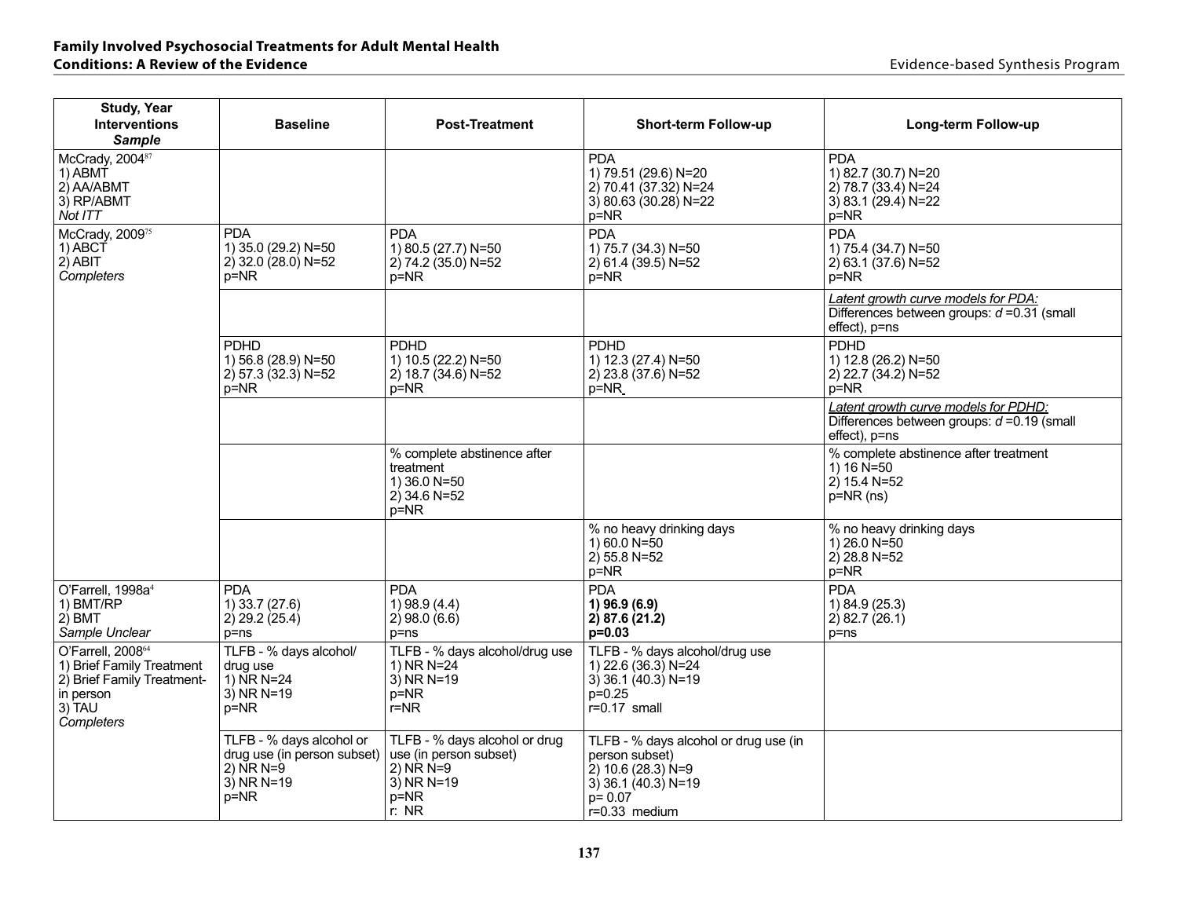| Study, Year<br>Interventions<br>*Sample* | Baseline | Post-Treatment | Short-term Follow-up | Long-term Follow-up |
|---|---|---|---|---|
| McCrady, 2004[87]<br>1) ABMT<br>2) AA/ABMT<br>3) RP/ABMT<br>*Not ITT* | | | PDA<br>1) 79.51 (29.6) N=20<br>2) 70.41 (37.32) N=24<br>3) 80.63 (30.28) N=22<br>p=NR | PDA<br>1) 82.7 (30.7) N=20<br>2) 78.7 (33.4) N=24<br>3) 83.1 (29.4) N=22<br>p=NR |
| McCrady, 2009[75]<br>1) ABCT<br>2) ABIT<br>*Completers* | PDA<br>1) 35.0 (29.2) N=50<br>2) 32.0 (28.0) N=52<br>p=NR | PDA<br>1) 80.5 (27.7) N=50<br>2) 74.2 (35.0) N=52<br>p=NR | PDA<br>1) 75.7 (34.3) N=50<br>2) 61.4 (39.5) N=52<br>p=NR | PDA<br>1) 75.4 (34.7) N=50<br>2) 63.1 (37.6) N=52<br>p=NR |
| | | | | *Latent growth curve models for PDA:*<br>Differences between groups: *d* =0.31 (small effect), p=ns |
| | PDHD<br>1) 56.8 (28.9) N=50<br>2) 57.3 (32.3) N=52<br>p=NR | PDHD<br>1) 10.5 (22.2) N=50<br>2) 18.7 (34.6) N=52<br>p=NR | PDHD<br>1) 12.3 (27.4) N=50<br>2) 23.8 (37.6) N=52<br>p=NR | PDHD<br>1) 12.8 (26.2) N=50<br>2) 22.7 (34.2) N=52<br>p=NR |
| | | | | *Latent growth curve models for PDHD:*<br>Differences between groups: *d* =0.19 (small effect), p=ns |
| | | % complete abstinence after treatment<br>1) 36.0 N=50<br>2) 34.6 N=52<br>p=NR | | % complete abstinence after treatment<br>1) 16 N=50<br>2) 15.4 N=52<br>p=NR (ns) |
| | | | % no heavy drinking days<br>1) 60.0 N=50<br>2) 55.8 N=52<br>p=NR | % no heavy drinking days<br>1) 26.0 N=50<br>2) 28.8 N=52<br>p=NR |
| O'Farrell, 1998a[4]<br>1) BMT/RP<br>2) BMT<br>*Sample Unclear* | PDA<br>1) 33.7 (27.6)<br>2) 29.2 (25.4)<br>p=ns | PDA<br>1) 98.9 (4.4)<br>2) 98.0 (6.6)<br>p=ns | PDA<br>**1) 96.9 (6.9)**<br>**2) 87.6 (21.2)**<br>**p=0.03** | PDA<br>1) 84.9 (25.3)<br>2) 82.7 (26.1)<br>p=ns |
| O'Farrell, 2008[64]<br>1) Brief Family Treatment<br>2) Brief Family Treatment-in person<br>3) TAU<br>*Completers* | TLFB - % days alcohol/ drug use<br>1) NR N=24<br>3) NR N=19<br>p=NR | TLFB - % days alcohol/drug use<br>1) NR N=24<br>3) NR N=19<br>p=NR<br>r=NR | TLFB - % days alcohol/drug use<br>1) 22.6 (36.3) N=24<br>3) 36.1 (40.3) N=19<br>p=0.25<br>r=0.17 small | |
| | TLFB - % days alcohol or drug use (in person subset)<br>2) NR N=9<br>3) NR N=19<br>p=NR | TLFB - % days alcohol or drug use (in person subset)<br>2) NR N=9<br>3) NR N=19<br>p=NR<br>r: NR | TLFB - % days alcohol or drug use (in person subset)<br>2) 10.6 (28.3) N=9<br>3) 36.1 (40.3) N=19<br>p= 0.07<br>r=0.33 medium | |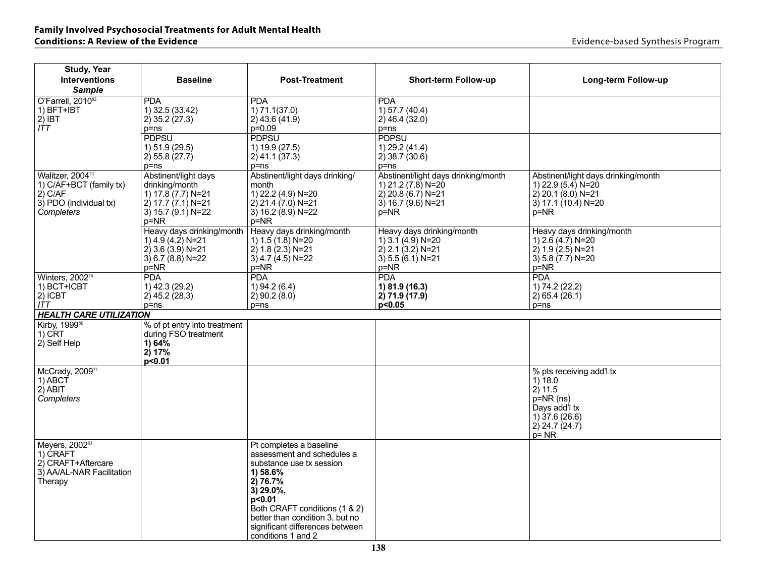| Study, Year<br>Interventions<br>*Sample* | Baseline | Post-Treatment | Short-term Follow-up | Long-term Follow-up |
|---|---|---|---|---|
| O'Farrell, 2010[82]<br>1) BFT+IBT<br>2) IBT<br>*ITT* | PDA<br>1) 32.5 (33.42)<br>2) 35.2 (27.3)<br>p=ns | PDA<br>1) 71.1(37.0)<br>2) 43.6 (41.9)<br>p=0.09 | PDA<br>1) 57.7 (40.4)<br>2) 46.4 (32.0)<br>p=ns | |
| | PDPSU<br>1) 51.9 (29.5)<br>2) 55.8 (27.7)<br>p=ns | PDPSU<br>1) 19.9 (27.5)<br>2) 41.1 (37.3)<br>p=ns | PDPSU<br>1) 29.2 (41.4)<br>2) 38.7 (30.6)<br>p=ns | |
| Walitzer, 2004[73]<br>1) C/AF+BCT (family tx)<br>2) C/AF<br>3) PDO (individual tx)<br>*Completers* | Abstinent/light days drinking/month<br>1) 17.8 (7.7) N=21<br>2) 17.7 (7.1) N=21<br>3) 15.7 (9.1) N=22<br>p=NR | Abstinent/light days drinking/ month<br>1) 22.2 (4.9) N=20<br>2) 21.4 (7.0) N=21<br>3) 16.2 (8.9) N=22<br>p=NR | Abstinent/light days drinking/month<br>1) 21.2 (7.8) N=20<br>2) 20.8 (6.7) N=21<br>3) 16.7 (9.6) N=21<br>p=NR | Abstinent/light days drinking/month<br>1) 22.9 (5.4) N=20<br>2) 20.1 (8.0) N=21<br>3) 17.1 (10.4) N=20<br>p=NR |
| | Heavy days drinking/month<br>1) 4.9 (4.2) N=21<br>2) 3.6 (3.9) N=21<br>3) 6.7 (8.8) N=22<br>p=NR | Heavy days drinking/month<br>1) 1.5 (1.8) N=20<br>2) 1.8 (2.3) N=21<br>3) 4.7 (4.5) N=22<br>p=NR | Heavy days drinking/month<br>1) 3.1 (4.9) N=20<br>2) 2.1 (3.2) N=21<br>3) 5.5 (6.1) N=21<br>p=NR | Heavy days drinking/month<br>1) 2.6 (4.7) N=20<br>2) 1.9 (2.5) N=21<br>3) 5.8 (7.7) N=20<br>p=NR |
| Winters, 2002[76]<br>1) BCT+ICBT<br>2) ICBT<br>*ITT* | PDA<br>1) 42.3 (29.2)<br>2) 45.2 (28.3)<br>p=ns | PDA<br>1) 94.2 (6.4)<br>2) 90.2 (8.0)<br>p=ns | PDA<br>**1) 81.9 (16.3)**<br>**2) 71.9 (17.9)**<br>**p<0.05** | PDA<br>1) 74.2 (22.2)<br>2) 65.4 (26.1)<br>p=ns |
| ***HEALTH CARE UTILIZATION*** | | | | |
| Kirby, 1999[80]<br>1) CRT<br>2) Self Help | % of pt entry into treatment during FSO treatment<br>**1) 64%**<br>**2) 17%**<br>**p<0.01** | | | |
| McCrady, 2009[75]<br>1) ABCT<br>2) ABIT<br>*Completers* | | | | % pts receiving add'l tx<br>1) 18.0<br>2) 11.5<br>p=NR (ns)<br>Days add'l tx<br>1) 37.6 (26.6)<br>2) 24.7 (24.7)<br>p= NR |
| Meyers, 2002[83]<br>1) CRAFT<br>2) CRAFT+Aftercare<br>3) AA/AL-NAR Facilitation Therapy | | Pt completes a baseline assessment and schedules a substance use tx session<br>**1) 58.6%**<br>**2) 76.7%**<br>**3) 29.0%,**<br>**p<0.01**<br>Both CRAFT conditions (1 & 2) better than condition 3, but no significant differences between conditions 1 and 2 | | |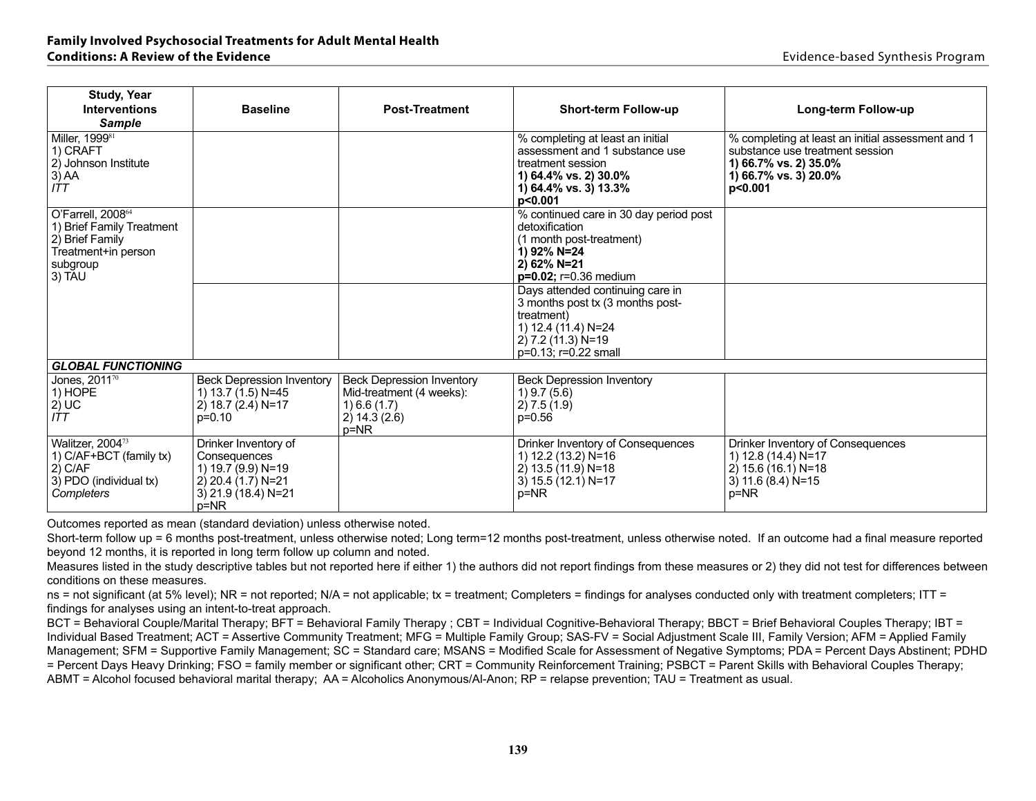| Study, Year<br>Interventions<br>*Sample* | Baseline | Post-Treatment | Short-term Follow-up | Long-term Follow-up |
|---|---|---|---|---|
| Miller, 1999[81]<br>1) CRAFT<br>2) Johnson Institute<br>3) AA<br>*ITT* | | | % completing at least an initial assessment and 1 substance use treatment session<br>**1) 64.4% vs. 2) 30.0%**<br>**1) 64.4% vs. 3) 13.3%**<br>**p<0.001** | % completing at least an initial assessment and 1 substance use treatment session<br>**1) 66.7% vs. 2) 35.0%**<br>**1) 66.7% vs. 3) 20.0%**<br>**p<0.001** |
| O'Farrell, 2008[64]<br>1) Brief Family Treatment<br>2) Brief Family Treatment+in person subgroup<br>3) TAU | | | % continued care in 30 day period post detoxification<br>(1 month post-treatment)<br>**1) 92% N=24**<br>**2) 62% N=21**<br>**p=0.02;** r=0.36 medium | |
| | | | Days attended continuing care in 3 months post tx (3 months post-treatment)<br>1) 12.4 (11.4) N=24<br>2) 7.2 (11.3) N=19<br>p=0.13; r=0.22 small | |
| ***GLOBAL FUNCTIONING*** | | | | |
| Jones, 2011[70]<br>1) HOPE<br>2) UC<br>*ITT* | Beck Depression Inventory<br>1) 13.7 (1.5) N=45<br>2) 18.7 (2.4) N=17<br>p=0.10 | Beck Depression Inventory Mid-treatment (4 weeks):<br>1) 6.6 (1.7)<br>2) 14.3 (2.6)<br>p=NR | Beck Depression Inventory<br>1) 9.7 (5.6)<br>2) 7.5 (1.9)<br>p=0.56 | |
| Walitzer, 2004[73]<br>1) C/AF+BCT (family tx)<br>2) C/AF<br>3) PDO (individual tx)<br>*Completers* | Drinker Inventory of Consequences<br>1) 19.7 (9.9) N=19<br>2) 20.4 (1.7) N=21<br>3) 21.9 (18.4) N=21<br>p=NR | | Drinker Inventory of Consequences<br>1) 12.2 (13.2) N=16<br>2) 13.5 (11.9) N=18<br>3) 15.5 (12.1) N=17<br>p=NR | Drinker Inventory of Consequences<br>1) 12.8 (14.4) N=17<br>2) 15.6 (16.1) N=18<br>3) 11.6 (8.4) N=15<br>p=NR |

Outcomes reported as mean (standard deviation) unless otherwise noted.

Short-term follow up = 6 months post-treatment, unless otherwise noted; Long term=12 months post-treatment, unless otherwise noted. If an outcome had a final measure reported beyond 12 months, it is reported in long term follow up column and noted.

Measures listed in the study descriptive tables but not reported here if either 1) the authors did not report findings from these measures or 2) they did not test for differences between conditions on these measures.

ns = not significant (at 5% level); NR = not reported; N/A = not applicable; tx = treatment; Completers = findings for analyses conducted only with treatment completers; ITT = findings for analyses using an intent-to-treat approach.

BCT = Behavioral Couple/Marital Therapy; BFT = Behavioral Family Therapy ; CBT = Individual Cognitive-Behavioral Therapy; BBCT = Brief Behavioral Couples Therapy; IBT = Individual Based Treatment; ACT = Assertive Community Treatment; MFG = Multiple Family Group; SAS-FV = Social Adjustment Scale III, Family Version; AFM = Applied Family Management; SFM = Supportive Family Management; SC = Standard care; MSANS = Modified Scale for Assessment of Negative Symptoms; PDA = Percent Days Abstinent; PDHD = Percent Days Heavy Drinking; FSO = family member or significant other; CRT = Community Reinforcement Training; PSBCT = Parent Skills with Behavioral Couples Therapy; ABMT = Alcohol focused behavioral marital therapy; AA = Alcoholics Anonymous/Al-Anon; RP = relapse prevention; TAU = Treatment as usual.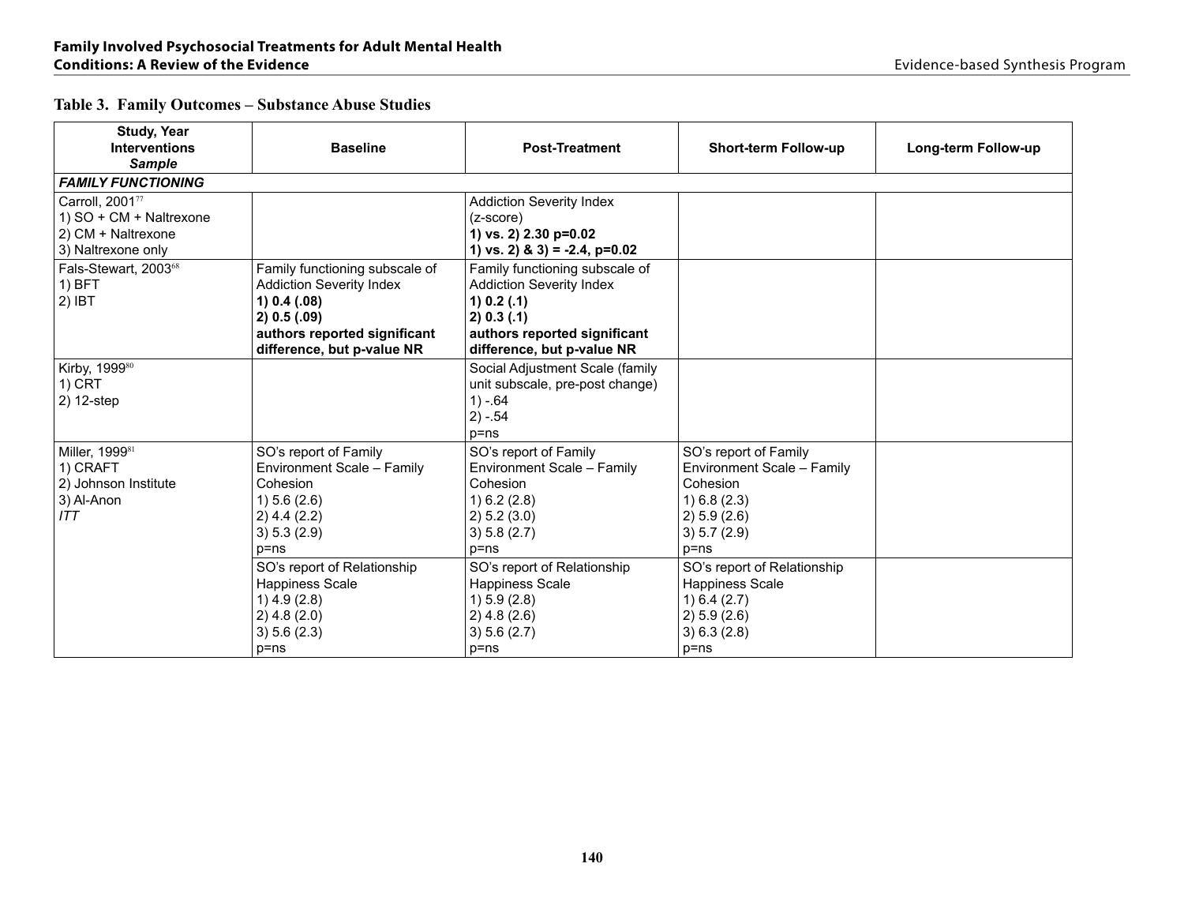## Table 3. Family Outcomes – Substance Abuse Studies

| Study, Year<br>Interventions<br>*Sample* | Baseline | Post-Treatment | Short-term Follow-up | Long-term Follow-up |
|---|---|---|---|---|
| ***FAMILY FUNCTIONING*** | | | | |
| Carroll, 2001[77]<br>1) SO + CM + Naltrexone<br>2) CM + Naltrexone<br>3) Naltrexone only | | Addiction Severity Index<br>(z-score)<br>**1) vs. 2) 2.30 p=0.02**<br>**1) vs. 2) & 3) = -2.4, p=0.02** | | |
| Fals-Stewart, 2003[68]<br>1) BFT<br>2) IBT | Family functioning subscale of Addiction Severity Index<br>**1) 0.4 (.08)**<br>**2) 0.5 (.09)**<br>**authors reported significant difference, but p-value NR** | Family functioning subscale of Addiction Severity Index<br>**1) 0.2 (.1)**<br>**2) 0.3 (.1)**<br>**authors reported significant difference, but p-value NR** | | |
| Kirby, 1999[80]<br>1) CRT<br>2) 12-step | | Social Adjustment Scale (family unit subscale, pre-post change)<br>1) -.64<br>2) -.54<br>p=ns | | |
| Miller, 1999[81]<br>1) CRAFT<br>2) Johnson Institute<br>3) Al-Anon<br>*ITT* | SO's report of Family Environment Scale – Family Cohesion<br>1) 5.6 (2.6)<br>2) 4.4 (2.2)<br>3) 5.3 (2.9)<br>p=ns | SO's report of Family Environment Scale – Family Cohesion<br>1) 6.2 (2.8)<br>2) 5.2 (3.0)<br>3) 5.8 (2.7)<br>p=ns | SO's report of Family Environment Scale – Family Cohesion<br>1) 6.8 (2.3)<br>2) 5.9 (2.6)<br>3) 5.7 (2.9)<br>p=ns | |
| | SO's report of Relationship Happiness Scale<br>1) 4.9 (2.8)<br>2) 4.8 (2.0)<br>3) 5.6 (2.3)<br>p=ns | SO's report of Relationship Happiness Scale<br>1) 5.9 (2.8)<br>2) 4.8 (2.6)<br>3) 5.6 (2.7)<br>p=ns | SO's report of Relationship Happiness Scale<br>1) 6.4 (2.7)<br>2) 5.9 (2.6)<br>3) 6.3 (2.8)<br>p=ns | |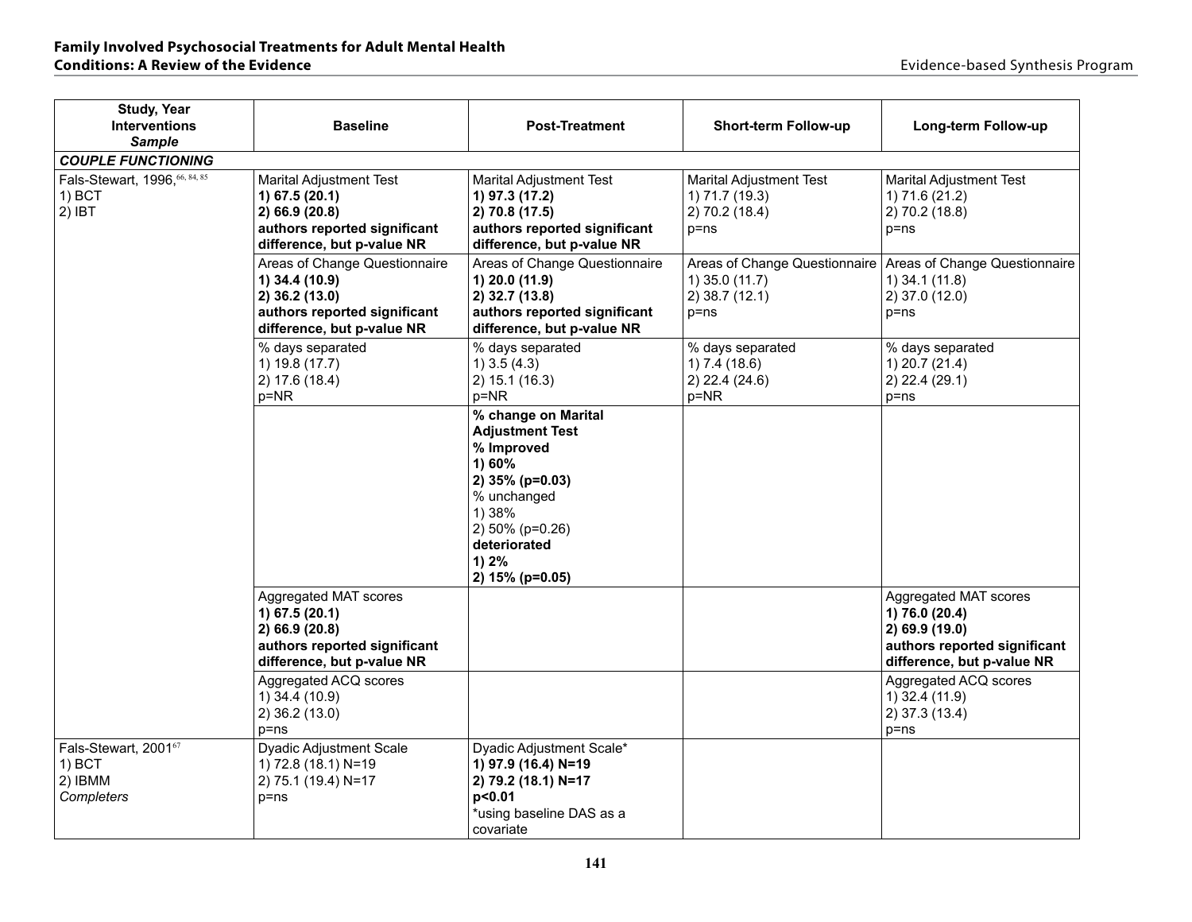| Study, Year<br>Interventions<br>*Sample* | Baseline | Post-Treatment | Short-term Follow-up | Long-term Follow-up |
|---|---|---|---|---|
| ***COUPLE FUNCTIONING*** | | | | |
| Fals-Stewart, 1996,[66, 84, 85]<br>1) BCT<br>2) IBT | Marital Adjustment Test<br>**1) 67.5 (20.1)**<br>**2) 66.9 (20.8)**<br>**authors reported significant difference, but p-value NR** | Marital Adjustment Test<br>**1) 97.3 (17.2)**<br>**2) 70.8 (17.5)**<br>**authors reported significant difference, but p-value NR** | Marital Adjustment Test<br>1) 71.7 (19.3)<br>2) 70.2 (18.4)<br>p=ns | Marital Adjustment Test<br>1) 71.6 (21.2)<br>2) 70.2 (18.8)<br>p=ns |
| | Areas of Change Questionnaire<br>**1) 34.4 (10.9)**<br>**2) 36.2 (13.0)**<br>**authors reported significant difference, but p-value NR** | Areas of Change Questionnaire<br>**1) 20.0 (11.9)**<br>**2) 32.7 (13.8)**<br>**authors reported significant difference, but p-value NR** | Areas of Change Questionnaire<br>1) 35.0 (11.7)<br>2) 38.7 (12.1)<br>p=ns | Areas of Change Questionnaire<br>1) 34.1 (11.8)<br>2) 37.0 (12.0)<br>p=ns |
| | % days separated<br>1) 19.8 (17.7)<br>2) 17.6 (18.4)<br>p=NR | % days separated<br>1) 3.5 (4.3)<br>2) 15.1 (16.3)<br>p=NR | % days separated<br>1) 7.4 (18.6)<br>2) 22.4 (24.6)<br>p=NR | % days separated<br>1) 20.7 (21.4)<br>2) 22.4 (29.1)<br>p=ns |
| | | **% change on Marital Adjustment Test**<br>**% Improved**<br>**1) 60%**<br>**2) 35% (p=0.03)**<br>% unchanged<br>1) 38%<br>2) 50% (p=0.26)<br>**deteriorated**<br>**1) 2%**<br>**2) 15% (p=0.05)** | | |
| | Aggregated MAT scores<br>**1) 67.5 (20.1)**<br>**2) 66.9 (20.8)**<br>**authors reported significant difference, but p-value NR** | | | Aggregated MAT scores<br>**1) 76.0 (20.4)**<br>**2) 69.9 (19.0)**<br>**authors reported significant difference, but p-value NR** |
| | Aggregated ACQ scores<br>1) 34.4 (10.9)<br>2) 36.2 (13.0)<br>p=ns | | | Aggregated ACQ scores<br>1) 32.4 (11.9)<br>2) 37.3 (13.4)<br>p=ns |
| Fals-Stewart, 2001[67]<br>1) BCT<br>2) IBMM<br>*Completers* | Dyadic Adjustment Scale<br>1) 72.8 (18.1) N=19<br>2) 75.1 (19.4) N=17<br>p=ns | Dyadic Adjustment Scale*<br>**1) 97.9 (16.4) N=19**<br>**2) 79.2 (18.1) N=17**<br>**p<0.01**<br>*using baseline DAS as a covariate | | |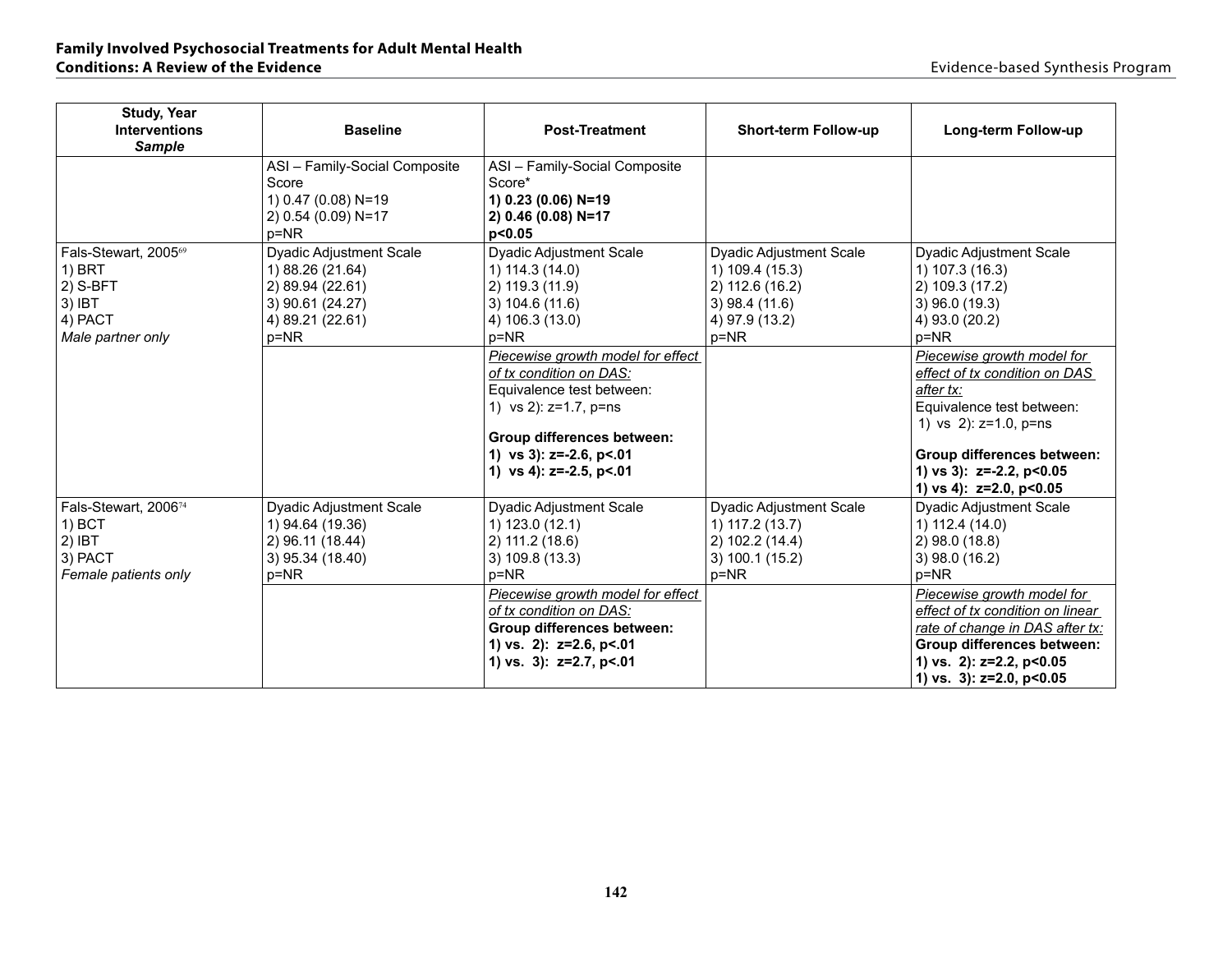| Study, Year<br>Interventions<br>*Sample* | Baseline | Post-Treatment | Short-term Follow-up | Long-term Follow-up |
|---|---|---|---|---|
| | ASI – Family-Social Composite Score<br>1) 0.47 (0.08) N=19<br>2) 0.54 (0.09) N=17<br>p=NR | ASI – Family-Social Composite Score*<br>**1) 0.23 (0.06) N=19**<br>**2) 0.46 (0.08) N=17**<br>**p<0.05** | | |
| Fals-Stewart, 2005[69]<br>1) BRT<br>2) S-BFT<br>3) IBT<br>4) PACT<br>*Male partner only* | Dyadic Adjustment Scale<br>1) 88.26 (21.64)<br>2) 89.94 (22.61)<br>3) 90.61 (24.27)<br>4) 89.21 (22.61)<br>p=NR | Dyadic Adjustment Scale<br>1) 114.3 (14.0)<br>2) 119.3 (11.9)<br>3) 104.6 (11.6)<br>4) 106.3 (13.0)<br>p=NR | Dyadic Adjustment Scale<br>1) 109.4 (15.3)<br>2) 112.6 (16.2)<br>3) 98.4 (11.6)<br>4) 97.9 (13.2)<br>p=NR | Dyadic Adjustment Scale<br>1) 107.3 (16.3)<br>2) 109.3 (17.2)<br>3) 96.0 (19.3)<br>4) 93.0 (20.2)<br>p=NR |
| | | *Piecewise growth model for effect of tx condition on DAS:*<br>Equivalence test between:<br>1) vs 2): z=1.7, p=ns<br><br>**Group differences between:**<br>**1) vs 3): z=-2.6, p<.01**<br>**1) vs 4): z=-2.5, p<.01** | | *Piecewise growth model for effect of tx condition on DAS after tx:*<br>Equivalence test between:<br>1) vs 2): z=1.0, p=ns<br><br>**Group differences between:**<br>**1) vs 3): z=-2.2, p<0.05**<br>**1) vs 4): z=2.0, p<0.05** |
| Fals-Stewart, 2006[74]<br>1) BCT<br>2) IBT<br>3) PACT<br>*Female patients only* | Dyadic Adjustment Scale<br>1) 94.64 (19.36)<br>2) 96.11 (18.44)<br>3) 95.34 (18.40)<br>p=NR | Dyadic Adjustment Scale<br>1) 123.0 (12.1)<br>2) 111.2 (18.6)<br>3) 109.8 (13.3)<br>p=NR | Dyadic Adjustment Scale<br>1) 117.2 (13.7)<br>2) 102.2 (14.4)<br>3) 100.1 (15.2)<br>p=NR | Dyadic Adjustment Scale<br>1) 112.4 (14.0)<br>2) 98.0 (18.8)<br>3) 98.0 (16.2)<br>p=NR |
| | | *Piecewise growth model for effect of tx condition on DAS:*<br>**Group differences between:**<br>**1) vs. 2): z=2.6, p<.01**<br>**1) vs. 3): z=2.7, p<.01** | | *Piecewise growth model for effect of tx condition on linear rate of change in DAS after tx:*<br>**Group differences between:**<br>**1) vs. 2): z=2.2, p<0.05**<br>**1) vs. 3): z=2.0, p<0.05** |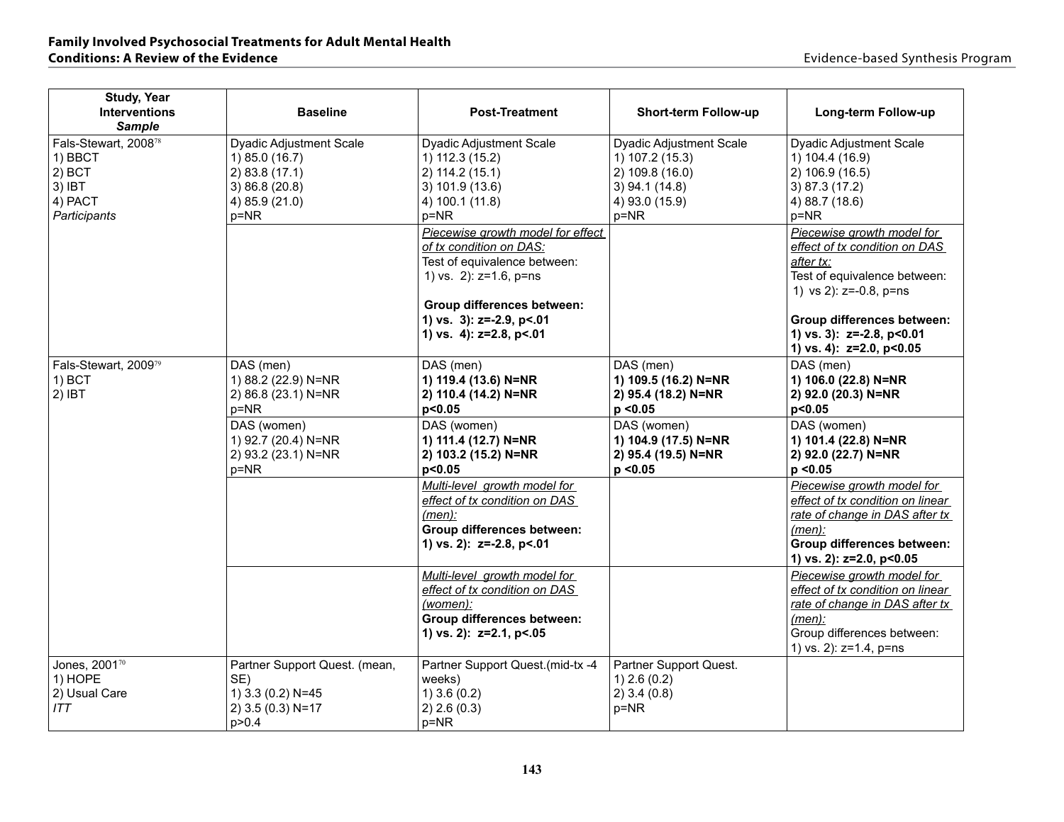| Study, Year<br>Interventions<br>*Sample* | Baseline | Post-Treatment | Short-term Follow-up | Long-term Follow-up |
|---|---|---|---|---|
| Fals-Stewart, 2008[78]<br>1) BBCT<br>2) BCT<br>3) IBT<br>4) PACT<br>*Participants* | Dyadic Adjustment Scale<br>1) 85.0 (16.7)<br>2) 83.8 (17.1)<br>3) 86.8 (20.8)<br>4) 85.9 (21.0)<br>p=NR | Dyadic Adjustment Scale<br>1) 112.3 (15.2)<br>2) 114.2 (15.1)<br>3) 101.9 (13.6)<br>4) 100.1 (11.8)<br>p=NR | Dyadic Adjustment Scale<br>1) 107.2 (15.3)<br>2) 109.8 (16.0)<br>3) 94.1 (14.8)<br>4) 93.0 (15.9)<br>p=NR | Dyadic Adjustment Scale<br>1) 104.4 (16.9)<br>2) 106.9 (16.5)<br>3) 87.3 (17.2)<br>4) 88.7 (18.6)<br>p=NR |
| | | *Piecewise growth model for effect of tx condition on DAS:*<br>Test of equivalence between:<br>1) vs. 2): z=1.6, p=ns<br><br>**Group differences between:**<br>**1) vs. 3): z=-2.9, p<.01**<br>**1) vs. 4): z=2.8, p<.01** | | *Piecewise growth model for effect of tx condition on DAS after tx:*<br>Test of equivalence between:<br>1) vs 2): z=-0.8, p=ns<br><br>**Group differences between:**<br>**1) vs. 3): z=-2.8, p<0.01**<br>**1) vs. 4): z=2.0, p<0.05** |
| Fals-Stewart, 2009[79]<br>1) BCT<br>2) IBT | DAS (men)<br>1) 88.2 (22.9) N=NR<br>2) 86.8 (23.1) N=NR<br>p=NR | DAS (men)<br>**1) 119.4 (13.6) N=NR**<br>**2) 110.4 (14.2) N=NR**<br>**p<0.05** | DAS (men)<br>**1) 109.5 (16.2) N=NR**<br>**2) 95.4 (18.2) N=NR**<br>**p <0.05** | DAS (men)<br>**1) 106.0 (22.8) N=NR**<br>**2) 92.0 (20.3) N=NR**<br>**p<0.05** |
| | DAS (women)<br>1) 92.7 (20.4) N=NR<br>2) 93.2 (23.1) N=NR<br>p=NR | DAS (women)<br>**1) 111.4 (12.7) N=NR**<br>**2) 103.2 (15.2) N=NR**<br>**p<0.05** | DAS (women)<br>**1) 104.9 (17.5) N=NR**<br>**2) 95.4 (19.5) N=NR**<br>**p <0.05** | DAS (women)<br>**1) 101.4 (22.8) N=NR**<br>**2) 92.0 (22.7) N=NR**<br>**p <0.05** |
| | | *Multi-level growth model for effect of tx condition on DAS (men):*<br>**Group differences between:**<br>**1) vs. 2): z=-2.8, p<.01** | | *Piecewise growth model for effect of tx condition on linear rate of change in DAS after tx (men):*<br>**Group differences between:**<br>**1) vs. 2): z=2.0, p<0.05** |
| | | *Multi-level growth model for effect of tx condition on DAS (women):*<br>**Group differences between:**<br>**1) vs. 2): z=2.1, p<.05** | | *Piecewise growth model for effect of tx condition on linear rate of change in DAS after tx (men):*<br>Group differences between:<br>1) vs. 2): z=1.4, p=ns |
| Jones, 2001[70]<br>1) HOPE<br>2) Usual Care<br>*ITT* | Partner Support Quest. (mean, SE)<br>1) 3.3 (0.2) N=45<br>2) 3.5 (0.3) N=17<br>p>0.4 | Partner Support Quest.(mid-tx -4 weeks)<br>1) 3.6 (0.2)<br>2) 2.6 (0.3)<br>p=NR | Partner Support Quest.<br>1) 2.6 (0.2)<br>2) 3.4 (0.8)<br>p=NR | |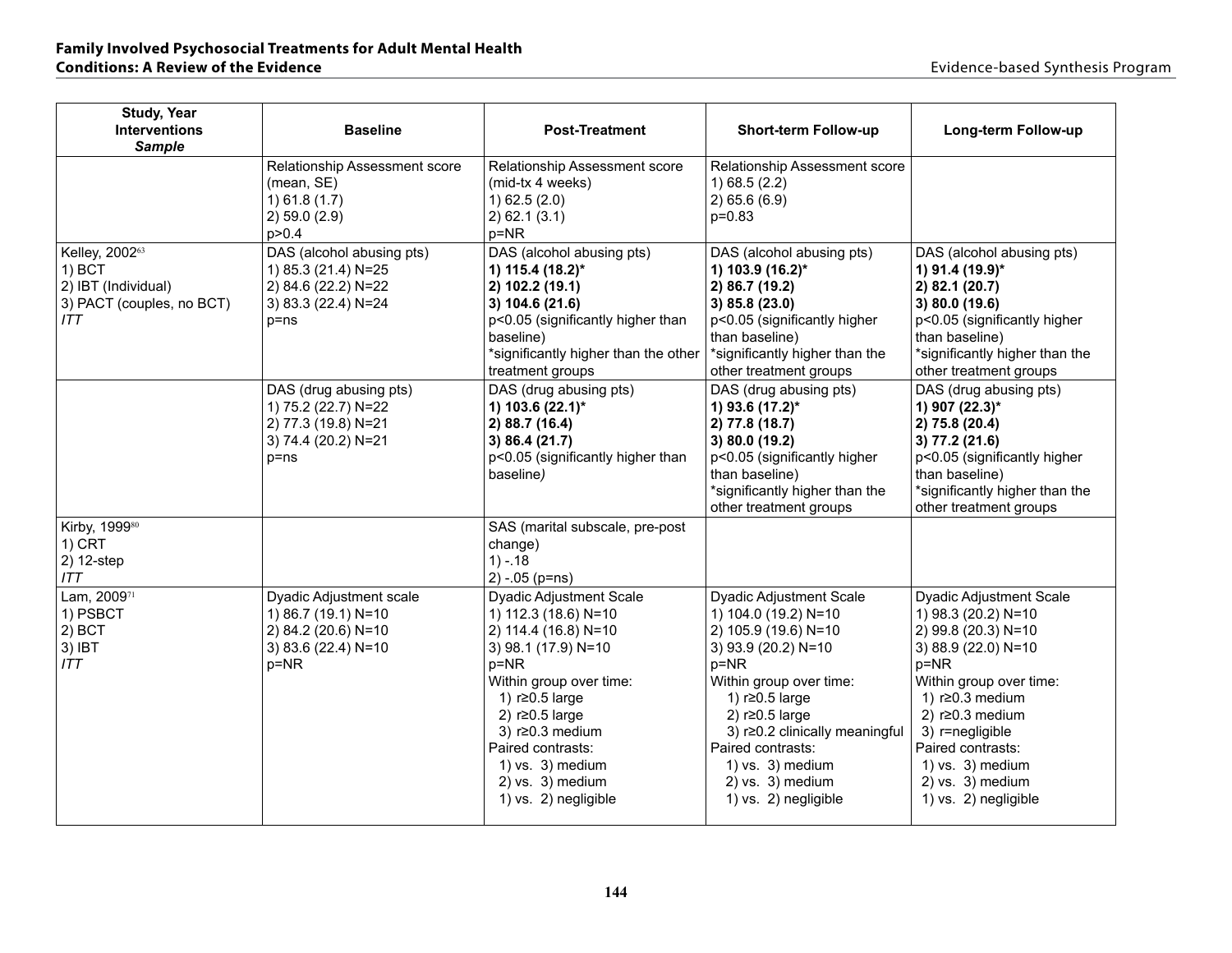| **Study, Year**<br>**Interventions**<br>***Sample*** | **Baseline** | **Post-Treatment** | **Short-term Follow-up** | **Long-term Follow-up** |
|---|---|---|---|---|
| | Relationship Assessment score (mean, SE)<br>1) 61.8 (1.7)<br>2) 59.0 (2.9)<br>p>0.4 | Relationship Assessment score (mid-tx 4 weeks)<br>1) 62.5 (2.0)<br>2) 62.1 (3.1)<br>p=NR | Relationship Assessment score<br>1) 68.5 (2.2)<br>2) 65.6 (6.9)<br>p=0.83 | |
| Kelley, 2002[63]<br>1) BCT<br>2) IBT (Individual)<br>3) PACT (couples, no BCT)<br>*ITT* | DAS (alcohol abusing pts)<br>1) 85.3 (21.4) N=25<br>2) 84.6 (22.2) N=22<br>3) 83.3 (22.4) N=24<br>p=ns | DAS (alcohol abusing pts)<br>**1) 115.4 (18.2)***<br>**2) 102.2 (19.1)**<br>**3) 104.6 (21.6)**<br>p<0.05 (significantly higher than baseline)<br>*significantly higher than the other treatment groups | DAS (alcohol abusing pts)<br>**1) 103.9 (16.2)***<br>**2) 86.7 (19.2)**<br>**3) 85.8 (23.0)**<br>p<0.05 (significantly higher than baseline)<br>*significantly higher than the other treatment groups | DAS (alcohol abusing pts)<br>**1) 91.4 (19.9)***<br>**2) 82.1 (20.7)**<br>**3) 80.0 (19.6)**<br>p<0.05 (significantly higher than baseline)<br>*significantly higher than the other treatment groups |
| | DAS (drug abusing pts)<br>1) 75.2 (22.7) N=22<br>2) 77.3 (19.8) N=21<br>3) 74.4 (20.2) N=21<br>p=ns | DAS (drug abusing pts)<br>**1) 103.6 (22.1)***<br>**2) 88.7 (16.4)**<br>**3) 86.4 (21.7)**<br>p<0.05 (significantly higher than baseline*)* | DAS (drug abusing pts)<br>**1) 93.6 (17.2)***<br>**2) 77.8 (18.7)**<br>**3) 80.0 (19.2)**<br>p<0.05 (significantly higher than baseline)<br>*significantly higher than the other treatment groups | DAS (drug abusing pts)<br>**1) 907 (22.3)***<br>**2) 75.8 (20.4)**<br>**3) 77.2 (21.6)**<br>p<0.05 (significantly higher than baseline)<br>*significantly higher than the other treatment groups |
| Kirby, 1999[80]<br>1) CRT<br>2) 12-step<br>*ITT* | | SAS (marital subscale, pre-post change)<br>1) -.18<br>2) -.05 (p=ns) | | |
| Lam, 2009[71]<br>1) PSBCT<br>2) BCT<br>3) IBT<br>*ITT* | Dyadic Adjustment scale<br>1) 86.7 (19.1) N=10<br>2) 84.2 (20.6) N=10<br>3) 83.6 (22.4) N=10<br>p=NR | Dyadic Adjustment Scale<br>1) 112.3 (18.6) N=10<br>2) 114.4 (16.8) N=10<br>3) 98.1 (17.9) N=10<br>p=NR<br>Within group over time:<br>1) r≥0.5 large<br>2) r≥0.5 large<br>3) r≥0.3 medium<br>Paired contrasts:<br>1) vs. 3) medium<br>2) vs. 3) medium<br>1) vs. 2) negligible | Dyadic Adjustment Scale<br>1) 104.0 (19.2) N=10<br>2) 105.9 (19.6) N=10<br>3) 93.9 (20.2) N=10<br>p=NR<br>Within group over time:<br>1) r≥0.5 large<br>2) r≥0.5 large<br>3) r≥0.2 clinically meaningful<br>Paired contrasts:<br>1) vs. 3) medium<br>2) vs. 3) medium<br>1) vs. 2) negligible | Dyadic Adjustment Scale<br>1) 98.3 (20.2) N=10<br>2) 99.8 (20.3) N=10<br>3) 88.9 (22.0) N=10<br>p=NR<br>Within group over time:<br>1) r≥0.3 medium<br>2) r≥0.3 medium<br>3) r=negligible<br>Paired contrasts:<br>1) vs. 3) medium<br>2) vs. 3) medium<br>1) vs. 2) negligible |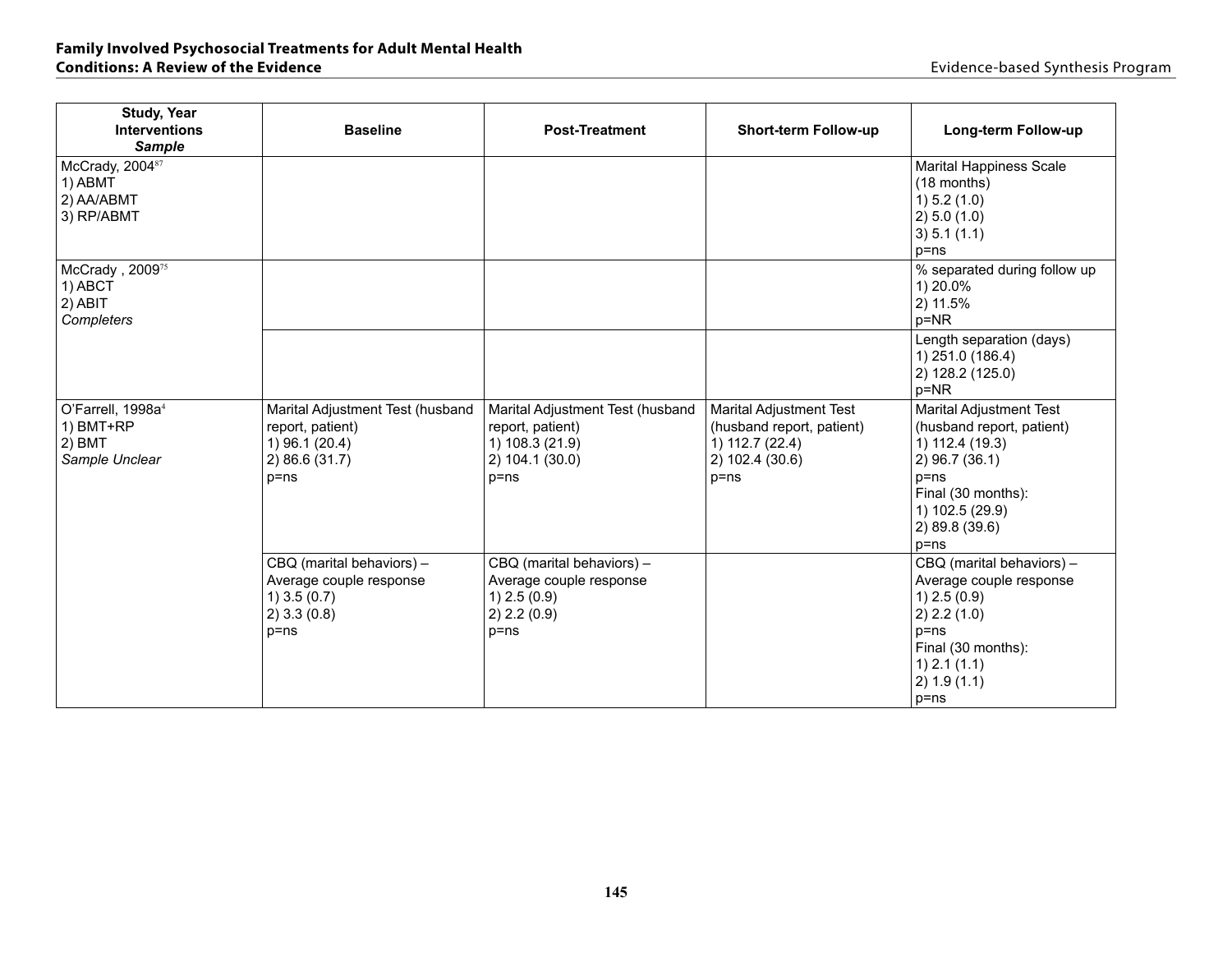| Study, Year Interventions *Sample* | Baseline | Post-Treatment | Short-term Follow-up | Long-term Follow-up |
|---|---|---|---|---|
| McCrady, 2004[87]<br>1) ABMT<br>2) AA/ABMT<br>3) RP/ABMT | | | | Marital Happiness Scale (18 months)<br>1) 5.2 (1.0)<br>2) 5.0 (1.0)<br>3) 5.1 (1.1)<br>p=ns |
| McCrady , 2009[75]<br>1) ABCT<br>2) ABIT<br>*Completers* | | | | % separated during follow up<br>1) 20.0%<br>2) 11.5%<br>p=NR |
| | | | | Length separation (days)<br>1) 251.0 (186.4)<br>2) 128.2 (125.0)<br>p=NR |
| O'Farrell, 1998a[4]<br>1) BMT+RP<br>2) BMT<br>*Sample Unclear* | Marital Adjustment Test (husband report, patient)<br>1) 96.1 (20.4)<br>2) 86.6 (31.7)<br>p=ns | Marital Adjustment Test (husband report, patient)<br>1) 108.3 (21.9)<br>2) 104.1 (30.0)<br>p=ns | Marital Adjustment Test (husband report, patient)<br>1) 112.7 (22.4)<br>2) 102.4 (30.6)<br>p=ns | Marital Adjustment Test (husband report, patient)<br>1) 112.4 (19.3)<br>2) 96.7 (36.1)<br>p=ns<br>Final (30 months):<br>1) 102.5 (29.9)<br>2) 89.8 (39.6)<br>p=ns |
| | CBQ (marital behaviors) – Average couple response<br>1) 3.5 (0.7)<br>2) 3.3 (0.8)<br>p=ns | CBQ (marital behaviors) – Average couple response<br>1) 2.5 (0.9)<br>2) 2.2 (0.9)<br>p=ns | | CBQ (marital behaviors) – Average couple response<br>1) 2.5 (0.9)<br>2) 2.2 (1.0)<br>p=ns<br>Final (30 months):<br>1) 2.1 (1.1)<br>2) 1.9 (1.1)<br>p=ns |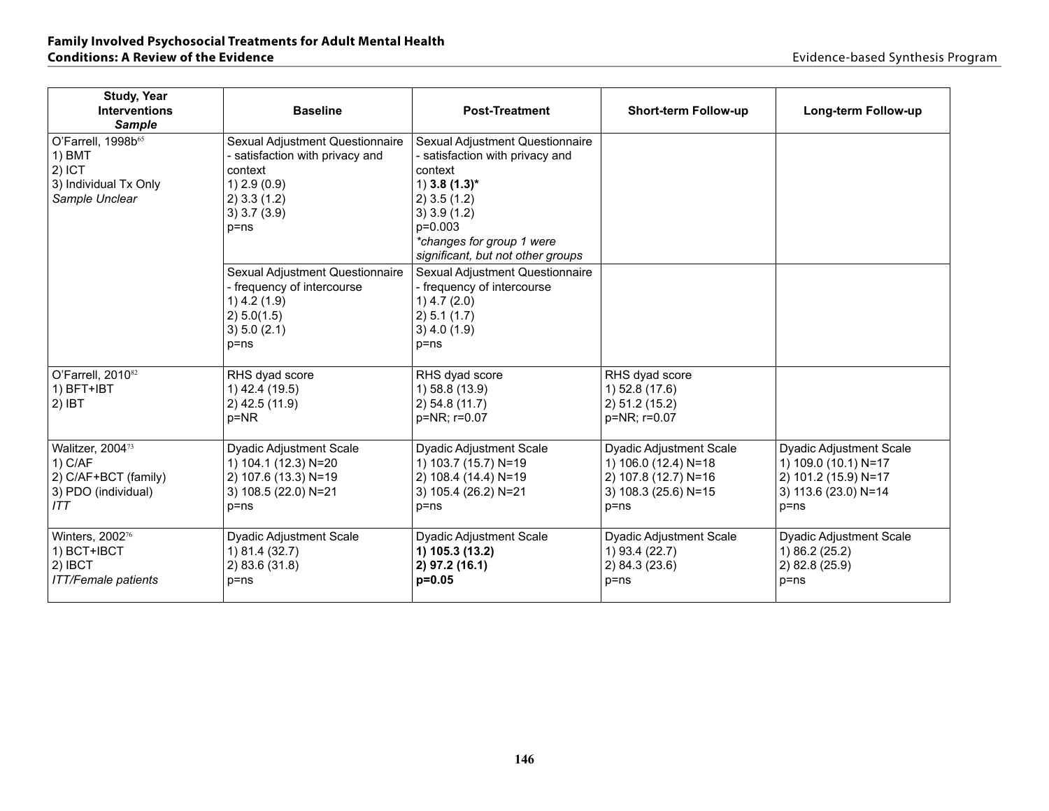| Study, Year Interventions *Sample* | Baseline | Post-Treatment | Short-term Follow-up | Long-term Follow-up |
|---|---|---|---|---|
| O'Farrell, 1998b[65] 1) BMT 2) ICT 3) Individual Tx Only *Sample Unclear* | Sexual Adjustment Questionnaire - satisfaction with privacy and context 1) 2.9 (0.9) 2) 3.3 (1.2) 3) 3.7 (3.9) p=ns | Sexual Adjustment Questionnaire - satisfaction with privacy and context 1) **3.8 (1.3)*** 2) 3.5 (1.2) 3) 3.9 (1.2) p=0.003 **changes for group 1 were significant, but not other groups* | | |
| | Sexual Adjustment Questionnaire - frequency of intercourse 1) 4.2 (1.9) 2) 5.0(1.5) 3) 5.0 (2.1) p=ns | Sexual Adjustment Questionnaire - frequency of intercourse 1) 4.7 (2.0) 2) 5.1 (1.7) 3) 4.0 (1.9) p=ns | | |
| O'Farrell, 2010[82] 1) BFT+IBT 2) IBT | RHS dyad score 1) 42.4 (19.5) 2) 42.5 (11.9) p=NR | RHS dyad score 1) 58.8 (13.9) 2) 54.8 (11.7) p=NR; r=0.07 | RHS dyad score 1) 52.8 (17.6) 2) 51.2 (15.2) p=NR; r=0.07 | |
| Walitzer, 2004[73] 1) C/AF 2) C/AF+BCT (family) 3) PDO (individual) *ITT* | Dyadic Adjustment Scale 1) 104.1 (12.3) N=20 2) 107.6 (13.3) N=19 3) 108.5 (22.0) N=21 p=ns | Dyadic Adjustment Scale 1) 103.7 (15.7) N=19 2) 108.4 (14.4) N=19 3) 105.4 (26.2) N=21 p=ns | Dyadic Adjustment Scale 1) 106.0 (12.4) N=18 2) 107.8 (12.7) N=16 3) 108.3 (25.6) N=15 p=ns | Dyadic Adjustment Scale 1) 109.0 (10.1) N=17 2) 101.2 (15.9) N=17 3) 113.6 (23.0) N=14 p=ns |
| Winters, 2002[76] 1) BCT+IBCT 2) IBCT *ITT/Female patients* | Dyadic Adjustment Scale 1) 81.4 (32.7) 2) 83.6 (31.8) p=ns | Dyadic Adjustment Scale **1) 105.3 (13.2)** **2) 97.2 (16.1)** **p=0.05** | Dyadic Adjustment Scale 1) 93.4 (22.7) 2) 84.3 (23.6) p=ns | Dyadic Adjustment Scale 1) 86.2 (25.2) 2) 82.8 (25.9) p=ns |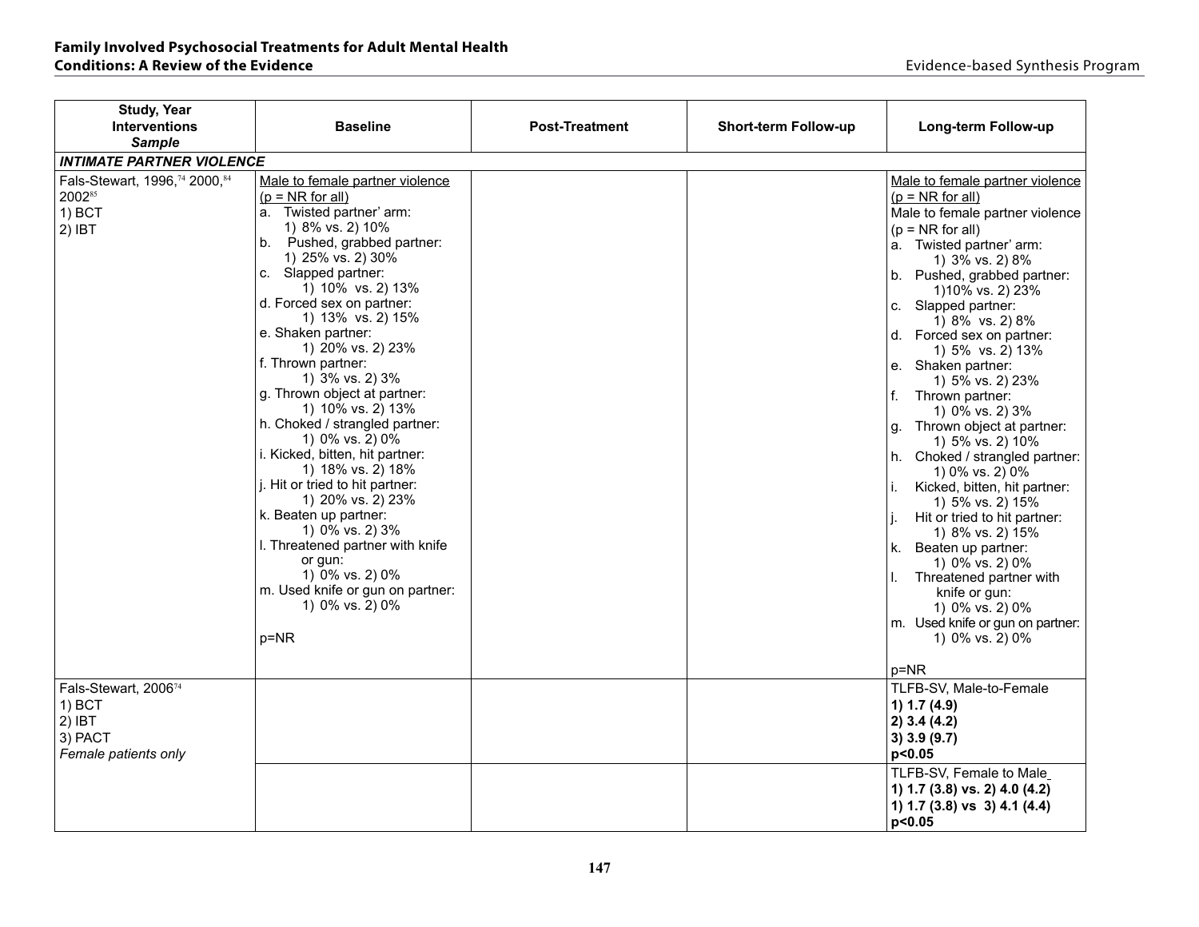| Study, Year<br>Interventions<br>*Sample* | Baseline | Post-Treatment | Short-term Follow-up | Long-term Follow-up |
|---|---|---|---|---|
| ***INTIMATE PARTNER VIOLENCE*** | | | | |
| Fals-Stewart, 1996,[74] 2000,[84] 2002[85]<br>1) BCT<br>2) IBT | Male to female partner violence<br>(p = NR for all)<br>a. Twisted partner' arm:<br>1) 8% vs. 2) 10%<br>b. Pushed, grabbed partner:<br>1) 25% vs. 2) 30%<br>c. Slapped partner:<br>1) 10% vs. 2) 13%<br>d. Forced sex on partner:<br>1) 13% vs. 2) 15%<br>e. Shaken partner:<br>1) 20% vs. 2) 23%<br>f. Thrown partner:<br>1) 3% vs. 2) 3%<br>g. Thrown object at partner:<br>1) 10% vs. 2) 13%<br>h. Choked / strangled partner:<br>1) 0% vs. 2) 0%<br>i. Kicked, bitten, hit partner:<br>1) 18% vs. 2) 18%<br>j. Hit or tried to hit partner:<br>1) 20% vs. 2) 23%<br>k. Beaten up partner:<br>1) 0% vs. 2) 3%<br>l. Threatened partner with knife or gun:<br>1) 0% vs. 2) 0%<br>m. Used knife or gun on partner:<br>1) 0% vs. 2) 0%<br><br>p=NR | | | Male to female partner violence<br>(p = NR for all)<br>Male to female partner violence<br>(p = NR for all)<br>a. Twisted partner' arm:<br>1) 3% vs. 2) 8%<br>b. Pushed, grabbed partner:<br>1)10% vs. 2) 23%<br>c. Slapped partner:<br>1) 8% vs. 2) 8%<br>d. Forced sex on partner:<br>1) 5% vs. 2) 13%<br>e. Shaken partner:<br>1) 5% vs. 2) 23%<br>f. Thrown partner:<br>1) 0% vs. 2) 3%<br>g. Thrown object at partner:<br>1) 5% vs. 2) 10%<br>h. Choked / strangled partner:<br>1) 0% vs. 2) 0%<br>i. Kicked, bitten, hit partner:<br>1) 5% vs. 2) 15%<br>j. Hit or tried to hit partner:<br>1) 8% vs. 2) 15%<br>k. Beaten up partner:<br>1) 0% vs. 2) 0%<br>l. Threatened partner with knife or gun:<br>1) 0% vs. 2) 0%<br>m. Used knife or gun on partner:<br>1) 0% vs. 2) 0%<br><br>p=NR |
| Fals-Stewart, 2006[74]<br>1) BCT<br>2) IBT<br>3) PACT<br>*Female patients only* | | | | TLFB-SV, Male-to-Female<br>**1) 1.7 (4.9)**<br>**2) 3.4 (4.2)**<br>**3) 3.9 (9.7)**<br>**p<0.05** |
| | | | | TLFB-SV, Female to Male<br>**1) 1.7 (3.8) vs. 2) 4.0 (4.2)**<br>**1) 1.7 (3.8) vs 3) 4.1 (4.4)**<br>**p<0.05** |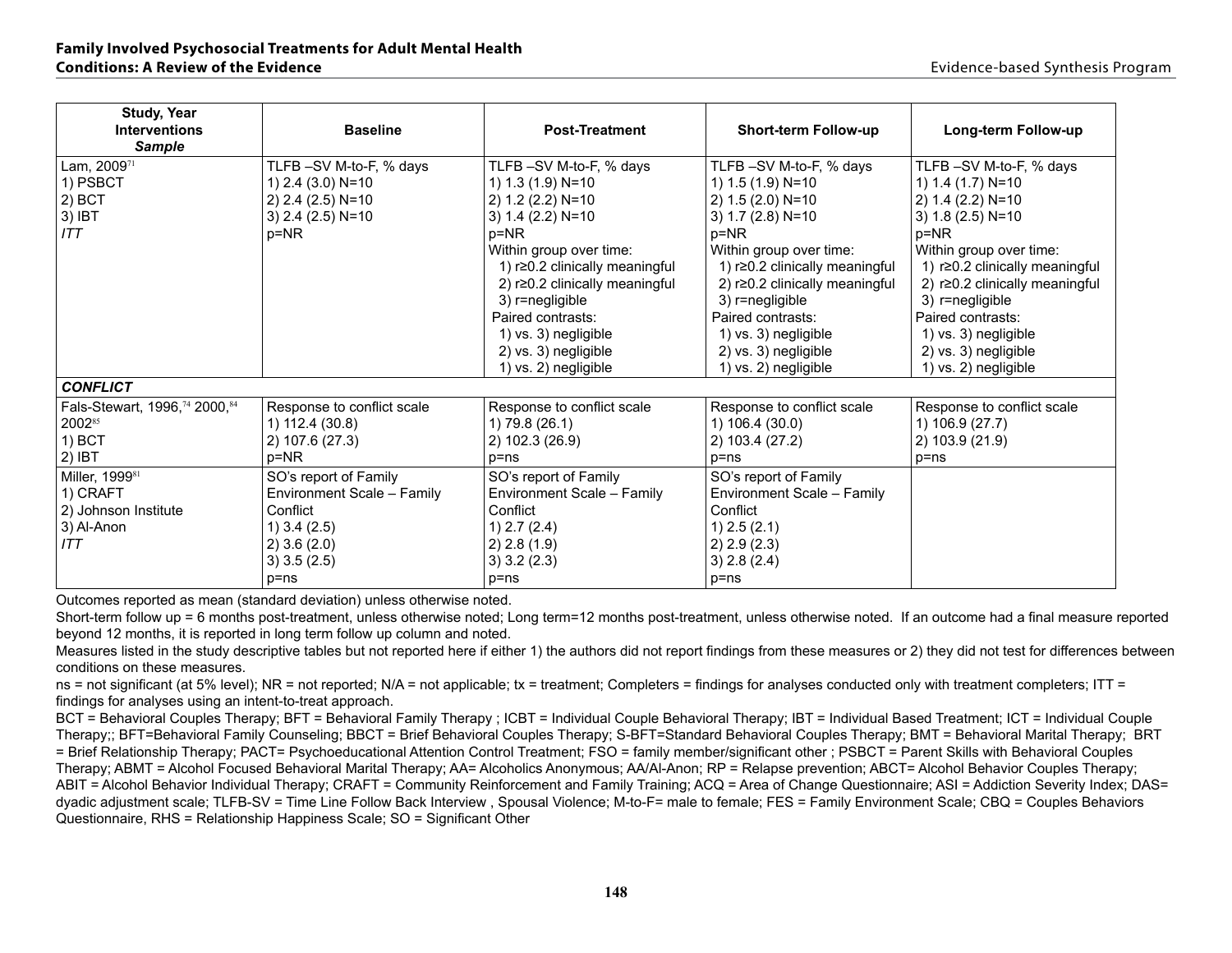| Study, Year Interventions *Sample* | Baseline | Post-Treatment | Short-term Follow-up | Long-term Follow-up |
|---|---|---|---|---|
| Lam, 2009[71]<br>1) PSBCT<br>2) BCT<br>3) IBT<br>*ITT* | TLFB –SV M-to-F, % days<br>1) 2.4 (3.0) N=10<br>2) 2.4 (2.5) N=10<br>3) 2.4 (2.5) N=10<br>p=NR | TLFB –SV M-to-F, % days<br>1) 1.3 (1.9) N=10<br>2) 1.2 (2.2) N=10<br>3) 1.4 (2.2) N=10<br>p=NR<br>Within group over time:<br>1) r≥0.2 clinically meaningful<br>2) r≥0.2 clinically meaningful<br>3) r=negligible<br>Paired contrasts:<br>1) vs. 3) negligible<br>2) vs. 3) negligible<br>1) vs. 2) negligible | TLFB –SV M-to-F, % days<br>1) 1.5 (1.9) N=10<br>2) 1.5 (2.0) N=10<br>3) 1.7 (2.8) N=10<br>p=NR<br>Within group over time:<br>1) r≥0.2 clinically meaningful<br>2) r≥0.2 clinically meaningful<br>3) r=negligible<br>Paired contrasts:<br>1) vs. 3) negligible<br>2) vs. 3) negligible<br>1) vs. 2) negligible | TLFB –SV M-to-F, % days<br>1) 1.4 (1.7) N=10<br>2) 1.4 (2.2) N=10<br>3) 1.8 (2.5) N=10<br>p=NR<br>Within group over time:<br>1) r≥0.2 clinically meaningful<br>2) r≥0.2 clinically meaningful<br>3) r=negligible<br>Paired contrasts:<br>1) vs. 3) negligible<br>2) vs. 3) negligible<br>1) vs. 2) negligible |
| ***CONFLICT*** | | | | |
| Fals-Stewart, 1996,[74] 2000,[84] 2002[85]<br>1) BCT<br>2) IBT | Response to conflict scale<br>1) 112.4 (30.8)<br>2) 107.6 (27.3)<br>p=NR | Response to conflict scale<br>1) 79.8 (26.1)<br>2) 102.3 (26.9)<br>p=ns | Response to conflict scale<br>1) 106.4 (30.0)<br>2) 103.4 (27.2)<br>p=ns | Response to conflict scale<br>1) 106.9 (27.7)<br>2) 103.9 (21.9)<br>p=ns |
| Miller, 1999[81]<br>1) CRAFT<br>2) Johnson Institute<br>3) Al-Anon<br>*ITT* | SO's report of Family Environment Scale – Family Conflict<br>1) 3.4 (2.5)<br>2) 3.6 (2.0)<br>3) 3.5 (2.5)<br>p=ns | SO's report of Family Environment Scale – Family Conflict<br>1) 2.7 (2.4)<br>2) 2.8 (1.9)<br>3) 3.2 (2.3)<br>p=ns | SO's report of Family Environment Scale – Family Conflict<br>1) 2.5 (2.1)<br>2) 2.9 (2.3)<br>3) 2.8 (2.4)<br>p=ns | |

Outcomes reported as mean (standard deviation) unless otherwise noted.

Short-term follow up = 6 months post-treatment, unless otherwise noted; Long term=12 months post-treatment, unless otherwise noted. If an outcome had a final measure reported beyond 12 months, it is reported in long term follow up column and noted.

Measures listed in the study descriptive tables but not reported here if either 1) the authors did not report findings from these measures or 2) they did not test for differences between conditions on these measures.

ns = not significant (at 5% level); NR = not reported; N/A = not applicable; tx = treatment; Completers = findings for analyses conducted only with treatment completers; ITT = findings for analyses using an intent-to-treat approach.

BCT = Behavioral Couples Therapy; BFT = Behavioral Family Therapy ; ICBT = Individual Couple Behavioral Therapy; IBT = Individual Based Treatment; ICT = Individual Couple Therapy;; BFT=Behavioral Family Counseling; BBCT = Brief Behavioral Couples Therapy; S-BFT=Standard Behavioral Couples Therapy; BMT = Behavioral Marital Therapy; BRT = Brief Relationship Therapy; PACT= Psychoeducational Attention Control Treatment; FSO = family member/significant other ; PSBCT = Parent Skills with Behavioral Couples Therapy; ABMT = Alcohol Focused Behavioral Marital Therapy; AA= Alcoholics Anonymous; AA/Al-Anon; RP = Relapse prevention; ABCT= Alcohol Behavior Couples Therapy; ABIT = Alcohol Behavior Individual Therapy; CRAFT = Community Reinforcement and Family Training; ACQ = Area of Change Questionnaire; ASI = Addiction Severity Index; DAS= dyadic adjustment scale; TLFB-SV = Time Line Follow Back Interview , Spousal Violence; M-to-F= male to female; FES = Family Environment Scale; CBQ = Couples Behaviors Questionnaire, RHS = Relationship Happiness Scale; SO = Significant Other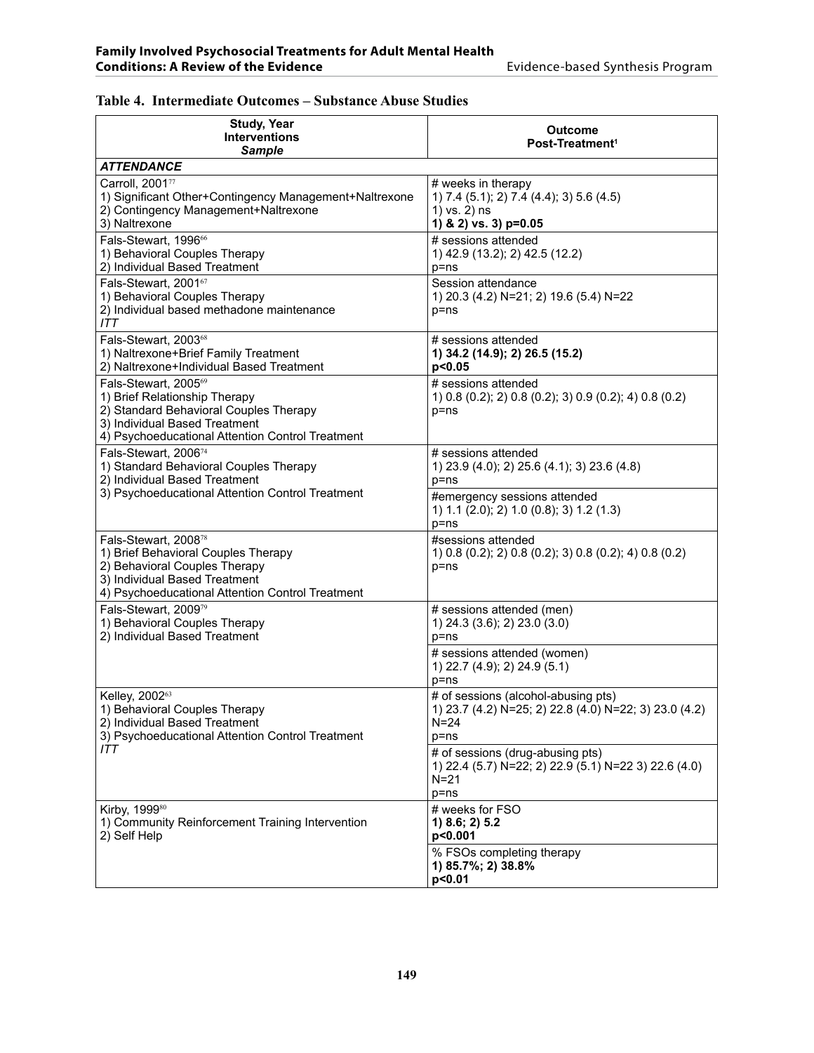**Table 4. Intermediate Outcomes – Substance Abuse Studies**

| Study, Year<br>Interventions<br>*Sample* | Outcome<br>Post-Treatment[1] |
|---|---|
| ***ATTENDANCE*** | |
| Carroll, 2001[77]<br>1) Significant Other+Contingency Management+Naltrexone<br>2) Contingency Management+Naltrexone<br>3) Naltrexone | # weeks in therapy<br>1) 7.4 (5.1); 2) 7.4 (4.4); 3) 5.6 (4.5)<br>1) vs. 2) ns<br>**1) & 2) vs. 3) p=0.05** |
| Fals-Stewart, 1996[66]<br>1) Behavioral Couples Therapy<br>2) Individual Based Treatment | # sessions attended<br>1) 42.9 (13.2); 2) 42.5 (12.2)<br>p=ns |
| Fals-Stewart, 2001[67]<br>1) Behavioral Couples Therapy<br>2) Individual based methadone maintenance<br>*ITT* | Session attendance<br>1) 20.3 (4.2) N=21; 2) 19.6 (5.4) N=22<br>p=ns |
| Fals-Stewart, 2003[68]<br>1) Naltrexone+Brief Family Treatment<br>2) Naltrexone+Individual Based Treatment | # sessions attended<br>**1) 34.2 (14.9); 2) 26.5 (15.2)**<br>**p<0.05** |
| Fals-Stewart, 2005[69]<br>1) Brief Relationship Therapy<br>2) Standard Behavioral Couples Therapy<br>3) Individual Based Treatment<br>4) Psychoeducational Attention Control Treatment | # sessions attended<br>1) 0.8 (0.2); 2) 0.8 (0.2); 3) 0.9 (0.2); 4) 0.8 (0.2)<br>p=ns |
| Fals-Stewart, 2006[74]<br>1) Standard Behavioral Couples Therapy<br>2) Individual Based Treatment<br>3) Psychoeducational Attention Control Treatment | # sessions attended<br>1) 23.9 (4.0); 2) 25.6 (4.1); 3) 23.6 (4.8)<br>p=ns |
| | #emergency sessions attended<br>1) 1.1 (2.0); 2) 1.0 (0.8); 3) 1.2 (1.3)<br>p=ns |
| Fals-Stewart, 2008[78]<br>1) Brief Behavioral Couples Therapy<br>2) Behavioral Couples Therapy<br>3) Individual Based Treatment<br>4) Psychoeducational Attention Control Treatment | #sessions attended<br>1) 0.8 (0.2); 2) 0.8 (0.2); 3) 0.8 (0.2); 4) 0.8 (0.2)<br>p=ns |
| Fals-Stewart, 2009[79]<br>1) Behavioral Couples Therapy<br>2) Individual Based Treatment | # sessions attended (men)<br>1) 24.3 (3.6); 2) 23.0 (3.0)<br>p=ns |
| | # sessions attended (women)<br>1) 22.7 (4.9); 2) 24.9 (5.1)<br>p=ns |
| Kelley, 2002[63]<br>1) Behavioral Couples Therapy<br>2) Individual Based Treatment<br>3) Psychoeducational Attention Control Treatment<br>*ITT* | # of sessions (alcohol-abusing pts)<br>1) 23.7 (4.2) N=25; 2) 22.8 (4.0) N=22; 3) 23.0 (4.2) N=24<br>p=ns |
| | # of sessions (drug-abusing pts)<br>1) 22.4 (5.7) N=22; 2) 22.9 (5.1) N=22 3) 22.6 (4.0) N=21<br>p=ns |
| Kirby, 1999[80]<br>1) Community Reinforcement Training Intervention<br>2) Self Help | # weeks for FSO<br>**1) 8.6; 2) 5.2**<br>**p<0.001** |
| | % FSOs completing therapy<br>**1) 85.7%; 2) 38.8%**<br>**p<0.01** |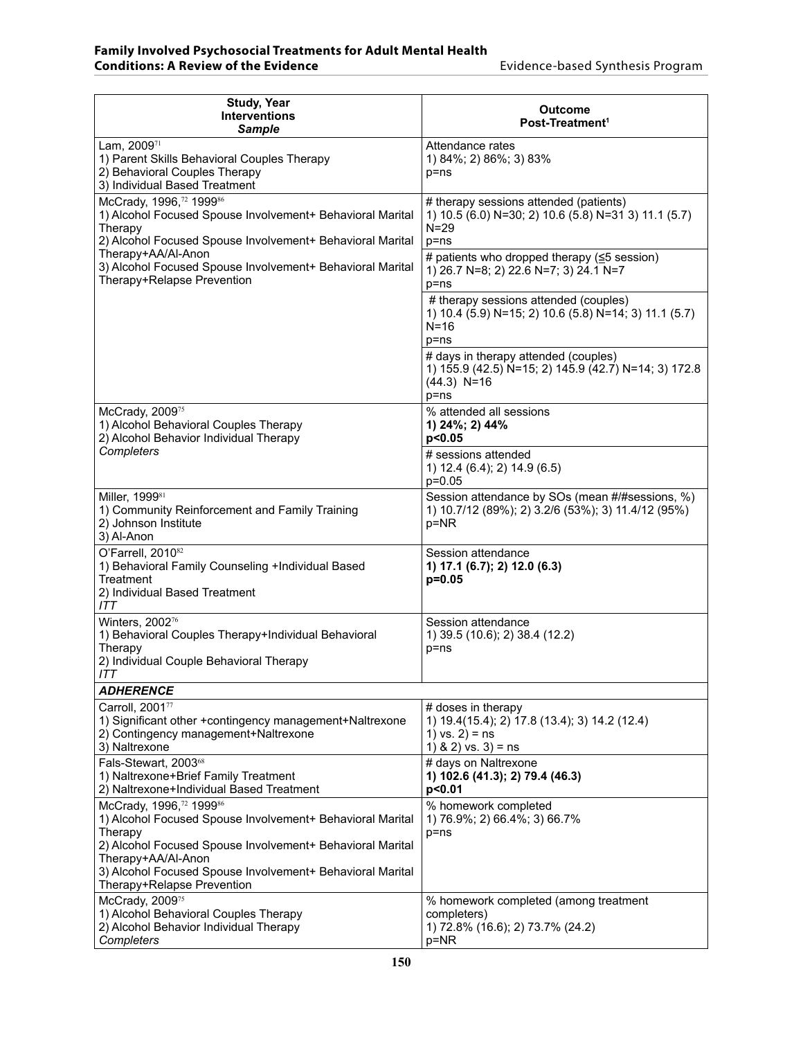| Study, Year<br>Interventions<br>*Sample* | Outcome<br>Post-Treatment[1] |
|---|---|
| Lam, 2009[71]<br>1) Parent Skills Behavioral Couples Therapy<br>2) Behavioral Couples Therapy<br>3) Individual Based Treatment | Attendance rates<br>1) 84%; 2) 86%; 3) 83%<br>p=ns |
| McCrady, 1996,[72] 1999[86]<br>1) Alcohol Focused Spouse Involvement+ Behavioral Marital Therapy<br>2) Alcohol Focused Spouse Involvement+ Behavioral Marital Therapy+AA/Al-Anon<br>3) Alcohol Focused Spouse Involvement+ Behavioral Marital Therapy+Relapse Prevention | # therapy sessions attended (patients)<br>1) 10.5 (6.0) N=30; 2) 10.6 (5.8) N=31 3) 11.1 (5.7) N=29<br>p=ns |
| | # patients who dropped therapy (≤5 session)<br>1) 26.7 N=8; 2) 22.6 N=7; 3) 24.1 N=7<br>p=ns |
| | # therapy sessions attended (couples)<br>1) 10.4 (5.9) N=15; 2) 10.6 (5.8) N=14; 3) 11.1 (5.7) N=16<br>p=ns |
| | # days in therapy attended (couples)<br>1) 155.9 (42.5) N=15; 2) 145.9 (42.7) N=14; 3) 172.8 (44.3) N=16<br>p=ns |
| McCrady, 2009[75]<br>1) Alcohol Behavioral Couples Therapy<br>2) Alcohol Behavior Individual Therapy<br>*Completers* | % attended all sessions<br>**1) 24%; 2) 44%**<br>**p<0.05** |
| | # sessions attended<br>1) 12.4 (6.4); 2) 14.9 (6.5)<br>p=0.05 |
| Miller, 1999[81]<br>1) Community Reinforcement and Family Training<br>2) Johnson Institute<br>3) Al-Anon | Session attendance by SOs (mean #/#sessions, %)<br>1) 10.7/12 (89%); 2) 3.2/6 (53%); 3) 11.4/12 (95%)<br>p=NR |
| O'Farrell, 2010[82]<br>1) Behavioral Family Counseling +Individual Based Treatment<br>2) Individual Based Treatment<br>*ITT* | Session attendance<br>**1) 17.1 (6.7); 2) 12.0 (6.3)**<br>**p=0.05** |
| Winters, 2002[76]<br>1) Behavioral Couples Therapy+Individual Behavioral Therapy<br>2) Individual Couple Behavioral Therapy<br>*ITT* | Session attendance<br>1) 39.5 (10.6); 2) 38.4 (12.2)<br>p=ns |
| ***ADHERENCE*** | |
| Carroll, 2001[77]<br>1) Significant other +contingency management+Naltrexone<br>2) Contingency management+Naltrexone<br>3) Naltrexone | # doses in therapy<br>1) 19.4(15.4); 2) 17.8 (13.4); 3) 14.2 (12.4)<br>1) vs. 2) = ns<br>1) & 2) vs. 3) = ns |
| Fals-Stewart, 2003[68]<br>1) Naltrexone+Brief Family Treatment<br>2) Naltrexone+Individual Based Treatment | # days on Naltrexone<br>**1) 102.6 (41.3); 2) 79.4 (46.3)**<br>**p<0.01** |
| McCrady, 1996,[72] 1999[86]<br>1) Alcohol Focused Spouse Involvement+ Behavioral Marital Therapy<br>2) Alcohol Focused Spouse Involvement+ Behavioral Marital Therapy+AA/Al-Anon<br>3) Alcohol Focused Spouse Involvement+ Behavioral Marital Therapy+Relapse Prevention | % homework completed<br>1) 76.9%; 2) 66.4%; 3) 66.7%<br>p=ns |
| McCrady, 2009[75]<br>1) Alcohol Behavioral Couples Therapy<br>2) Alcohol Behavior Individual Therapy<br>*Completers* | % homework completed (among treatment completers)<br>1) 72.8% (16.6); 2) 73.7% (24.2)<br>p=NR |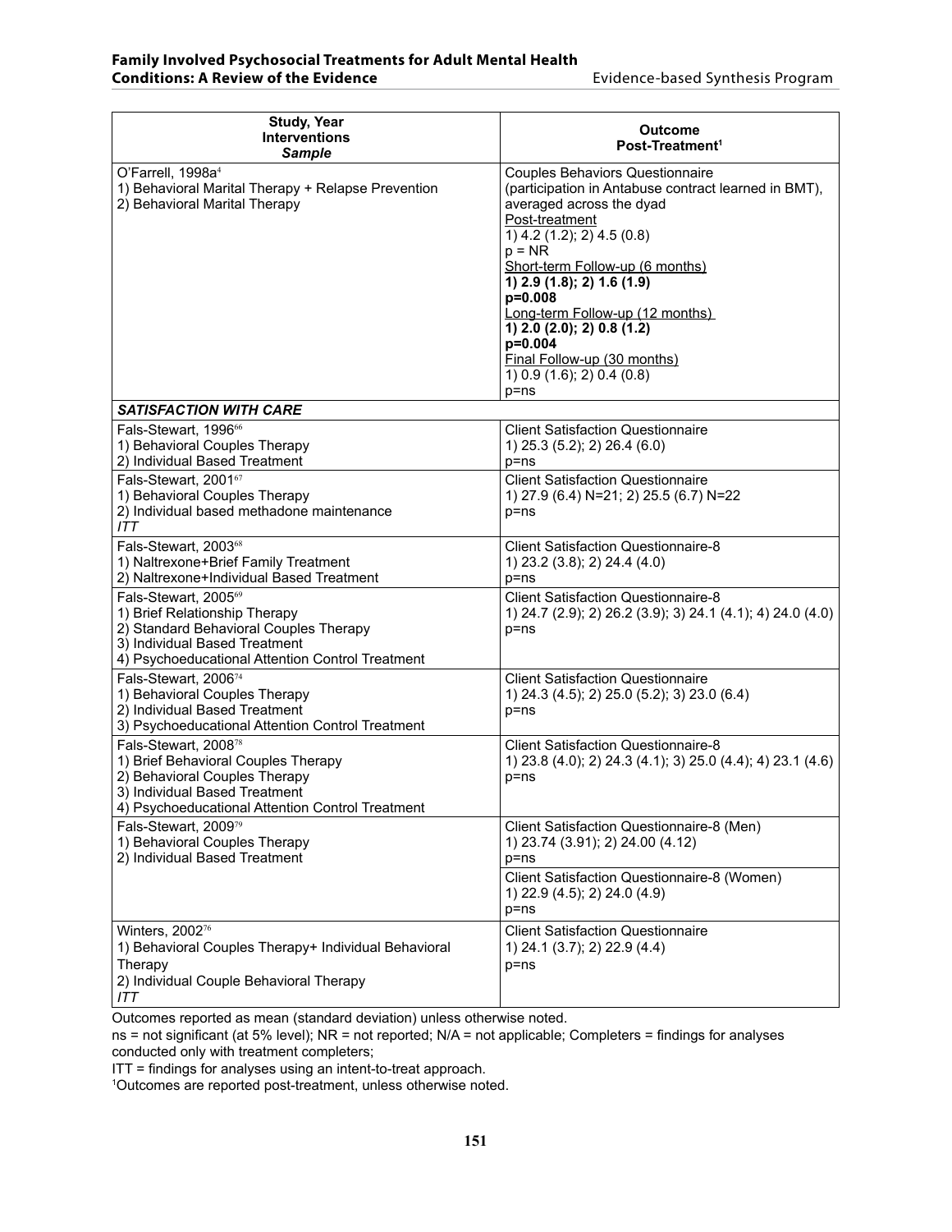| Study, Year<br>Interventions<br>*Sample* | Outcome<br>Post-Treatment[1] |
|---|---|
| O'Farrell, 1998a[4]<br>1) Behavioral Marital Therapy + Relapse Prevention<br>2) Behavioral Marital Therapy | Couples Behaviors Questionnaire<br>(participation in Antabuse contract learned in BMT), averaged across the dyad<br>Post-treatment<br>1) 4.2 (1.2); 2) 4.5 (0.8)<br>p = NR<br>Short-term Follow-up (6 months)<br>**1) 2.9 (1.8); 2) 1.6 (1.9)**<br>**p=0.008**<br>Long-term Follow-up (12 months)<br>**1) 2.0 (2.0); 2) 0.8 (1.2)**<br>**p=0.004**<br>Final Follow-up (30 months)<br>1) 0.9 (1.6); 2) 0.4 (0.8)<br>p=ns |
| ***SATISFACTION WITH CARE*** | |
| Fals-Stewart, 1996[66]<br>1) Behavioral Couples Therapy<br>2) Individual Based Treatment | Client Satisfaction Questionnaire<br>1) 25.3 (5.2); 2) 26.4 (6.0)<br>p=ns |
| Fals-Stewart, 2001[67]<br>1) Behavioral Couples Therapy<br>2) Individual based methadone maintenance<br>*ITT* | Client Satisfaction Questionnaire<br>1) 27.9 (6.4) N=21; 2) 25.5 (6.7) N=22<br>p=ns |
| Fals-Stewart, 2003[68]<br>1) Naltrexone+Brief Family Treatment<br>2) Naltrexone+Individual Based Treatment | Client Satisfaction Questionnaire-8<br>1) 23.2 (3.8); 2) 24.4 (4.0)<br>p=ns |
| Fals-Stewart, 2005[69]<br>1) Brief Relationship Therapy<br>2) Standard Behavioral Couples Therapy<br>3) Individual Based Treatment<br>4) Psychoeducational Attention Control Treatment | Client Satisfaction Questionnaire-8<br>1) 24.7 (2.9); 2) 26.2 (3.9); 3) 24.1 (4.1); 4) 24.0 (4.0)<br>p=ns |
| Fals-Stewart, 2006[74]<br>1) Behavioral Couples Therapy<br>2) Individual Based Treatment<br>3) Psychoeducational Attention Control Treatment | Client Satisfaction Questionnaire<br>1) 24.3 (4.5); 2) 25.0 (5.2); 3) 23.0 (6.4)<br>p=ns |
| Fals-Stewart, 2008[78]<br>1) Brief Behavioral Couples Therapy<br>2) Behavioral Couples Therapy<br>3) Individual Based Treatment<br>4) Psychoeducational Attention Control Treatment | Client Satisfaction Questionnaire-8<br>1) 23.8 (4.0); 2) 24.3 (4.1); 3) 25.0 (4.4); 4) 23.1 (4.6)<br>p=ns |
| Fals-Stewart, 2009[79]<br>1) Behavioral Couples Therapy<br>2) Individual Based Treatment | Client Satisfaction Questionnaire-8 (Men)<br>1) 23.74 (3.91); 2) 24.00 (4.12)<br>p=ns<br><br>Client Satisfaction Questionnaire-8 (Women)<br>1) 22.9 (4.5); 2) 24.0 (4.9)<br>p=ns |
| Winters, 2002[76]<br>1) Behavioral Couples Therapy+ Individual Behavioral Therapy<br>2) Individual Couple Behavioral Therapy<br>*ITT* | Client Satisfaction Questionnaire<br>1) 24.1 (3.7); 2) 22.9 (4.4)<br>p=ns |

Outcomes reported as mean (standard deviation) unless otherwise noted.
ns = not significant (at 5% level); NR = not reported; N/A = not applicable; Completers = findings for analyses conducted only with treatment completers;
ITT = findings for analyses using an intent-to-treat approach.
[1]Outcomes are reported post-treatment, unless otherwise noted.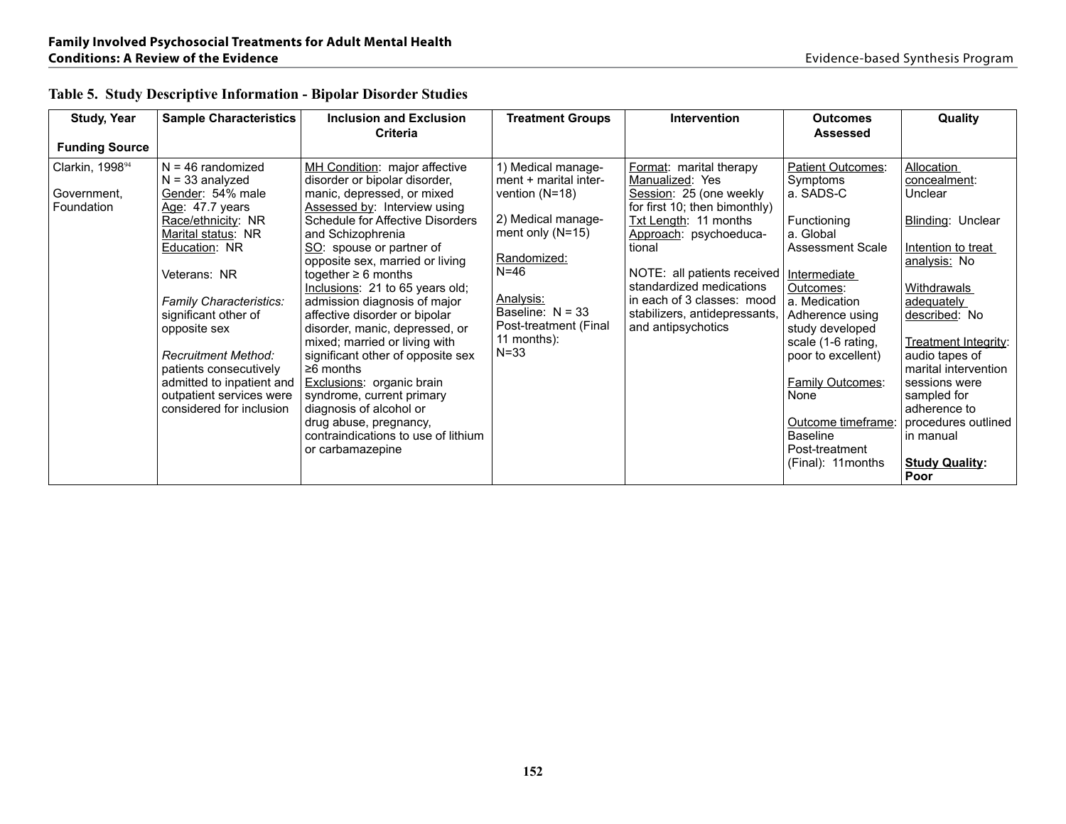**Table 5. Study Descriptive Information - Bipolar Disorder Studies**

| Study, Year<br><br>Funding Source | Sample Characteristics | Inclusion and Exclusion Criteria | Treatment Groups | Intervention | Outcomes Assessed | Quality |
|---|---|---|---|---|---|---|
| Clarkin, 1998[94]<br><br>Government, Foundation | N = 46 randomized<br>N = 33 analyzed<br>Gender: 54% male<br>Age: 47.7 years<br>Race/ethnicity: NR<br>Marital status: NR<br>Education: NR<br><br>Veterans: NR<br><br>*Family Characteristics:* significant other of opposite sex<br><br>*Recruitment Method:* patients consecutively admitted to inpatient and outpatient services were considered for inclusion | MH Condition: major affective disorder or bipolar disorder, manic, depressed, or mixed<br>Assessed by: Interview using Schedule for Affective Disorders and Schizophrenia<br>SO: spouse or partner of opposite sex, married or living together ≥ 6 months<br>Inclusions: 21 to 65 years old; admission diagnosis of major affective disorder or bipolar disorder, manic, depressed, or mixed; married or living with significant other of opposite sex ≥6 months<br>Exclusions: organic brain syndrome, current primary diagnosis of alcohol or drug abuse, pregnancy, contraindications to use of lithium or carbamazepine | 1) Medical management + marital intervention (N=18)<br><br>2) Medical management only (N=15)<br><br>Randomized:<br>N=46<br><br>Analysis:<br>Baseline: N = 33<br>Post-treatment (Final 11 months):<br>N=33 | Format: marital therapy<br>Manualized: Yes<br>Session: 25 (one weekly for first 10; then bimonthly)<br>Txt Length: 11 months<br>Approach: psychoeducational<br><br>NOTE: all patients received standardized medications in each of 3 classes: mood stabilizers, antidepressants, and antipsychotics | Patient Outcomes:<br>Symptoms<br>a. SADS-C<br><br>Functioning<br>a. Global Assessment Scale<br><br>Intermediate Outcomes:<br>a. Medication Adherence using study developed scale (1-6 rating, poor to excellent)<br><br>Family Outcomes:<br>None<br><br>Outcome timeframe:<br>Baseline<br>Post-treatment (Final): 11months | Allocation concealment: Unclear<br><br>Blinding: Unclear<br><br>Intention to treat analysis: No<br><br>Withdrawals adequately described: No<br><br>Treatment Integrity: audio tapes of marital intervention sessions were sampled for adherence to procedures outlined in manual<br><br>**Study Quality: Poor** |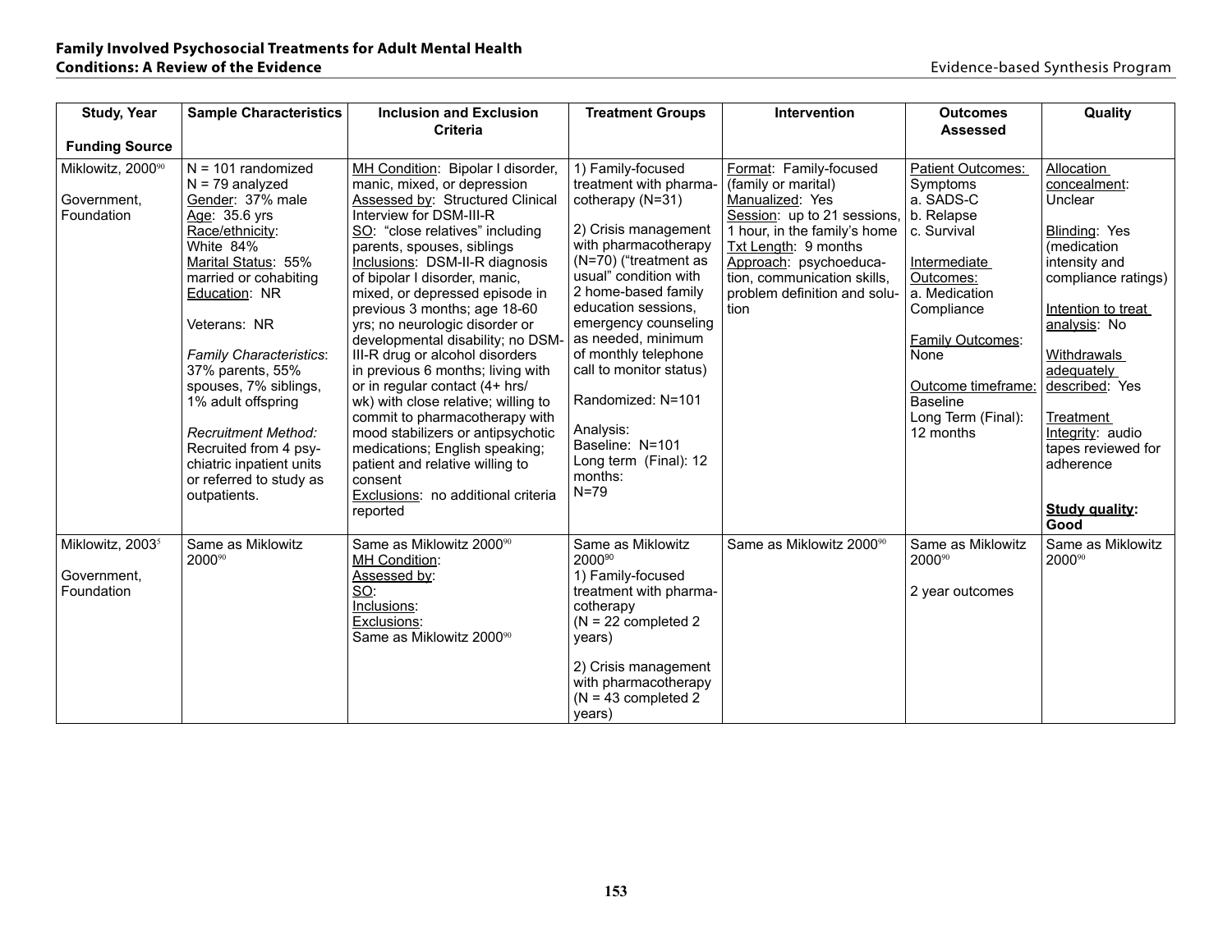| Study, Year<br><br>Funding Source | Sample Characteristics | Inclusion and Exclusion Criteria | Treatment Groups | Intervention | Outcomes Assessed | Quality |
|---|---|---|---|---|---|---|
| Miklowitz, 2000[90]<br><br>Government, Foundation | N = 101 randomized<br>N = 79 analyzed<br>Gender: 37% male<br>Age: 35.6 yrs<br>Race/ethnicity: White 84%<br>Marital Status: 55% married or cohabiting<br>Education: NR<br><br>Veterans: NR<br><br>*Family Characteristics*: 37% parents, 55% spouses, 7% siblings, 1% adult offspring<br><br>*Recruitment Method:* Recruited from 4 psychiatric inpatient units or referred to study as outpatients. | MH Condition: Bipolar I disorder, manic, mixed, or depression<br>Assessed by: Structured Clinical Interview for DSM-III-R<br>SO: "close relatives" including parents, spouses, siblings<br>Inclusions: DSM-II-R diagnosis of bipolar I disorder, manic, mixed, or depressed episode in previous 3 months; age 18-60 yrs; no neurologic disorder or developmental disability; no DSM-III-R drug or alcohol disorders in previous 6 months; living with or in regular contact (4+ hrs/wk) with close relative; willing to commit to pharmacotherapy with mood stabilizers or antipsychotic medications; English speaking; patient and relative willing to consent<br>Exclusions: no additional criteria reported | 1) Family-focused treatment with pharmacotherapy (N=31)<br><br>2) Crisis management with pharmacotherapy (N=70) ("treatment as usual" condition with 2 home-based family education sessions, emergency counseling as needed, minimum of monthly telephone call to monitor status)<br><br>Randomized: N=101<br><br>Analysis:<br>Baseline: N=101<br>Long term (Final): 12 months:<br>N=79 | Format: Family-focused (family or marital)<br>Manualized: Yes<br>Session: up to 21 sessions, 1 hour, in the family's home<br>Txt Length: 9 months<br>Approach: psychoeducation, communication skills, problem definition and solution | Patient Outcomes:<br>Symptoms<br>a. SADS-C<br>b. Relapse<br>c. Survival<br><br>Intermediate Outcomes:<br>a. Medication Compliance<br><br>Family Outcomes: None<br><br>Outcome timeframe:<br>Baseline<br>Long Term (Final): 12 months | Allocation concealment: Unclear<br><br>Blinding: Yes (medication intensity and compliance ratings)<br><br>Intention to treat analysis: No<br><br>Withdrawals adequately described: Yes<br><br>Treatment Integrity: audio tapes reviewed for adherence<br><br>**Study quality: Good** |
| Miklowitz, 2003[5]<br><br>Government, Foundation | Same as Miklowitz 2000[90] | Same as Miklowitz 2000[90]<br>MH Condition:<br>Assessed by:<br>SO:<br>Inclusions:<br>Exclusions:<br>Same as Miklowitz 2000[90] | Same as Miklowitz 2000[90]<br>1) Family-focused treatment with pharmacotherapy<br>(N = 22 completed 2 years)<br><br>2) Crisis management with pharmacotherapy<br>(N = 43 completed 2 years) | Same as Miklowitz 2000[90] | Same as Miklowitz 2000[90]<br><br>2 year outcomes | Same as Miklowitz 2000[90] |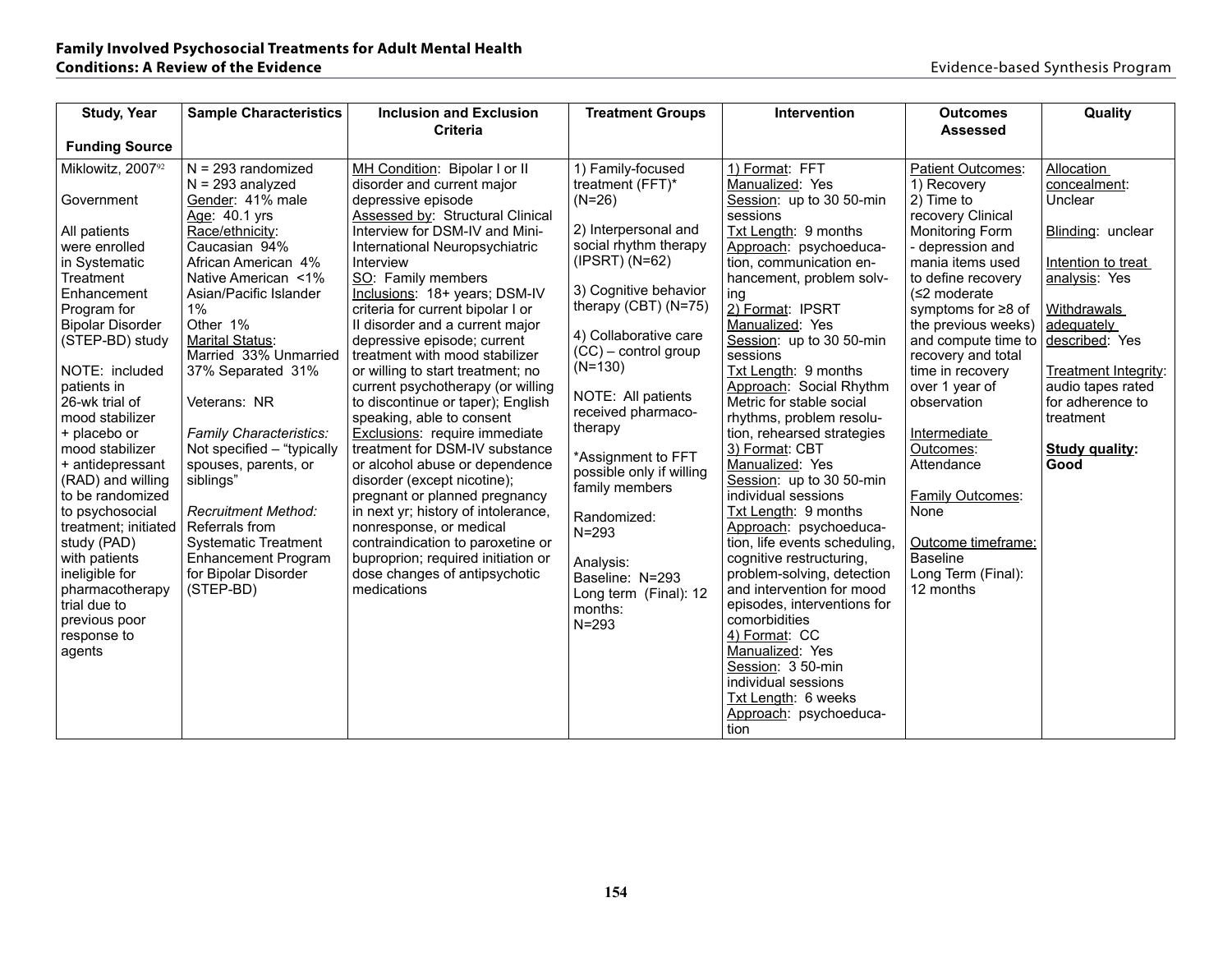| Study, Year<br><br>Funding Source | Sample Characteristics | Inclusion and Exclusion Criteria | Treatment Groups | Intervention | Outcomes Assessed | Quality |
|---|---|---|---|---|---|---|
| Miklowitz, 2007[92]<br><br>Government<br><br>All patients were enrolled in Systematic Treatment Enhancement Program for Bipolar Disorder (STEP-BD) study<br><br>NOTE: included patients in 26-wk trial of mood stabilizer + placebo or mood stabilizer + antidepressant (RAD) and willing to be randomized to psychosocial treatment; initiated study (PAD) with patients ineligible for pharmacotherapy trial due to previous poor response to agents | N = 293 randomized<br>N = 293 analyzed<br>Gender: 41% male<br>Age: 40.1 yrs<br>Race/ethnicity:<br>Caucasian 94%<br>African American 4%<br>Native American <1%<br>Asian/Pacific Islander 1%<br>Other 1%<br>Marital Status:<br>Married 33% Unmarried 37% Separated 31%<br><br>Veterans: NR<br><br>*Family Characteristics:*<br>Not specified – "typically spouses, parents, or siblings"<br><br>*Recruitment Method:*<br>Referrals from Systematic Treatment Enhancement Program for Bipolar Disorder (STEP-BD) | MH Condition: Bipolar I or II disorder and current major depressive episode<br>Assessed by: Structural Clinical Interview for DSM-IV and Mini-International Neuropsychiatric Interview<br>SO: Family members<br>Inclusions: 18+ years; DSM-IV criteria for current bipolar I or II disorder and a current major depressive episode; current treatment with mood stabilizer or willing to start treatment; no current psychotherapy (or willing to discontinue or taper); English speaking, able to consent<br>Exclusions: require immediate treatment for DSM-IV substance or alcohol abuse or dependence disorder (except nicotine); pregnant or planned pregnancy in next yr; history of intolerance, nonresponse, or medical contraindication to paroxetine or buproprion; required initiation or dose changes of antipsychotic medications | 1) Family-focused treatment (FFT)* (N=26)<br><br>2) Interpersonal and social rhythm therapy (IPSRT) (N=62)<br><br>3) Cognitive behavior therapy (CBT) (N=75)<br><br>4) Collaborative care (CC) – control group (N=130)<br><br>NOTE: All patients received pharmacotherapy<br><br>*Assignment to FFT possible only if willing family members<br><br>Randomized:<br>N=293<br><br>Analysis:<br>Baseline: N=293<br>Long term (Final): 12 months:<br>N=293 | 1) Format: FFT<br>Manualized: Yes<br>Session: up to 30 50-min sessions<br>Txt Length: 9 months<br>Approach: psychoeducation, communication enhancement, problem solving<br>2) Format: IPSRT<br>Manualized: Yes<br>Session: up to 30 50-min sessions<br>Txt Length: 9 months<br>Approach: Social Rhythm Metric for stable social rhythms, problem resolution, rehearsed strategies<br>3) Format: CBT<br>Manualized: Yes<br>Session: up to 30 50-min individual sessions<br>Txt Length: 9 months<br>Approach: psychoeducation, life events scheduling, cognitive restructuring, problem-solving, detection and intervention for mood episodes, interventions for comorbidities<br>4) Format: CC<br>Manualized: Yes<br>Session: 3 50-min individual sessions<br>Txt Length: 6 weeks<br>Approach: psychoeducation | Patient Outcomes:<br>1) Recovery<br>2) Time to recovery Clinical Monitoring Form - depression and mania items used to define recovery (≤2 moderate symptoms for ≥8 of the previous weeks) and compute time to recovery and total time in recovery over 1 year of observation<br><br>Intermediate Outcomes:<br>Attendance<br><br>Family Outcomes:<br>None<br><br>Outcome timeframe:<br>Baseline<br>Long Term (Final): 12 months | Allocation concealment: Unclear<br><br>Blinding: unclear<br><br>Intention to treat analysis: Yes<br><br>Withdrawals adequately described: Yes<br><br>Treatment Integrity: audio tapes rated for adherence to treatment<br><br>**Study quality: Good** |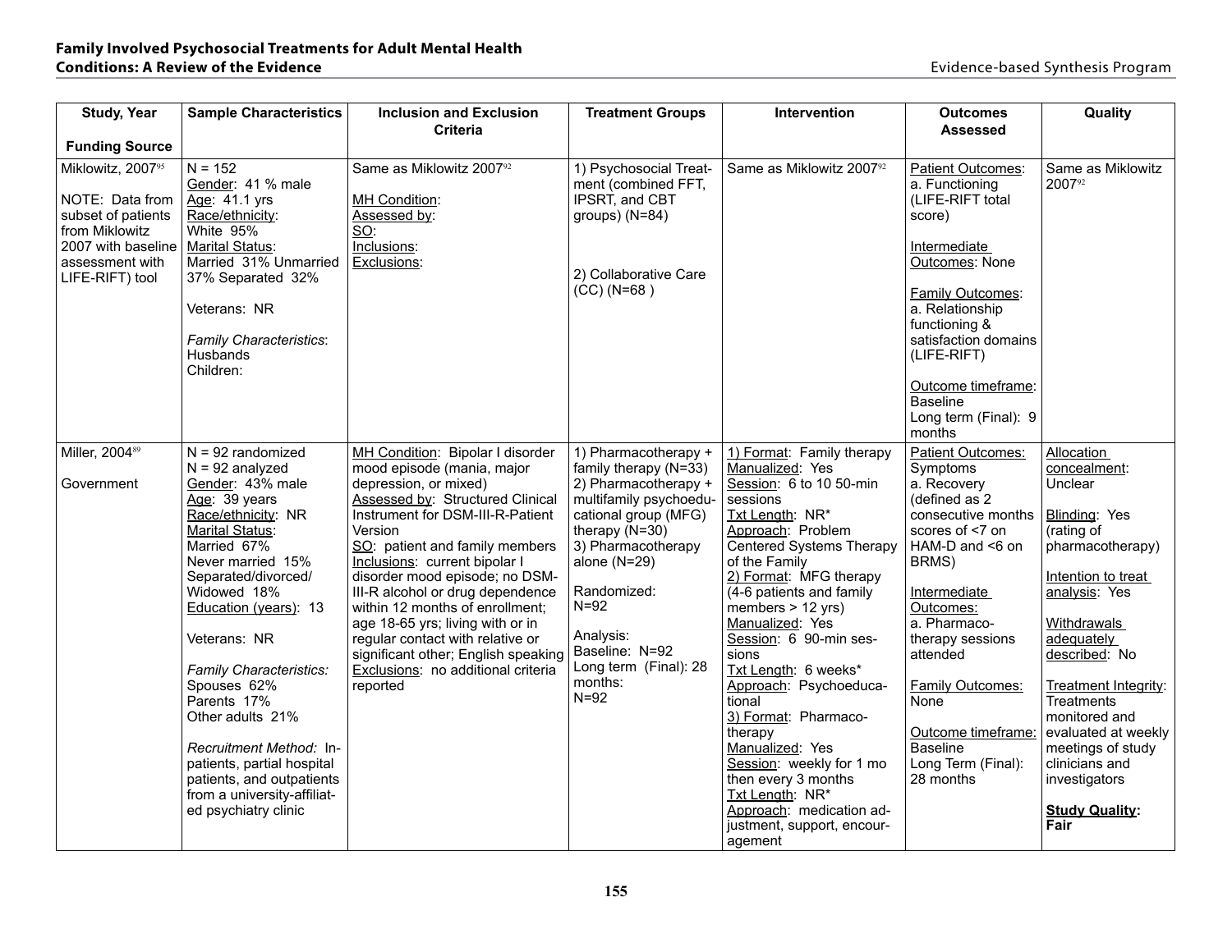| Study, Year<br><br>Funding Source | Sample Characteristics | Inclusion and Exclusion Criteria | Treatment Groups | Intervention | Outcomes Assessed | Quality |
|---|---|---|---|---|---|---|
| Miklowitz, 2007[95]<br><br>NOTE: Data from subset of patients from Miklowitz 2007 with baseline assessment with LIFE-RIFT) tool | N = 152<br>Gender: 41 % male<br>Age: 41.1 yrs<br>Race/ethnicity:<br>White 95%<br>Marital Status:<br>Married 31% Unmarried 37% Separated 32%<br><br>Veterans: NR<br><br>*Family Characteristics*:<br>Husbands<br>Children: | Same as Miklowitz 2007[92]<br><br>MH Condition:<br>Assessed by:<br>SO:<br>Inclusions:<br>Exclusions: | 1) Psychosocial Treatment (combined FFT, IPSRT, and CBT groups) (N=84)<br><br>2) Collaborative Care (CC) (N=68 ) | Same as Miklowitz 2007[92] | Patient Outcomes:<br>a. Functioning (LIFE-RIFT total score)<br><br>Intermediate Outcomes: None<br><br>Family Outcomes:<br>a. Relationship functioning & satisfaction domains (LIFE-RIFT)<br><br>Outcome timeframe:<br>Baseline<br>Long term (Final): 9 months | Same as Miklowitz 2007[92] |
| Miller, 2004[89]<br><br>Government | N = 92 randomized<br>N = 92 analyzed<br>Gender: 43% male<br>Age: 39 years<br>Race/ethnicity: NR<br>Marital Status:<br>Married 67%<br>Never married 15%<br>Separated/divorced/ Widowed 18%<br>Education (years): 13<br><br>Veterans: NR<br><br>*Family Characteristics:*<br>Spouses 62%<br>Parents 17%<br>Other adults 21%<br><br>*Recruitment Method:* Inpatients, partial hospital patients, and outpatients from a university-affiliated psychiatry clinic | MH Condition: Bipolar I disorder mood episode (mania, major depression, or mixed)<br>Assessed by: Structured Clinical Instrument for DSM-III-R-Patient Version<br>SO: patient and family members<br>Inclusions: current bipolar I disorder mood episode; no DSM-III-R alcohol or drug dependence within 12 months of enrollment; age 18-65 yrs; living with or in regular contact with relative or significant other; English speaking<br>Exclusions: no additional criteria reported | 1) Pharmacotherapy + family therapy (N=33)<br>2) Pharmacotherapy + multifamily psychoeducational group (MFG) therapy (N=30)<br>3) Pharmacotherapy alone (N=29)<br><br>Randomized:<br>N=92<br><br>Analysis:<br>Baseline: N=92<br>Long term (Final): 28 months:<br>N=92 | 1) Format: Family therapy<br>Manualized: Yes<br>Session: 6 to 10 50-min sessions<br>Txt Length: NR*<br>Approach: Problem Centered Systems Therapy of the Family<br>2) Format: MFG therapy (4-6 patients and family members > 12 yrs)<br>Manualized: Yes<br>Session: 6 90-min sessions<br>Txt Length: 6 weeks*<br>Approach: Psychoeducational<br>3) Format: Pharmacotherapy<br>Manualized: Yes<br>Session: weekly for 1 mo then every 3 months<br>Txt Length: NR*<br>Approach: medication adjustment, support, encouragement | Patient Outcomes:<br>Symptoms<br>a. Recovery (defined as 2 consecutive months scores of <7 on HAM-D and <6 on BRMS)<br><br>Intermediate Outcomes:<br>a. Pharmacotherapy sessions attended<br><br>Family Outcomes:<br>None<br><br>Outcome timeframe:<br>Baseline<br>Long Term (Final): 28 months | Allocation concealment: Unclear<br><br>Blinding: Yes (rating of pharmacotherapy)<br><br>Intention to treat analysis: Yes<br><br>Withdrawals adequately described: No<br><br>Treatment Integrity: Treatments monitored and evaluated at weekly meetings of study clinicians and investigators<br><br>**Study Quality: Fair** |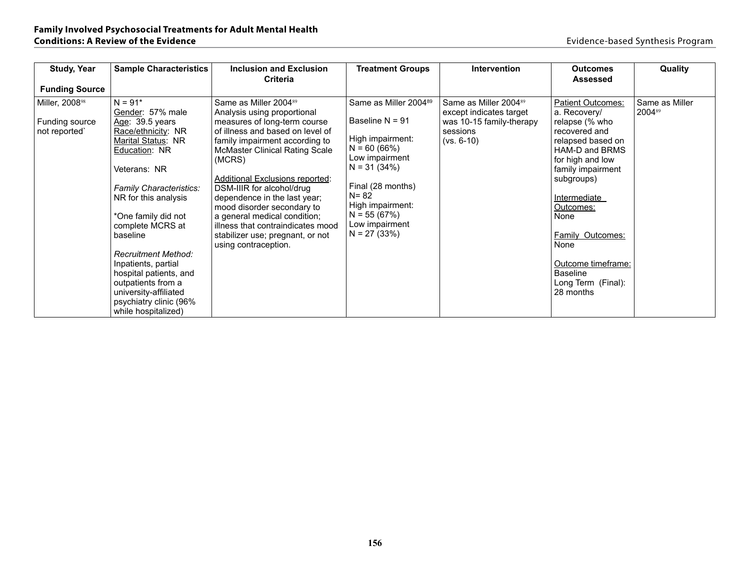| Study, Year<br><br>Funding Source | Sample Characteristics | Inclusion and Exclusion Criteria | Treatment Groups | Intervention | Outcomes Assessed | Quality |
|---|---|---|---|---|---|---|
| Miller, 2008[98]<br><br>Funding source not reported` | N = 91*<br>Gender: 57% male<br>Age: 39.5 years<br>Race/ethnicity: NR<br>Marital Status: NR<br>Education: NR<br><br>Veterans: NR<br><br>*Family Characteristics:*<br>NR for this analysis<br><br>*One family did not complete MCRS at baseline<br><br>*Recruitment Method:*<br>Inpatients, partial hospital patients, and outpatients from a university-affiliated psychiatry clinic (96% while hospitalized) | Same as Miller 2004[89]<br>Analysis using proportional measures of long-term course of illness and based on level of family impairment according to McMaster Clinical Rating Scale (MCRS)<br><br>Additional Exclusions reported:<br>DSM-IIIR for alcohol/drug dependence in the last year; mood disorder secondary to a general medical condition; illness that contraindicates mood stabilizer use; pregnant, or not using contraception. | Same as Miller 2004[89]<br><br>Baseline N = 91<br><br>High impairment:<br>N = 60 (66%)<br>Low impairment<br>N = 31 (34%)<br><br>Final (28 months)<br>N= 82<br>High impairment:<br>N = 55 (67%)<br>Low impairment<br>N = 27 (33%) | Same as Miller 2004[89] except indicates target was 10-15 family-therapy sessions<br>(vs. 6-10) | Patient Outcomes:<br>a. Recovery/ relapse (% who recovered and relapsed based on HAM-D and BRMS for high and low family impairment subgroups)<br><br>Intermediate Outcomes:<br>None<br><br>Family Outcomes:<br>None<br><br>Outcome timeframe:<br>Baseline<br>Long Term (Final): 28 months | Same as Miller 2004[89] |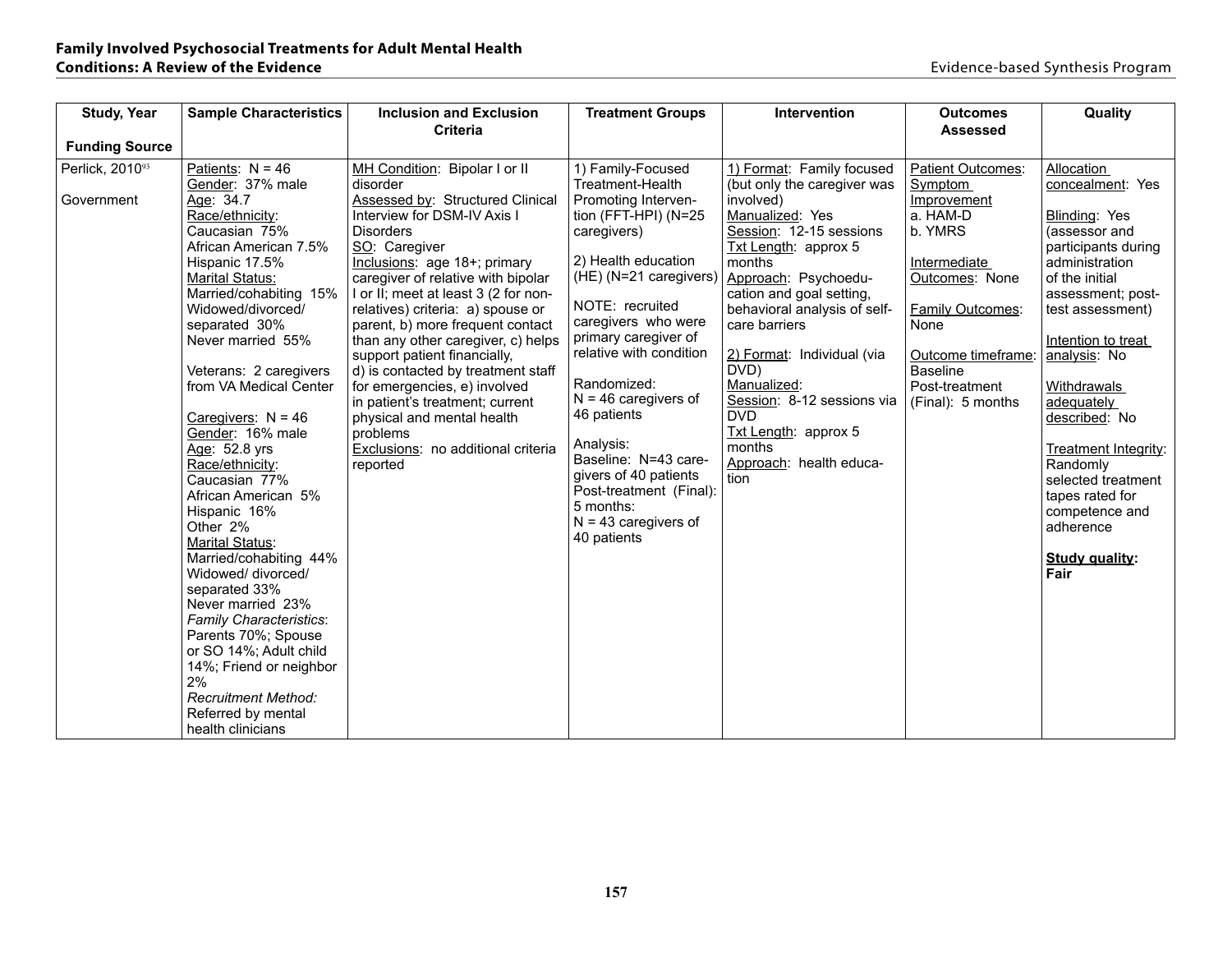| Study, Year<br><br>Funding Source | Sample Characteristics | Inclusion and Exclusion Criteria | Treatment Groups | Intervention | Outcomes Assessed | Quality |
|---|---|---|---|---|---|---|
| Perlick, 2010[93]<br><br>Government | Patients: N = 46<br>Gender: 37% male<br>Age: 34.7<br>Race/ethnicity:<br>Caucasian 75%<br>African American 7.5%<br>Hispanic 17.5%<br>Marital Status:<br>Married/cohabiting 15%<br>Widowed/divorced/separated 30%<br>Never married 55%<br><br>Veterans: 2 caregivers from VA Medical Center<br><br>Caregivers: N = 46<br>Gender: 16% male<br>Age: 52.8 yrs<br>Race/ethnicity:<br>Caucasian 77%<br>African American 5%<br>Hispanic 16%<br>Other 2%<br>Marital Status:<br>Married/cohabiting 44%<br>Widowed/ divorced/separated 33%<br>Never married 23%<br>*Family Characteristics*:<br>Parents 70%; Spouse or SO 14%; Adult child 14%; Friend or neighbor 2%<br>*Recruitment Method:*<br>Referred by mental health clinicians | MH Condition: Bipolar I or II disorder<br>Assessed by: Structured Clinical Interview for DSM-IV Axis I Disorders<br>SO: Caregiver<br>Inclusions: age 18+; primary caregiver of relative with bipolar I or II; meet at least 3 (2 for non-relatives) criteria: a) spouse or parent, b) more frequent contact than any other caregiver, c) helps support patient financially, d) is contacted by treatment staff for emergencies, e) involved in patient's treatment; current physical and mental health problems<br>Exclusions: no additional criteria reported | 1) Family-Focused Treatment-Health Promoting Intervention (FFT-HPI) (N=25 caregivers)<br><br>2) Health education (HE) (N=21 caregivers)<br><br>NOTE: recruited caregivers who were primary caregiver of relative with condition<br><br>Randomized:<br>N = 46 caregivers of 46 patients<br><br>Analysis:<br>Baseline: N=43 caregivers of 40 patients<br>Post-treatment (Final): 5 months:<br>N = 43 caregivers of 40 patients | 1) Format: Family focused (but only the caregiver was involved)<br>Manualized: Yes<br>Session: 12-15 sessions<br>Txt Length: approx 5 months<br>Approach: Psychoeducation and goal setting, behavioral analysis of self-care barriers<br><br>2) Format: Individual (via DVD)<br>Manualized:<br>Session: 8-12 sessions via DVD<br>Txt Length: approx 5 months<br>Approach: health education | Patient Outcomes:<br>Symptom Improvement<br>a. HAM-D<br>b. YMRS<br><br>Intermediate Outcomes: None<br><br>Family Outcomes: None<br><br>Outcome timeframe:<br>Baseline<br>Post-treatment (Final): 5 months | Allocation concealment: Yes<br><br>Blinding: Yes (assessor and participants during administration of the initial assessment; post-test assessment)<br><br>Intention to treat analysis: No<br><br>Withdrawals adequately described: No<br><br>Treatment Integrity: Randomly selected treatment tapes rated for competence and adherence<br><br>**Study quality: Fair** |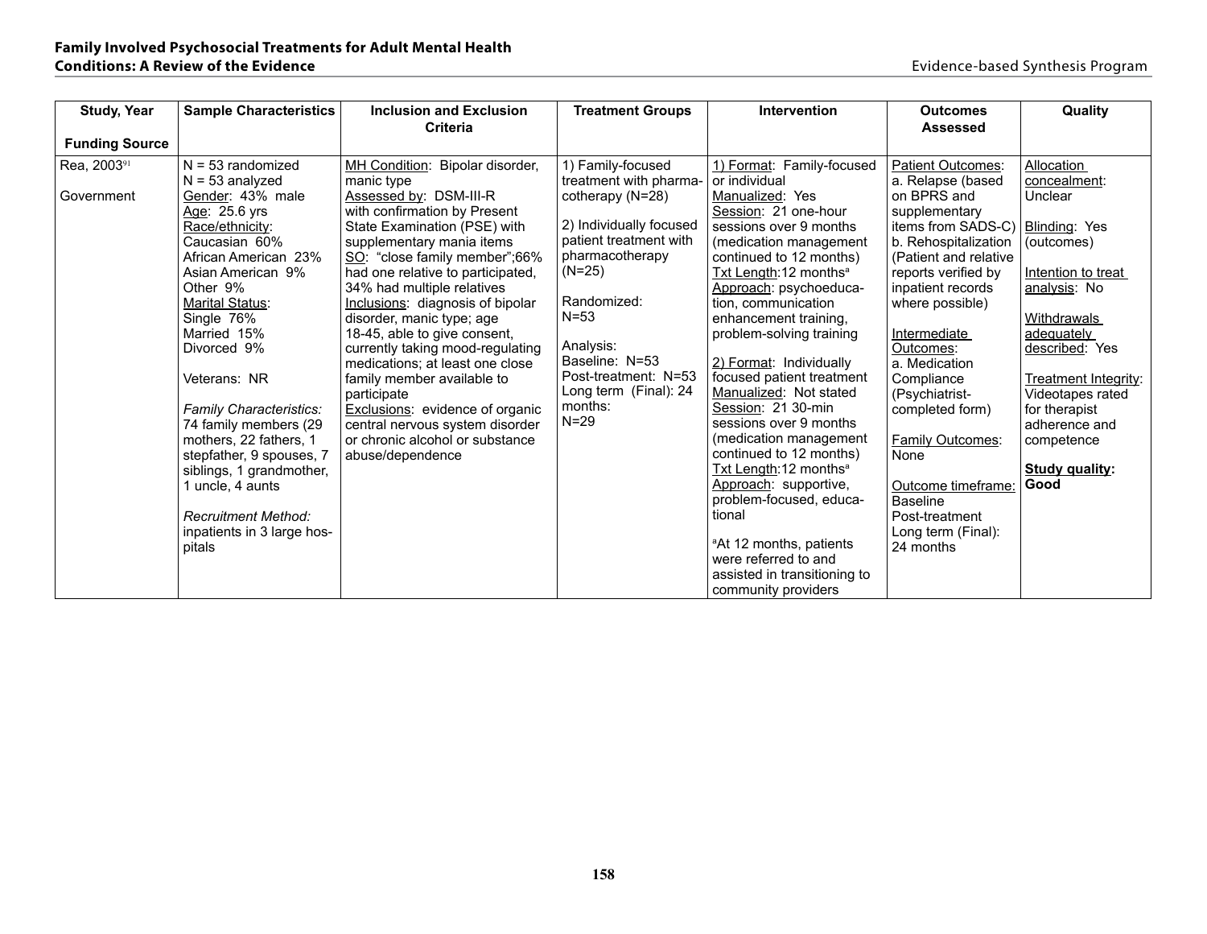| Study, Year<br><br>Funding Source | Sample Characteristics | Inclusion and Exclusion Criteria | Treatment Groups | Intervention | Outcomes Assessed | Quality |
|---|---|---|---|---|---|---|
| Rea, 2003[91]<br><br>Government | N = 53 randomized<br>N = 53 analyzed<br>Gender: 43% male<br>Age: 25.6 yrs<br>Race/ethnicity:<br>Caucasian 60%<br>African American 23%<br>Asian American 9%<br>Other 9%<br>Marital Status:<br>Single 76%<br>Married 15%<br>Divorced 9%<br><br>Veterans: NR<br><br>*Family Characteristics:*<br>74 family members (29 mothers, 22 fathers, 1 stepfather, 9 spouses, 7 siblings, 1 grandmother, 1 uncle, 4 aunts<br><br>*Recruitment Method:*<br>inpatients in 3 large hospitals | MH Condition: Bipolar disorder, manic type<br>Assessed by: DSM-III-R with confirmation by Present State Examination (PSE) with supplementary mania items<br>SO: "close family member";66% had one relative to participated, 34% had multiple relatives<br>Inclusions: diagnosis of bipolar disorder, manic type; age 18-45, able to give consent, currently taking mood-regulating medications; at least one close family member available to participate<br>Exclusions: evidence of organic central nervous system disorder or chronic alcohol or substance abuse/dependence | 1) Family-focused treatment with pharmacotherapy (N=28)<br><br>2) Individually focused patient treatment with pharmacotherapy (N=25)<br><br>Randomized:<br>N=53<br><br>Analysis:<br>Baseline: N=53<br>Post-treatment: N=53<br>Long term (Final): 24 months:<br>N=29 | 1) Format: Family-focused or individual<br>Manualized: Yes<br>Session: 21 one-hour sessions over 9 months (medication management continued to 12 months)<br>Txt Length:12 months[a]<br>Approach: psychoeducation, communication enhancement training, problem-solving training<br><br>2) Format: Individually focused patient treatment<br>Manualized: Not stated<br>Session: 21 30-min sessions over 9 months (medication management continued to 12 months)<br>Txt Length:12 months[a]<br>Approach: supportive, problem-focused, educational<br><br>[a]At 12 months, patients were referred to and assisted in transitioning to community providers | Patient Outcomes:<br>a. Relapse (based on BPRS and supplementary items from SADS-C)<br>b. Rehospitalization (Patient and relative reports verified by inpatient records where possible)<br><br>Intermediate Outcomes:<br>a. Medication Compliance (Psychiatrist-completed form)<br><br>Family Outcomes:<br>None<br><br>Outcome timeframe:<br>Baseline<br>Post-treatment<br>Long term (Final):<br>24 months | Allocation concealment: Unclear<br><br>Blinding: Yes (outcomes)<br><br>Intention to treat analysis: No<br><br>Withdrawals adequately described: Yes<br><br>Treatment Integrity: Videotapes rated for therapist adherence and competence<br><br>**Study quality: Good** |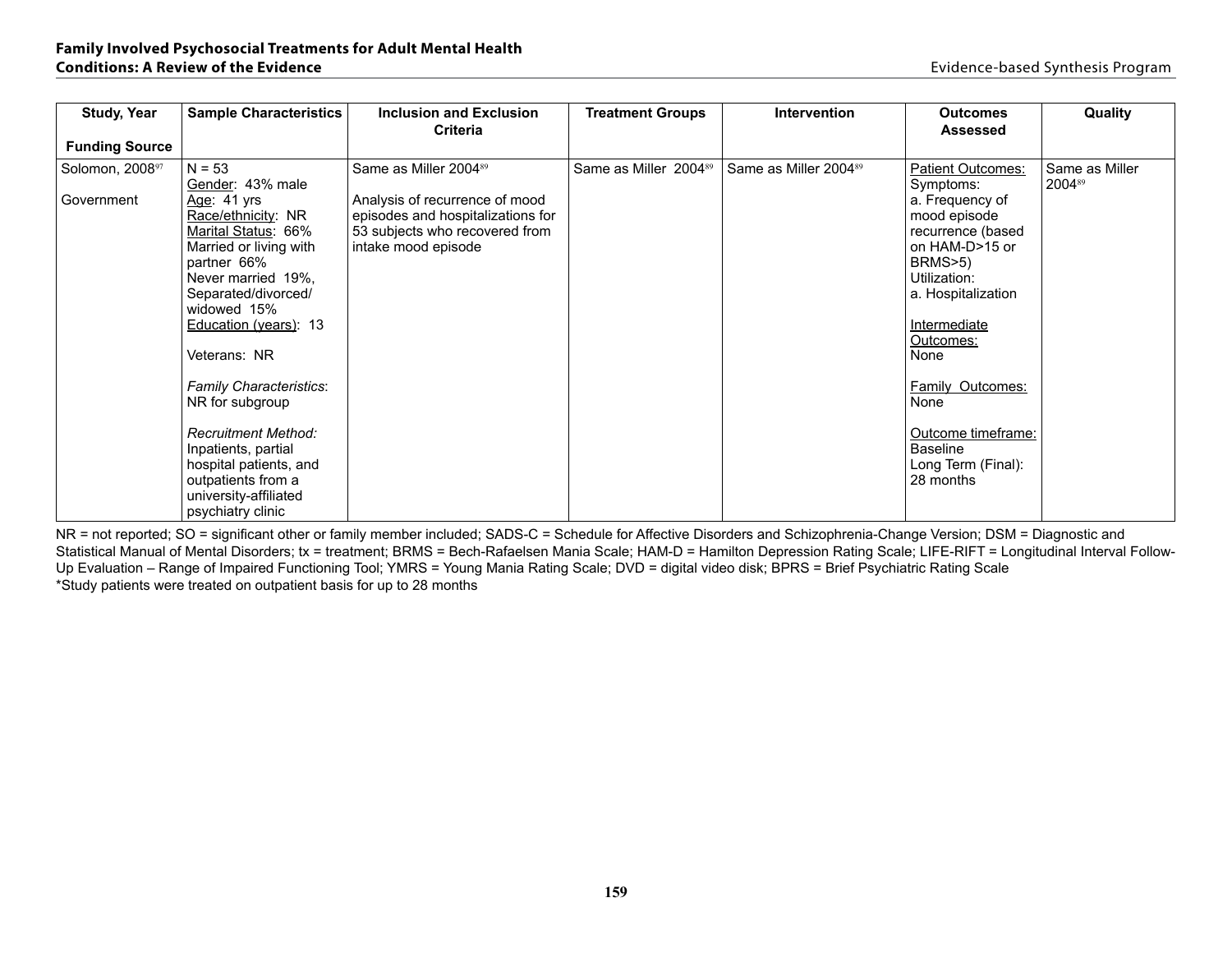| Study, Year<br><br>Funding Source | Sample Characteristics | Inclusion and Exclusion Criteria | Treatment Groups | Intervention | Outcomes Assessed | Quality |
|---|---|---|---|---|---|---|
| Solomon, 2008[97]<br><br>Government | N = 53<br>Gender: 43% male<br>Age: 41 yrs<br>Race/ethnicity: NR<br>Marital Status: 66% Married or living with partner 66%<br>Never married 19%,<br>Separated/divorced/ widowed 15%<br>Education (years): 13<br><br>Veterans: NR<br><br>*Family Characteristics*: NR for subgroup<br><br>*Recruitment Method:* Inpatients, partial hospital patients, and outpatients from a university-affiliated psychiatry clinic | Same as Miller 2004[89]<br><br>Analysis of recurrence of mood episodes and hospitalizations for 53 subjects who recovered from intake mood episode | Same as Miller 2004[89] | Same as Miller 2004[89] | Patient Outcomes:<br>Symptoms:<br>a. Frequency of mood episode recurrence (based on HAM-D>15 or BRMS>5)<br>Utilization:<br>a. Hospitalization<br><br>Intermediate Outcomes:<br>None<br><br>Family Outcomes:<br>None<br><br>Outcome timeframe:<br>Baseline<br>Long Term (Final): 28 months | Same as Miller 2004[89] |

NR = not reported; SO = significant other or family member included; SADS-C = Schedule for Affective Disorders and Schizophrenia-Change Version; DSM = Diagnostic and Statistical Manual of Mental Disorders; tx = treatment; BRMS = Bech-Rafaelsen Mania Scale; HAM-D = Hamilton Depression Rating Scale; LIFE-RIFT = Longitudinal Interval Follow-Up Evaluation – Range of Impaired Functioning Tool; YMRS = Young Mania Rating Scale; DVD = digital video disk; BPRS = Brief Psychiatric Rating Scale
*Study patients were treated on outpatient basis for up to 28 months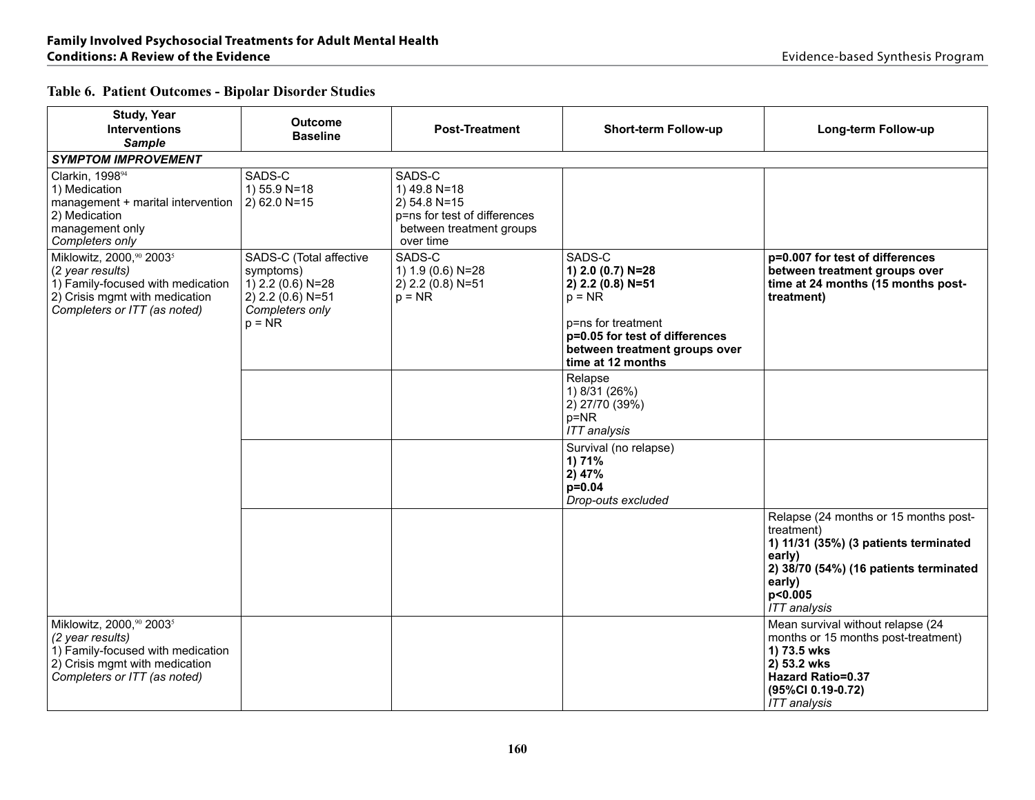## Table 6. Patient Outcomes - Bipolar Disorder Studies

| Study, Year<br>Interventions<br>*Sample* | Outcome<br>Baseline | Post-Treatment | Short-term Follow-up | Long-term Follow-up |
|---|---|---|---|---|
| ***SYMPTOM IMPROVEMENT*** | | | | |
| Clarkin, 1998[94]<br>1) Medication management + marital intervention<br>2) Medication management only<br>*Completers only* | SADS-C<br>1) 55.9 N=18<br>2) 62.0 N=15 | SADS-C<br>1) 49.8 N=18<br>2) 54.8 N=15<br>p=ns for test of differences between treatment groups over time | | |
| Miklowitz, 2000,[90] 2003[5]<br>(*2 year results*)<br>1) Family-focused with medication<br>2) Crisis mgmt with medication<br>*Completers or ITT (as noted)* | SADS-C (Total affective symptoms)<br>1) 2.2 (0.6) N=28<br>2) 2.2 (0.6) N=51<br>*Completers only*<br>p = NR | SADS-C<br>1) 1.9 (0.6) N=28<br>2) 2.2 (0.8) N=51<br>p = NR | SADS-C<br>**1) 2.0 (0.7) N=28**<br>**2) 2.2 (0.8) N=51**<br>p = NR<br><br>p=ns for treatment<br>**p=0.05 for test of differences between treatment groups over time at 12 months** | **p=0.007 for test of differences between treatment groups over time at 24 months (15 months post-treatment)** |
| | | | Relapse<br>1) 8/31 (26%)<br>2) 27/70 (39%)<br>p=NR<br>*ITT analysis* | |
| | | | Survival (no relapse)<br>**1) 71%**<br>**2) 47%**<br>**p=0.04**<br>*Drop-outs excluded* | |
| | | | | Relapse (24 months or 15 months post-treatment)<br>**1) 11/31 (35%) (3 patients terminated early)**<br>**2) 38/70 (54%) (16 patients terminated early)**<br>**p<0.005**<br>*ITT analysis* |
| Miklowitz, 2000,[90] 2003[5]<br>*(2 year results)*<br>1) Family-focused with medication<br>2) Crisis mgmt with medication<br>*Completers or ITT (as noted)* | | | | Mean survival without relapse (24 months or 15 months post-treatment)<br>**1) 73.5 wks**<br>**2) 53.2 wks**<br>**Hazard Ratio=0.37**<br>**(95%CI 0.19-0.72)**<br>*ITT analysis* |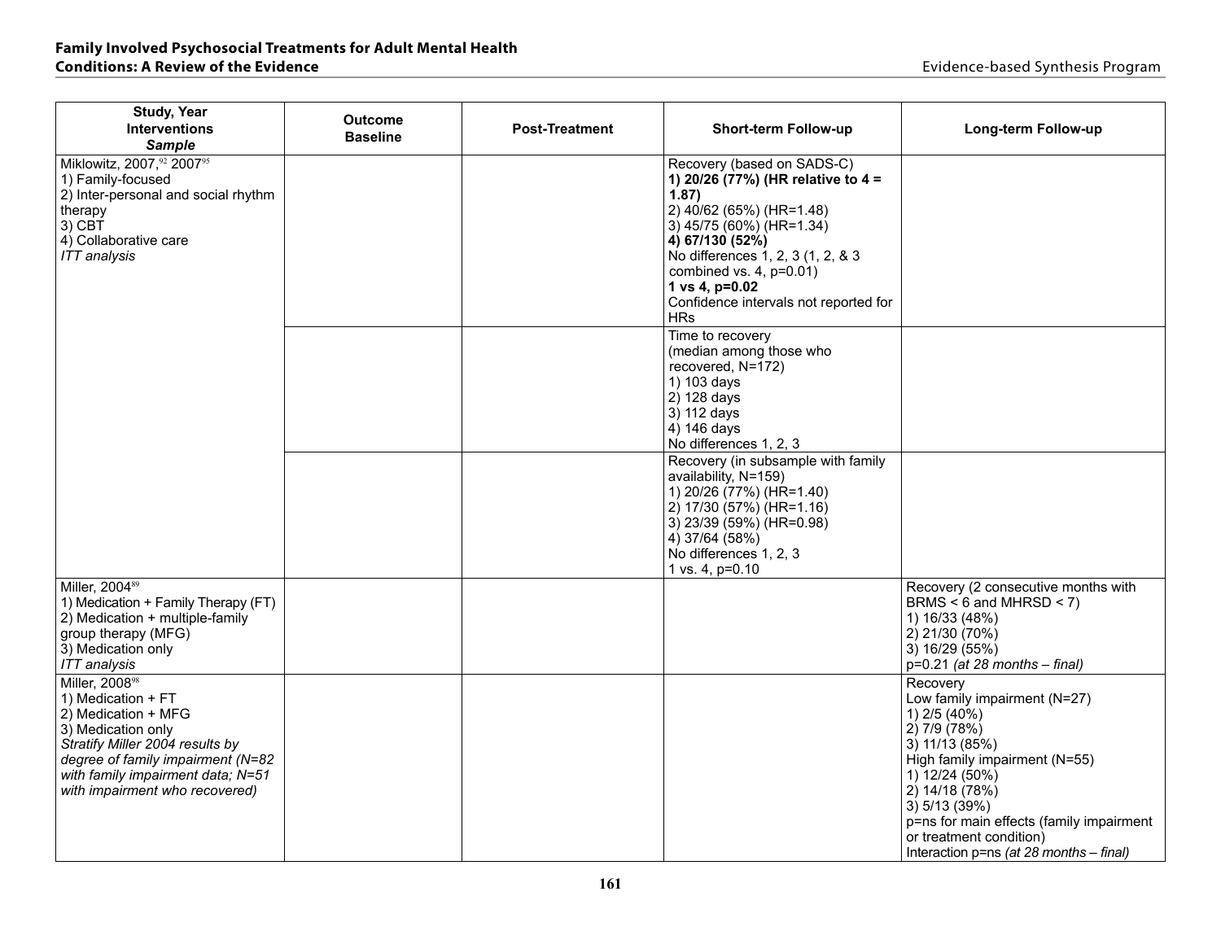| Study, Year<br>Interventions<br>*Sample* | Outcome<br>Baseline | Post-Treatment | Short-term Follow-up | Long-term Follow-up |
|---|---|---|---|---|
| Miklowitz, 2007,[92] 2007[95]<br>1) Family-focused<br>2) Inter-personal and social rhythm therapy<br>3) CBT<br>4) Collaborative care<br>*ITT analysis* | | | Recovery (based on SADS-C)<br>**1) 20/26 (77%) (HR relative to 4 = 1.87)**<br>2) 40/62 (65%) (HR=1.48)<br>3) 45/75 (60%) (HR=1.34)<br>**4) 67/130 (52%)**<br>No differences 1, 2, 3 (1, 2, & 3 combined vs. 4, p=0.01)<br>**1 vs 4, p=0.02**<br>Confidence intervals not reported for HRs | |
| | | | Time to recovery<br>(median among those who recovered, N=172)<br>1) 103 days<br>2) 128 days<br>3) 112 days<br>4) 146 days<br>No differences 1, 2, 3 | |
| | | | Recovery (in subsample with family availability, N=159)<br>1) 20/26 (77%) (HR=1.40)<br>2) 17/30 (57%) (HR=1.16)<br>3) 23/39 (59%) (HR=0.98)<br>4) 37/64 (58%)<br>No differences 1, 2, 3<br>1 vs. 4, p=0.10 | |
| Miller, 2004[89]<br>1) Medication + Family Therapy (FT)<br>2) Medication + multiple-family group therapy (MFG)<br>3) Medication only<br>*ITT analysis* | | | | Recovery (2 consecutive months with BRMS < 6 and MHRSD < 7)<br>1) 16/33 (48%)<br>2) 21/30 (70%)<br>3) 16/29 (55%)<br>p=0.21 *(at 28 months – final)* |
| Miller, 2008[98]<br>1) Medication + FT<br>2) Medication + MFG<br>3) Medication only<br>*Stratify Miller 2004 results by degree of family impairment (N=82 with family impairment data; N=51 with impairment who recovered)* | | | | Recovery<br>Low family impairment (N=27)<br>1) 2/5 (40%)<br>2) 7/9 (78%)<br>3) 11/13 (85%)<br>High family impairment (N=55)<br>1) 12/24 (50%)<br>2) 14/18 (78%)<br>3) 5/13 (39%)<br>p=ns for main effects (family impairment or treatment condition)<br>Interaction p=ns *(at 28 months – final)* |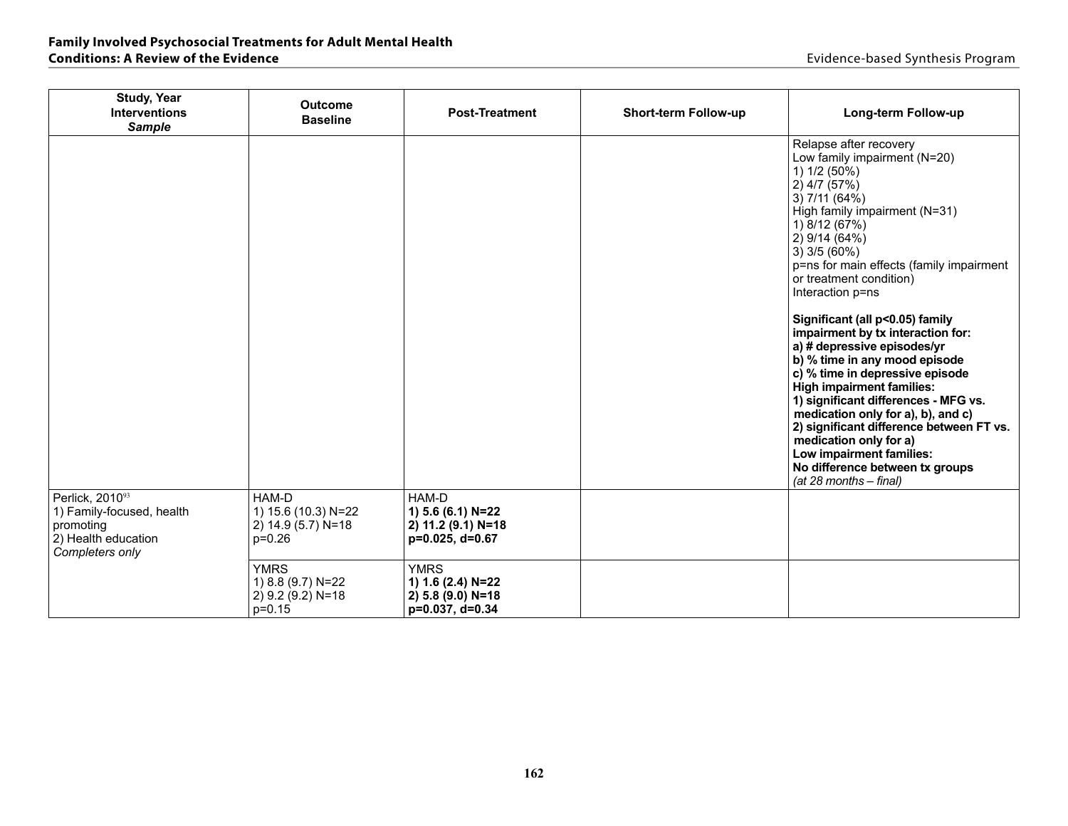| Study, Year<br>Interventions<br>*Sample* | Outcome<br>Baseline | Post-Treatment | Short-term Follow-up | Long-term Follow-up |
|---|---|---|---|---|
| | | | | Relapse after recovery<br>Low family impairment (N=20)<br>1) 1/2 (50%)<br>2) 4/7 (57%)<br>3) 7/11 (64%)<br>High family impairment (N=31)<br>1) 8/12 (67%)<br>2) 9/14 (64%)<br>3) 3/5 (60%)<br>p=ns for main effects (family impairment or treatment condition)<br>Interaction p=ns<br><br>**Significant (all p<0.05) family impairment by tx interaction for:**<br>**a) # depressive episodes/yr**<br>**b) % time in any mood episode**<br>**c) % time in depressive episode**<br>**High impairment families:**<br>**1) significant differences - MFG vs. medication only for a), b), and c)**<br>**2) significant difference between FT vs. medication only for a)**<br>**Low impairment families:**<br>**No difference between tx groups**<br>*(at 28 months – final)* |
| Perlick, 2010[93]<br>1) Family-focused, health promoting<br>2) Health education<br>*Completers only* | HAM-D<br>1) 15.6 (10.3) N=22<br>2) 14.9 (5.7) N=18<br>p=0.26 | HAM-D<br>**1) 5.6 (6.1) N=22**<br>**2) 11.2 (9.1) N=18**<br>**p=0.025, d=0.67** | | |
| | YMRS<br>1) 8.8 (9.7) N=22<br>2) 9.2 (9.2) N=18<br>p=0.15 | YMRS<br>**1) 1.6 (2.4) N=22**<br>**2) 5.8 (9.0) N=18**<br>**p=0.037, d=0.34** | | |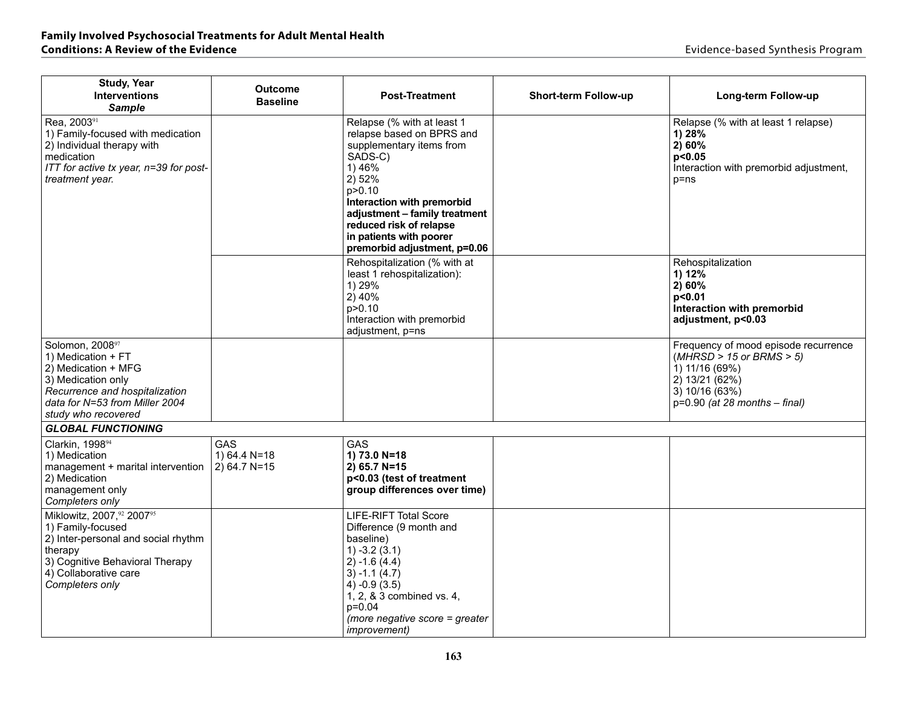| Study, Year<br>Interventions<br>*Sample* | Outcome<br>Baseline | Post-Treatment | Short-term Follow-up | Long-term Follow-up |
|---|---|---|---|---|
| Rea, 2003[91]<br>1) Family-focused with medication<br>2) Individual therapy with medication<br>*ITT for active tx year, n=39 for post-treatment year.* | | Relapse (% with at least 1 relapse based on BPRS and supplementary items from SADS-C)<br>1) 46%<br>2) 52%<br>p>0.10<br>**Interaction with premorbid adjustment – family treatment reduced risk of relapse in patients with poorer premorbid adjustment, p=0.06** | | Relapse (% with at least 1 relapse)<br>**1) 28%**<br>**2) 60%**<br>**p<0.05**<br>Interaction with premorbid adjustment, p=ns |
| | | Rehospitalization (% with at least 1 rehospitalization):<br>1) 29%<br>2) 40%<br>p>0.10<br>Interaction with premorbid adjustment, p=ns | | Rehospitalization<br>**1) 12%**<br>**2) 60%**<br>**p<0.01**<br>**Interaction with premorbid adjustment, p<0.03** |
| Solomon, 2008[97]<br>1) Medication + FT<br>2) Medication + MFG<br>3) Medication only<br>*Recurrence and hospitalization data for N=53 from Miller 2004 study who recovered* | | | | Frequency of mood episode recurrence (*MHRSD > 15 or BRMS > 5)*<br>1) 11/16 (69%)<br>2) 13/21 (62%)<br>3) 10/16 (63%)<br>p=0.90 *(at 28 months – final)* |
| ***GLOBAL FUNCTIONING*** | | | | |
| Clarkin, 1998[94]<br>1) Medication management + marital intervention<br>2) Medication management only<br>*Completers only* | GAS<br>1) 64.4 N=18<br>2) 64.7 N=15 | GAS<br>**1) 73.0 N=18**<br>**2) 65.7 N=15**<br>**p<0.03 (test of treatment group differences over time)** | | |
| Miklowitz, 2007,[92] 2007[95]<br>1) Family-focused<br>2) Inter-personal and social rhythm therapy<br>3) Cognitive Behavioral Therapy<br>4) Collaborative care<br>*Completers only* | | LIFE-RIFT Total Score Difference (9 month and baseline)<br>1) -3.2 (3.1)<br>2) -1.6 (4.4)<br>3) -1.1 (4.7)<br>4) -0.9 (3.5)<br>1, 2, & 3 combined vs. 4, p=0.04<br>*(more negative score = greater improvement)* | | |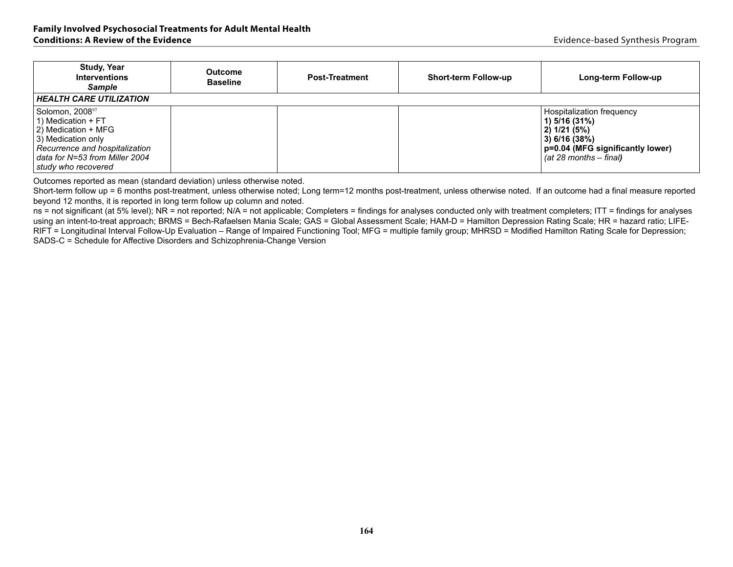| **Study, Year**<br>**Interventions**<br>***Sample*** | **Outcome**<br>**Baseline** | **Post-Treatment** | **Short-term Follow-up** | **Long-term Follow-up** |
|---|---|---|---|---|
| ***HEALTH CARE UTILIZATION*** | | | | |
| Solomon, 2008[97]<br>1) Medication + FT<br>2) Medication + MFG<br>3) Medication only<br>*Recurrence and hospitalization data for N=53 from Miller 2004 study who recovered* | | | | Hospitalization frequency<br>**1) 5/16 (31%)**<br>**2) 1/21 (5%)**<br>**3) 6/16 (38%)**<br>**p=0.04 (MFG significantly lower)**<br>*(at 28 months – final)* |

Outcomes reported as mean (standard deviation) unless otherwise noted.

Short-term follow up = 6 months post-treatment, unless otherwise noted; Long term=12 months post-treatment, unless otherwise noted. If an outcome had a final measure reported beyond 12 months, it is reported in long term follow up column and noted.

ns = not significant (at 5% level); NR = not reported; N/A = not applicable; Completers = findings for analyses conducted only with treatment completers; ITT = findings for analyses using an intent-to-treat approach; BRMS = Bech-Rafaelsen Mania Scale; GAS = Global Assessment Scale; HAM-D = Hamilton Depression Rating Scale; HR = hazard ratio; LIFE-RIFT = Longitudinal Interval Follow-Up Evaluation – Range of Impaired Functioning Tool; MFG = multiple family group; MHRSD = Modified Hamilton Rating Scale for Depression; SADS-C = Schedule for Affective Disorders and Schizophrenia-Change Version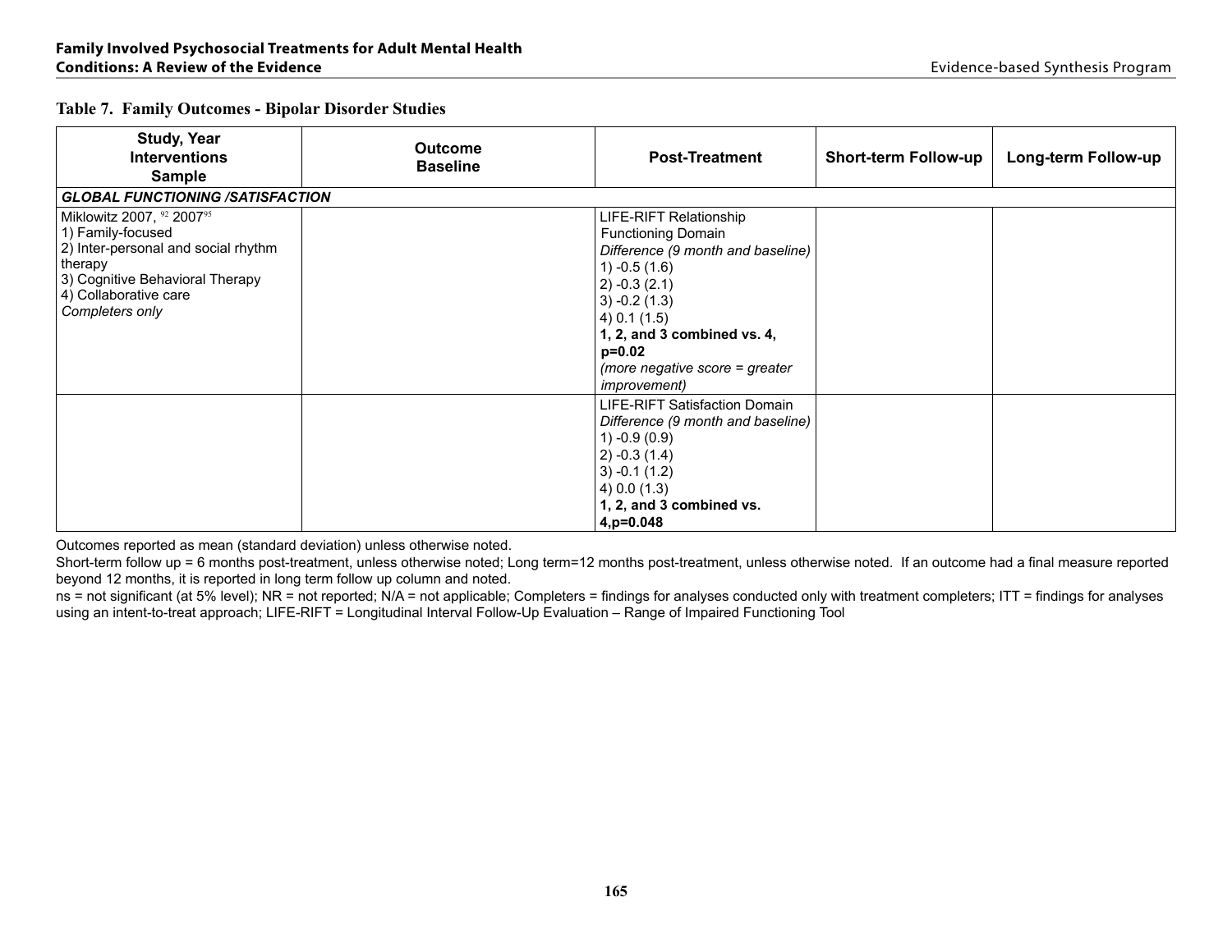### Table 7. Family Outcomes - Bipolar Disorder Studies

| Study, Year<br>Interventions<br>Sample | Outcome<br>Baseline | Post-Treatment | Short-term Follow-up | Long-term Follow-up |
|---|---|---|---|---|
| ***GLOBAL FUNCTIONING /SATISFACTION*** | | | | |
| Miklowitz 2007, [92] 2007[95]<br>1) Family-focused<br>2) Inter-personal and social rhythm therapy<br>3) Cognitive Behavioral Therapy<br>4) Collaborative care<br>*Completers only* | | LIFE-RIFT Relationship Functioning Domain<br>*Difference (9 month and baseline)*<br>1) -0.5 (1.6)<br>2) -0.3 (2.1)<br>3) -0.2 (1.3)<br>4) 0.1 (1.5)<br>**1, 2, and 3 combined vs. 4, p=0.02**<br>*(more negative score = greater improvement)* | | |
| | | LIFE-RIFT Satisfaction Domain<br>*Difference (9 month and baseline)*<br>1) -0.9 (0.9)<br>2) -0.3 (1.4)<br>3) -0.1 (1.2)<br>4) 0.0 (1.3)<br>**1, 2, and 3 combined vs. 4,p=0.048** | | |

Outcomes reported as mean (standard deviation) unless otherwise noted.

Short-term follow up = 6 months post-treatment, unless otherwise noted; Long term=12 months post-treatment, unless otherwise noted. If an outcome had a final measure reported beyond 12 months, it is reported in long term follow up column and noted.

ns = not significant (at 5% level); NR = not reported; N/A = not applicable; Completers = findings for analyses conducted only with treatment completers; ITT = findings for analyses using an intent-to-treat approach; LIFE-RIFT = Longitudinal Interval Follow-Up Evaluation – Range of Impaired Functioning Tool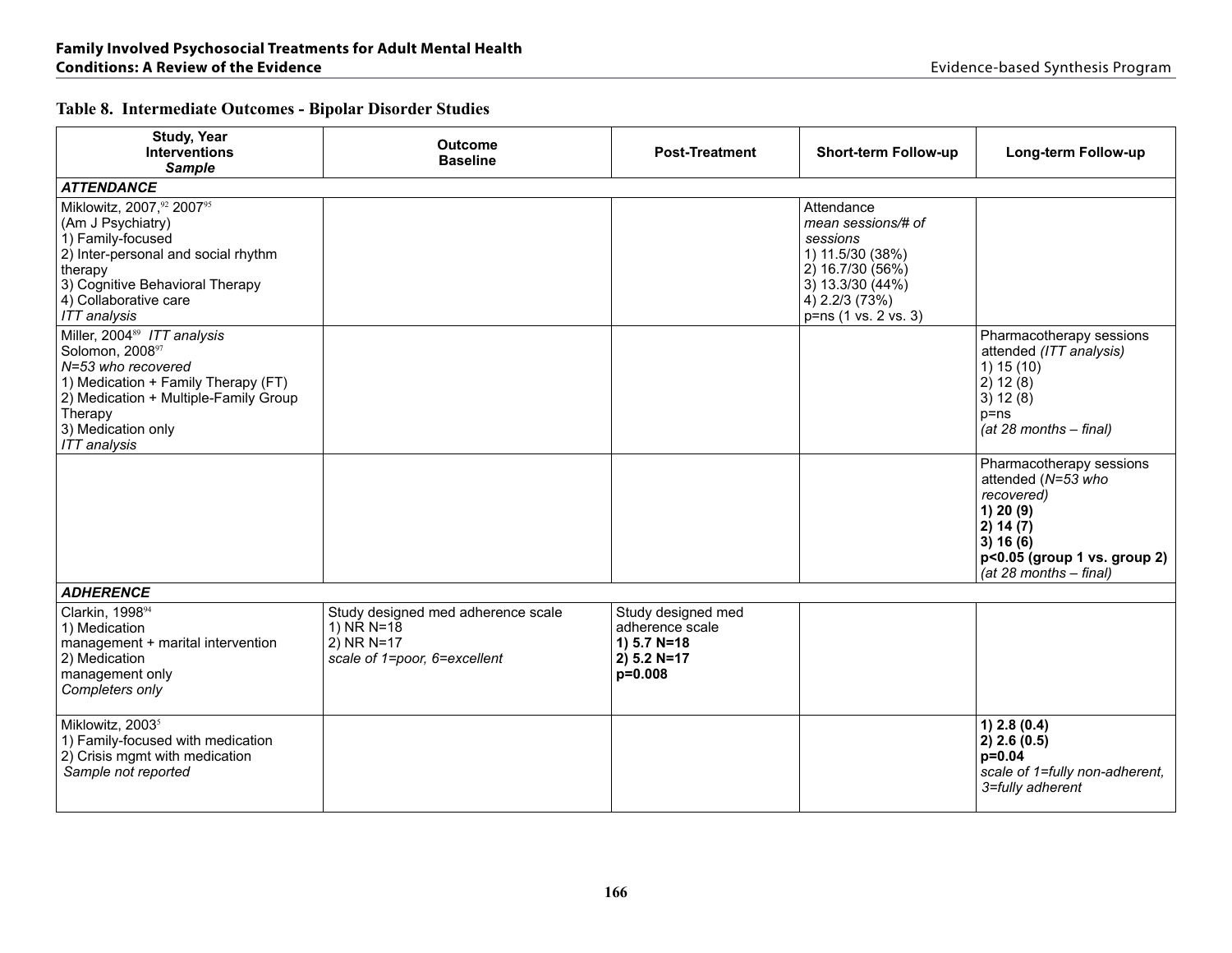## Table 8. Intermediate Outcomes - Bipolar Disorder Studies

| Study, Year<br>Interventions<br>*Sample* | Outcome<br>Baseline | Post-Treatment | Short-term Follow-up | Long-term Follow-up |
|---|---|---|---|---|
| ***ATTENDANCE*** | | | | |
| Miklowitz, 2007,[92] 2007[95]<br>(Am J Psychiatry)<br>1) Family-focused<br>2) Inter-personal and social rhythm therapy<br>3) Cognitive Behavioral Therapy<br>4) Collaborative care<br>*ITT analysis* | | | Attendance<br>*mean sessions/# of sessions*<br>1) 11.5/30 (38%)<br>2) 16.7/30 (56%)<br>3) 13.3/30 (44%)<br>4) 2.2/3 (73%)<br>p=ns (1 vs. 2 vs. 3) | |
| Miller, 2004[89] *ITT analysis*<br>Solomon, 2008[97]<br>*N=53 who recovered*<br>1) Medication + Family Therapy (FT)<br>2) Medication + Multiple-Family Group Therapy<br>3) Medication only<br>*ITT analysis* | | | | Pharmacotherapy sessions attended *(ITT analysis)*<br>1) 15 (10)<br>2) 12 (8)<br>3) 12 (8)<br>p=ns<br>*(at 28 months – final)* |
| | | | | Pharmacotherapy sessions attended (*N=53 who recovered)*<br>**1) 20 (9)**<br>**2) 14 (7)**<br>**3) 16 (6)**<br>**p<0.05 (group 1 vs. group 2)**<br>*(at 28 months – final)* |
| ***ADHERENCE*** | | | | |
| Clarkin, 1998[94]<br>1) Medication management + marital intervention<br>2) Medication management only<br>*Completers only* | Study designed med adherence scale<br>1) NR N=18<br>2) NR N=17<br>*scale of 1=poor, 6=excellent* | Study designed med adherence scale<br>**1) 5.7 N=18**<br>**2) 5.2 N=17**<br>**p=0.008** | | |
| Miklowitz, 2003[5]<br>1) Family-focused with medication<br>2) Crisis mgmt with medication<br>*Sample not reported* | | | | **1) 2.8 (0.4)**<br>**2) 2.6 (0.5)**<br>**p=0.04**<br>*scale of 1=fully non-adherent, 3=fully adherent* |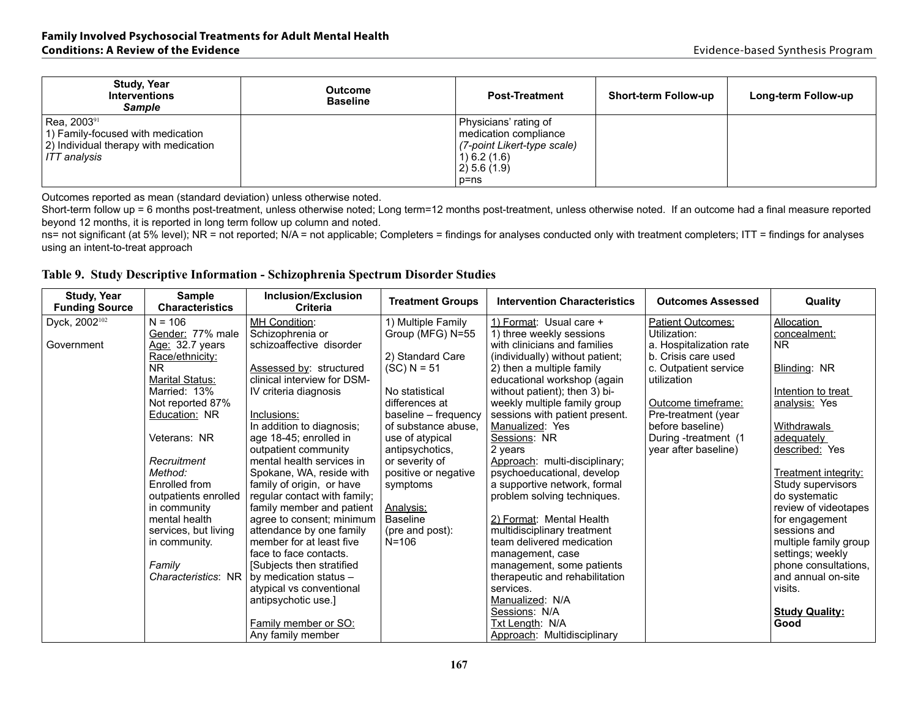| Study, Year<br>Interventions<br>*Sample* | Outcome<br>Baseline | Post-Treatment | Short-term Follow-up | Long-term Follow-up |
|---|---|---|---|---|
| Rea, 2003[91]<br>1) Family-focused with medication<br>2) Individual therapy with medication<br>*ITT analysis* | | Physicians' rating of medication compliance<br>*(7-point Likert-type scale)*<br>1) 6.2 (1.6)<br>2) 5.6 (1.9)<br>p=ns | | |

Outcomes reported as mean (standard deviation) unless otherwise noted.

Short-term follow up = 6 months post-treatment, unless otherwise noted; Long term=12 months post-treatment, unless otherwise noted. If an outcome had a final measure reported beyond 12 months, it is reported in long term follow up column and noted.

ns= not significant (at 5% level); NR = not reported; N/A = not applicable; Completers = findings for analyses conducted only with treatment completers; ITT = findings for analyses using an intent-to-treat approach

## Table 9. Study Descriptive Information - Schizophrenia Spectrum Disorder Studies

| Study, Year<br>Funding Source | Sample Characteristics | Inclusion/Exclusion Criteria | Treatment Groups | Intervention Characteristics | Outcomes Assessed | Quality |
|---|---|---|---|---|---|---|
| Dyck, 2002[102]<br><br>Government | N = 106<br>Gender: 77% male<br>Age: 32.7 years<br>Race/ethnicity: NR<br>Marital Status:<br>Married: 13%<br>Not reported 87%<br>Education: NR<br><br>Veterans: NR<br><br>*Recruitment Method:*<br>Enrolled from outpatients enrolled in community mental health services, but living in community.<br><br>*Family Characteristics*: NR | MH Condition:<br>Schizophrenia or schizoaffective disorder<br><br>Assessed by: structured clinical interview for DSM-IV criteria diagnosis<br><br>Inclusions:<br>In addition to diagnosis; age 18-45; enrolled in outpatient community mental health services in Spokane, WA, reside with family of origin, or have regular contact with family; family member and patient agree to consent; minimum attendance by one family member for at least five face to face contacts. [Subjects then stratified by medication status – atypical vs conventional antipsychotic use.]<br><br>Family member or SO:<br>Any family member | 1) Multiple Family Group (MFG) N=55<br><br>2) Standard Care (SC) N = 51<br><br>No statistical differences at baseline – frequency of substance abuse, use of atypical antipsychotics, or severity of positive or negative symptoms<br><br>Analysis:<br>Baseline (pre and post): N=106 | 1) Format: Usual care + 1) three weekly sessions with clinicians and families (individually) without patient; 2) then a multiple family educational workshop (again without patient); then 3) bi-weekly multiple family group sessions with patient present.<br>Manualized: Yes<br>Sessions: NR<br>2 years<br>Approach: multi-disciplinary; psychoeducational, develop a supportive network, formal problem solving techniques.<br><br>2) Format: Mental Health multidisciplinary treatment team delivered medication management, case management, some patients therapeutic and rehabilitation services.<br>Manualized: N/A<br>Sessions: N/A<br>Txt Length: N/A<br>Approach: Multidisciplinary | Patient Outcomes:<br>Utilization:<br>a. Hospitalization rate<br>b. Crisis care used<br>c. Outpatient service utilization<br><br>Outcome timeframe:<br>Pre-treatment (year before baseline)<br>During -treatment (1 year after baseline) | Allocation concealment: NR<br><br>Blinding: NR<br><br>Intention to treat analysis: Yes<br><br>Withdrawals adequately described: Yes<br><br>Treatment integrity:<br>Study supervisors do systematic review of videotapes for engagement sessions and multiple family group settings; weekly phone consultations, and annual on-site visits.<br><br>**Study Quality: Good** |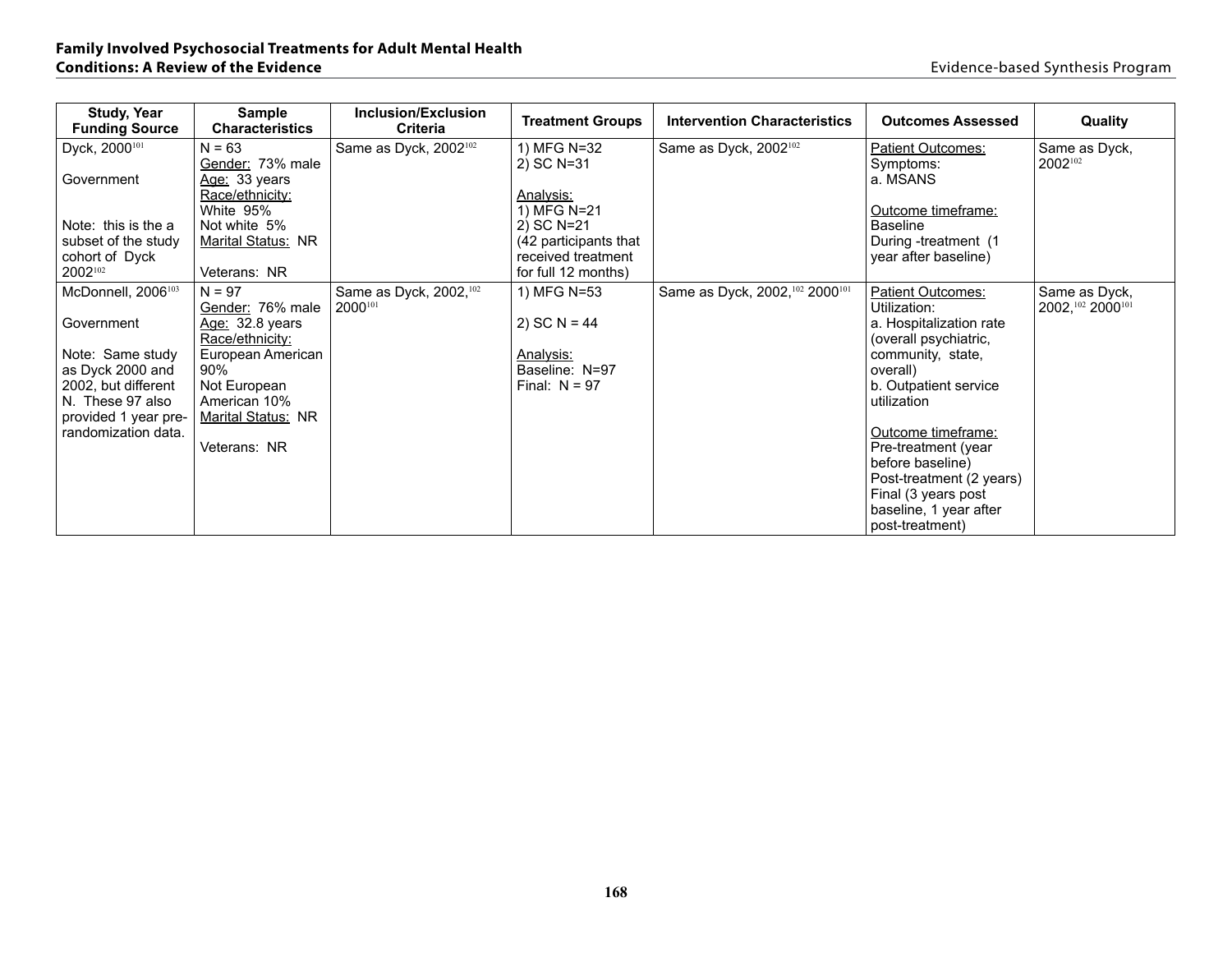| Study, Year Funding Source | Sample Characteristics | Inclusion/Exclusion Criteria | Treatment Groups | Intervention Characteristics | Outcomes Assessed | Quality |
|---|---|---|---|---|---|---|
| Dyck, 2000[101]<br><br>Government<br><br><br>Note: this is the a subset of the study cohort of Dyck 2002[102] | N = 63<br>Gender: 73% male<br>Age: 33 years<br>Race/ethnicity:<br>White 95%<br>Not white 5%<br>Marital Status: NR<br><br>Veterans: NR | Same as Dyck, 2002[102] | 1) MFG N=32<br>2) SC N=31<br><br>Analysis:<br>1) MFG N=21<br>2) SC N=21<br>(42 participants that received treatment for full 12 months) | Same as Dyck, 2002[102] | Patient Outcomes:<br>Symptoms:<br>a. MSANS<br><br>Outcome timeframe:<br>Baseline<br>During -treatment (1 year after baseline) | Same as Dyck, 2002[102] |
| McDonnell, 2006[103]<br><br>Government<br><br>Note: Same study as Dyck 2000 and 2002, but different N. These 97 also provided 1 year pre-randomization data. | N = 97<br>Gender: 76% male<br>Age: 32.8 years<br>Race/ethnicity:<br>European American 90%<br>Not European American 10%<br>Marital Status: NR<br><br>Veterans: NR | Same as Dyck, 2002,[102] 2000[101] | 1) MFG N=53<br><br>2) SC N = 44<br><br>Analysis:<br>Baseline: N=97<br>Final: N = 97 | Same as Dyck, 2002,[102] 2000[101] | Patient Outcomes:<br>Utilization:<br>a. Hospitalization rate (overall psychiatric, community, state, overall)<br>b. Outpatient service utilization<br><br>Outcome timeframe:<br>Pre-treatment (year before baseline)<br>Post-treatment (2 years)<br>Final (3 years post baseline, 1 year after post-treatment) | Same as Dyck, 2002,[102] 2000[101] |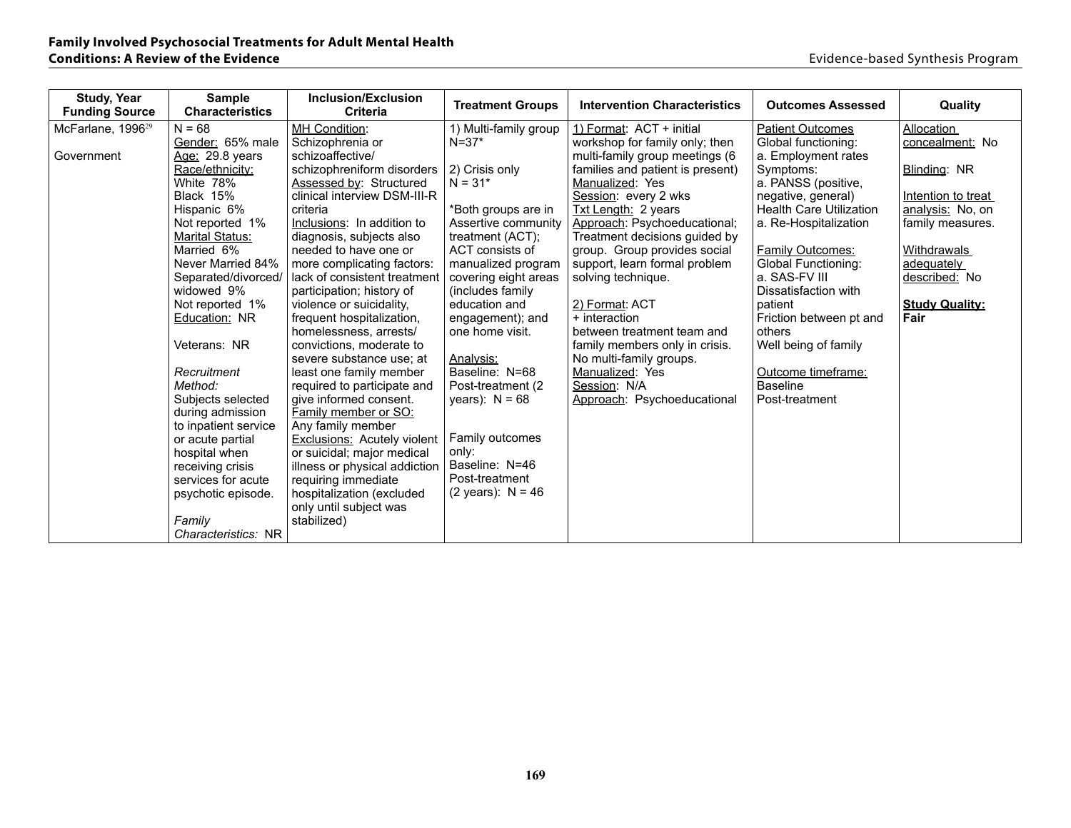| Study, Year Funding Source | Sample Characteristics | Inclusion/Exclusion Criteria | Treatment Groups | Intervention Characteristics | Outcomes Assessed | Quality |
|---|---|---|---|---|---|---|
| McFarlane, 1996[29]<br><br>Government | N = 68<br>Gender: 65% male<br>Age: 29.8 years<br>Race/ethnicity:<br>White 78%<br>Black 15%<br>Hispanic 6%<br>Not reported 1%<br>Marital Status:<br>Married 6%<br>Never Married 84%<br>Separated/divorced/ widowed 9%<br>Not reported 1%<br>Education: NR<br><br>Veterans: NR<br><br>*Recruitment Method:*<br>Subjects selected during admission to inpatient service or acute partial hospital when receiving crisis services for acute psychotic episode.<br><br>*Family Characteristics:* NR | MH Condition:<br>Schizophrenia or schizoaffective/ schizophreniform disorders<br>Assessed by: Structured clinical interview DSM-III-R criteria<br>Inclusions: In addition to diagnosis, subjects also needed to have one or more complicating factors: lack of consistent treatment participation; history of violence or suicidality, frequent hospitalization, homelessness, arrests/ convictions, moderate to severe substance use; at least one family member required to participate and give informed consent.<br>Family member or SO:<br>Any family member<br>Exclusions: Acutely violent or suicidal; major medical illness or physical addiction requiring immediate hospitalization (excluded only until subject was stabilized) | 1) Multi-family group N=37*<br><br>2) Crisis only N = 31*<br><br>*Both groups are in Assertive community treatment (ACT); ACT consists of manualized program covering eight areas (includes family education and engagement); and one home visit.<br><br>Analysis:<br>Baseline: N=68<br>Post-treatment (2 years): N = 68<br><br>Family outcomes only:<br>Baseline: N=46<br>Post-treatment (2 years): N = 46 | 1) Format: ACT + initial workshop for family only; then multi-family group meetings (6 families and patient is present)<br>Manualized: Yes<br>Session: every 2 wks<br>Txt Length: 2 years<br>Approach: Psychoeducational; Treatment decisions guided by group. Group provides social support, learn formal problem solving technique.<br><br>2) Format: ACT + interaction between treatment team and family members only in crisis. No multi-family groups.<br>Manualized: Yes<br>Session: N/A<br>Approach: Psychoeducational | Patient Outcomes<br>Global functioning:<br>a. Employment rates<br>Symptoms:<br>a. PANSS (positive, negative, general)<br>Health Care Utilization<br>a. Re-Hospitalization<br><br>Family Outcomes:<br>Global Functioning:<br>a. SAS-FV III<br>Dissatisfaction with patient<br>Friction between pt and others<br>Well being of family<br><br>Outcome timeframe:<br>Baseline<br>Post-treatment | Allocation concealment: No<br><br>Blinding: NR<br><br>Intention to treat analysis: No, on family measures.<br><br>Withdrawals adequately described: No<br><br>**Study Quality: Fair** |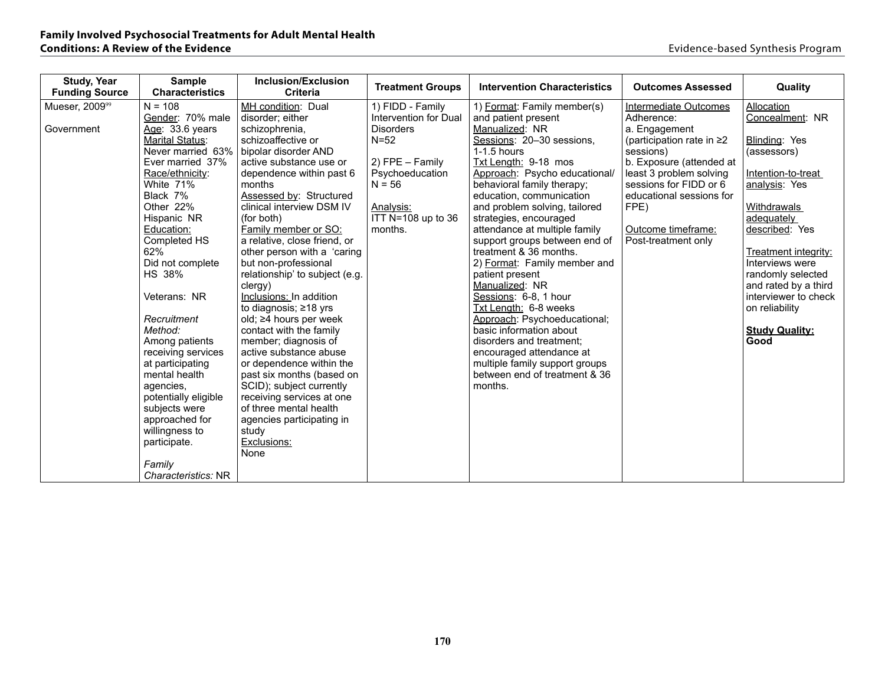| Study, Year Funding Source | Sample Characteristics | Inclusion/Exclusion Criteria | Treatment Groups | Intervention Characteristics | Outcomes Assessed | Quality |
|---|---|---|---|---|---|---|
| Mueser, 2009[99]<br><br>Government | N = 108<br>Gender: 70% male<br>Age: 33.6 years<br>Marital Status:<br>Never married 63%<br>Ever married 37%<br>Race/ethnicity:<br>White 71%<br>Black 7%<br>Other 22%<br>Hispanic NR<br>Education:<br>Completed HS 62%<br>Did not complete HS 38%<br><br>Veterans: NR<br><br>*Recruitment Method:*<br>Among patients receiving services at participating mental health agencies, potentially eligible subjects were approached for willingness to participate.<br><br>*Family Characteristics:* NR | MH condition: Dual disorder; either schizophrenia, schizoaffective or bipolar disorder AND active substance use or dependence within past 6 months<br>Assessed by: Structured clinical interview DSM IV (for both)<br>Family member or SO: a relative, close friend, or other person with a 'caring but non-professional relationship' to subject (e.g. clergy)<br>Inclusions: In addition to diagnosis; ≥18 yrs old; ≥4 hours per week contact with the family member; diagnosis of active substance abuse or dependence within the past six months (based on SCID); subject currently receiving services at one of three mental health agencies participating in study<br>Exclusions: None | 1) FIDD - Family Intervention for Dual Disorders<br>N=52<br><br>2) FPE – Family Psychoeducation<br>N = 56<br><br>Analysis:<br>ITT N=108 up to 36 months. | 1) Format: Family member(s) and patient present<br>Manualized: NR<br>Sessions: 20–30 sessions, 1-1.5 hours<br>Txt Length: 9-18 mos<br>Approach: Psycho educational/ behavioral family therapy; education, communication and problem solving, tailored strategies, encouraged attendance at multiple family support groups between end of treatment & 36 months.<br>2) Format: Family member and patient present<br>Manualized: NR<br>Sessions: 6-8, 1 hour<br>Txt Length: 6-8 weeks<br>Approach: Psychoeducational; basic information about disorders and treatment; encouraged attendance at multiple family support groups between end of treatment & 36 months. | Intermediate Outcomes<br>Adherence:<br>a. Engagement (participation rate in ≥2 sessions)<br>b. Exposure (attended at least 3 problem solving sessions for FIDD or 6 educational sessions for FPE)<br><br>Outcome timeframe:<br>Post-treatment only | Allocation Concealment: NR<br><br>Blinding: Yes (assessors)<br><br>Intention-to-treat analysis: Yes<br><br>Withdrawals adequately described: Yes<br><br>Treatment integrity: Interviews were randomly selected and rated by a third interviewer to check on reliability<br><br>**Study Quality: Good** |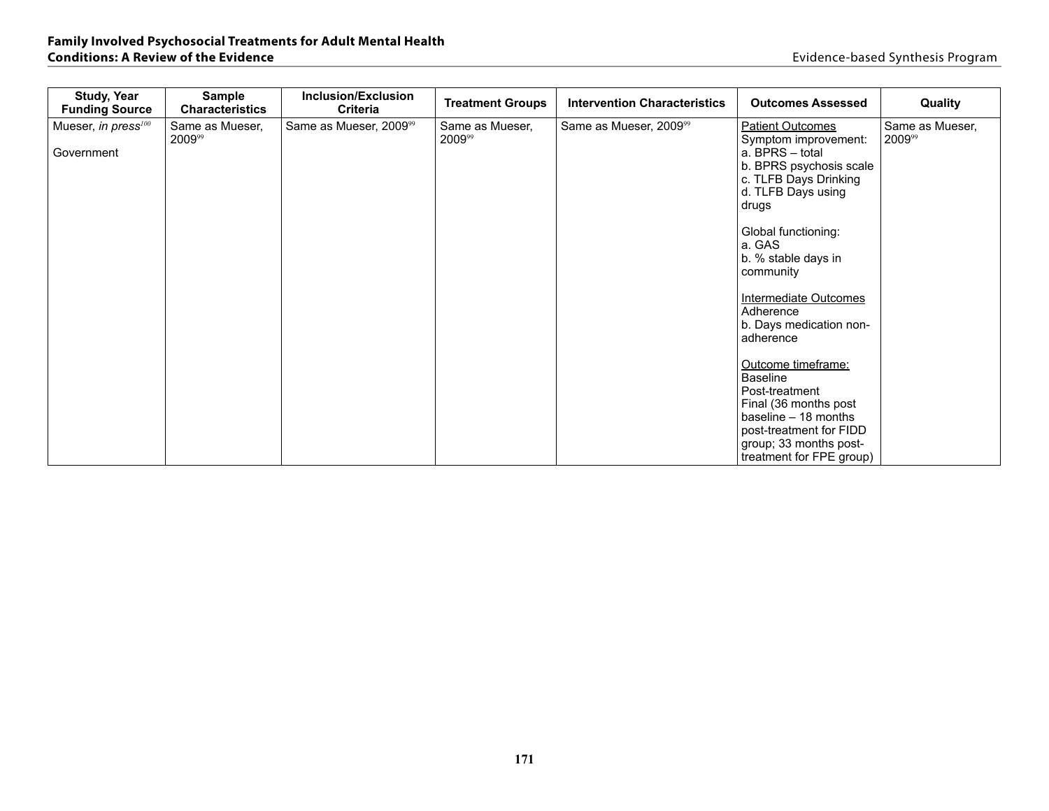| Study, Year Funding Source | Sample Characteristics | Inclusion/Exclusion Criteria | Treatment Groups | Intervention Characteristics | Outcomes Assessed | Quality |
|---|---|---|---|---|---|---|
| Mueser, *in press*[100]<br><br>Government | Same as Mueser, 2009[99] | Same as Mueser, 2009[99] | Same as Mueser, 2009[99] | Same as Mueser, 2009[99] | Patient Outcomes<br>Symptom improvement:<br>a. BPRS – total<br>b. BPRS psychosis scale<br>c. TLFB Days Drinking<br>d. TLFB Days using drugs<br><br>Global functioning:<br>a. GAS<br>b. % stable days in community<br><br>Intermediate Outcomes<br>Adherence<br>b. Days medication non-adherence<br><br>Outcome timeframe:<br>Baseline<br>Post-treatment<br>Final (36 months post baseline – 18 months post-treatment for FIDD group; 33 months post-treatment for FPE group) | Same as Mueser, 2009[99] |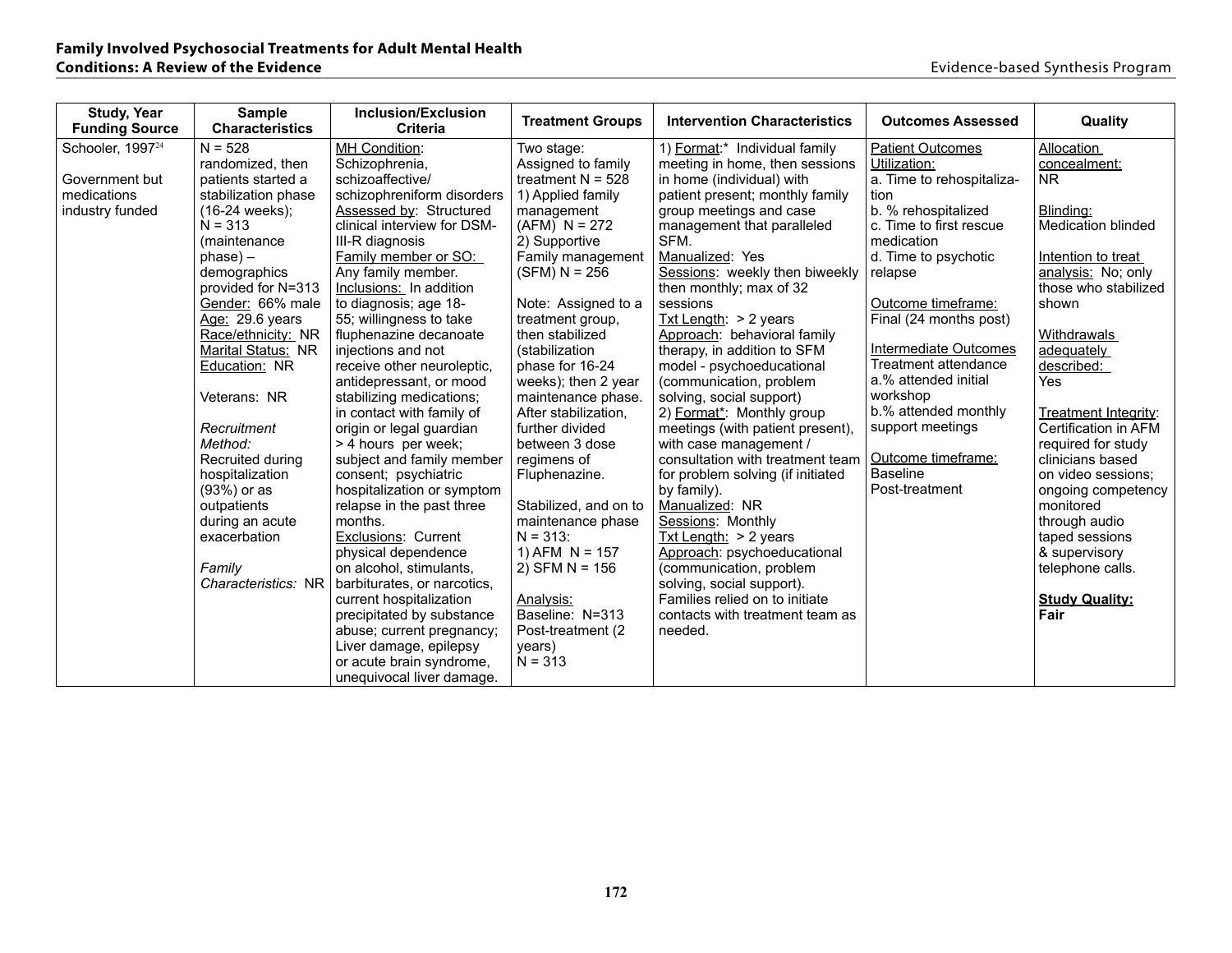| Study, Year Funding Source | Sample Characteristics | Inclusion/Exclusion Criteria | Treatment Groups | Intervention Characteristics | Outcomes Assessed | Quality |
|---|---|---|---|---|---|---|
| Schooler, 1997[24]<br><br>Government but medications industry funded | N = 528 randomized, then patients started a stabilization phase (16-24 weeks); N = 313 (maintenance phase) – demographics provided for N=313<br>Gender: 66% male<br>Age: 29.6 years<br>Race/ethnicity: NR<br>Marital Status: NR<br>Education: NR<br><br>Veterans: NR<br><br>*Recruitment Method:* Recruited during hospitalization (93%) or as outpatients during an acute exacerbation<br><br>*Family Characteristics:* NR | MH Condition: Schizophrenia, schizoaffective/ schizophreniform disorders<br>Assessed by: Structured clinical interview for DSM-III-R diagnosis<br>Family member or SO: Any family member.<br>Inclusions: In addition to diagnosis; age 18-55; willingness to take fluphenazine decanoate injections and not receive other neuroleptic, antidepressant, or mood stabilizing medications; in contact with family of origin or legal guardian > 4 hours per week; subject and family member consent; psychiatric hospitalization or symptom relapse in the past three months.<br>Exclusions: Current physical dependence on alcohol, stimulants, barbiturates, or narcotics, current hospitalization precipitated by substance abuse; current pregnancy; Liver damage, epilepsy or acute brain syndrome, unequivocal liver damage. | Two stage: Assigned to family treatment N = 528<br>1) Applied family management (AFM) N = 272<br>2) Supportive Family management (SFM) N = 256<br><br>Note: Assigned to a treatment group, then stabilized (stabilization phase for 16-24 weeks); then 2 year maintenance phase. After stabilization, further divided between 3 dose regimens of Fluphenazine.<br><br>Stabilized, and on to maintenance phase N = 313:<br>1) AFM N = 157<br>2) SFM N = 156<br><br>Analysis:<br>Baseline: N=313<br>Post-treatment (2 years) N = 313 | 1) Format:* Individual family meeting in home, then sessions in home (individual) with patient present; monthly family group meetings and case management that paralleled SFM.<br>Manualized: Yes<br>Sessions: weekly then biweekly then monthly; max of 32 sessions<br>Txt Length: > 2 years<br>Approach: behavioral family therapy, in addition to SFM model - psychoeducational (communication, problem solving, social support)<br>2) Format*: Monthly group meetings (with patient present), with case management / consultation with treatment team for problem solving (if initiated by family).<br>Manualized: NR<br>Sessions: Monthly<br>Txt Length: > 2 years<br>Approach: psychoeducational (communication, problem solving, social support). Families relied on to initiate contacts with treatment team as needed. | Patient Outcomes Utilization:<br>a. Time to rehospitalization<br>b. % rehospitalized<br>c. Time to first rescue medication<br>d. Time to psychotic relapse<br><br>Outcome timeframe: Final (24 months post)<br><br>Intermediate Outcomes Treatment attendance<br>a.% attended initial workshop<br>b.% attended monthly support meetings<br><br>Outcome timeframe: Baseline Post-treatment | Allocation concealment: NR<br><br>Blinding: Medication blinded<br><br>Intention to treat analysis: No; only those who stabilized shown<br><br>Withdrawals adequately described: Yes<br><br>Treatment Integrity: Certification in AFM required for study clinicians based on video sessions; ongoing competency monitored through audio taped sessions & supervisory telephone calls.<br><br>**Study Quality: Fair** |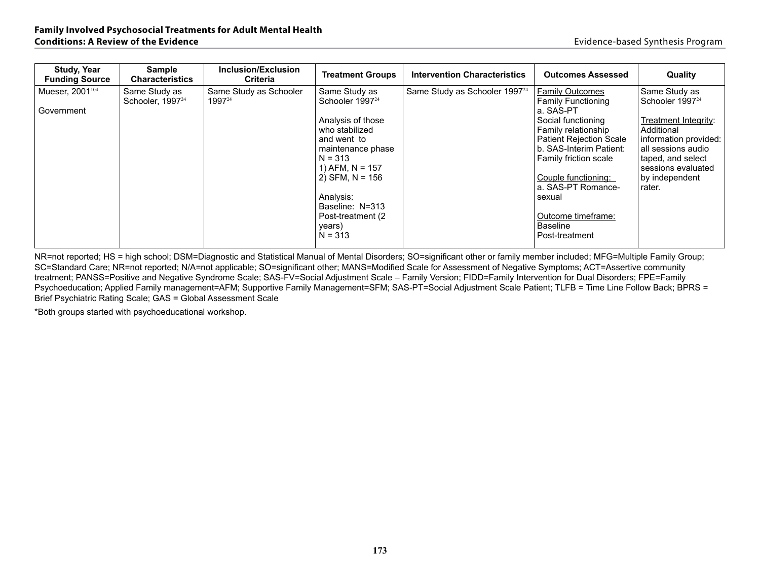| Study, Year Funding Source | Sample Characteristics | Inclusion/Exclusion Criteria | Treatment Groups | Intervention Characteristics | Outcomes Assessed | Quality |
|---|---|---|---|---|---|---|
| Mueser, 2001[104]<br><br>Government | Same Study as Schooler, 1997[24] | Same Study as Schooler 1997[24] | Same Study as Schooler 1997[24]<br><br>Analysis of those who stabilized and went to maintenance phase<br>N = 313<br>1) AFM, N = 157<br>2) SFM, N = 156<br><br>Analysis:<br>Baseline: N=313<br>Post-treatment (2 years)<br>N = 313 | Same Study as Schooler 1997[24] | Family Outcomes<br>Family Functioning<br>a. SAS-PT<br>Social functioning<br>Family relationship<br>Patient Rejection Scale<br>b. SAS-Interim Patient: Family friction scale<br><br>Couple functioning:<br>a. SAS-PT Romance-sexual<br><br>Outcome timeframe:<br>Baseline<br>Post-treatment | Same Study as Schooler 1997[24]<br><br>Treatment Integrity: Additional information provided: all sessions audio taped, and select sessions evaluated by independent rater. |

NR=not reported; HS = high school; DSM=Diagnostic and Statistical Manual of Mental Disorders; SO=significant other or family member included; MFG=Multiple Family Group; SC=Standard Care; NR=not reported; N/A=not applicable; SO=significant other; MANS=Modified Scale for Assessment of Negative Symptoms; ACT=Assertive community treatment; PANSS=Positive and Negative Syndrome Scale; SAS-FV=Social Adjustment Scale – Family Version; FIDD=Family Intervention for Dual Disorders; FPE=Family Psychoeducation; Applied Family management=AFM; Supportive Family Management=SFM; SAS-PT=Social Adjustment Scale Patient; TLFB = Time Line Follow Back; BPRS = Brief Psychiatric Rating Scale; GAS = Global Assessment Scale

*Both groups started with psychoeducational workshop.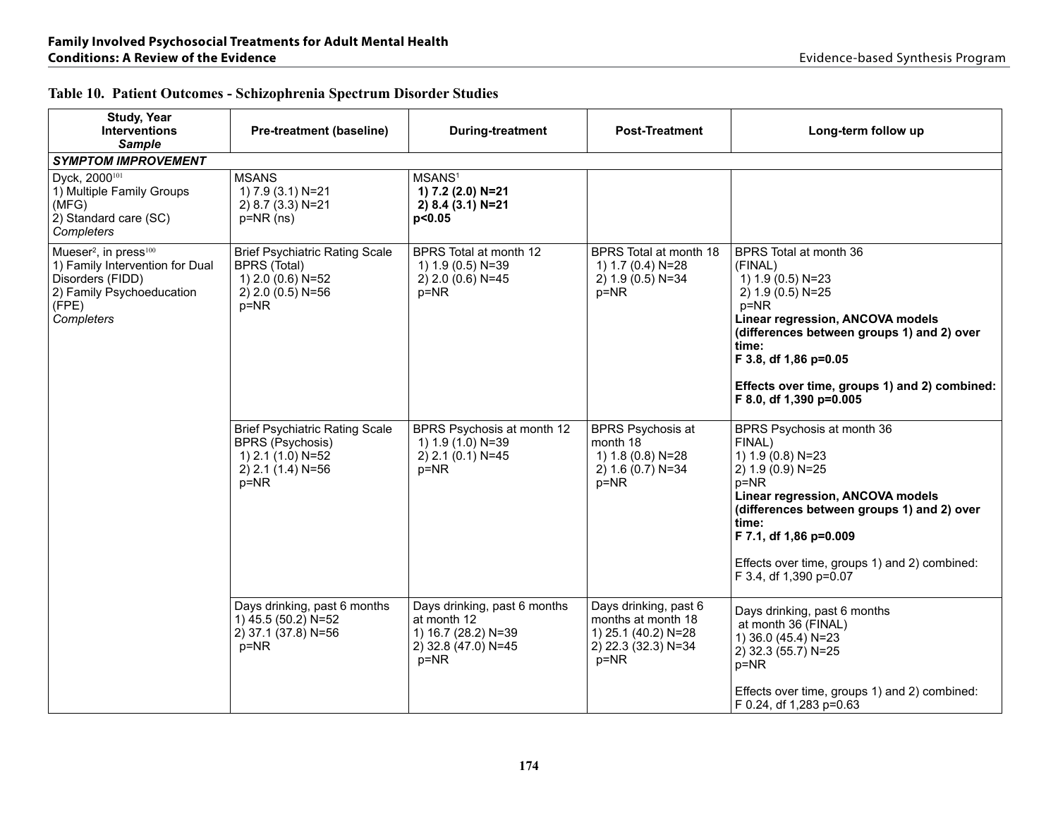### Table 10. Patient Outcomes - Schizophrenia Spectrum Disorder Studies

| Study, Year<br>Interventions<br>*Sample* | Pre-treatment (baseline) | During-treatment | Post-Treatment | Long-term follow up |
|---|---|---|---|---|
| ***SYMPTOM IMPROVEMENT*** | | | | |
| Dyck, 2000[101]<br>1) Multiple Family Groups (MFG)<br>2) Standard care (SC)<br>*Completers* | MSANS<br>1) 7.9 (3.1) N=21<br>2) 8.7 (3.3) N=21<br>p=NR (ns) | MSANS[1]<br>**1) 7.2 (2.0) N=21**<br>**2) 8.4 (3.1) N=21**<br>**p<0.05** | | |
| Mueser[2], in press[100]<br>1) Family Intervention for Dual Disorders (FIDD)<br>2) Family Psychoeducation (FPE)<br>*Completers* | Brief Psychiatric Rating Scale BPRS (Total)<br>1) 2.0 (0.6) N=52<br>2) 2.0 (0.5) N=56<br>p=NR | BPRS Total at month 12<br>1) 1.9 (0.5) N=39<br>2) 2.0 (0.6) N=45<br>p=NR | BPRS Total at month 18<br>1) 1.7 (0.4) N=28<br>2) 1.9 (0.5) N=34<br>p=NR | BPRS Total at month 36 (FINAL)<br>1) 1.9 (0.5) N=23<br>2) 1.9 (0.5) N=25<br>p=NR<br>**Linear regression, ANCOVA models (differences between groups 1) and 2) over time:**<br>**F 3.8, df 1,86 p=0.05**<br><br>**Effects over time, groups 1) and 2) combined:**<br>**F 8.0, df 1,390 p=0.005** |
| | Brief Psychiatric Rating Scale BPRS (Psychosis)<br>1) 2.1 (1.0) N=52<br>2) 2.1 (1.4) N=56<br>p=NR | BPRS Psychosis at month 12<br>1) 1.9 (1.0) N=39<br>2) 2.1 (0.1) N=45<br>p=NR | BPRS Psychosis at month 18<br>1) 1.8 (0.8) N=28<br>2) 1.6 (0.7) N=34<br>p=NR | BPRS Psychosis at month 36 FINAL)<br>1) 1.9 (0.8) N=23<br>2) 1.9 (0.9) N=25<br>p=NR<br>**Linear regression, ANCOVA models (differences between groups 1) and 2) over time:**<br>**F 7.1, df 1,86 p=0.009**<br><br>Effects over time, groups 1) and 2) combined:<br>F 3.4, df 1,390 p=0.07 |
| | Days drinking, past 6 months<br>1) 45.5 (50.2) N=52<br>2) 37.1 (37.8) N=56<br>p=NR | Days drinking, past 6 months at month 12<br>1) 16.7 (28.2) N=39<br>2) 32.8 (47.0) N=45<br>p=NR | Days drinking, past 6 months at month 18<br>1) 25.1 (40.2) N=28<br>2) 22.3 (32.3) N=34<br>p=NR | Days drinking, past 6 months at month 36 (FINAL)<br>1) 36.0 (45.4) N=23<br>2) 32.3 (55.7) N=25<br>p=NR<br><br>Effects over time, groups 1) and 2) combined:<br>F 0.24, df 1,283 p=0.63 |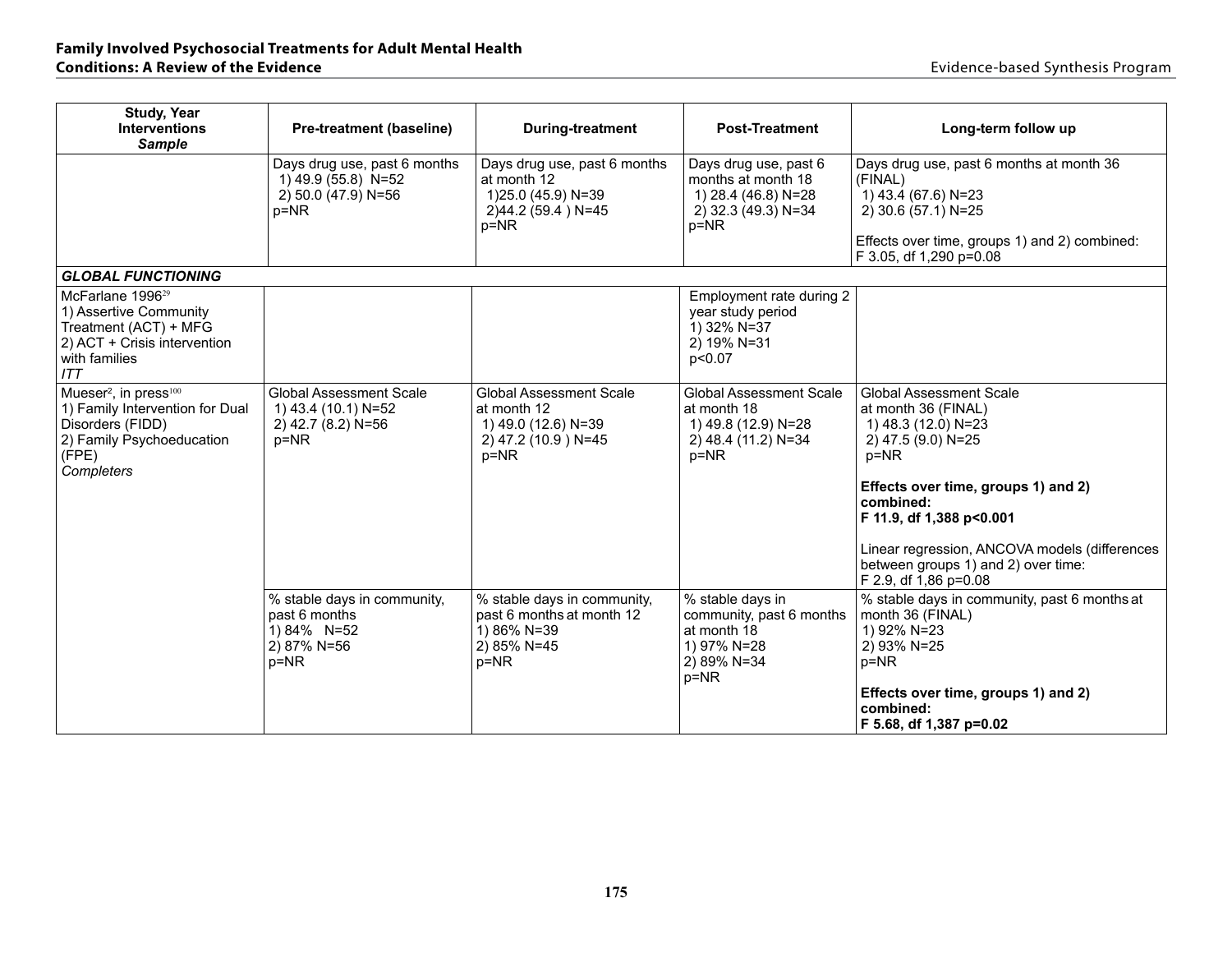| Study, Year<br>Interventions<br>*Sample* | Pre-treatment (baseline) | During-treatment | Post-Treatment | Long-term follow up |
|---|---|---|---|---|
| | Days drug use, past 6 months<br>1) 49.9 (55.8) N=52<br>2) 50.0 (47.9) N=56<br>p=NR | Days drug use, past 6 months at month 12<br>1)25.0 (45.9) N=39<br>2)44.2 (59.4 ) N=45<br>p=NR | Days drug use, past 6 months at month 18<br>1) 28.4 (46.8) N=28<br>2) 32.3 (49.3) N=34<br>p=NR | Days drug use, past 6 months at month 36 (FINAL)<br>1) 43.4 (67.6) N=23<br>2) 30.6 (57.1) N=25<br><br>Effects over time, groups 1) and 2) combined:<br>F 3.05, df 1,290 p=0.08 |
| ***GLOBAL FUNCTIONING*** | | | | |
| McFarlane 1996[29]<br>1) Assertive Community Treatment (ACT) + MFG<br>2) ACT + Crisis intervention with families<br>*ITT* | | | Employment rate during 2 year study period<br>1) 32% N=37<br>2) 19% N=31<br>p<0.07 | |
| Mueser[2], in press[100]<br>1) Family Intervention for Dual Disorders (FIDD)<br>2) Family Psychoeducation (FPE)<br>*Completers* | Global Assessment Scale<br>1) 43.4 (10.1) N=52<br>2) 42.7 (8.2) N=56<br>p=NR | Global Assessment Scale at month 12<br>1) 49.0 (12.6) N=39<br>2) 47.2 (10.9 ) N=45<br>p=NR | Global Assessment Scale at month 18<br>1) 49.8 (12.9) N=28<br>2) 48.4 (11.2) N=34<br>p=NR | Global Assessment Scale at month 36 (FINAL)<br>1) 48.3 (12.0) N=23<br>2) 47.5 (9.0) N=25<br>p=NR<br><br>**Effects over time, groups 1) and 2) combined:**<br>**F 11.9, df 1,388 p<0.001**<br><br>Linear regression, ANCOVA models (differences between groups 1) and 2) over time:<br>F 2.9, df 1,86 p=0.08 |
| | % stable days in community, past 6 months<br>1) 84% N=52<br>2) 87% N=56<br>p=NR | % stable days in community, past 6 months at month 12<br>1) 86% N=39<br>2) 85% N=45<br>p=NR | % stable days in community, past 6 months at month 18<br>1) 97% N=28<br>2) 89% N=34<br>p=NR | % stable days in community, past 6 months at month 36 (FINAL)<br>1) 92% N=23<br>2) 93% N=25<br>p=NR<br><br>**Effects over time, groups 1) and 2) combined:**<br>**F 5.68, df 1,387 p=0.02** |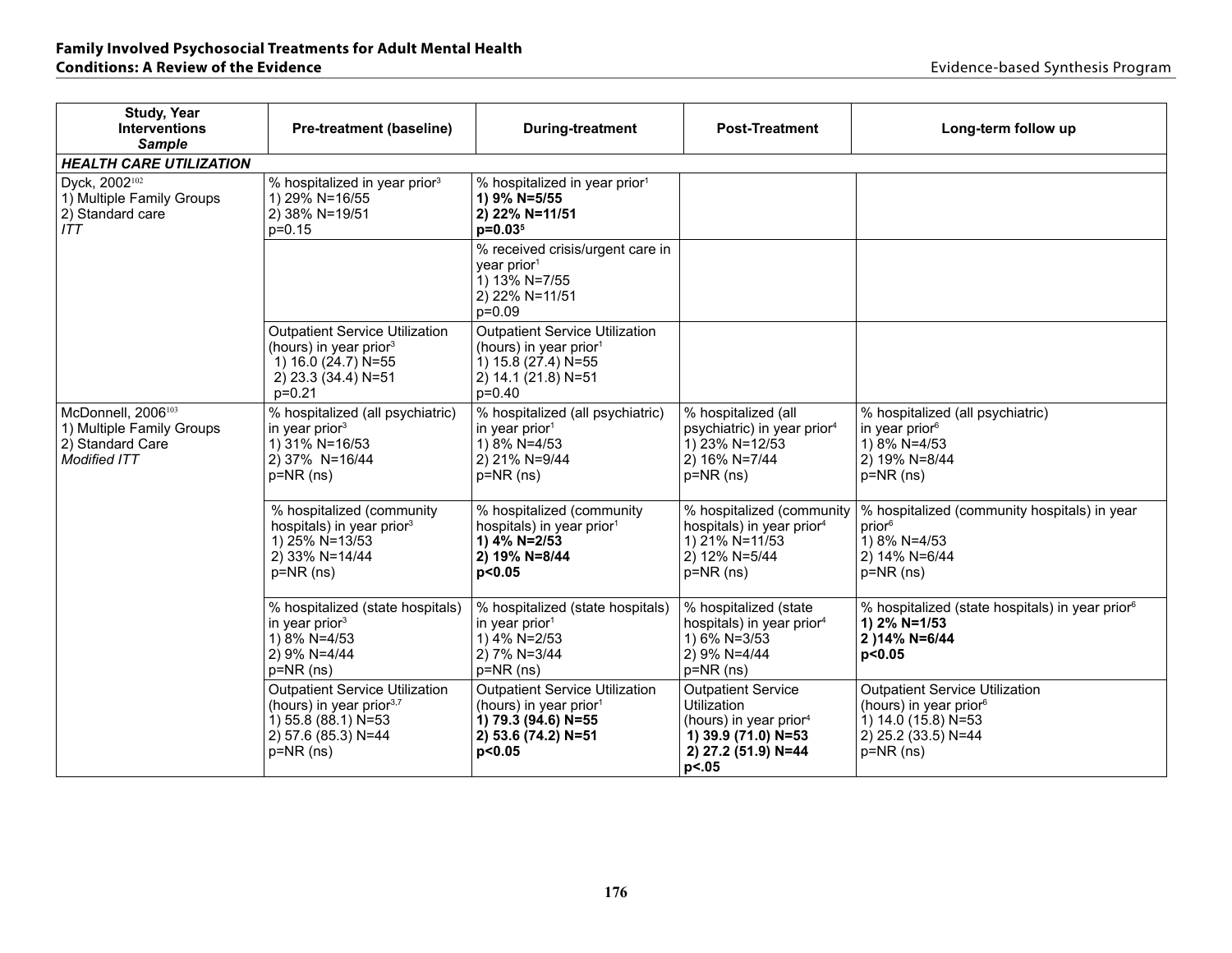| Study, Year<br>Interventions<br>*Sample* | Pre-treatment (baseline) | During-treatment | Post-Treatment | Long-term follow up |
|---|---|---|---|---|
| ***HEALTH CARE UTILIZATION*** | | | | |
| Dyck, 2002[102]<br>1) Multiple Family Groups<br>2) Standard care<br>*ITT* | % hospitalized in year prior[3]<br>1) 29% N=16/55<br>2) 38% N=19/51<br>p=0.15 | % hospitalized in year prior[1]<br>**1) 9% N=5/55**<br>**2) 22% N=11/51**<br>**p=0.03[5]** | | |
| | | % received crisis/urgent care in year prior[1]<br>1) 13% N=7/55<br>2) 22% N=11/51<br>p=0.09 | | |
| | Outpatient Service Utilization (hours) in year prior[3]<br>1) 16.0 (24.7) N=55<br>2) 23.3 (34.4) N=51<br>p=0.21 | Outpatient Service Utilization (hours) in year prior[1]<br>1) 15.8 (27.4) N=55<br>2) 14.1 (21.8) N=51<br>p=0.40 | | |
| McDonnell, 2006[103]<br>1) Multiple Family Groups<br>2) Standard Care<br>*Modified ITT* | % hospitalized (all psychiatric) in year prior[3]<br>1) 31% N=16/53<br>2) 37% N=16/44<br>p=NR (ns) | % hospitalized (all psychiatric) in year prior[1]<br>1) 8% N=4/53<br>2) 21% N=9/44<br>p=NR (ns) | % hospitalized (all psychiatric) in year prior[4]<br>1) 23% N=12/53<br>2) 16% N=7/44<br>p=NR (ns) | % hospitalized (all psychiatric) in year prior[6]<br>1) 8% N=4/53<br>2) 19% N=8/44<br>p=NR (ns) |
| | % hospitalized (community hospitals) in year prior[3]<br>1) 25% N=13/53<br>2) 33% N=14/44<br>p=NR (ns) | % hospitalized (community hospitals) in year prior[1]<br>**1) 4% N=2/53**<br>**2) 19% N=8/44**<br>**p<0.05** | % hospitalized (community hospitals) in year prior[4]<br>1) 21% N=11/53<br>2) 12% N=5/44<br>p=NR (ns) | % hospitalized (community hospitals) in year prior[6]<br>1) 8% N=4/53<br>2) 14% N=6/44<br>p=NR (ns) |
| | % hospitalized (state hospitals) in year prior[3]<br>1) 8% N=4/53<br>2) 9% N=4/44<br>p=NR (ns) | % hospitalized (state hospitals) in year prior[1]<br>1) 4% N=2/53<br>2) 7% N=3/44<br>p=NR (ns) | % hospitalized (state hospitals) in year prior[4]<br>1) 6% N=3/53<br>2) 9% N=4/44<br>p=NR (ns) | % hospitalized (state hospitals) in year prior[6]<br>**1) 2% N=1/53**<br>**2 )14% N=6/44**<br>**p<0.05** |
| | Outpatient Service Utilization (hours) in year prior[3,7]<br>1) 55.8 (88.1) N=53<br>2) 57.6 (85.3) N=44<br>p=NR (ns) | Outpatient Service Utilization (hours) in year prior[1]<br>**1) 79.3 (94.6) N=55**<br>**2) 53.6 (74.2) N=51**<br>**p<0.05** | Outpatient Service Utilization (hours) in year prior[4]<br>**1) 39.9 (71.0) N=53**<br>**2) 27.2 (51.9) N=44**<br>**p<.05** | Outpatient Service Utilization (hours) in year prior[6]<br>1) 14.0 (15.8) N=53<br>2) 25.2 (33.5) N=44<br>p=NR (ns) |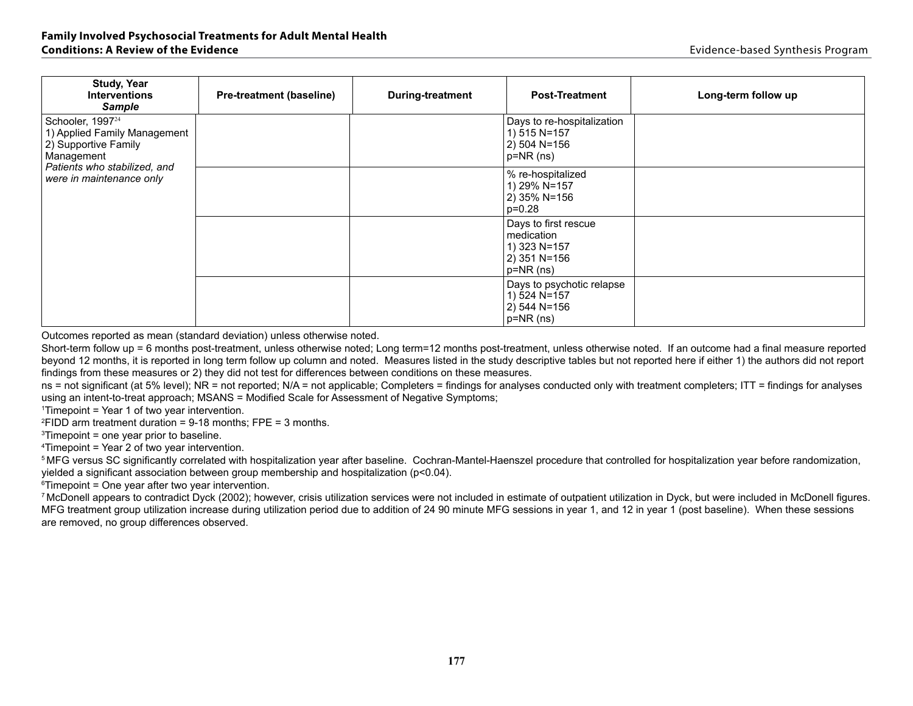| Study, Year<br>Interventions<br>*Sample* | Pre-treatment (baseline) | During-treatment | Post-Treatment | Long-term follow up |
|---|---|---|---|---|
| Schooler, 1997[24]<br>1) Applied Family Management<br>2) Supportive Family Management<br>*Patients who stabilized, and were in maintenance only* | | | Days to re-hospitalization<br>1) 515 N=157<br>2) 504 N=156<br>p=NR (ns) | |
| | | | % re-hospitalized<br>1) 29% N=157<br>2) 35% N=156<br>p=0.28 | |
| | | | Days to first rescue medication<br>1) 323 N=157<br>2) 351 N=156<br>p=NR (ns) | |
| | | | Days to psychotic relapse<br>1) 524 N=157<br>2) 544 N=156<br>p=NR (ns) | |

Outcomes reported as mean (standard deviation) unless otherwise noted.

Short-term follow up = 6 months post-treatment, unless otherwise noted; Long term=12 months post-treatment, unless otherwise noted. If an outcome had a final measure reported beyond 12 months, it is reported in long term follow up column and noted. Measures listed in the study descriptive tables but not reported here if either 1) the authors did not report findings from these measures or 2) they did not test for differences between conditions on these measures.

ns = not significant (at 5% level); NR = not reported; N/A = not applicable; Completers = findings for analyses conducted only with treatment completers; ITT = findings for analyses using an intent-to-treat approach; MSANS = Modified Scale for Assessment of Negative Symptoms;

[1]Timepoint = Year 1 of two year intervention.

[2]FIDD arm treatment duration = 9-18 months; FPE = 3 months.

[3]Timepoint = one year prior to baseline.

[4]Timepoint = Year 2 of two year intervention.

[5]MFG versus SC significantly correlated with hospitalization year after baseline. Cochran-Mantel-Haenszel procedure that controlled for hospitalization year before randomization, yielded a significant association between group membership and hospitalization (p<0.04).

[6]Timepoint = One year after two year intervention.

[7]McDonell appears to contradict Dyck (2002); however, crisis utilization services were not included in estimate of outpatient utilization in Dyck, but were included in McDonell figures. MFG treatment group utilization increase during utilization period due to addition of 24 90 minute MFG sessions in year 1, and 12 in year 1 (post baseline). When these sessions are removed, no group differences observed.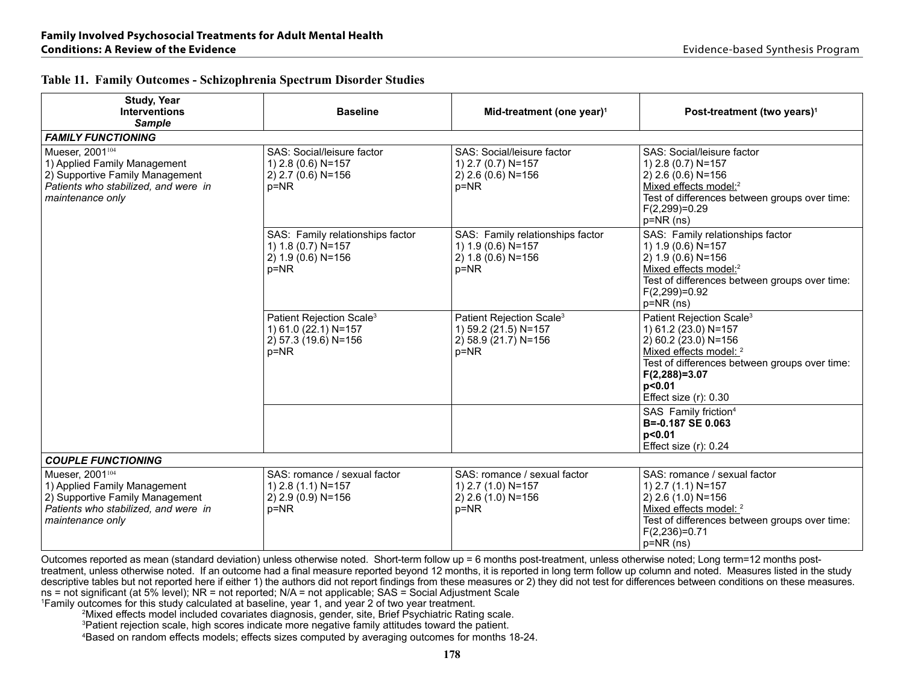**Table 11. Family Outcomes - Schizophrenia Spectrum Disorder Studies**

| Study, Year<br>Interventions<br>*Sample* | Baseline | Mid-treatment (one year)[1] | Post-treatment (two years)[1] |
|---|---|---|---|
| ***FAMILY FUNCTIONING*** | | | |
| Mueser, 2001[104]<br>1) Applied Family Management<br>2) Supportive Family Management<br>*Patients who stabilized, and were in maintenance only* | SAS: Social/leisure factor<br>1) 2.8 (0.6) N=157<br>2) 2.7 (0.6) N=156<br>p=NR | SAS: Social/leisure factor<br>1) 2.7 (0.7) N=157<br>2) 2.6 (0.6) N=156<br>p=NR | SAS: Social/leisure factor<br>1) 2.8 (0.7) N=157<br>2) 2.6 (0.6) N=156<br>Mixed effects model:[2]<br>Test of differences between groups over time:<br>$F(2,299)=0.29$<br>p=NR (ns) |
| | SAS: Family relationships factor<br>1) 1.8 (0.7) N=157<br>2) 1.9 (0.6) N=156<br>p=NR | SAS: Family relationships factor<br>1) 1.9 (0.6) N=157<br>2) 1.8 (0.6) N=156<br>p=NR | SAS: Family relationships factor<br>1) 1.9 (0.6) N=157<br>2) 1.9 (0.6) N=156<br>Mixed effects model:[2]<br>Test of differences between groups over time:<br>$F(2,299)=0.92$<br>p=NR (ns) |
| | Patient Rejection Scale[3]<br>1) 61.0 (22.1) N=157<br>2) 57.3 (19.6) N=156<br>p=NR | Patient Rejection Scale[3]<br>1) 59.2 (21.5) N=157<br>2) 58.9 (21.7) N=156<br>p=NR | Patient Rejection Scale[3]<br>1) 61.2 (23.0) N=157<br>2) 60.2 (23.0) N=156<br>Mixed effects model:[2]<br>Test of differences between groups over time:<br>**$F(2,288)=3.07$**<br>**$p<0.01$**<br>Effect size (r): 0.30 |
| | | | SAS Family friction[4]<br>**B=-0.187 SE 0.063**<br>**$p<0.01$**<br>Effect size (r): 0.24 |
| ***COUPLE FUNCTIONING*** | | | |
| Mueser, 2001[104]<br>1) Applied Family Management<br>2) Supportive Family Management<br>*Patients who stabilized, and were in maintenance only* | SAS: romance / sexual factor<br>1) 2.8 (1.1) N=157<br>2) 2.9 (0.9) N=156<br>p=NR | SAS: romance / sexual factor<br>1) 2.7 (1.0) N=157<br>2) 2.6 (1.0) N=156<br>p=NR | SAS: romance / sexual factor<br>1) 2.7 (1.1) N=157<br>2) 2.6 (1.0) N=156<br>Mixed effects model:[2]<br>Test of differences between groups over time:<br>$F(2,236)=0.71$<br>p=NR (ns) |

Outcomes reported as mean (standard deviation) unless otherwise noted. Short-term follow up = 6 months post-treatment, unless otherwise noted; Long term=12 months post-treatment, unless otherwise noted. If an outcome had a final measure reported beyond 12 months, it is reported in long term follow up column and noted. Measures listed in the study descriptive tables but not reported here if either 1) the authors did not report findings from these measures or 2) they did not test for differences between conditions on these measures.
ns = not significant (at 5% level); NR = not reported; N/A = not applicable; SAS = Social Adjustment Scale

[1]Family outcomes for this study calculated at baseline, year 1, and year 2 of two year treatment.

[2]Mixed effects model included covariates diagnosis, gender, site, Brief Psychiatric Rating scale.

[3]Patient rejection scale, high scores indicate more negative family attitudes toward the patient.

[4]Based on random effects models; effects sizes computed by averaging outcomes for months 18-24.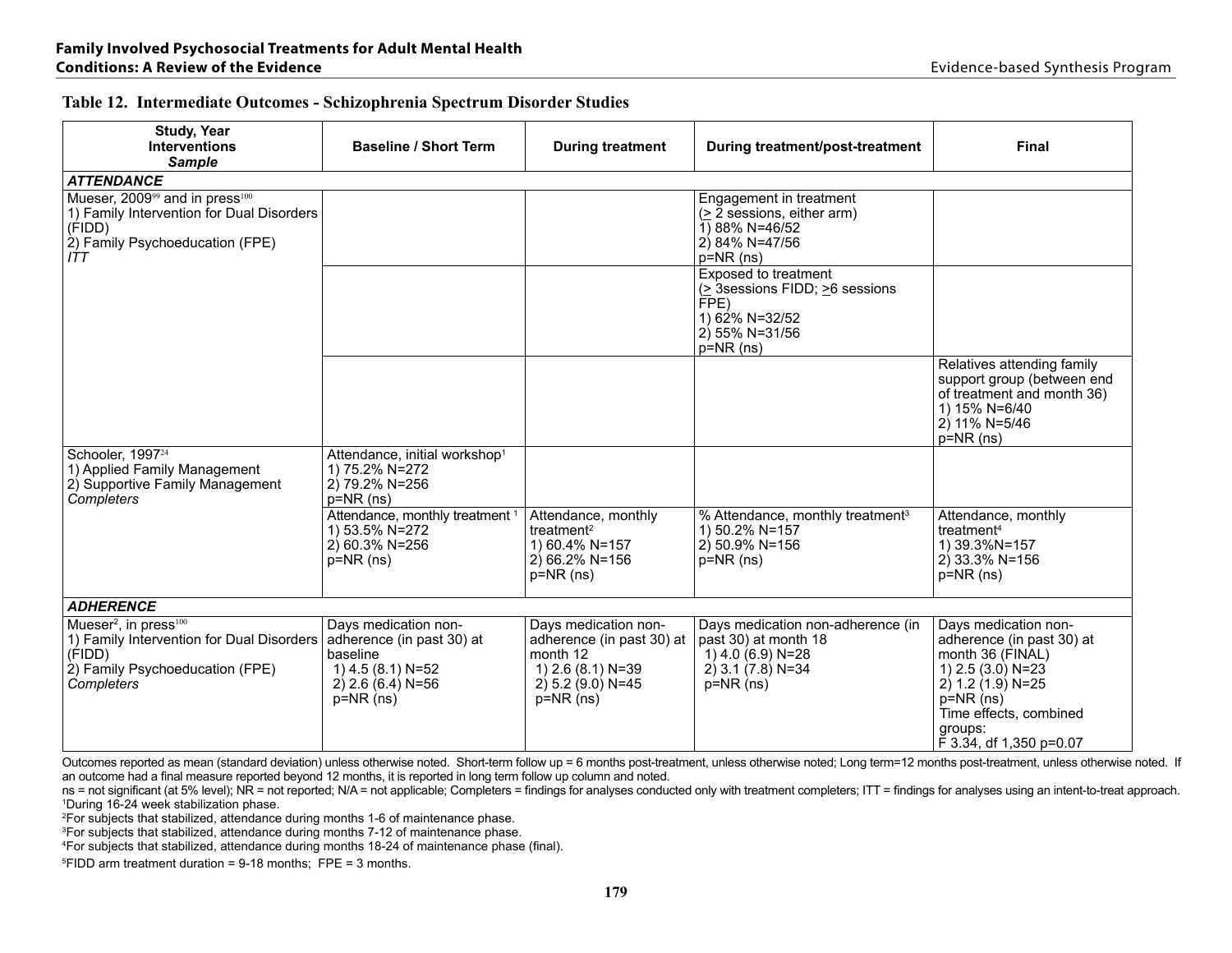### Table 12. Intermediate Outcomes - Schizophrenia Spectrum Disorder Studies

| Study, Year<br>Interventions<br>*Sample* | Baseline / Short Term | During treatment | During treatment/post-treatment | Final |
|---|---|---|---|---|
| ***ATTENDANCE*** | | | | |
| Mueser, 2009[99] and in press[100]<br>1) Family Intervention for Dual Disorders (FIDD)<br>2) Family Psychoeducation (FPE)<br>*ITT* | | | Engagement in treatment<br>(≥ 2 sessions, either arm)<br>1) 88% N=46/52<br>2) 84% N=47/56<br>p=NR (ns) | |
| | | | Exposed to treatment<br>(≥ 3sessions FIDD; ≥6 sessions FPE)<br>1) 62% N=32/52<br>2) 55% N=31/56<br>p=NR (ns) | |
| | | | | Relatives attending family support group (between end of treatment and month 36)<br>1) 15% N=6/40<br>2) 11% N=5/46<br>p=NR (ns) |
| Schooler, 1997[24]<br>1) Applied Family Management<br>2) Supportive Family Management<br>*Completers* | Attendance, initial workshop[1]<br>1) 75.2% N=272<br>2) 79.2% N=256<br>p=NR (ns) | | | |
| | Attendance, monthly treatment [1]<br>1) 53.5% N=272<br>2) 60.3% N=256<br>p=NR (ns) | Attendance, monthly treatment[2]<br>1) 60.4% N=157<br>2) 66.2% N=156<br>p=NR (ns) | % Attendance, monthly treatment[3]<br>1) 50.2% N=157<br>2) 50.9% N=156<br>p=NR (ns) | Attendance, monthly treatment[4]<br>1) 39.3%N=157<br>2) 33.3% N=156<br>p=NR (ns) |
| ***ADHERENCE*** | | | | |
| Mueser[2], in press[100]<br>1) Family Intervention for Dual Disorders (FIDD)<br>2) Family Psychoeducation (FPE)<br>*Completers* | Days medication non-adherence (in past 30) at baseline<br>1) 4.5 (8.1) N=52<br>2) 2.6 (6.4) N=56<br>p=NR (ns) | Days medication non-adherence (in past 30) at month 12<br>1) 2.6 (8.1) N=39<br>2) 5.2 (9.0) N=45<br>p=NR (ns) | Days medication non-adherence (in past 30) at month 18<br>1) 4.0 (6.9) N=28<br>2) 3.1 (7.8) N=34<br>p=NR (ns) | Days medication non-adherence (in past 30) at month 36 (FINAL)<br>1) 2.5 (3.0) N=23<br>2) 1.2 (1.9) N=25<br>p=NR (ns)<br>Time effects, combined groups:<br>F 3.34, df 1,350 p=0.07 |

Outcomes reported as mean (standard deviation) unless otherwise noted. Short-term follow up = 6 months post-treatment, unless otherwise noted; Long term=12 months post-treatment, unless otherwise noted. If an outcome had a final measure reported beyond 12 months, it is reported in long term follow up column and noted.

ns = not significant (at 5% level); NR = not reported; N/A = not applicable; Completers = findings for analyses conducted only with treatment completers; ITT = findings for analyses using an intent-to-treat approach.

[1]During 16-24 week stabilization phase.

[2]For subjects that stabilized, attendance during months 1-6 of maintenance phase.

[3]For subjects that stabilized, attendance during months 7-12 of maintenance phase.

[4]For subjects that stabilized, attendance during months 18-24 of maintenance phase (final).

[5]FIDD arm treatment duration = 9-18 months; FPE = 3 months.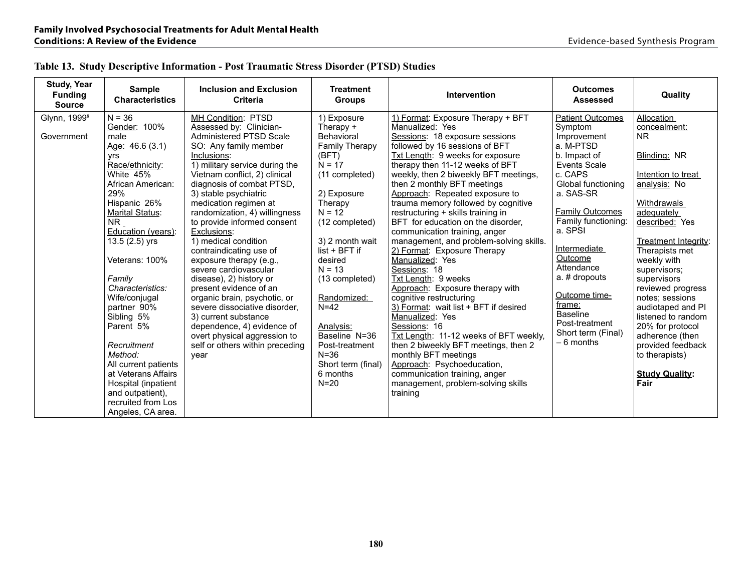### Table 13. Study Descriptive Information - Post Traumatic Stress Disorder (PTSD) Studies

| Study, Year Funding Source | Sample Characteristics | Inclusion and Exclusion Criteria | Treatment Groups | Intervention | Outcomes Assessed | Quality |
|---|---|---|---|---|---|---|
| Glynn, 1999[8]<br><br>Government | N = 36<br>Gender: 100% male<br>Age: 46.6 (3.1) yrs<br>Race/ethnicity:<br>White 45%<br>African American: 29%<br>Hispanic 26%<br>Marital Status: NR<br>Education (years): 13.5 (2.5) yrs<br><br>Veterans: 100%<br><br>*Family Characteristics:*<br>Wife/conjugal partner 90%<br>Sibling 5%<br>Parent 5%<br><br>*Recruitment Method:*<br>All current patients at Veterans Affairs Hospital (inpatient and outpatient), recruited from Los Angeles, CA area. | MH Condition: PTSD<br>Assessed by: Clinician-Administered PTSD Scale<br>SO: Any family member<br>Inclusions:<br>1) military service during the Vietnam conflict, 2) clinical diagnosis of combat PTSD, 3) stable psychiatric medication regimen at randomization, 4) willingness to provide informed consent<br>Exclusions:<br>1) medical condition contraindicating use of exposure therapy (e.g., severe cardiovascular disease), 2) history or present evidence of an organic brain, psychotic, or severe dissociative disorder, 3) current substance dependence, 4) evidence of overt physical aggression to self or others within preceding year | 1) Exposure Therapy + Behavioral Family Therapy (BFT)<br>N = 17<br>(11 completed)<br><br>2) Exposure Therapy<br>N = 12<br>(12 completed)<br><br>3) 2 month wait list + BFT if desired<br>N = 13<br>(13 completed)<br><br>Randomized:<br>N=42<br><br>Analysis:<br>Baseline N=36<br>Post-treatment N=36<br>Short term (final) 6 months<br>N=20 | 1) Format: Exposure Therapy + BFT<br>Manualized: Yes<br>Sessions: 18 exposure sessions followed by 16 sessions of BFT<br>Txt Length: 9 weeks for exposure therapy then 11-12 weeks of BFT weekly, then 2 biweekly BFT meetings, then 2 monthly BFT meetings<br>Approach: Repeated exposure to trauma memory followed by cognitive restructuring + skills training in BFT for education on the disorder, communication training, anger management, and problem-solving skills.<br>2) Format: Exposure Therapy<br>Manualized: Yes<br>Sessions: 18<br>Txt Length: 9 weeks<br>Approach: Exposure therapy with cognitive restructuring<br>3) Format: wait list + BFT if desired<br>Manualized: Yes<br>Sessions: 16<br>Txt Length: 11-12 weeks of BFT weekly, then 2 biweekly BFT meetings, then 2 monthly BFT meetings<br>Approach: Psychoeducation, communication training, anger management, problem-solving skills training | Patient Outcomes<br>Symptom Improvement<br>a. M-PTSD<br>b. Impact of Events Scale<br>c. CAPS<br>Global functioning<br>a. SAS-SR<br><br>Family Outcomes<br>Family functioning:<br>a. SPSI<br><br>Intermediate Outcome<br>Attendance<br>a. # dropouts<br><br>Outcome time-frame:<br>Baseline<br>Post-treatment<br>Short term (Final) – 6 months | Allocation concealment: NR<br><br>Blinding: NR<br><br>Intention to treat analysis: No<br><br>Withdrawals adequately described: Yes<br><br>Treatment Integrity: Therapists met weekly with supervisors; supervisors reviewed progress notes; sessions audiotaped and PI listened to random 20% for protocol adherence (then provided feedback to therapists)<br><br>**Study Quality: Fair** |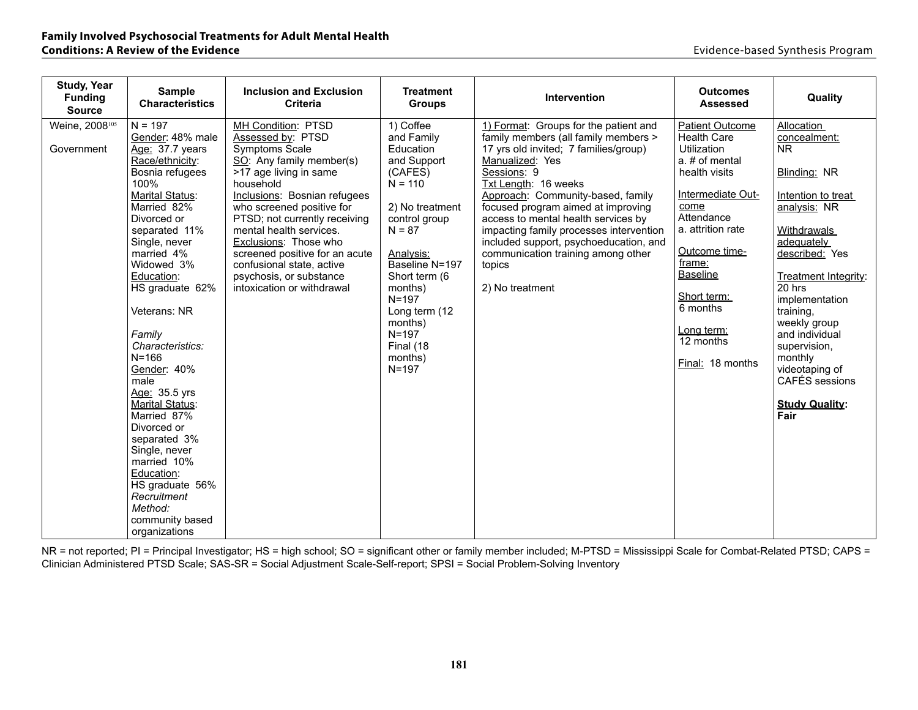| Study, Year Funding Source | Sample Characteristics | Inclusion and Exclusion Criteria | Treatment Groups | Intervention | Outcomes Assessed | Quality |
|---|---|---|---|---|---|---|
| Weine, 2008[105]<br><br>Government | N = 197<br>Gender: 48% male<br>Age: 37.7 years<br>Race/ethnicity: Bosnia refugees 100%<br>Marital Status: Married 82%<br>Divorced or separated 11%<br>Single, never married 4%<br>Widowed 3%<br>Education: HS graduate 62%<br><br>Veterans: NR<br><br>*Family Characteristics:*<br>N=166<br>Gender: 40% male<br>Age: 35.5 yrs<br>Marital Status: Married 87%<br>Divorced or separated 3%<br>Single, never married 10%<br>Education: HS graduate 56%<br>*Recruitment Method:* community based organizations | MH Condition: PTSD<br>Assessed by: PTSD Symptoms Scale<br>SO: Any family member(s) >17 age living in same household<br>Inclusions: Bosnian refugees who screened positive for PTSD; not currently receiving mental health services.<br>Exclusions: Those who screened positive for an acute confusional state, active psychosis, or substance intoxication or withdrawal | 1) Coffee and Family Education and Support (CAFES)<br>N = 110<br><br>2) No treatment control group<br>N = 87<br><br>Analysis:<br>Baseline N=197<br>Short term (6 months) N=197<br>Long term (12 months) N=197<br>Final (18 months) N=197 | 1) Format: Groups for the patient and family members (all family members > 17 yrs old invited; 7 families/group)<br>Manualized: Yes<br>Sessions: 9<br>Txt Length: 16 weeks<br>Approach: Community-based, family focused program aimed at improving access to mental health services by impacting family processes intervention included support, psychoeducation, and communication training among other topics<br><br>2) No treatment | Patient Outcome<br>Health Care Utilization<br>a. # of mental health visits<br><br>Intermediate Outcome<br>Attendance<br>a. attrition rate<br><br>Outcome time-frame:<br>Baseline<br><br>Short term: 6 months<br><br>Long term: 12 months<br><br>Final: 18 months | Allocation concealment: NR<br><br>Blinding: NR<br><br>Intention to treat analysis: NR<br><br>Withdrawals adequately described: Yes<br><br>Treatment Integrity: 20 hrs implementation training, weekly group and individual supervision, monthly videotaping of CAFÉS sessions<br><br>**Study Quality: Fair** |

NR = not reported; PI = Principal Investigator; HS = high school; SO = significant other or family member included; M-PTSD = Mississippi Scale for Combat-Related PTSD; CAPS = Clinician Administered PTSD Scale; SAS-SR = Social Adjustment Scale-Self-report; SPSI = Social Problem-Solving Inventory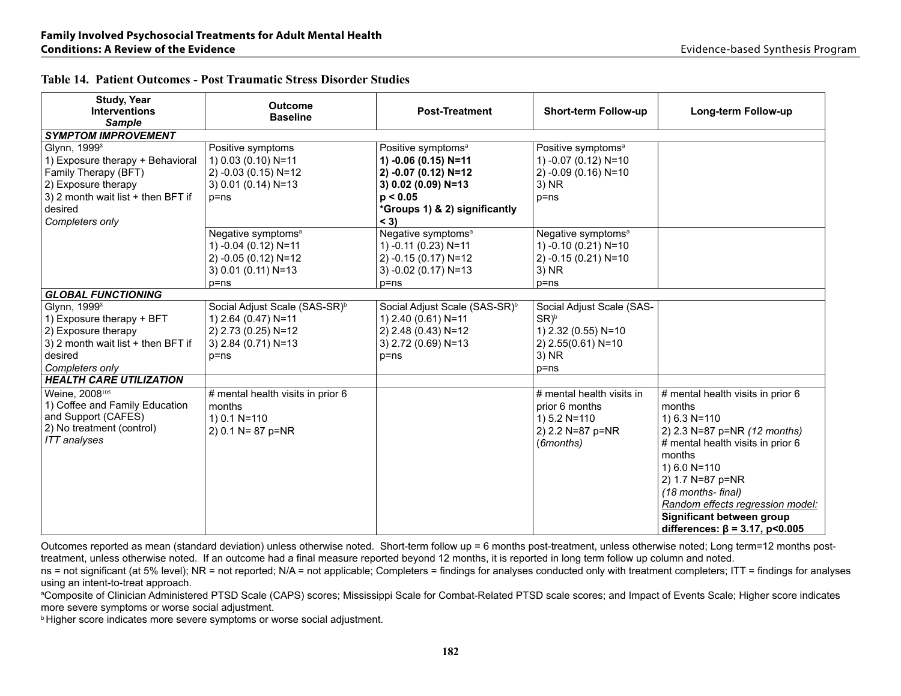**Table 14. Patient Outcomes - Post Traumatic Stress Disorder Studies**

| Study, Year<br>Interventions<br>*Sample* | Outcome<br>Baseline | Post-Treatment | Short-term Follow-up | Long-term Follow-up |
|---|---|---|---|---|
| ***SYMPTOM IMPROVEMENT*** | | | | |
| Glynn, 1999[8]<br>1) Exposure therapy + Behavioral Family Therapy (BFT)<br>2) Exposure therapy<br>3) 2 month wait list + then BFT if desired<br>*Completers only* | Positive symptoms<br>1) 0.03 (0.10) N=11<br>2) -0.03 (0.15) N=12<br>3) 0.01 (0.14) N=13<br>p=ns | Positive symptoms[a]<br>**1) -0.06 (0.15) N=11**<br>**2) -0.07 (0.12) N=12**<br>**3) 0.02 (0.09) N=13**<br>**p < 0.05**<br>**\*Groups 1) & 2) significantly < 3)** | Positive symptoms[a]<br>1) -0.07 (0.12) N=10<br>2) -0.09 (0.16) N=10<br>3) NR<br>p=ns | |
| | Negative symptoms[a]<br>1) -0.04 (0.12) N=11<br>2) -0.05 (0.12) N=12<br>3) 0.01 (0.11) N=13<br>p=ns | Negative symptoms[a]<br>1) -0.11 (0.23) N=11<br>2) -0.15 (0.17) N=12<br>3) -0.02 (0.17) N=13<br>p=ns | Negative symptoms[a]<br>1) -0.10 (0.21) N=10<br>2) -0.15 (0.21) N=10<br>3) NR<br>p=ns | |
| ***GLOBAL FUNCTIONING*** | | | | |
| Glynn, 1999[8]<br>1) Exposure therapy + BFT<br>2) Exposure therapy<br>3) 2 month wait list + then BFT if desired<br>*Completers only* | Social Adjust Scale (SAS-SR)[b]<br>1) 2.64 (0.47) N=11<br>2) 2.73 (0.25) N=12<br>3) 2.84 (0.71) N=13<br>p=ns | Social Adjust Scale (SAS-SR)[b]<br>1) 2.40 (0.61) N=11<br>2) 2.48 (0.43) N=12<br>3) 2.72 (0.69) N=13<br>p=ns | Social Adjust Scale (SAS-SR)[b]<br>1) 2.32 (0.55) N=10<br>2) 2.55(0.61) N=10<br>3) NR<br>p=ns | |
| ***HEALTH CARE UTILIZATION*** | | | | |
| Weine, 2008[105]<br>1) Coffee and Family Education and Support (CAFES)<br>2) No treatment (control)<br>*ITT analyses* | # mental health visits in prior 6 months<br>1) 0.1 N=110<br>2) 0.1 N= 87 p=NR | | # mental health visits in prior 6 months<br>1) 5.2 N=110<br>2) 2.2 N=87 p=NR<br>(*6months*) | # mental health visits in prior 6 months<br>1) 6.3 N=110<br>2) 2.3 N=87 p=NR *(12 months)*<br># mental health visits in prior 6 months<br>1) 6.0 N=110<br>2) 1.7 N=87 p=NR<br>*(18 months- final)*<br><u>*Random effects regression model:*</u><br>**Significant between group differences: $\beta$ = 3.17, p<0.005** |

Outcomes reported as mean (standard deviation) unless otherwise noted. Short-term follow up = 6 months post-treatment, unless otherwise noted; Long term=12 months post-treatment, unless otherwise noted. If an outcome had a final measure reported beyond 12 months, it is reported in long term follow up column and noted.

ns = not significant (at 5% level); NR = not reported; N/A = not applicable; Completers = findings for analyses conducted only with treatment completers; ITT = findings for analyses using an intent-to-treat approach.

[a]Composite of Clinician Administered PTSD Scale (CAPS) scores; Mississippi Scale for Combat-Related PTSD scale scores; and Impact of Events Scale; Higher score indicates more severe symptoms or worse social adjustment.

[b] Higher score indicates more severe symptoms or worse social adjustment.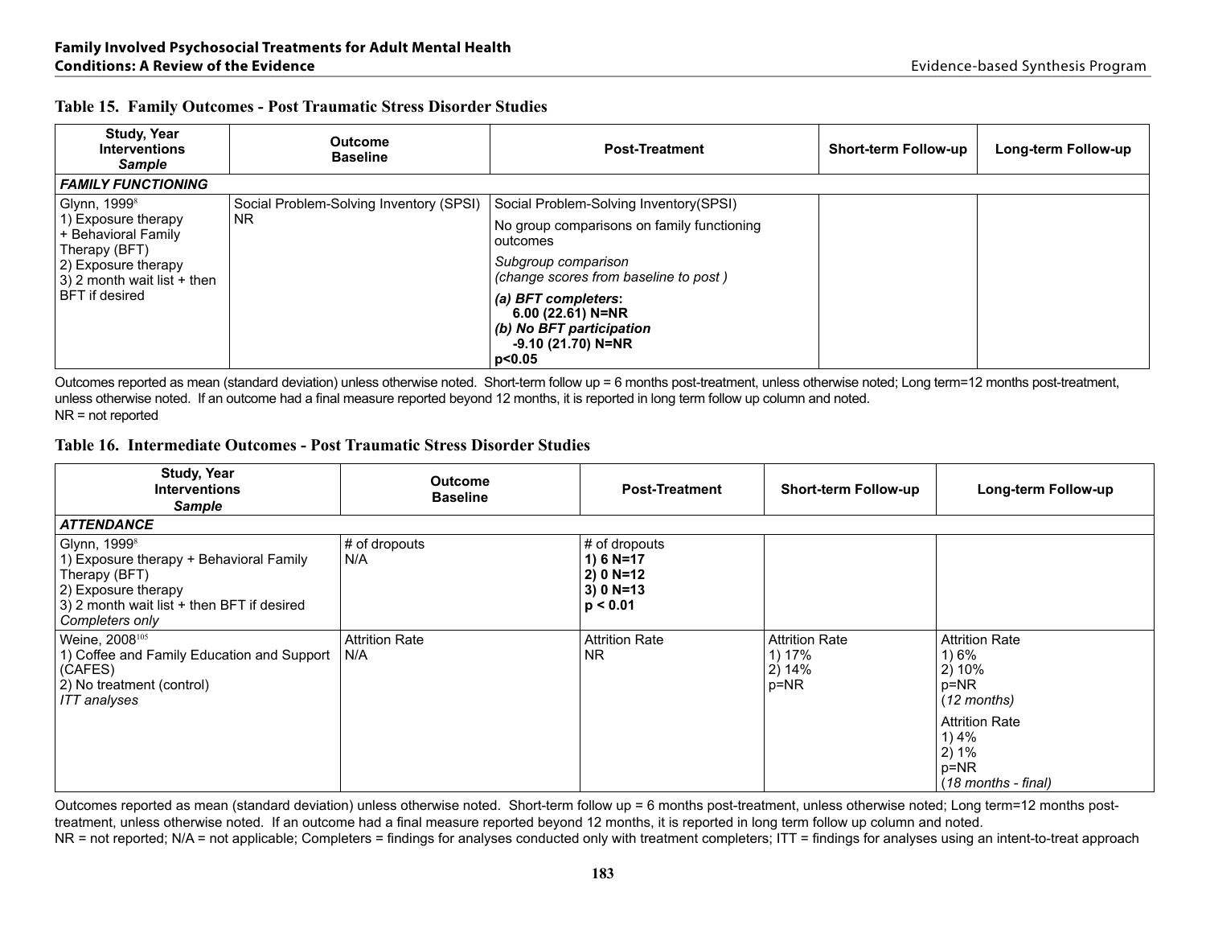### Table 15. Family Outcomes - Post Traumatic Stress Disorder Studies

| Study, Year<br>Interventions<br>*Sample* | Outcome<br>Baseline | Post-Treatment | Short-term Follow-up | Long-term Follow-up |
|---|---|---|---|---|
| ***FAMILY FUNCTIONING*** | | | | |
| Glynn, 1999[8]<br>1) Exposure therapy + Behavioral Family Therapy (BFT)<br>2) Exposure therapy<br>3) 2 month wait list + then BFT if desired | Social Problem-Solving Inventory (SPSI)<br>NR | Social Problem-Solving Inventory(SPSI)<br>No group comparisons on family functioning outcomes<br>*Subgroup comparison*<br>*(change scores from baseline to post )*<br>***(a) BFT completers*:**<br>**6.00 (22.61) N=NR**<br>***(b) No BFT participation***<br>**-9.10 (21.70) N=NR**<br>**p<0.05** | | |

Outcomes reported as mean (standard deviation) unless otherwise noted. Short-term follow up = 6 months post-treatment, unless otherwise noted; Long term=12 months post-treatment, unless otherwise noted. If an outcome had a final measure reported beyond 12 months, it is reported in long term follow up column and noted.
NR = not reported

### Table 16. Intermediate Outcomes - Post Traumatic Stress Disorder Studies

| Study, Year<br>Interventions<br>*Sample* | Outcome<br>Baseline | Post-Treatment | Short-term Follow-up | Long-term Follow-up |
|---|---|---|---|---|
| ***ATTENDANCE*** | | | | |
| Glynn, 1999[8]<br>1) Exposure therapy + Behavioral Family Therapy (BFT)<br>2) Exposure therapy<br>3) 2 month wait list + then BFT if desired<br>*Completers only* | # of dropouts<br>N/A | # of dropouts<br>**1) 6 N=17**<br>**2) 0 N=12**<br>**3) 0 N=13**<br>**p < 0.01** | | |
| Weine, 2008[105]<br>1) Coffee and Family Education and Support (CAFES)<br>2) No treatment (control)<br>*ITT analyses* | Attrition Rate<br>N/A | Attrition Rate<br>NR | Attrition Rate<br>1) 17%<br>2) 14%<br>p=NR | Attrition Rate<br>1) 6%<br>2) 10%<br>p=NR<br>(*12 months)*<br>Attrition Rate<br>1) 4%<br>2) 1%<br>p=NR<br>(*18 months - final)* |

Outcomes reported as mean (standard deviation) unless otherwise noted. Short-term follow up = 6 months post-treatment, unless otherwise noted; Long term=12 months post-treatment, unless otherwise noted. If an outcome had a final measure reported beyond 12 months, it is reported in long term follow up column and noted.
NR = not reported; N/A = not applicable; Completers = findings for analyses conducted only with treatment completers; ITT = findings for analyses using an intent-to-treat approach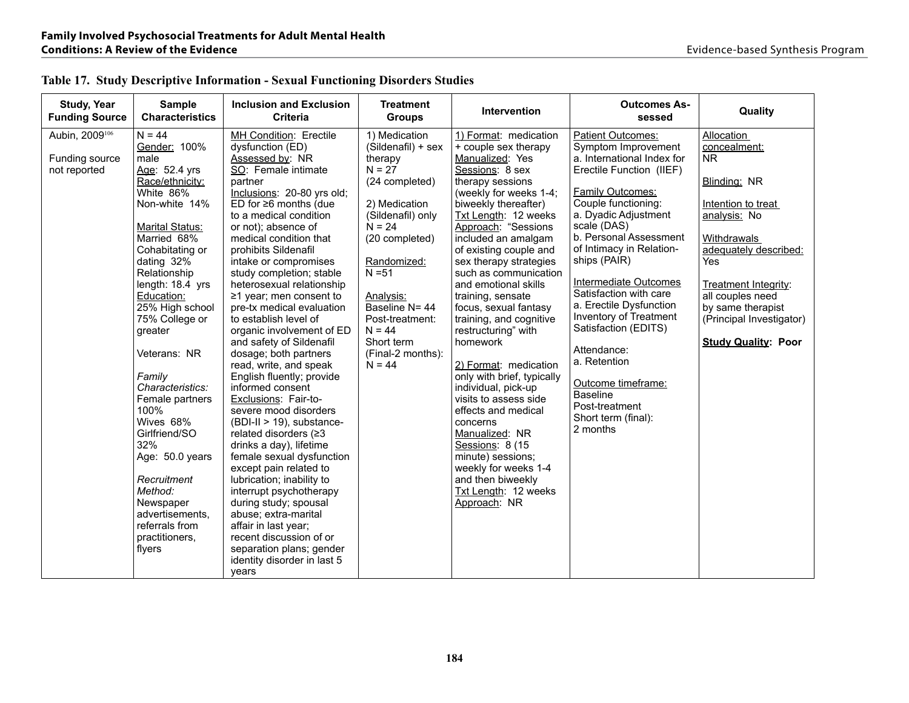**Table 17. Study Descriptive Information - Sexual Functioning Disorders Studies**

| Study, Year Funding Source | Sample Characteristics | Inclusion and Exclusion Criteria | Treatment Groups | Intervention | Outcomes Assessed | Quality |
|---|---|---|---|---|---|---|
| Aubin, 2009[106]<br><br>Funding source not reported | N = 44<br>Gender: 100% male<br>Age: 52.4 yrs<br>Race/ethnicity:<br>White 86%<br>Non-white 14%<br><br>Marital Status:<br>Married 68%<br>Cohabitating or dating 32%<br>Relationship length: 18.4 yrs<br>Education:<br>25% High school<br>75% College or greater<br><br>Veterans: NR<br><br>*Family Characteristics:*<br>Female partners 100%<br>Wives 68%<br>Girlfriend/SO 32%<br>Age: 50.0 years<br><br>*Recruitment Method:*<br>Newspaper advertisements, referrals from practitioners, flyers | MH Condition: Erectile dysfunction (ED)<br>Assessed by: NR<br>SO: Female intimate partner<br>Inclusions: 20-80 yrs old; ED for ≥6 months (due to a medical condition or not); absence of medical condition that prohibits Sildenafil intake or compromises study completion; stable heterosexual relationship ≥1 year; men consent to pre-tx medical evaluation to establish level of organic involvement of ED and safety of Sildenafil dosage; both partners read, write, and speak English fluently; provide informed consent<br>Exclusions: Fair-to-severe mood disorders (BDI-II > 19), substance-related disorders (≥3 drinks a day), lifetime female sexual dysfunction except pain related to lubrication; inability to interrupt psychotherapy during study; spousal abuse; extra-marital affair in last year; recent discussion of or separation plans; gender identity disorder in last 5 years | 1) Medication (Sildenafil) + sex therapy<br>N = 27<br>(24 completed)<br><br>2) Medication (Sildenafil) only<br>N = 24<br>(20 completed)<br><br>Randomized:<br>N =51<br><br>Analysis:<br>Baseline N= 44<br>Post-treatment: N = 44<br>Short term (Final-2 months): N = 44 | 1) Format: medication + couple sex therapy<br>Manualized: Yes<br>Sessions: 8 sex therapy sessions (weekly for weeks 1-4; biweekly thereafter)<br>Txt Length: 12 weeks<br>Approach: "Sessions included an amalgam of existing couple and sex therapy strategies such as communication and emotional skills training, sensate focus, sexual fantasy training, and cognitive restructuring" with homework<br><br>2) Format: medication only with brief, typically individual, pick-up visits to assess side effects and medical concerns<br>Manualized: NR<br>Sessions: 8 (15 minute) sessions; weekly for weeks 1-4 and then biweekly<br>Txt Length: 12 weeks<br>Approach: NR | Patient Outcomes:<br>Symptom Improvement<br>a. International Index for Erectile Function (IIEF)<br><br>Family Outcomes:<br>Couple functioning:<br>a. Dyadic Adjustment scale (DAS)<br>b. Personal Assessment of Intimacy in Relationships (PAIR)<br><br>Intermediate Outcomes<br>Satisfaction with care<br>a. Erectile Dysfunction Inventory of Treatment Satisfaction (EDITS)<br><br>Attendance:<br>a. Retention<br><br>Outcome timeframe:<br>Baseline<br>Post-treatment<br>Short term (final): 2 months | Allocation concealment: NR<br><br>Blinding: NR<br><br>Intention to treat analysis: No<br><br>Withdrawals adequately described: Yes<br><br>Treatment Integrity: all couples need by same therapist (Principal Investigator)<br><br>**Study Quality: Poor** |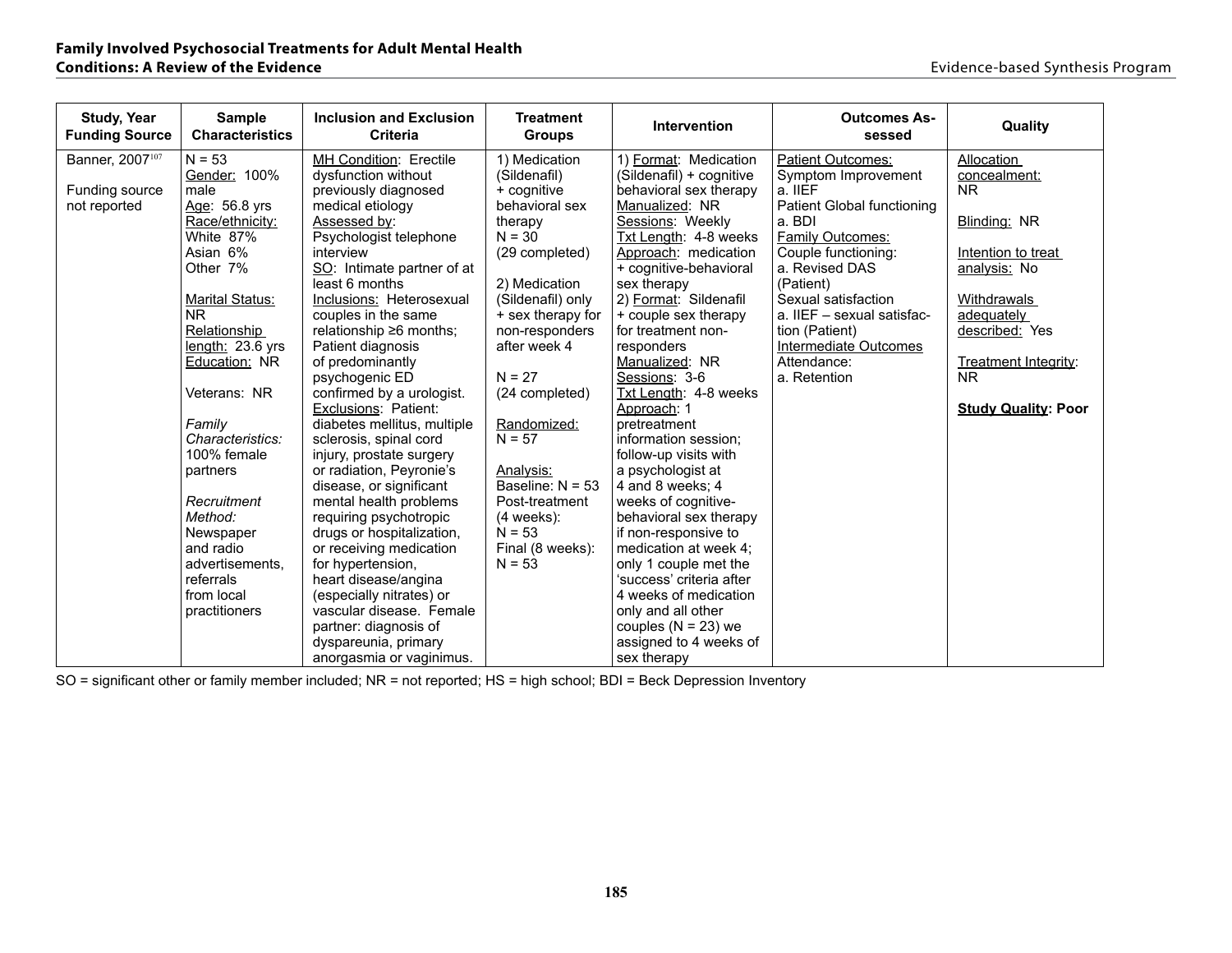| Study, Year Funding Source | Sample Characteristics | Inclusion and Exclusion Criteria | Treatment Groups | Intervention | Outcomes Assessed | Quality |
|---|---|---|---|---|---|---|
| Banner, 2007[107]<br><br>Funding source not reported | N = 53<br>Gender: 100% male<br>Age: 56.8 yrs<br>Race/ethnicity:<br>White 87%<br>Asian 6%<br>Other 7%<br><br>Marital Status: NR<br>Relationship length: 23.6 yrs<br>Education: NR<br><br>Veterans: NR<br><br>*Family Characteristics:*<br>100% female partners<br><br>*Recruitment Method:*<br>Newspaper and radio advertisements, referrals from local practitioners | MH Condition: Erectile dysfunction without previously diagnosed medical etiology<br>Assessed by: Psychologist telephone interview<br>SO: Intimate partner of at least 6 months<br>Inclusions: Heterosexual couples in the same relationship ≥6 months; Patient diagnosis of predominantly psychogenic ED confirmed by a urologist.<br>Exclusions: Patient: diabetes mellitus, multiple sclerosis, spinal cord injury, prostate surgery or radiation, Peyronie's disease, or significant mental health problems requiring psychotropic drugs or hospitalization, or receiving medication for hypertension, heart disease/angina (especially nitrates) or vascular disease. Female partner: diagnosis of dyspareunia, primary anorgasmia or vaginimus. | 1) Medication (Sildenafil) + cognitive behavioral sex therapy<br>N = 30<br>(29 completed)<br><br>2) Medication (Sildenafil) only + sex therapy for non-responders after week 4<br><br>N = 27<br>(24 completed)<br><br>Randomized:<br>N = 57<br><br>Analysis:<br>Baseline: N = 53<br>Post-treatment (4 weeks):<br>N = 53<br>Final (8 weeks):<br>N = 53 | 1) Format: Medication (Sildenafil) + cognitive behavioral sex therapy<br>Manualized: NR<br>Sessions: Weekly<br>Txt Length: 4-8 weeks<br>Approach: medication + cognitive-behavioral sex therapy<br>2) Format: Sildenafil + couple sex therapy for treatment non-responders<br>Manualized: NR<br>Sessions: 3-6<br>Txt Length: 4-8 weeks<br>Approach: 1 pretreatment information session; follow-up visits with a psychologist at 4 and 8 weeks; 4 weeks of cognitive-behavioral sex therapy if non-responsive to medication at week 4; only 1 couple met the 'success' criteria after 4 weeks of medication only and all other couples (N = 23) we assigned to 4 weeks of sex therapy | Patient Outcomes:<br>Symptom Improvement<br>a. IIEF<br>Patient Global functioning<br>a. BDI<br>Family Outcomes:<br>Couple functioning:<br>a. Revised DAS (Patient)<br>Sexual satisfaction<br>a. IIEF – sexual satisfaction (Patient)<br>Intermediate Outcomes<br>Attendance:<br>a. Retention | Allocation concealment: NR<br><br>Blinding: NR<br><br>Intention to treat analysis: No<br><br>Withdrawals adequately described: Yes<br><br>Treatment Integrity: NR<br><br>**Study Quality: Poor** |

SO = significant other or family member included; NR = not reported; HS = high school; BDI = Beck Depression Inventory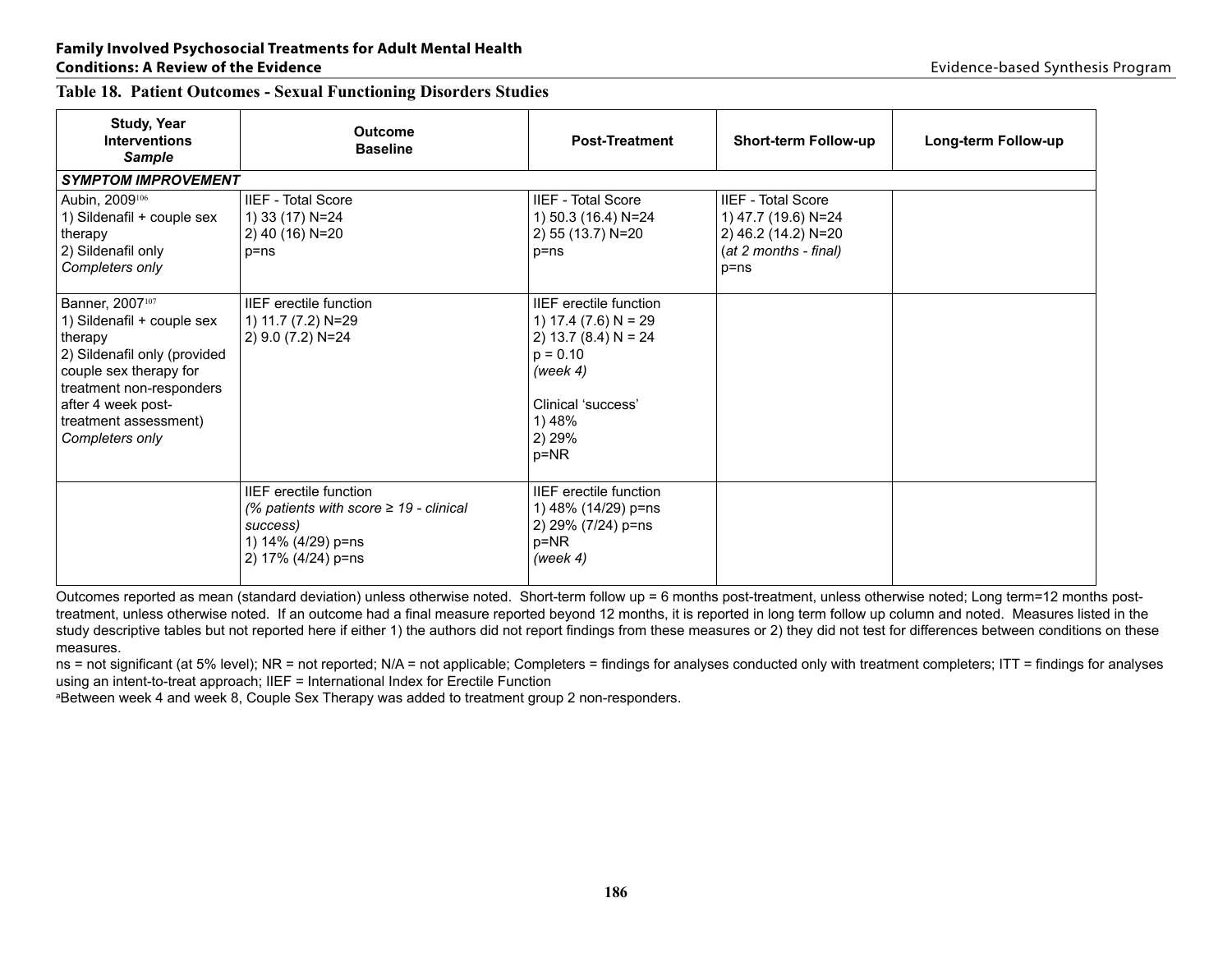**Table 18. Patient Outcomes - Sexual Functioning Disorders Studies**

| Study, Year<br>Interventions<br>*Sample* | Outcome<br>Baseline | Post-Treatment | Short-term Follow-up | Long-term Follow-up |
|---|---|---|---|---|
| ***SYMPTOM IMPROVEMENT*** | | | | |
| Aubin, 2009[106]<br>1) Sildenafil + couple sex therapy<br>2) Sildenafil only<br>*Completers only* | IIEF - Total Score<br>1) 33 (17) N=24<br>2) 40 (16) N=20<br>p=ns | IIEF - Total Score<br>1) 50.3 (16.4) N=24<br>2) 55 (13.7) N=20<br>p=ns | IIEF - Total Score<br>1) 47.7 (19.6) N=24<br>2) 46.2 (14.2) N=20<br>(*at 2 months - final*)<br>p=ns | |
| Banner, 2007[107]<br>1) Sildenafil + couple sex therapy<br>2) Sildenafil only (provided couple sex therapy for treatment non-responders after 4 week post-treatment assessment)<br>*Completers only* | IIEF erectile function<br>1) 11.7 (7.2) N=29<br>2) 9.0 (7.2) N=24 | IIEF erectile function<br>1) 17.4 (7.6) N = 29<br>2) 13.7 (8.4) N = 24<br>p = 0.10<br>*(week 4)*<br><br>Clinical 'success'<br>1) 48%<br>2) 29%<br>p=NR | | |
| | IIEF erectile function<br>*(% patients with score ≥ 19 - clinical success)*<br>1) 14% (4/29) p=ns<br>2) 17% (4/24) p=ns | IIEF erectile function<br>1) 48% (14/29) p=ns<br>2) 29% (7/24) p=ns<br>p=NR<br>*(week 4)* | | |

Outcomes reported as mean (standard deviation) unless otherwise noted. Short-term follow up = 6 months post-treatment, unless otherwise noted; Long term=12 months post-treatment, unless otherwise noted. If an outcome had a final measure reported beyond 12 months, it is reported in long term follow up column and noted. Measures listed in the study descriptive tables but not reported here if either 1) the authors did not report findings from these measures or 2) they did not test for differences between conditions on these measures.

ns = not significant (at 5% level); NR = not reported; N/A = not applicable; Completers = findings for analyses conducted only with treatment completers; ITT = findings for analyses using an intent-to-treat approach; IIEF = International Index for Erectile Function

[a]Between week 4 and week 8, Couple Sex Therapy was added to treatment group 2 non-responders.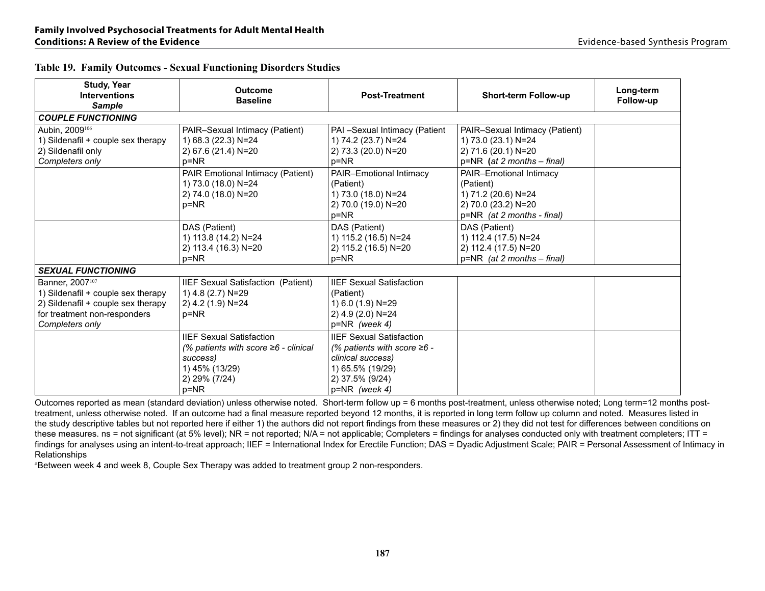### Table 19. Family Outcomes - Sexual Functioning Disorders Studies

| Study, Year<br>Interventions<br>*Sample* | Outcome<br>Baseline | Post-Treatment | Short-term Follow-up | Long-term Follow-up |
|---|---|---|---|---|
| ***COUPLE FUNCTIONING*** | | | | |
| Aubin, 2009[106]<br>1) Sildenafil + couple sex therapy<br>2) Sildenafil only<br>*Completers only* | PAIR–Sexual Intimacy (Patient)<br>1) 68.3 (22.3) N=24<br>2) 67.6 (21.4) N=20<br>p=NR | PAI –Sexual Intimacy (Patient<br>1) 74.2 (23.7) N=24<br>2) 73.3 (20.0) N=20<br>p=NR | PAIR–Sexual Intimacy (Patient)<br>1) 73.0 (23.1) N=24<br>2) 71.6 (20.1) N=20<br>p=NR **(***at 2 months – final)* | |
| | PAIR Emotional Intimacy (Patient)<br>1) 73.0 (18.0) N=24<br>2) 74.0 (18.0) N=20<br>p=NR | PAIR–Emotional Intimacy (Patient)<br>1) 73.0 (18.0) N=24<br>2) 70.0 (19.0) N=20<br>p=NR | PAIR–Emotional Intimacy (Patient)<br>1) 71.2 (20.6) N=24<br>2) 70.0 (23.2) N=20<br>p=NR *(at 2 months - final)* | |
| | DAS (Patient)<br>1) 113.8 (14.2) N=24<br>2) 113.4 (16.3) N=20<br>p=NR | DAS (Patient)<br>1) 115.2 (16.5) N=24<br>2) 115.2 (16.5) N=20<br>p=NR | DAS (Patient)<br>1) 112.4 (17.5) N=24<br>2) 112.4 (17.5) N=20<br>p=NR *(at 2 months – final)* | |
| ***SEXUAL FUNCTIONING*** | | | | |
| Banner, 2007[107]<br>1) Sildenafil + couple sex therapy<br>2) Sildenafil + couple sex therapy for treatment non-responders<br>*Completers only* | IIEF Sexual Satisfaction (Patient)<br>1) 4.8 (2.7) N=29<br>2) 4.2 (1.9) N=24<br>p=NR | IIEF Sexual Satisfaction (Patient)<br>1) 6.0 (1.9) N=29<br>2) 4.9 (2.0) N=24<br>p=NR *(week 4)* | | |
| | IIEF Sexual Satisfaction<br>*(% patients with score ≥6 - clinical success)*<br>1) 45% (13/29)<br>2) 29% (7/24)<br>p=NR | IIEF Sexual Satisfaction<br>*(% patients with score ≥6 - clinical success)*<br>1) 65.5% (19/29)<br>2) 37.5% (9/24)<br>p=NR *(week 4)* | | |

Outcomes reported as mean (standard deviation) unless otherwise noted. Short-term follow up = 6 months post-treatment, unless otherwise noted; Long term=12 months post-treatment, unless otherwise noted. If an outcome had a final measure reported beyond 12 months, it is reported in long term follow up column and noted. Measures listed in the study descriptive tables but not reported here if either 1) the authors did not report findings from these measures or 2) they did not test for differences between conditions on these measures. ns = not significant (at 5% level); NR = not reported; N/A = not applicable; Completers = findings for analyses conducted only with treatment completers; ITT = findings for analyses using an intent-to-treat approach; IIEF = International Index for Erectile Function; DAS = Dyadic Adjustment Scale; PAIR = Personal Assessment of Intimacy in Relationships

[a]Between week 4 and week 8, Couple Sex Therapy was added to treatment group 2 non-responders.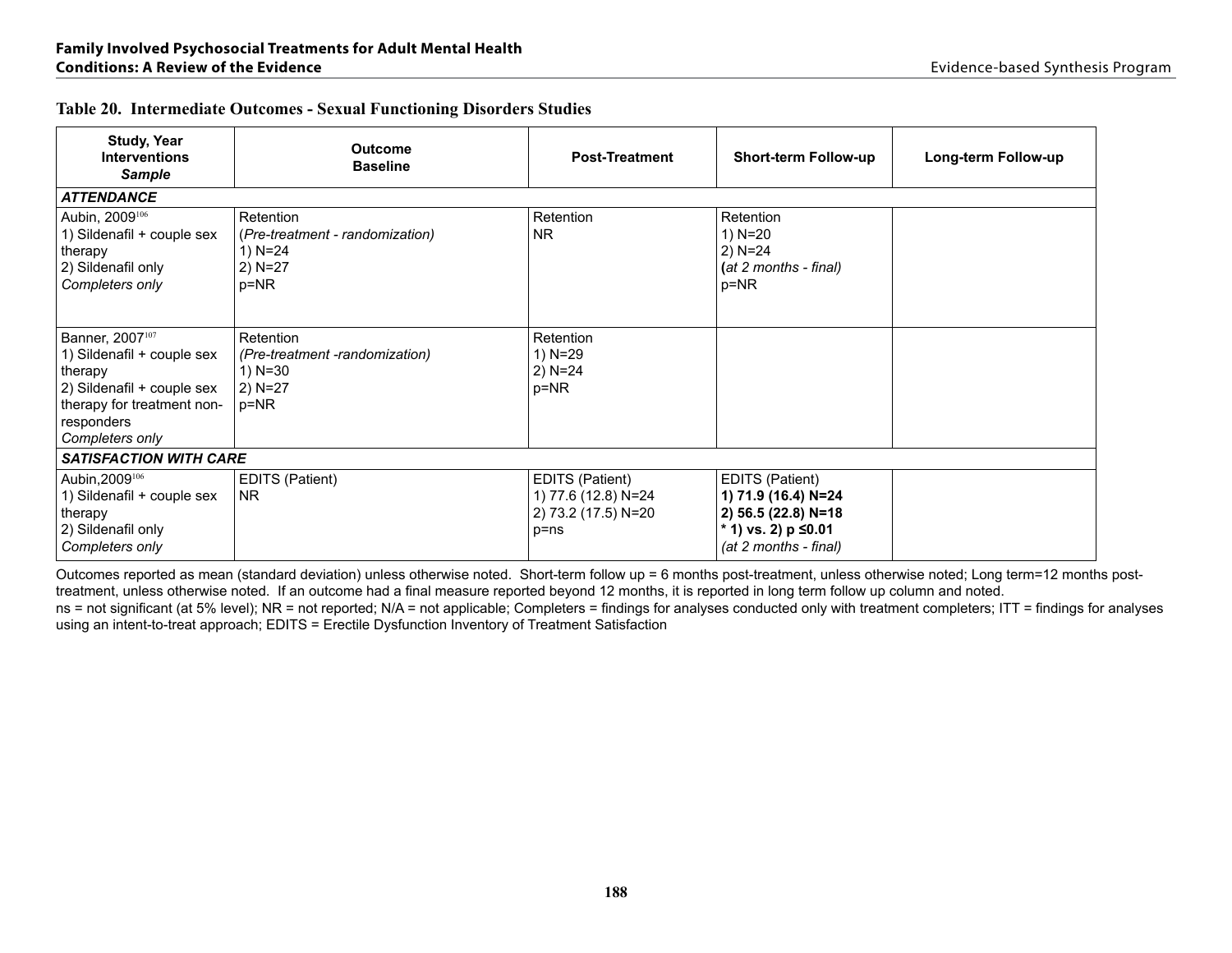## Table 20. Intermediate Outcomes - Sexual Functioning Disorders Studies

| **Study, Year**<br>**Interventions**<br>***Sample*** | **Outcome**<br>**Baseline** | **Post-Treatment** | **Short-term Follow-up** | **Long-term Follow-up** |
|---|---|---|---|---|
| ***ATTENDANCE*** | | | | |
| Aubin, 2009[106]<br>1) Sildenafil + couple sex therapy<br>2) Sildenafil only<br>*Completers only* | Retention<br>(*Pre-treatment - randomization)*<br>1) N=24<br>2) N=27<br>p=NR | Retention<br>NR | Retention<br>1) N=20<br>2) N=24<br>**(***at 2 months - final)*<br>p=NR | |
| Banner, 2007[107]<br>1) Sildenafil + couple sex therapy<br>2) Sildenafil + couple sex therapy for treatment non-responders<br>*Completers only* | Retention<br>*(Pre-treatment -randomization)*<br>1) N=30<br>2) N=27<br>p=NR | Retention<br>1) N=29<br>2) N=24<br>p=NR | | |
| ***SATISFACTION WITH CARE*** | | | | |
| Aubin,2009[106]<br>1) Sildenafil + couple sex therapy<br>2) Sildenafil only<br>*Completers only* | EDITS (Patient)<br>NR | EDITS (Patient)<br>1) 77.6 (12.8) N=24<br>2) 73.2 (17.5) N=20<br>p=ns | EDITS (Patient)<br>**1) 71.9 (16.4) N=24**<br>**2) 56.5 (22.8) N=18**<br>**\* 1) vs. 2) p ≤0.01**<br>*(at 2 months - final)* | |

Outcomes reported as mean (standard deviation) unless otherwise noted. Short-term follow up = 6 months post-treatment, unless otherwise noted; Long term=12 months post-treatment, unless otherwise noted. If an outcome had a final measure reported beyond 12 months, it is reported in long term follow up column and noted.
ns = not significant (at 5% level); NR = not reported; N/A = not applicable; Completers = findings for analyses conducted only with treatment completers; ITT = findings for analyses using an intent-to-treat approach; EDITS = Erectile Dysfunction Inventory of Treatment Satisfaction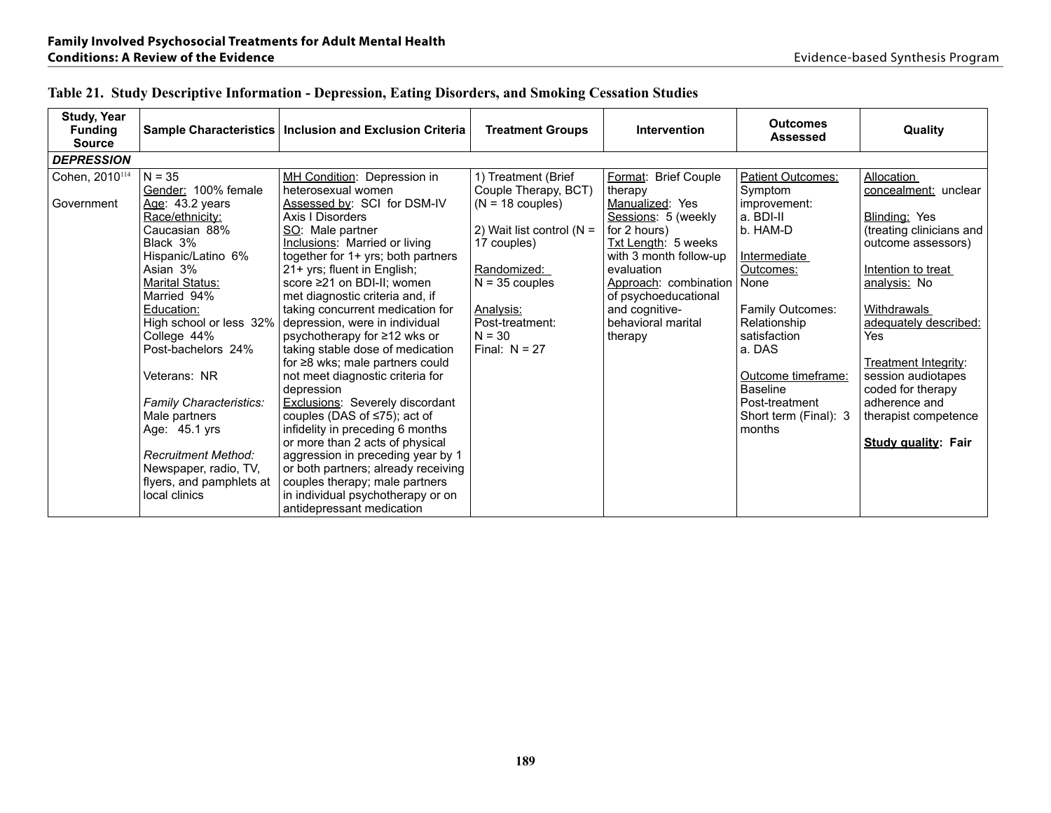## Table 21. Study Descriptive Information - Depression, Eating Disorders, and Smoking Cessation Studies

| Study, Year Funding Source | Sample Characteristics | Inclusion and Exclusion Criteria | Treatment Groups | Intervention | Outcomes Assessed | Quality |
|---|---|---|---|---|---|---|
| ***DEPRESSION*** | | | | | | |
| Cohen, 2010[114]<br><br>Government | N = 35<br>Gender: 100% female<br>Age: 43.2 years<br>Race/ethnicity:<br>Caucasian 88%<br>Black 3%<br>Hispanic/Latino 6%<br>Asian 3%<br>Marital Status:<br>Married 94%<br>Education:<br>High school or less 32%<br>College 44%<br>Post-bachelors 24%<br><br>Veterans: NR<br><br>*Family Characteristics:*<br>Male partners<br>Age: 45.1 yrs<br><br>*Recruitment Method:*<br>Newspaper, radio, TV, flyers, and pamphlets at local clinics | MH Condition: Depression in heterosexual women<br>Assessed by: SCI for DSM-IV Axis I Disorders<br>SO: Male partner<br>Inclusions: Married or living together for 1+ yrs; both partners 21+ yrs; fluent in English; score ≥21 on BDI-II; women met diagnostic criteria and, if taking concurrent medication for depression, were in individual psychotherapy for ≥12 wks or taking stable dose of medication for ≥8 wks; male partners could not meet diagnostic criteria for depression<br>Exclusions: Severely discordant couples (DAS of ≤75); act of infidelity in preceding 6 months or more than 2 acts of physical aggression in preceding year by 1 or both partners; already receiving couples therapy; male partners in individual psychotherapy or on antidepressant medication | 1) Treatment (Brief Couple Therapy, BCT) (N = 18 couples)<br><br>2) Wait list control (N = 17 couples)<br><br>Randomized:<br>N = 35 couples<br><br>Analysis:<br>Post-treatment:<br>N = 30<br>Final: N = 27 | Format: Brief Couple therapy<br>Manualized: Yes<br>Sessions: 5 (weekly for 2 hours)<br>Txt Length: 5 weeks with 3 month follow-up evaluation<br>Approach: combination of psychoeducational and cognitive-behavioral marital therapy | Patient Outcomes:<br>Symptom improvement:<br>a. BDI-II<br>b. HAM-D<br><br>Intermediate Outcomes:<br>None<br><br>Family Outcomes:<br>Relationship satisfaction<br>a. DAS<br><br>Outcome timeframe:<br>Baseline<br>Post-treatment<br>Short term (Final): 3 months | Allocation concealment: unclear<br><br>Blinding: Yes (treating clinicians and outcome assessors)<br><br>Intention to treat analysis: No<br><br>Withdrawals adequately described: Yes<br><br>Treatment Integrity: session audiotapes coded for therapy adherence and therapist competence<br><br>**Study quality: Fair** |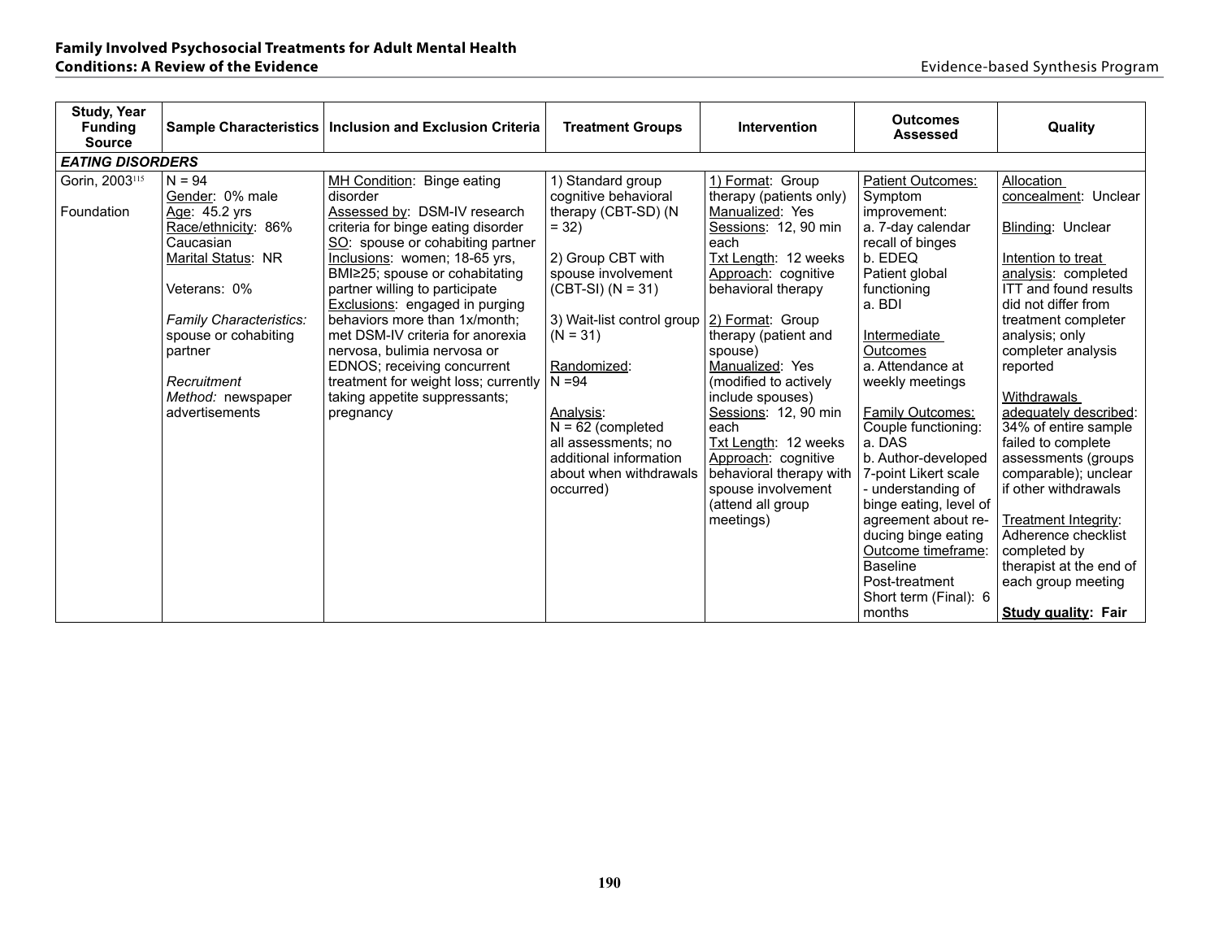| Study, Year Funding Source | Sample Characteristics | Inclusion and Exclusion Criteria | Treatment Groups | Intervention | Outcomes Assessed | Quality |
|---|---|---|---|---|---|---|
| ***EATING DISORDERS*** | | | | | | |
| Gorin, 2003[115]<br><br>Foundation | N = 94<br>Gender: 0% male<br>Age: 45.2 yrs<br>Race/ethnicity: 86% Caucasian<br>Marital Status: NR<br><br>Veterans: 0%<br><br>*Family Characteristics:* spouse or cohabiting partner<br><br>*Recruitment Method:* newspaper advertisements | MH Condition: Binge eating disorder<br>Assessed by: DSM-IV research criteria for binge eating disorder<br>SO: spouse or cohabiting partner<br>Inclusions: women; 18-65 yrs, BMI≥25; spouse or cohabitating partner willing to participate<br>Exclusions: engaged in purging behaviors more than 1x/month; met DSM-IV criteria for anorexia nervosa, bulimia nervosa or EDNOS; receiving concurrent treatment for weight loss; currently taking appetite suppressants; pregnancy | 1) Standard group cognitive behavioral therapy (CBT-SD) (N = 32)<br><br>2) Group CBT with spouse involvement (CBT-SI) (N = 31)<br><br>3) Wait-list control group (N = 31)<br><br>Randomized: N =94<br><br>Analysis: N = 62 (completed all assessments; no additional information about when withdrawals occurred) | 1) Format: Group therapy (patients only)<br>Manualized: Yes<br>Sessions: 12, 90 min each<br>Txt Length: 12 weeks<br>Approach: cognitive behavioral therapy<br><br>2) Format: Group therapy (patient and spouse)<br>Manualized: Yes (modified to actively include spouses)<br>Sessions: 12, 90 min each<br>Txt Length: 12 weeks<br>Approach: cognitive behavioral therapy with spouse involvement (attend all group meetings) | Patient Outcomes:<br>Symptom improvement:<br>a. 7-day calendar recall of binges<br>b. EDEQ<br>Patient global functioning<br>a. BDI<br><br>Intermediate Outcomes<br>a. Attendance at weekly meetings<br><br>Family Outcomes:<br>Couple functioning:<br>a. DAS<br>b. Author-developed 7-point Likert scale - understanding of binge eating, level of agreement about reducing binge eating<br>Outcome timeframe:<br>Baseline<br>Post-treatment<br>Short term (Final): 6 months | Allocation concealment: Unclear<br><br>Blinding: Unclear<br><br>Intention to treat analysis: completed ITT and found results did not differ from treatment completer analysis; only completer analysis reported<br><br>Withdrawals adequately described: 34% of entire sample failed to complete assessments (groups comparable); unclear if other withdrawals<br><br>Treatment Integrity: Adherence checklist completed by therapist at the end of each group meeting<br><br>**Study quality: Fair** |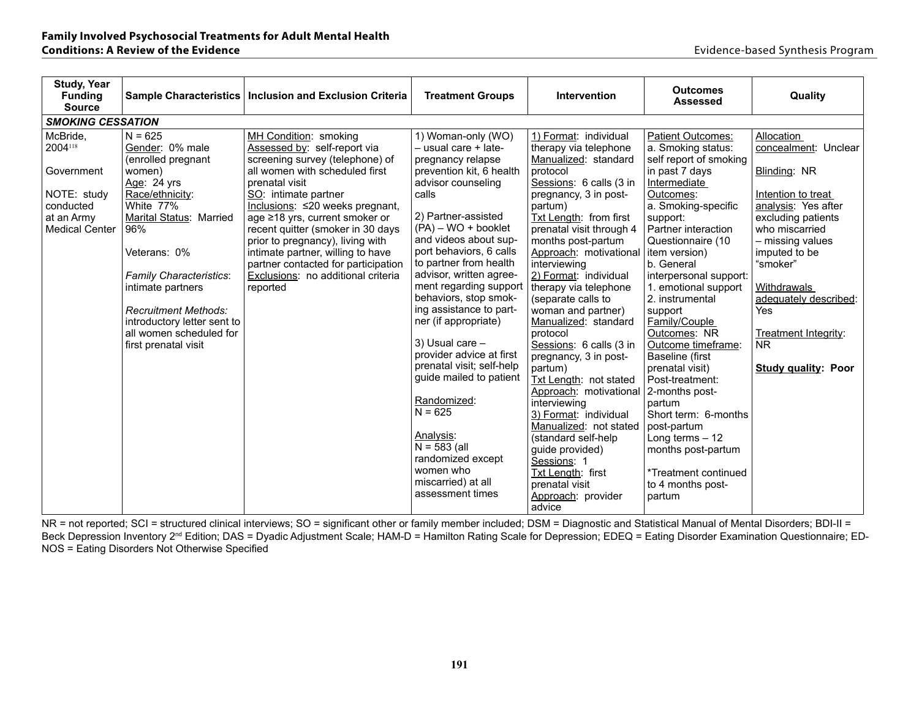| Study, Year Funding Source | Sample Characteristics | Inclusion and Exclusion Criteria | Treatment Groups | Intervention | Outcomes Assessed | Quality |
|---|---|---|---|---|---|---|
| ***SMOKING CESSATION*** | | | | | | |
| McBride, 2004[118]<br><br>Government<br><br>NOTE: study conducted at an Army Medical Center | N = 625<br>Gender: 0% male (enrolled pregnant women)<br>Age: 24 yrs<br>Race/ethnicity: White 77%<br>Marital Status: Married 96%<br><br>Veterans: 0%<br><br>*Family Characteristics*: intimate partners<br><br>*Recruitment Methods:* introductory letter sent to all women scheduled for first prenatal visit | MH Condition: smoking<br>Assessed by: self-report via screening survey (telephone) of all women with scheduled first prenatal visit<br>SO: intimate partner<br>Inclusions: ≤20 weeks pregnant, age ≥18 yrs, current smoker or recent quitter (smoker in 30 days prior to pregnancy), living with intimate partner, willing to have partner contacted for participation<br>Exclusions: no additional criteria reported | 1) Woman-only (WO) – usual care + late-pregnancy relapse prevention kit, 6 health advisor counseling calls<br><br>2) Partner-assisted (PA) – WO + booklet and videos about support behaviors, 6 calls to partner from health advisor, written agreement regarding support behaviors, stop smoking assistance to partner (if appropriate)<br><br>3) Usual care – provider advice at first prenatal visit; self-help guide mailed to patient<br><br>Randomized:<br>N = 625<br><br>Analysis:<br>N = 583 (all randomized except women who miscarried) at all assessment times | 1) Format: individual therapy via telephone<br>Manualized: standard protocol<br>Sessions: 6 calls (3 in pregnancy, 3 in post-partum)<br>Txt Length: from first prenatal visit through 4 months post-partum<br>Approach: motivational interviewing<br>2) Format: individual therapy via telephone (separate calls to woman and partner)<br>Manualized: standard protocol<br>Sessions: 6 calls (3 in pregnancy, 3 in post-partum)<br>Txt Length: not stated<br>Approach: motivational interviewing<br>3) Format: individual<br>Manualized: not stated (standard self-help guide provided)<br>Sessions: 1<br>Txt Length: first prenatal visit<br>Approach: provider advice | Patient Outcomes:<br>a. Smoking status: self report of smoking in past 7 days<br>Intermediate Outcomes:<br>a. Smoking-specific support: Partner interaction Questionnaire (10 item version)<br>b. General interpersonal support:<br>1. emotional support<br>2. instrumental support<br>Family/Couple Outcomes: NR<br>Outcome timeframe: Baseline (first prenatal visit)<br>Post-treatment: 2-months post-partum<br>Short term: 6-months post-partum<br>Long terms – 12 months post-partum<br><br>*Treatment continued to 4 months post-partum | Allocation concealment: Unclear<br><br>Blinding: NR<br><br>Intention to treat analysis: Yes after excluding patients who miscarried – missing values imputed to be "smoker"<br><br>Withdrawals adequately described: Yes<br><br>Treatment Integrity: NR<br><br>**Study quality: Poor** |

NR = not reported; SCI = structured clinical interviews; SO = significant other or family member included; DSM = Diagnostic and Statistical Manual of Mental Disorders; BDI-II = Beck Depression Inventory 2nd Edition; DAS = Dyadic Adjustment Scale; HAM-D = Hamilton Rating Scale for Depression; EDEQ = Eating Disorder Examination Questionnaire; ED-NOS = Eating Disorders Not Otherwise Specified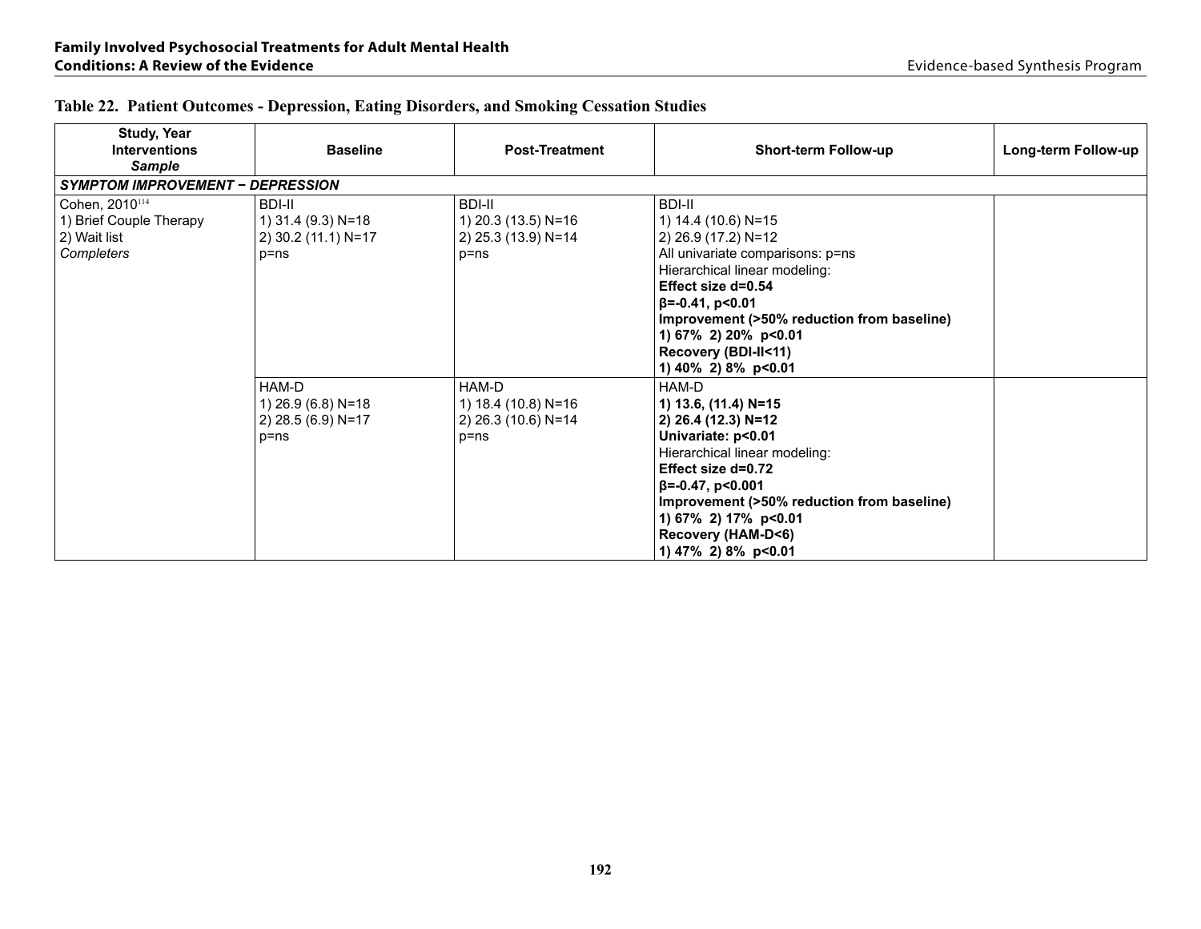**Table 22. Patient Outcomes - Depression, Eating Disorders, and Smoking Cessation Studies**

| Study, Year<br>Interventions<br>*Sample* | Baseline | Post-Treatment | Short-term Follow-up | Long-term Follow-up |
|---|---|---|---|---|
| ***SYMPTOM IMPROVEMENT − DEPRESSION*** | | | | |
| Cohen, 2010[114]<br>1) Brief Couple Therapy<br>2) Wait list<br>*Completers* | BDI-II<br>1) 31.4 (9.3) N=18<br>2) 30.2 (11.1) N=17<br>p=ns | BDI-II<br>1) 20.3 (13.5) N=16<br>2) 25.3 (13.9) N=14<br>p=ns | BDI-II<br>1) 14.4 (10.6) N=15<br>2) 26.9 (17.2) N=12<br>All univariate comparisons: p=ns<br>Hierarchical linear modeling:<br>**Effect size d=0.54**<br>**β=-0.41, p<0.01**<br>**Improvement (>50% reduction from baseline)**<br>**1) 67% 2) 20% p<0.01**<br>**Recovery (BDI-II<11)**<br>**1) 40% 2) 8% p<0.01** | |
| | HAM-D<br>1) 26.9 (6.8) N=18<br>2) 28.5 (6.9) N=17<br>p=ns | HAM-D<br>1) 18.4 (10.8) N=16<br>2) 26.3 (10.6) N=14<br>p=ns | HAM-D<br>**1) 13.6, (11.4) N=15**<br>**2) 26.4 (12.3) N=12**<br>**Univariate: p<0.01**<br>Hierarchical linear modeling:<br>**Effect size d=0.72**<br>**β=-0.47, p<0.001**<br>**Improvement (>50% reduction from baseline)**<br>**1) 67% 2) 17% p<0.01**<br>**Recovery (HAM-D<6)**<br>**1) 47% 2) 8% p<0.01** | |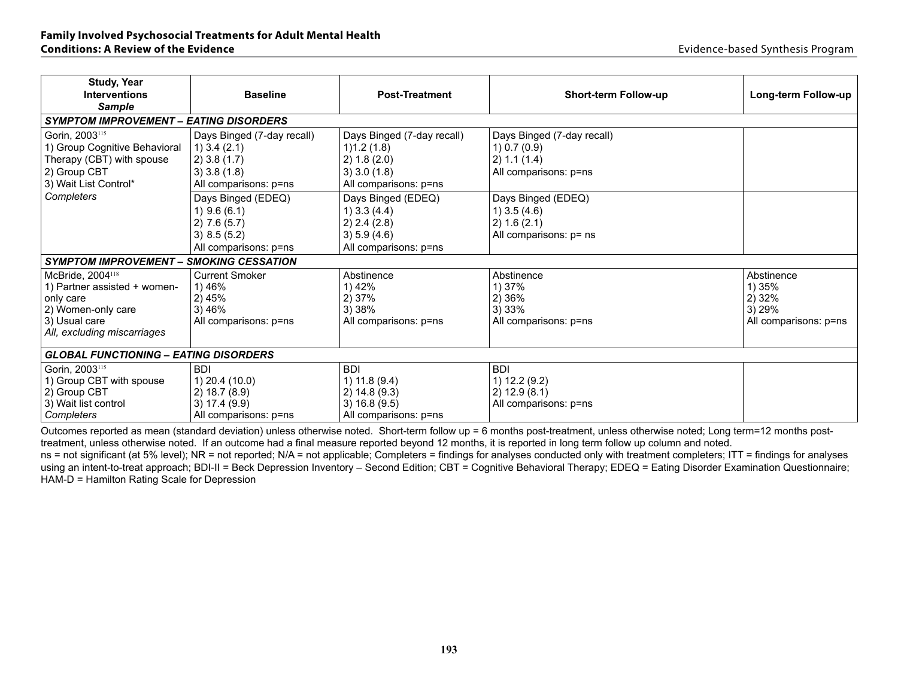| Study, Year<br>Interventions<br>*Sample* | Baseline | Post-Treatment | Short-term Follow-up | Long-term Follow-up |
|---|---|---|---|---|
| ***SYMPTOM IMPROVEMENT – EATING DISORDERS*** | | | | |
| Gorin, 2003[115]<br>1) Group Cognitive Behavioral Therapy (CBT) with spouse<br>2) Group CBT<br>3) Wait List Control*<br>*Completers* | Days Binged (7-day recall)<br>1) 3.4 (2.1)<br>2) 3.8 (1.7)<br>3) 3.8 (1.8)<br>All comparisons: p=ns | Days Binged (7-day recall)<br>1)1.2 (1.8)<br>2) 1.8 (2.0)<br>3) 3.0 (1.8)<br>All comparisons: p=ns | Days Binged (7-day recall)<br>1) 0.7 (0.9)<br>2) 1.1 (1.4)<br>All comparisons: p=ns | |
| | Days Binged (EDEQ)<br>1) 9.6 (6.1)<br>2) 7.6 (5.7)<br>3) 8.5 (5.2)<br>All comparisons: p=ns | Days Binged (EDEQ)<br>1) 3.3 (4.4)<br>2) 2.4 (2.8)<br>3) 5.9 (4.6)<br>All comparisons: p=ns | Days Binged (EDEQ)<br>1) 3.5 (4.6)<br>2) 1.6 (2.1)<br>All comparisons: p= ns | |
| ***SYMPTOM IMPROVEMENT – SMOKING CESSATION*** | | | | |
| McBride, 2004[118]<br>1) Partner assisted + women-only care<br>2) Women-only care<br>3) Usual care<br>*All, excluding miscarriages* | Current Smoker<br>1) 46%<br>2) 45%<br>3) 46%<br>All comparisons: p=ns | Abstinence<br>1) 42%<br>2) 37%<br>3) 38%<br>All comparisons: p=ns | Abstinence<br>1) 37%<br>2) 36%<br>3) 33%<br>All comparisons: p=ns | Abstinence<br>1) 35%<br>2) 32%<br>3) 29%<br>All comparisons: p=ns |
| ***GLOBAL FUNCTIONING – EATING DISORDERS*** | | | | |
| Gorin, 2003[115]<br>1) Group CBT with spouse<br>2) Group CBT<br>3) Wait list control<br>*Completers* | BDI<br>1) 20.4 (10.0)<br>2) 18.7 (8.9)<br>3) 17.4 (9.9)<br>All comparisons: p=ns | BDI<br>1) 11.8 (9.4)<br>2) 14.8 (9.3)<br>3) 16.8 (9.5)<br>All comparisons: p=ns | BDI<br>1) 12.2 (9.2)<br>2) 12.9 (8.1)<br>All comparisons: p=ns | |

Outcomes reported as mean (standard deviation) unless otherwise noted. Short-term follow up = 6 months post-treatment, unless otherwise noted; Long term=12 months post-treatment, unless otherwise noted. If an outcome had a final measure reported beyond 12 months, it is reported in long term follow up column and noted.
ns = not significant (at 5% level); NR = not reported; N/A = not applicable; Completers = findings for analyses conducted only with treatment completers; ITT = findings for analyses using an intent-to-treat approach; BDI-II = Beck Depression Inventory – Second Edition; CBT = Cognitive Behavioral Therapy; EDEQ = Eating Disorder Examination Questionnaire; HAM-D = Hamilton Rating Scale for Depression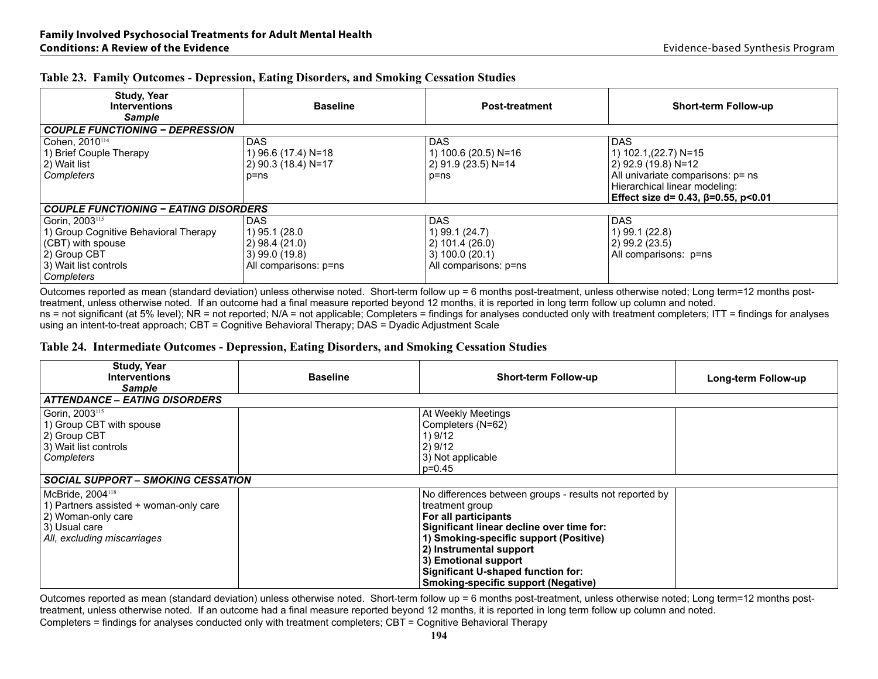### Table 23. Family Outcomes - Depression, Eating Disorders, and Smoking Cessation Studies

| Study, Year<br>Interventions<br>*Sample* | Baseline | Post-treatment | Short-term Follow-up |
|---|---|---|---|
| ***COUPLE FUNCTIONING – DEPRESSION*** | | | |
| Cohen, 2010[114]<br>1) Brief Couple Therapy<br>2) Wait list<br>*Completers* | DAS<br>1) 96.6 (17.4) N=18<br>2) 90.3 (18.4) N=17<br>p=ns | DAS<br>1) 100.6 (20.5) N=16<br>2) 91.9 (23.5) N=14<br>p=ns | DAS<br>1) 102.1,(22.7) N=15<br>2) 92.9 (19.8) N=12<br>All univariate comparisons: p= ns<br>Hierarchical linear modeling:<br>**Effect size d= 0.43, β=0.55, p<0.01** |
| ***COUPLE FUNCTIONING – EATING DISORDERS*** | | | |
| Gorin, 2003[115]<br>1) Group Cognitive Behavioral Therapy (CBT) with spouse<br>2) Group CBT<br>3) Wait list controls<br>*Completers* | DAS<br>1) 95.1 (28.0<br>2) 98.4 (21.0)<br>3) 99.0 (19.8)<br>All comparisons: p=ns | DAS<br>1) 99.1 (24.7)<br>2) 101.4 (26.0)<br>3) 100.0 (20.1)<br>All comparisons: p=ns | DAS<br>1) 99.1 (22.8)<br>2) 99.2 (23.5)<br>All comparisons: p=ns |

Outcomes reported as mean (standard deviation) unless otherwise noted. Short-term follow up = 6 months post-treatment, unless otherwise noted; Long term=12 months post-treatment, unless otherwise noted. If an outcome had a final measure reported beyond 12 months, it is reported in long term follow up column and noted.
ns = not significant (at 5% level); NR = not reported; N/A = not applicable; Completers = findings for analyses conducted only with treatment completers; ITT = findings for analyses using an intent-to-treat approach; CBT = Cognitive Behavioral Therapy; DAS = Dyadic Adjustment Scale

### Table 24. Intermediate Outcomes - Depression, Eating Disorders, and Smoking Cessation Studies

| Study, Year<br>Interventions<br>*Sample* | Baseline | Short-term Follow-up | Long-term Follow-up |
|---|---|---|---|
| ***ATTENDANCE – EATING DISORDERS*** | | | |
| Gorin, 2003[115]<br>1) Group CBT with spouse<br>2) Group CBT<br>3) Wait list controls<br>*Completers* | | At Weekly Meetings<br>Completers (N=62)<br>1) 9/12<br>2) 9/12<br>3) Not applicable<br>p=0.45 | |
| ***SOCIAL SUPPORT – SMOKING CESSATION*** | | | |
| McBride, 2004[118]<br>1) Partners assisted + woman-only care<br>2) Woman-only care<br>3) Usual care<br>*All, excluding miscarriages* | | No differences between groups - results not reported by treatment group<br>**For all participants**<br>**Significant linear decline over time for:**<br>**1) Smoking-specific support (Positive)**<br>**2) Instrumental support**<br>**3) Emotional support**<br>**Significant U-shaped function for:**<br>**Smoking-specific support (Negative)** | |

Outcomes reported as mean (standard deviation) unless otherwise noted. Short-term follow up = 6 months post-treatment, unless otherwise noted; Long term=12 months post-treatment, unless otherwise noted. If an outcome had a final measure reported beyond 12 months, it is reported in long term follow up column and noted.
Completers = findings for analyses conducted only with treatment completers; CBT = Cognitive Behavioral Therapy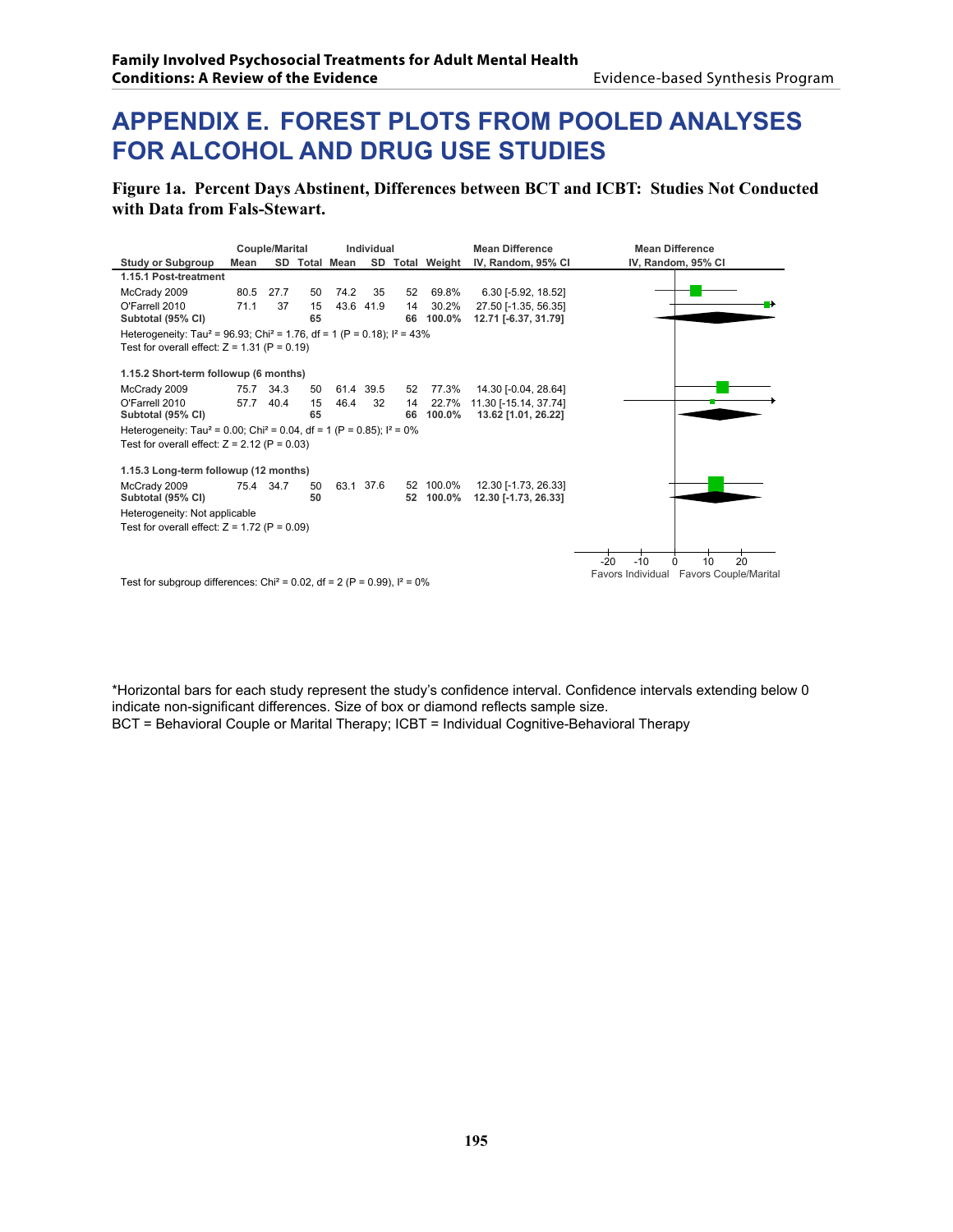# APPENDIX E. FOREST PLOTS FROM POOLED ANALYSES FOR ALCOHOL AND DRUG USE STUDIES

**Figure 1a. Percent Days Abstinent, Differences between BCT and ICBT: Studies Not Conducted with Data from Fals-Stewart.**

| Study or Subgroup | Couple/Marital Mean | Couple/Marital SD | Couple/Marital Total | Individual Mean | Individual SD | Individual Total | Weight | Mean Difference IV, Random, 95% CI |
|---|---|---|---|---|---|---|---|---|
| **1.15.1 Post-treatment** | | | | | | | | |
| McCrady 2009 | 80.5 | 27.7 | 50 | 74.2 | 35 | 52 | 69.8% | 6.30 [-5.92, 18.52] |
| O'Farrell 2010 | 71.1 | 37 | 15 | 43.6 | 41.9 | 14 | 30.2% | 27.50 [-1.35, 56.35] |
| **Subtotal (95% CI)** | | | **65** | | | **66** | **100.0%** | **12.71 [-6.37, 31.79]** |
| Heterogeneity: Tau² = 96.93; Chi² = 1.76, df = 1 (P = 0.18); I² = 43% | | | | | | | | |
| Test for overall effect: Z = 1.31 (P = 0.19) | | | | | | | | |
| **1.15.2 Short-term followup (6 months)** | | | | | | | | |
| McCrady 2009 | 75.7 | 34.3 | 50 | 61.4 | 39.5 | 52 | 77.3% | 14.30 [-0.04, 28.64] |
| O'Farrell 2010 | 57.7 | 40.4 | 15 | 46.4 | 32 | 14 | 22.7% | 11.30 [-15.14, 37.74] |
| **Subtotal (95% CI)** | | | **65** | | | **66** | **100.0%** | **13.62 [1.01, 26.22]** |
| Heterogeneity: Tau² = 0.00; Chi² = 0.04, df = 1 (P = 0.85); I² = 0% | | | | | | | | |
| Test for overall effect: Z = 2.12 (P = 0.03) | | | | | | | | |
| **1.15.3 Long-term followup (12 months)** | | | | | | | | |
| McCrady 2009 | 75.4 | 34.7 | 50 | 63.1 | 37.6 | 52 | 100.0% | 12.30 [-1.73, 26.33] |
| **Subtotal (95% CI)** | | | **50** | | | **52** | **100.0%** | **12.30 [-1.73, 26.33]** |
| Heterogeneity: Not applicable | | | | | | | | |
| Test for overall effect: Z = 1.72 (P = 0.09) | | | | | | | | |

Mean Difference IV, Random, 95% CI (axis: -20, -10, 0, 10, 20; Favors Individual / Favors Couple/Marital)

Test for subgroup differences: Chi² = 0.02, df = 2 (P = 0.99), I² = 0%

*Horizontal bars for each study represent the study's confidence interval. Confidence intervals extending below 0 indicate non-significant differences. Size of box or diamond reflects sample size.
BCT = Behavioral Couple or Marital Therapy; ICBT = Individual Cognitive-Behavioral Therapy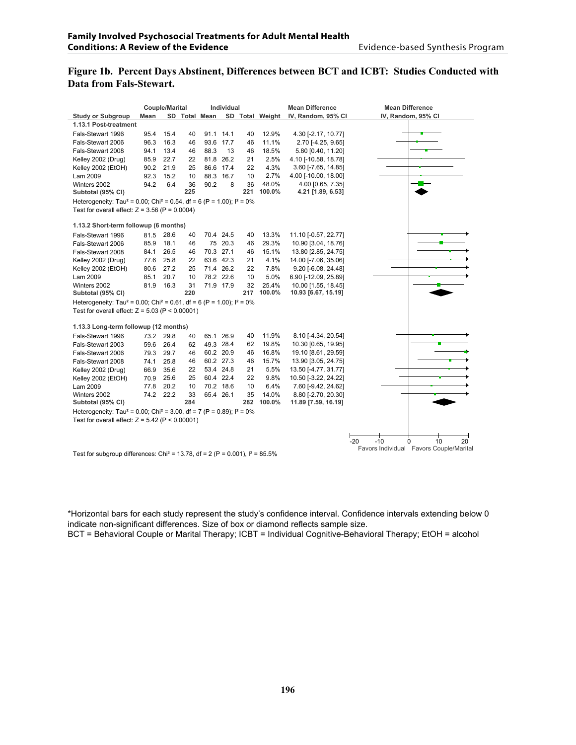**Figure 1b. Percent Days Abstinent, Differences between BCT and ICBT: Studies Conducted with Data from Fals-Stewart.**

| Study or Subgroup | Couple/Marital Mean | SD | Total | Individual Mean | SD | Total | Weight | Mean Difference IV, Random, 95% CI |
|---|---|---|---|---|---|---|---|---|
| **1.13.1 Post-treatment** | | | | | | | | |
| Fals-Stewart 1996 | 95.4 | 15.4 | 40 | 91.1 | 14.1 | 40 | 12.9% | 4.30 [-2.17, 10.77] |
| Fals-Stewart 2006 | 96.3 | 16.3 | 46 | 93.6 | 17.7 | 46 | 11.1% | 2.70 [-4.25, 9.65] |
| Fals-Stewart 2008 | 94.1 | 13.4 | 46 | 88.3 | 13 | 46 | 18.5% | 5.80 [0.40, 11.20] |
| Kelley 2002 (Drug) | 85.9 | 22.7 | 22 | 81.8 | 26.2 | 21 | 2.5% | 4.10 [-10.58, 18.78] |
| Kelley 2002 (EtOH) | 90.2 | 21.9 | 25 | 86.6 | 17.4 | 22 | 4.3% | 3.60 [-7.65, 14.85] |
| Lam 2009 | 92.3 | 15.2 | 10 | 88.3 | 16.7 | 10 | 2.7% | 4.00 [-10.00, 18.00] |
| Winters 2002 | 94.2 | 6.4 | 36 | 90.2 | 8 | 36 | 48.0% | 4.00 [0.65, 7.35] |
| **Subtotal (95% CI)** | | | **225** | | | **221** | **100.0%** | **4.21 [1.89, 6.53]** |
| Heterogeneity: Tau² = 0.00; Chi² = 0.54, df = 6 (P = 1.00); I² = 0% | | | | | | | | |
| Test for overall effect: Z = 3.56 (P = 0.0004) | | | | | | | | |
| **1.13.2 Short-term followup (6 months)** | | | | | | | | |
| Fals-Stewart 1996 | 81.5 | 28.6 | 40 | 70.4 | 24.5 | 40 | 13.3% | 11.10 [-0.57, 22.77] |
| Fals-Stewart 2006 | 85.9 | 18.1 | 46 | 75 | 20.3 | 46 | 29.3% | 10.90 [3.04, 18.76] |
| Fals-Stewart 2008 | 84.1 | 26.5 | 46 | 70.3 | 27.1 | 46 | 15.1% | 13.80 [2.85, 24.75] |
| Kelley 2002 (Drug) | 77.6 | 25.8 | 22 | 63.6 | 42.3 | 21 | 4.1% | 14.00 [-7.06, 35.06] |
| Kelley 2002 (EtOH) | 80.6 | 27.2 | 25 | 71.4 | 26.2 | 22 | 7.8% | 9.20 [-6.08, 24.48] |
| Lam 2009 | 85.1 | 20.7 | 10 | 78.2 | 22.6 | 10 | 5.0% | 6.90 [-12.09, 25.89] |
| Winters 2002 | 81.9 | 16.3 | 31 | 71.9 | 17.9 | 32 | 25.4% | 10.00 [1.55, 18.45] |
| **Subtotal (95% CI)** | | | **220** | | | **217** | **100.0%** | **10.93 [6.67, 15.19]** |
| Heterogeneity: Tau² = 0.00; Chi² = 0.61, df = 6 (P = 1.00); I² = 0% | | | | | | | | |
| Test for overall effect: Z = 5.03 (P < 0.00001) | | | | | | | | |
| **1.13.3 Long-term followup (12 months)** | | | | | | | | |
| Fals-Stewart 1996 | 73.2 | 29.8 | 40 | 65.1 | 26.9 | 40 | 11.9% | 8.10 [-4.34, 20.54] |
| Fals-Stewart 2003 | 59.6 | 26.4 | 62 | 49.3 | 28.4 | 62 | 19.8% | 10.30 [0.65, 19.95] |
| Fals-Stewart 2006 | 79.3 | 29.7 | 46 | 60.2 | 20.9 | 46 | 16.8% | 19.10 [8.61, 29.59] |
| Fals-Stewart 2008 | 74.1 | 25.8 | 46 | 60.2 | 27.3 | 46 | 15.7% | 13.90 [3.05, 24.75] |
| Kelley 2002 (Drug) | 66.9 | 35.6 | 22 | 53.4 | 24.8 | 21 | 5.5% | 13.50 [-4.77, 31.77] |
| Kelley 2002 (EtOH) | 70.9 | 25.6 | 25 | 60.4 | 22.4 | 22 | 9.8% | 10.50 [-3.22, 24.22] |
| Lam 2009 | 77.8 | 20.2 | 10 | 70.2 | 18.6 | 10 | 6.4% | 7.60 [-9.42, 24.62] |
| Winters 2002 | 74.2 | 22.2 | 33 | 65.4 | 26.1 | 35 | 14.0% | 8.80 [-2.70, 20.30] |
| **Subtotal (95% CI)** | | | **284** | | | **282** | **100.0%** | **11.89 [7.59, 16.19]** |
| Heterogeneity: Tau² = 0.00; Chi² = 3.00, df = 7 (P = 0.89); I² = 0% | | | | | | | | |
| Test for overall effect: Z = 5.42 (P < 0.00001) | | | | | | | | |

Test for subgroup differences: Chi² = 13.78, df = 2 (P = 0.001), I² = 85.5%

(Forest plot axis: -20, -10, 0, 10, 20; Favors Individual — Favors Couple/Marital)

*Horizontal bars for each study represent the study's confidence interval. Confidence intervals extending below 0 indicate non-significant differences. Size of box or diamond reflects sample size.
BCT = Behavioral Couple or Marital Therapy; ICBT = Individual Cognitive-Behavioral Therapy; EtOH = alcohol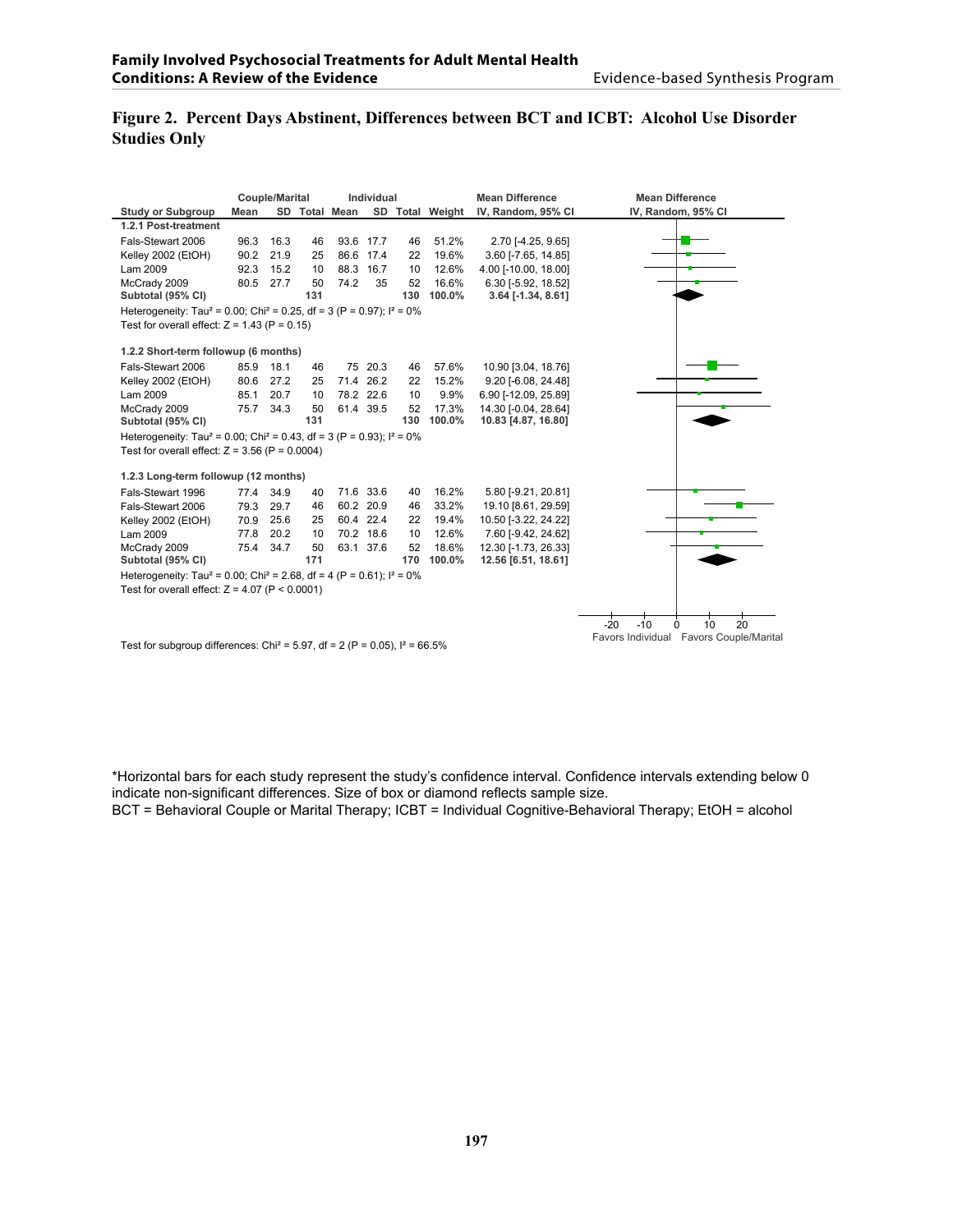## Figure 2. Percent Days Abstinent, Differences between BCT and ICBT: Alcohol Use Disorder Studies Only

| | Couple/Marital | | | Individual | | | | Mean Difference |
|---|---|---|---|---|---|---|---|---|
| Study or Subgroup | Mean | SD | Total | Mean | SD | Total | Weight | IV, Random, 95% CI |
| **1.2.1 Post-treatment** | | | | | | | | |
| Fals-Stewart 2006 | 96.3 | 16.3 | 46 | 93.6 | 17.7 | 46 | 51.2% | 2.70 [-4.25, 9.65] |
| Kelley 2002 (EtOH) | 90.2 | 21.9 | 25 | 86.6 | 17.4 | 22 | 19.6% | 3.60 [-7.65, 14.85] |
| Lam 2009 | 92.3 | 15.2 | 10 | 88.3 | 16.7 | 10 | 12.6% | 4.00 [-10.00, 18.00] |
| McCrady 2009 | 80.5 | 27.7 | 50 | 74.2 | 35 | 52 | 16.6% | 6.30 [-5.92, 18.52] |
| **Subtotal (95% CI)** | | | **131** | | | **130** | **100.0%** | **3.64 [-1.34, 8.61]** |
| Heterogeneity: Tau² = 0.00; Chi² = 0.25, df = 3 (P = 0.97); I² = 0% | | | | | | | | |
| Test for overall effect: Z = 1.43 (P = 0.15) | | | | | | | | |
| **1.2.2 Short-term followup (6 months)** | | | | | | | | |
| Fals-Stewart 2006 | 85.9 | 18.1 | 46 | 75 | 20.3 | 46 | 57.6% | 10.90 [3.04, 18.76] |
| Kelley 2002 (EtOH) | 80.6 | 27.2 | 25 | 71.4 | 26.2 | 22 | 15.2% | 9.20 [-6.08, 24.48] |
| Lam 2009 | 85.1 | 20.7 | 10 | 78.2 | 22.6 | 10 | 9.9% | 6.90 [-12.09, 25.89] |
| McCrady 2009 | 75.7 | 34.3 | 50 | 61.4 | 39.5 | 52 | 17.3% | 14.30 [-0.04, 28.64] |
| **Subtotal (95% CI)** | | | **131** | | | **130** | **100.0%** | **10.83 [4.87, 16.80]** |
| Heterogeneity: Tau² = 0.00; Chi² = 0.43, df = 3 (P = 0.93); I² = 0% | | | | | | | | |
| Test for overall effect: Z = 3.56 (P = 0.0004) | | | | | | | | |
| **1.2.3 Long-term followup (12 months)** | | | | | | | | |
| Fals-Stewart 1996 | 77.4 | 34.9 | 40 | 71.6 | 33.6 | 40 | 16.2% | 5.80 [-9.21, 20.81] |
| Fals-Stewart 2006 | 79.3 | 29.7 | 46 | 60.2 | 20.9 | 46 | 33.2% | 19.10 [8.61, 29.59] |
| Kelley 2002 (EtOH) | 70.9 | 25.6 | 25 | 60.4 | 22.4 | 22 | 19.4% | 10.50 [-3.22, 24.22] |
| Lam 2009 | 77.8 | 20.2 | 10 | 70.2 | 18.6 | 10 | 12.6% | 7.60 [-9.42, 24.62] |
| McCrady 2009 | 75.4 | 34.7 | 50 | 63.1 | 37.6 | 52 | 18.6% | 12.30 [-1.73, 26.33] |
| **Subtotal (95% CI)** | | | **171** | | | **170** | **100.0%** | **12.56 [6.51, 18.61]** |
| Heterogeneity: Tau² = 0.00; Chi² = 2.68, df = 4 (P = 0.61); I² = 0% | | | | | | | | |
| Test for overall effect: Z = 4.07 (P < 0.0001) | | | | | | | | |

Mean Difference, IV, Random, 95% CI (axis: -20, -10, 0, 10, 20; Favors Individual / Favors Couple/Marital)

Test for subgroup differences: Chi² = 5.97, df = 2 (P = 0.05), I² = 66.5%

*Horizontal bars for each study represent the study's confidence interval. Confidence intervals extending below 0 indicate non-significant differences. Size of box or diamond reflects sample size.
BCT = Behavioral Couple or Marital Therapy; ICBT = Individual Cognitive-Behavioral Therapy; EtOH = alcohol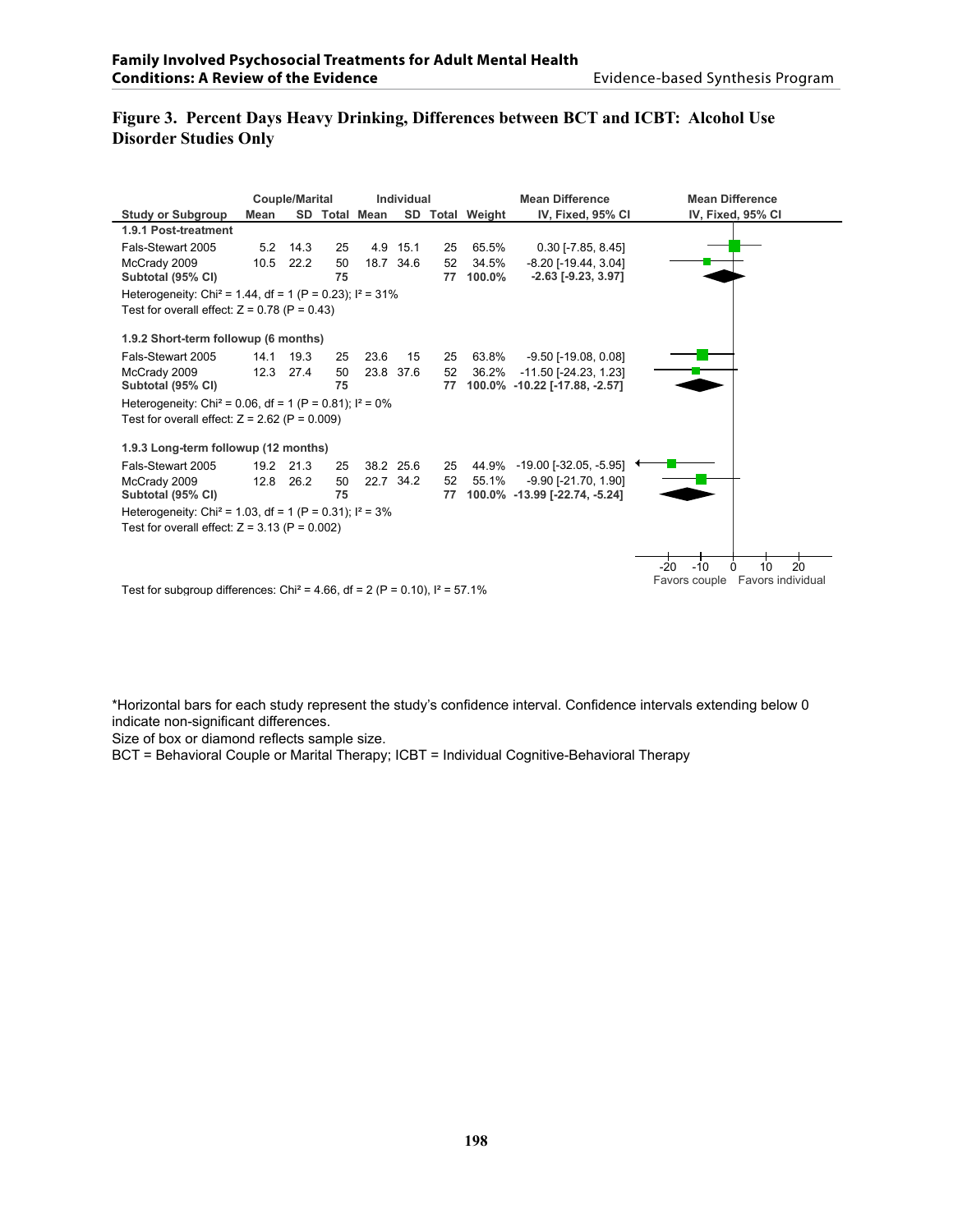## Figure 3. Percent Days Heavy Drinking, Differences between BCT and ICBT: Alcohol Use Disorder Studies Only

| Study or Subgroup | Couple/Marital Mean | SD | Total | Individual Mean | SD | Total | Weight | Mean Difference IV, Fixed, 95% CI |
|---|---|---|---|---|---|---|---|---|
| **1.9.1 Post-treatment** | | | | | | | | |
| Fals-Stewart 2005 | 5.2 | 14.3 | 25 | 4.9 | 15.1 | 25 | 65.5% | 0.30 [-7.85, 8.45] |
| McCrady 2009 | 10.5 | 22.2 | 50 | 18.7 | 34.6 | 52 | 34.5% | -8.20 [-19.44, 3.04] |
| **Subtotal (95% CI)** | | | **75** | | | **77** | **100.0%** | **-2.63 [-9.23, 3.97]** |
| Heterogeneity: Chi² = 1.44, df = 1 (P = 0.23); I² = 31% | | | | | | | | |
| Test for overall effect: Z = 0.78 (P = 0.43) | | | | | | | | |
| **1.9.2 Short-term followup (6 months)** | | | | | | | | |
| Fals-Stewart 2005 | 14.1 | 19.3 | 25 | 23.6 | 15 | 25 | 63.8% | -9.50 [-19.08, 0.08] |
| McCrady 2009 | 12.3 | 27.4 | 50 | 23.8 | 37.6 | 52 | 36.2% | -11.50 [-24.23, 1.23] |
| **Subtotal (95% CI)** | | | **75** | | | **77** | **100.0%** | **-10.22 [-17.88, -2.57]** |
| Heterogeneity: Chi² = 0.06, df = 1 (P = 0.81); I² = 0% | | | | | | | | |
| Test for overall effect: Z = 2.62 (P = 0.009) | | | | | | | | |
| **1.9.3 Long-term followup (12 months)** | | | | | | | | |
| Fals-Stewart 2005 | 19.2 | 21.3 | 25 | 38.2 | 25.6 | 25 | 44.9% | -19.00 [-32.05, -5.95] |
| McCrady 2009 | 12.8 | 26.2 | 50 | 22.7 | 34.2 | 52 | 55.1% | -9.90 [-21.70, 1.90] |
| **Subtotal (95% CI)** | | | **75** | | | **77** | **100.0%** | **-13.99 [-22.74, -5.24]** |
| Heterogeneity: Chi² = 1.03, df = 1 (P = 0.31); I² = 3% | | | | | | | | |
| Test for overall effect: Z = 3.13 (P = 0.002) | | | | | | | | |

Mean Difference IV, Fixed, 95% CI: -20, -10, 0, 10, 20 — Favors couple / Favors individual

Test for subgroup differences: Chi² = 4.66, df = 2 (P = 0.10), I² = 57.1%

*Horizontal bars for each study represent the study's confidence interval. Confidence intervals extending below 0 indicate non-significant differences.
Size of box or diamond reflects sample size.
BCT = Behavioral Couple or Marital Therapy; ICBT = Individual Cognitive-Behavioral Therapy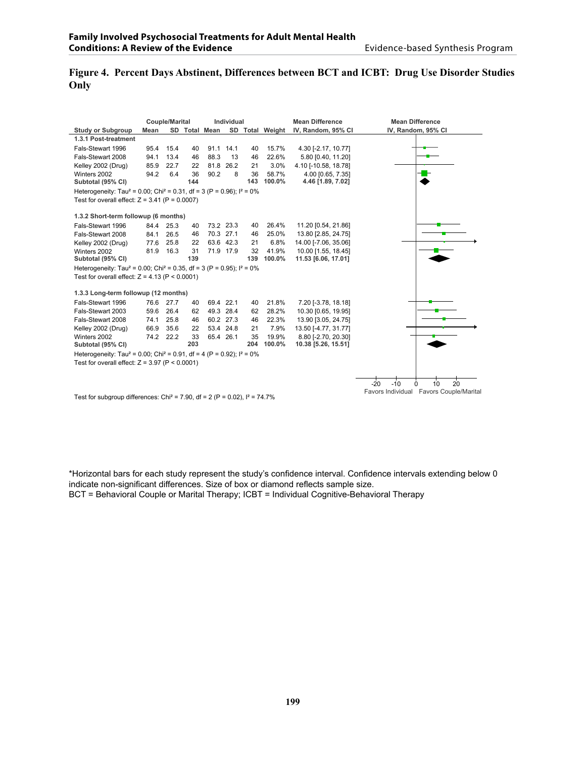**Figure 4. Percent Days Abstinent, Differences between BCT and ICBT: Drug Use Disorder Studies Only**

| | Couple/Marital | | | Individual | | | | Mean Difference |
|---|---|---|---|---|---|---|---|---|
| Study or Subgroup | Mean | SD | Total | Mean | SD | Total | Weight | IV, Random, 95% CI |
| **1.3.1 Post-treatment** | | | | | | | | |
| Fals-Stewart 1996 | 95.4 | 15.4 | 40 | 91.1 | 14.1 | 40 | 15.7% | 4.30 [-2.17, 10.77] |
| Fals-Stewart 2008 | 94.1 | 13.4 | 46 | 88.3 | 13 | 46 | 22.6% | 5.80 [0.40, 11.20] |
| Kelley 2002 (Drug) | 85.9 | 22.7 | 22 | 81.8 | 26.2 | 21 | 3.0% | 4.10 [-10.58, 18.78] |
| Winters 2002 | 94.2 | 6.4 | 36 | 90.2 | 8 | 36 | 58.7% | 4.00 [0.65, 7.35] |
| **Subtotal (95% CI)** | | | **144** | | | **143** | **100.0%** | **4.46 [1.89, 7.02]** |
| Heterogeneity: Tau² = 0.00; Chi² = 0.31, df = 3 (P = 0.96); I² = 0% | | | | | | | | |
| Test for overall effect: Z = 3.41 (P = 0.0007) | | | | | | | | |
| **1.3.2 Short-term followup (6 months)** | | | | | | | | |
| Fals-Stewart 1996 | 84.4 | 25.3 | 40 | 73.2 | 23.3 | 40 | 26.4% | 11.20 [0.54, 21.86] |
| Fals-Stewart 2008 | 84.1 | 26.5 | 46 | 70.3 | 27.1 | 46 | 25.0% | 13.80 [2.85, 24.75] |
| Kelley 2002 (Drug) | 77.6 | 25.8 | 22 | 63.6 | 42.3 | 21 | 6.8% | 14.00 [-7.06, 35.06] |
| Winters 2002 | 81.9 | 16.3 | 31 | 71.9 | 17.9 | 32 | 41.9% | 10.00 [1.55, 18.45] |
| **Subtotal (95% CI)** | | | **139** | | | **139** | **100.0%** | **11.53 [6.06, 17.01]** |
| Heterogeneity: Tau² = 0.00; Chi² = 0.35, df = 3 (P = 0.95); I² = 0% | | | | | | | | |
| Test for overall effect: Z = 4.13 (P < 0.0001) | | | | | | | | |
| **1.3.3 Long-term followup (12 months)** | | | | | | | | |
| Fals-Stewart 1996 | 76.6 | 27.7 | 40 | 69.4 | 22.1 | 40 | 21.8% | 7.20 [-3.78, 18.18] |
| Fals-Stewart 2003 | 59.6 | 26.4 | 62 | 49.3 | 28.4 | 62 | 28.2% | 10.30 [0.65, 19.95] |
| Fals-Stewart 2008 | 74.1 | 25.8 | 46 | 60.2 | 27.3 | 46 | 22.3% | 13.90 [3.05, 24.75] |
| Kelley 2002 (Drug) | 66.9 | 35.6 | 22 | 53.4 | 24.8 | 21 | 7.9% | 13.50 [-4.77, 31.77] |
| Winters 2002 | 74.2 | 22.2 | 33 | 65.4 | 26.1 | 35 | 19.9% | 8.80 [-2.70, 20.30] |
| **Subtotal (95% CI)** | | | **203** | | | **204** | **100.0%** | **10.38 [5.26, 15.51]** |
| Heterogeneity: Tau² = 0.00; Chi² = 0.91, df = 4 (P = 0.92); I² = 0% | | | | | | | | |
| Test for overall effect: Z = 3.97 (P < 0.0001) | | | | | | | | |

Mean Difference, IV, Random, 95% CI: -20 -10 0 10 20 — Favors Individual / Favors Couple/Marital

Test for subgroup differences: Chi² = 7.90, df = 2 (P = 0.02), I² = 74.7%

*Horizontal bars for each study represent the study's confidence interval. Confidence intervals extending below 0 indicate non-significant differences. Size of box or diamond reflects sample size.
BCT = Behavioral Couple or Marital Therapy; ICBT = Individual Cognitive-Behavioral Therapy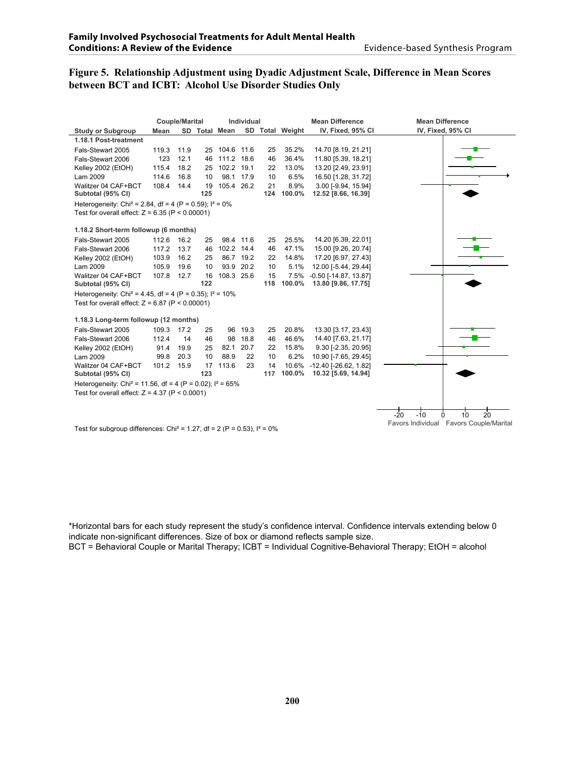**Figure 5. Relationship Adjustment using Dyadic Adjustment Scale, Difference in Mean Scores between BCT and ICBT: Alcohol Use Disorder Studies Only**

| Study or Subgroup | Couple/Marital Mean | SD | Total | Individual Mean | SD | Total | Weight | Mean Difference IV, Fixed, 95% CI |
|---|---|---|---|---|---|---|---|---|
| **1.18.1 Post-treatment** | | | | | | | | |
| Fals-Stewart 2005 | 119.3 | 11.9 | 25 | 104.6 | 11.6 | 25 | 35.2% | 14.70 [8.19, 21.21] |
| Fals-Stewart 2006 | 123 | 12.1 | 46 | 111.2 | 18.6 | 46 | 36.4% | 11.80 [5.39, 18.21] |
| Kelley 2002 (EtOH) | 115.4 | 18.2 | 25 | 102.2 | 19.1 | 22 | 13.0% | 13.20 [2.49, 23.91] |
| Lam 2009 | 114.6 | 16.8 | 10 | 98.1 | 17.9 | 10 | 6.5% | 16.50 [1.28, 31.72] |
| Walitzer 04 CAF+BCT | 108.4 | 14.4 | 19 | 105.4 | 26.2 | 21 | 8.9% | 3.00 [-9.94, 15.94] |
| **Subtotal (95% CI)** | | | **125** | | | **124** | **100.0%** | **12.52 [8.66, 16.39]** |
| Heterogeneity: Chi² = 2.84, df = 4 (P = 0.59); I² = 0% | | | | | | | | |
| Test for overall effect: Z = 6.35 (P < 0.00001) | | | | | | | | |
| **1.18.2 Short-term followup (6 months)** | | | | | | | | |
| Fals-Stewart 2005 | 112.6 | 16.2 | 25 | 98.4 | 11.6 | 25 | 25.5% | 14.20 [6.39, 22.01] |
| Fals-Stewart 2006 | 117.2 | 13.7 | 46 | 102.2 | 14.4 | 46 | 47.1% | 15.00 [9.26, 20.74] |
| Kelley 2002 (EtOH) | 103.9 | 16.2 | 25 | 86.7 | 19.2 | 22 | 14.8% | 17.20 [6.97, 27.43] |
| Lam 2009 | 105.9 | 19.6 | 10 | 93.9 | 20.2 | 10 | 5.1% | 12.00 [-5.44, 29.44] |
| Walitzer 04 CAF+BCT | 107.8 | 12.7 | 16 | 108.3 | 25.6 | 15 | 7.5% | -0.50 [-14.87, 13.87] |
| **Subtotal (95% CI)** | | | **122** | | | **118** | **100.0%** | **13.80 [9.86, 17.75]** |
| Heterogeneity: Chi² = 4.45, df = 4 (P = 0.35); I² = 10% | | | | | | | | |
| Test for overall effect: Z = 6.87 (P < 0.00001) | | | | | | | | |
| **1.18.3 Long-term followup (12 months)** | | | | | | | | |
| Fals-Stewart 2005 | 109.3 | 17.2 | 25 | 96 | 19.3 | 25 | 20.8% | 13.30 [3.17, 23.43] |
| Fals-Stewart 2006 | 112.4 | 14 | 46 | 98 | 18.8 | 46 | 46.6% | 14.40 [7.63, 21.17] |
| Kelley 2002 (EtOH) | 91.4 | 19.9 | 25 | 82.1 | 20.7 | 22 | 15.8% | 9.30 [-2.35, 20.95] |
| Lam 2009 | 99.8 | 20.3 | 10 | 88.9 | 22 | 10 | 6.2% | 10.90 [-7.65, 29.45] |
| Walitzer 04 CAF+BCT | 101.2 | 15.9 | 17 | 113.6 | 23 | 14 | 10.6% | -12.40 [-26.62, 1.82] |
| **Subtotal (95% CI)** | | | **123** | | | **117** | **100.0%** | **10.32 [5.69, 14.94]** |
| Heterogeneity: Chi² = 11.56, df = 4 (P = 0.02); I² = 65% | | | | | | | | |
| Test for overall effect: Z = 4.37 (P < 0.0001) | | | | | | | | |

Mean Difference IV, Fixed, 95% CI: -20, -10, 0, 10, 20 — Favors Individual / Favors Couple/Marital

Test for subgroup differences: Chi² = 1.27, df = 2 (P = 0.53), I² = 0%

*Horizontal bars for each study represent the study's confidence interval. Confidence intervals extending below 0 indicate non-significant differences. Size of box or diamond reflects sample size.
BCT = Behavioral Couple or Marital Therapy; ICBT = Individual Cognitive-Behavioral Therapy; EtOH = alcohol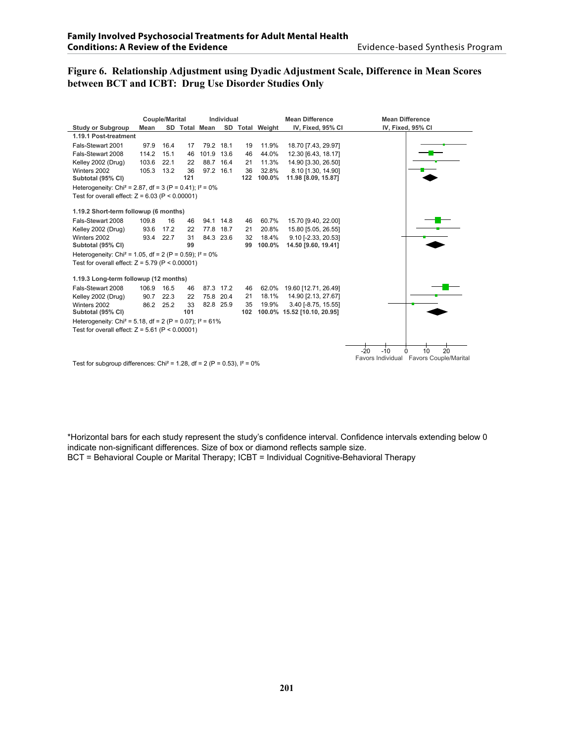**Figure 6. Relationship Adjustment using Dyadic Adjustment Scale, Difference in Mean Scores between BCT and ICBT: Drug Use Disorder Studies Only**

| | Couple/Marital | | | Individual | | | | Mean Difference |
|---|---|---|---|---|---|---|---|---|
| **Study or Subgroup** | **Mean** | **SD** | **Total** | **Mean** | **SD** | **Total** | **Weight** | **IV, Fixed, 95% CI** |
| **1.19.1 Post-treatment** | | | | | | | | |
| Fals-Stewart 2001 | 97.9 | 16.4 | 17 | 79.2 | 18.1 | 19 | 11.9% | 18.70 [7.43, 29.97] |
| Fals-Stewart 2008 | 114.2 | 15.1 | 46 | 101.9 | 13.6 | 46 | 44.0% | 12.30 [6.43, 18.17] |
| Kelley 2002 (Drug) | 103.6 | 22.1 | 22 | 88.7 | 16.4 | 21 | 11.3% | 14.90 [3.30, 26.50] |
| Winters 2002 | 105.3 | 13.2 | 36 | 97.2 | 16.1 | 36 | 32.8% | 8.10 [1.30, 14.90] |
| **Subtotal (95% CI)** | | | **121** | | | **122** | **100.0%** | **11.98 [8.09, 15.87]** |
| Heterogeneity: Chi² = 2.87, df = 3 (P = 0.41); I² = 0% | | | | | | | | |
| Test for overall effect: Z = 6.03 (P < 0.00001) | | | | | | | | |
| **1.19.2 Short-term followup (6 months)** | | | | | | | | |
| Fals-Stewart 2008 | 109.8 | 16 | 46 | 94.1 | 14.8 | 46 | 60.7% | 15.70 [9.40, 22.00] |
| Kelley 2002 (Drug) | 93.6 | 17.2 | 22 | 77.8 | 18.7 | 21 | 20.8% | 15.80 [5.05, 26.55] |
| Winters 2002 | 93.4 | 22.7 | 31 | 84.3 | 23.6 | 32 | 18.4% | 9.10 [-2.33, 20.53] |
| **Subtotal (95% CI)** | | | **99** | | | **99** | **100.0%** | **14.50 [9.60, 19.41]** |
| Heterogeneity: Chi² = 1.05, df = 2 (P = 0.59); I² = 0% | | | | | | | | |
| Test for overall effect: Z = 5.79 (P < 0.00001) | | | | | | | | |
| **1.19.3 Long-term followup (12 months)** | | | | | | | | |
| Fals-Stewart 2008 | 106.9 | 16.5 | 46 | 87.3 | 17.2 | 46 | 62.0% | 19.60 [12.71, 26.49] |
| Kelley 2002 (Drug) | 90.7 | 22.3 | 22 | 75.8 | 20.4 | 21 | 18.1% | 14.90 [2.13, 27.67] |
| Winters 2002 | 86.2 | 25.2 | 33 | 82.8 | 25.9 | 35 | 19.9% | 3.40 [-8.75, 15.55] |
| **Subtotal (95% CI)** | | | **101** | | | **102** | **100.0%** | **15.52 [10.10, 20.95]** |
| Heterogeneity: Chi² = 5.18, df = 2 (P = 0.07); I² = 61% | | | | | | | | |
| Test for overall effect: Z = 5.61 (P < 0.00001) | | | | | | | | |

Mean Difference IV, Fixed, 95% CI

-20 -10 0 10 20

Favors Individual Favors Couple/Marital

Test for subgroup differences: Chi² = 1.28, df = 2 (P = 0.53), I² = 0%

*Horizontal bars for each study represent the study's confidence interval. Confidence intervals extending below 0 indicate non-significant differences. Size of box or diamond reflects sample size.
BCT = Behavioral Couple or Marital Therapy; ICBT = Individual Cognitive-Behavioral Therapy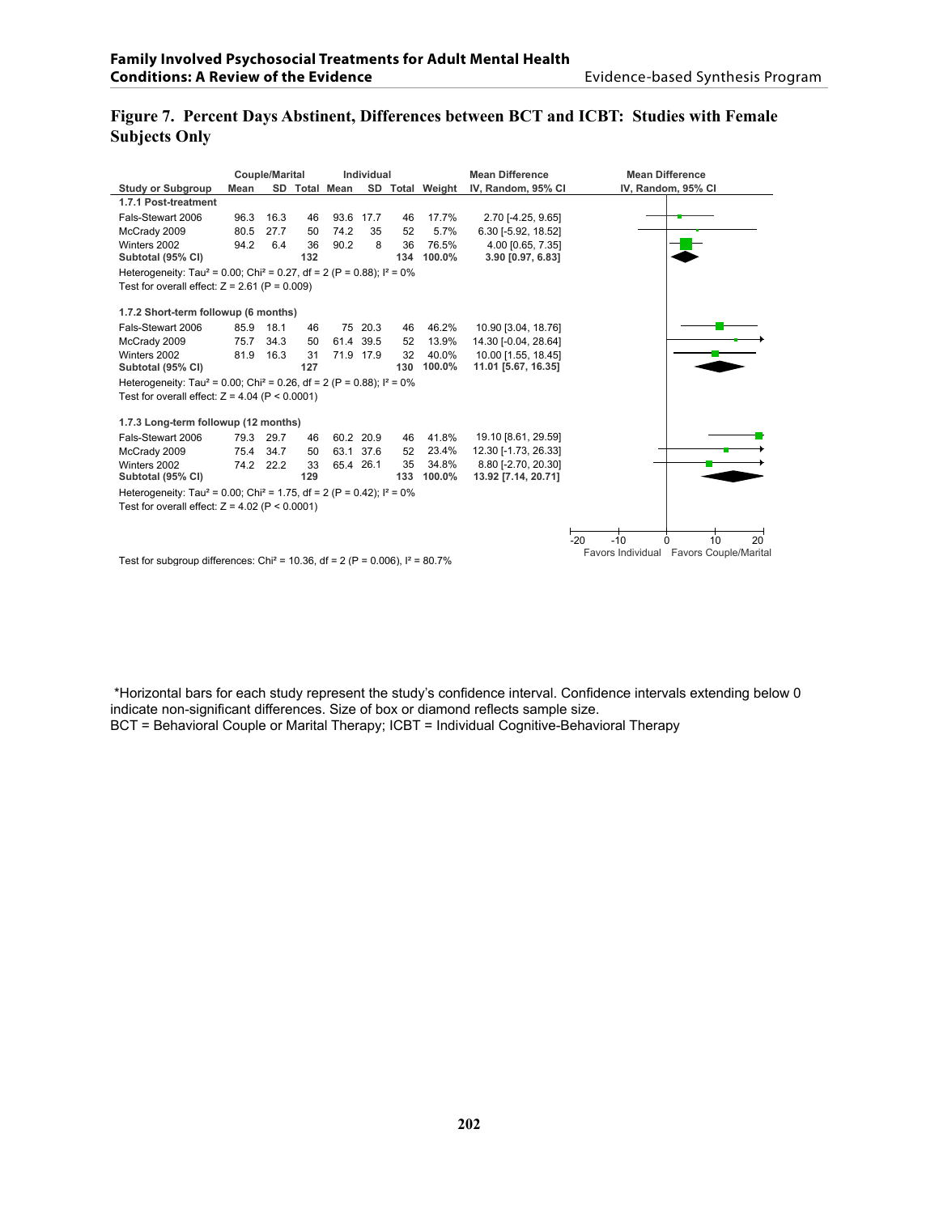## Figure 7. Percent Days Abstinent, Differences between BCT and ICBT: Studies with Female Subjects Only

| | Couple/Marital | | | Individual | | | | Mean Difference |
|---|---|---|---|---|---|---|---|---|
| **Study or Subgroup** | **Mean** | **SD** | **Total** | **Mean** | **SD** | **Total** | **Weight** | **IV, Random, 95% CI** |
| **1.7.1 Post-treatment** | | | | | | | | |
| Fals-Stewart 2006 | 96.3 | 16.3 | 46 | 93.6 | 17.7 | 46 | 17.7% | 2.70 [-4.25, 9.65] |
| McCrady 2009 | 80.5 | 27.7 | 50 | 74.2 | 35 | 52 | 5.7% | 6.30 [-5.92, 18.52] |
| Winters 2002 | 94.2 | 6.4 | 36 | 90.2 | 8 | 36 | 76.5% | 4.00 [0.65, 7.35] |
| **Subtotal (95% CI)** | | | **132** | | | **134** | **100.0%** | **3.90 [0.97, 6.83]** |
| Heterogeneity: $Tau^2 = 0.00$; $Chi^2 = 0.27$, df = 2 (P = 0.88); $I^2 = 0\%$ | | | | | | | | |
| Test for overall effect: Z = 2.61 (P = 0.009) | | | | | | | | |
| **1.7.2 Short-term followup (6 months)** | | | | | | | | |
| Fals-Stewart 2006 | 85.9 | 18.1 | 46 | 75 | 20.3 | 46 | 46.2% | 10.90 [3.04, 18.76] |
| McCrady 2009 | 75.7 | 34.3 | 50 | 61.4 | 39.5 | 52 | 13.9% | 14.30 [-0.04, 28.64] |
| Winters 2002 | 81.9 | 16.3 | 31 | 71.9 | 17.9 | 32 | 40.0% | 10.00 [1.55, 18.45] |
| **Subtotal (95% CI)** | | | **127** | | | **130** | **100.0%** | **11.01 [5.67, 16.35]** |
| Heterogeneity: $Tau^2 = 0.00$; $Chi^2 = 0.26$, df = 2 (P = 0.88); $I^2 = 0\%$ | | | | | | | | |
| Test for overall effect: Z = 4.04 (P < 0.0001) | | | | | | | | |
| **1.7.3 Long-term followup (12 months)** | | | | | | | | |
| Fals-Stewart 2006 | 79.3 | 29.7 | 46 | 60.2 | 20.9 | 46 | 41.8% | 19.10 [8.61, 29.59] |
| McCrady 2009 | 75.4 | 34.7 | 50 | 63.1 | 37.6 | 52 | 23.4% | 12.30 [-1.73, 26.33] |
| Winters 2002 | 74.2 | 22.2 | 33 | 65.4 | 26.1 | 35 | 34.8% | 8.80 [-2.70, 20.30] |
| **Subtotal (95% CI)** | | | **129** | | | **133** | **100.0%** | **13.92 [7.14, 20.71]** |
| Heterogeneity: $Tau^2 = 0.00$; $Chi^2 = 1.75$, df = 2 (P = 0.42); $I^2 = 0\%$ | | | | | | | | |
| Test for overall effect: Z = 4.02 (P < 0.0001) | | | | | | | | |

Test for subgroup differences: $Chi^2 = 10.36$, df = 2 (P = 0.006), $I^2 = 80.7\%$

Mean Difference IV, Random, 95% CI: -20 -10 0 10 20 — Favors Individual / Favors Couple/Marital

*Horizontal bars for each study represent the study's confidence interval. Confidence intervals extending below 0 indicate non-significant differences. Size of box or diamond reflects sample size.
BCT = Behavioral Couple or Marital Therapy; ICBT = Individual Cognitive-Behavioral Therapy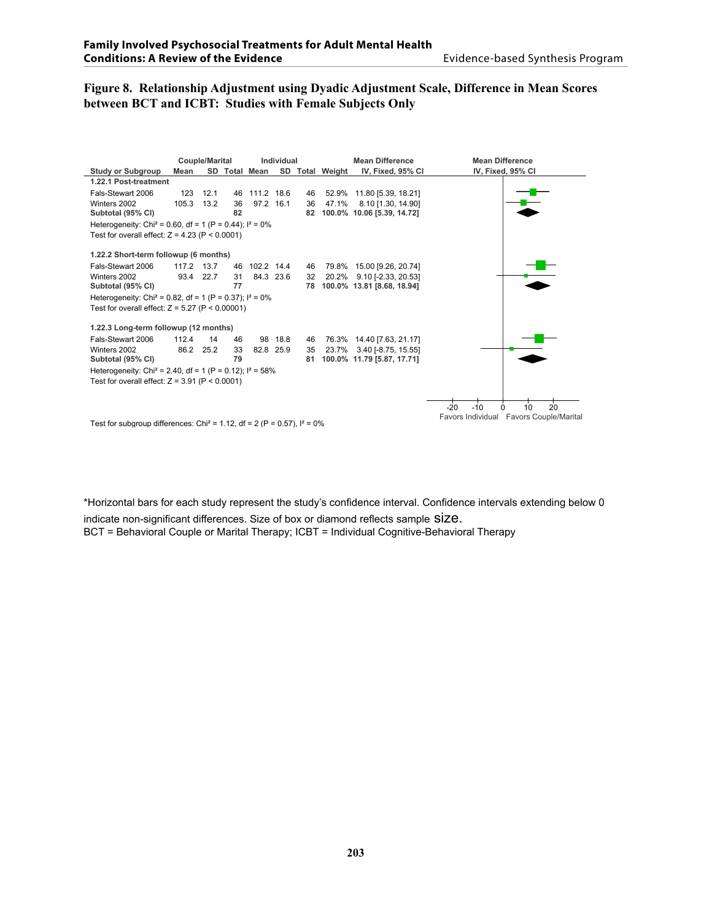**Figure 8. Relationship Adjustment using Dyadic Adjustment Scale, Difference in Mean Scores between BCT and ICBT: Studies with Female Subjects Only**

| | Couple/Marital | | | Individual | | | | Mean Difference |
|---|---|---|---|---|---|---|---|---|
| **Study or Subgroup** | **Mean** | **SD** | **Total** | **Mean** | **SD** | **Total** | **Weight** | **IV, Fixed, 95% CI** |
| **1.22.1 Post-treatment** | | | | | | | | |
| Fals-Stewart 2006 | 123 | 12.1 | 46 | 111.2 | 18.6 | 46 | 52.9% | 11.80 [5.39, 18.21] |
| Winters 2002 | 105.3 | 13.2 | 36 | 97.2 | 16.1 | 36 | 47.1% | 8.10 [1.30, 14.90] |
| **Subtotal (95% CI)** | | | **82** | | | **82** | **100.0%** | **10.06 [5.39, 14.72]** |
| Heterogeneity: Chi² = 0.60, df = 1 (P = 0.44); I² = 0% | | | | | | | | |
| Test for overall effect: Z = 4.23 (P < 0.0001) | | | | | | | | |
| **1.22.2 Short-term followup (6 months)** | | | | | | | | |
| Fals-Stewart 2006 | 117.2 | 13.7 | 46 | 102.2 | 14.4 | 46 | 79.8% | 15.00 [9.26, 20.74] |
| Winters 2002 | 93.4 | 22.7 | 31 | 84.3 | 23.6 | 32 | 20.2% | 9.10 [-2.33, 20.53] |
| **Subtotal (95% CI)** | | | **77** | | | **78** | **100.0%** | **13.81 [8.68, 18.94]** |
| Heterogeneity: Chi² = 0.82, df = 1 (P = 0.37); I² = 0% | | | | | | | | |
| Test for overall effect: Z = 5.27 (P < 0.00001) | | | | | | | | |
| **1.22.3 Long-term followup (12 months)** | | | | | | | | |
| Fals-Stewart 2006 | 112.4 | 14 | 46 | 98 | 18.8 | 46 | 76.3% | 14.40 [7.63, 21.17] |
| Winters 2002 | 86.2 | 25.2 | 33 | 82.8 | 25.9 | 35 | 23.7% | 3.40 [-8.75, 15.55] |
| **Subtotal (95% CI)** | | | **79** | | | **81** | **100.0%** | **11.79 [5.87, 17.71]** |
| Heterogeneity: Chi² = 2.40, df = 1 (P = 0.12); I² = 58% | | | | | | | | |
| Test for overall effect: Z = 3.91 (P < 0.0001) | | | | | | | | |

Mean Difference IV, Fixed, 95% CI (axis: -20, -10, 0, 10, 20; Favors Individual / Favors Couple/Marital)

Test for subgroup differences: Chi² = 1.12, df = 2 (P = 0.57), I² = 0%

*Horizontal bars for each study represent the study's confidence interval. Confidence intervals extending below 0 indicate non-significant differences. Size of box or diamond reflects sample size.
BCT = Behavioral Couple or Marital Therapy; ICBT = Individual Cognitive-Behavioral Therapy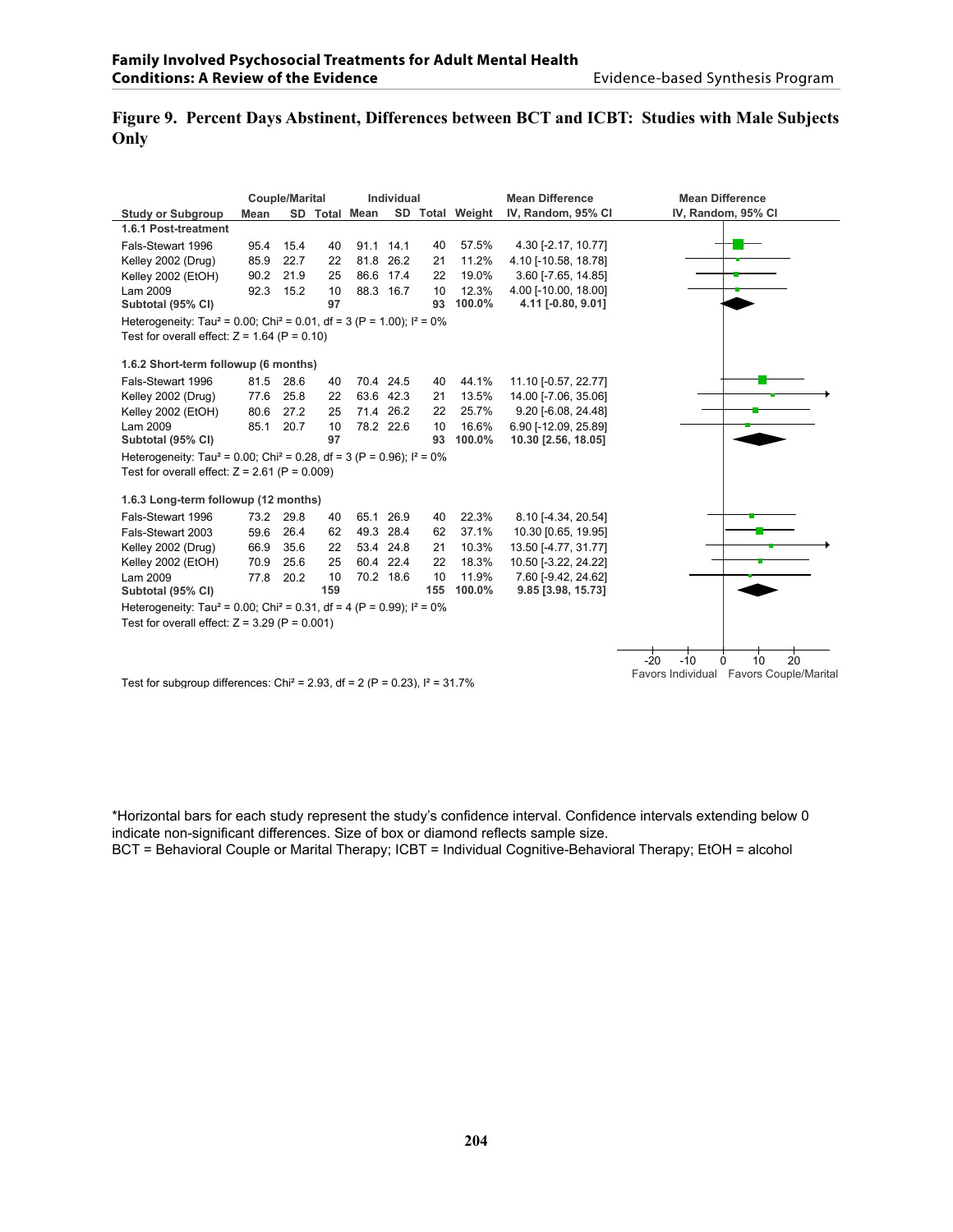**Figure 9. Percent Days Abstinent, Differences between BCT and ICBT: Studies with Male Subjects Only**

| | Couple/Marital | | | Individual | | | | Mean Difference |
|---|---|---|---|---|---|---|---|---|
| Study or Subgroup | Mean | SD | Total | Mean | SD | Total | Weight | IV, Random, 95% CI |
| **1.6.1 Post-treatment** | | | | | | | | |
| Fals-Stewart 1996 | 95.4 | 15.4 | 40 | 91.1 | 14.1 | 40 | 57.5% | 4.30 [-2.17, 10.77] |
| Kelley 2002 (Drug) | 85.9 | 22.7 | 22 | 81.8 | 26.2 | 21 | 11.2% | 4.10 [-10.58, 18.78] |
| Kelley 2002 (EtOH) | 90.2 | 21.9 | 25 | 86.6 | 17.4 | 22 | 19.0% | 3.60 [-7.65, 14.85] |
| Lam 2009 | 92.3 | 15.2 | 10 | 88.3 | 16.7 | 10 | 12.3% | 4.00 [-10.00, 18.00] |
| **Subtotal (95% CI)** | | | **97** | | | **93** | **100.0%** | **4.11 [-0.80, 9.01]** |
| Heterogeneity: Tau² = 0.00; Chi² = 0.01, df = 3 (P = 1.00); I² = 0% | | | | | | | | |
| Test for overall effect: Z = 1.64 (P = 0.10) | | | | | | | | |
| **1.6.2 Short-term followup (6 months)** | | | | | | | | |
| Fals-Stewart 1996 | 81.5 | 28.6 | 40 | 70.4 | 24.5 | 40 | 44.1% | 11.10 [-0.57, 22.77] |
| Kelley 2002 (Drug) | 77.6 | 25.8 | 22 | 63.6 | 42.3 | 21 | 13.5% | 14.00 [-7.06, 35.06] |
| Kelley 2002 (EtOH) | 80.6 | 27.2 | 25 | 71.4 | 26.2 | 22 | 25.7% | 9.20 [-6.08, 24.48] |
| Lam 2009 | 85.1 | 20.7 | 10 | 78.2 | 22.6 | 10 | 16.6% | 6.90 [-12.09, 25.89] |
| **Subtotal (95% CI)** | | | **97** | | | **93** | **100.0%** | **10.30 [2.56, 18.05]** |
| Heterogeneity: Tau² = 0.00; Chi² = 0.28, df = 3 (P = 0.96); I² = 0% | | | | | | | | |
| Test for overall effect: Z = 2.61 (P = 0.009) | | | | | | | | |
| **1.6.3 Long-term followup (12 months)** | | | | | | | | |
| Fals-Stewart 1996 | 73.2 | 29.8 | 40 | 65.1 | 26.9 | 40 | 22.3% | 8.10 [-4.34, 20.54] |
| Fals-Stewart 2003 | 59.6 | 26.4 | 62 | 49.3 | 28.4 | 62 | 37.1% | 10.30 [0.65, 19.95] |
| Kelley 2002 (Drug) | 66.9 | 35.6 | 22 | 53.4 | 24.8 | 21 | 10.3% | 13.50 [-4.77, 31.77] |
| Kelley 2002 (EtOH) | 70.9 | 25.6 | 25 | 60.4 | 22.4 | 22 | 18.3% | 10.50 [-3.22, 24.22] |
| Lam 2009 | 77.8 | 20.2 | 10 | 70.2 | 18.6 | 10 | 11.9% | 7.60 [-9.42, 24.62] |
| **Subtotal (95% CI)** | | | **159** | | | **155** | **100.0%** | **9.85 [3.98, 15.73]** |
| Heterogeneity: Tau² = 0.00; Chi² = 0.31, df = 4 (P = 0.99); I² = 0% | | | | | | | | |
| Test for overall effect: Z = 3.29 (P = 0.001) | | | | | | | | |

Test for subgroup differences: Chi² = 2.93, df = 2 (P = 0.23), I² = 31.7%

Favors Individual / Favors Couple/Marital (axis: -20, -10, 0, 10, 20)

*Horizontal bars for each study represent the study's confidence interval. Confidence intervals extending below 0 indicate non-significant differences. Size of box or diamond reflects sample size.
BCT = Behavioral Couple or Marital Therapy; ICBT = Individual Cognitive-Behavioral Therapy; EtOH = alcohol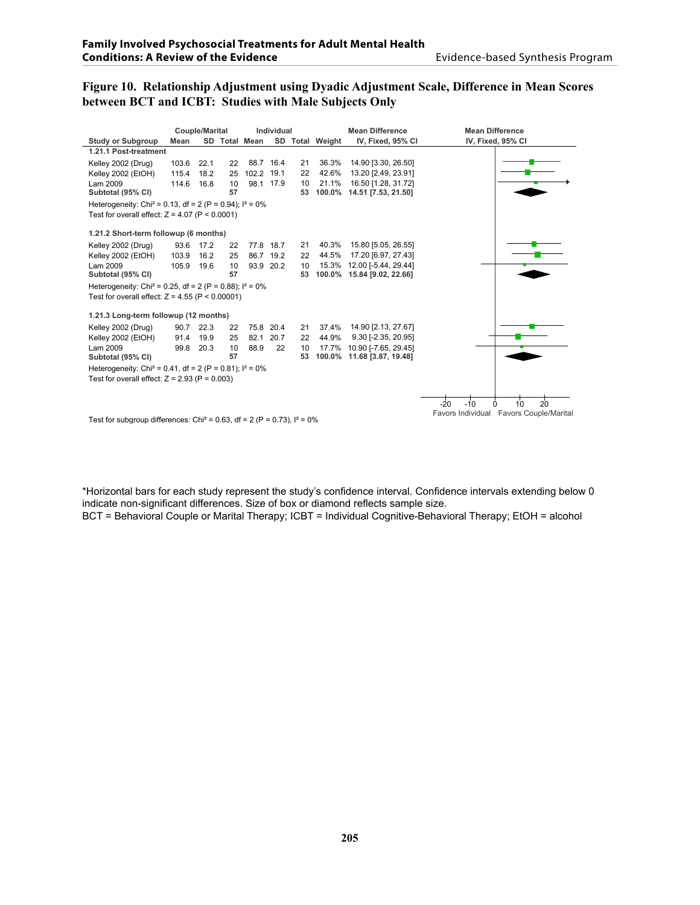### Figure 10. Relationship Adjustment using Dyadic Adjustment Scale, Difference in Mean Scores between BCT and ICBT: Studies with Male Subjects Only

| | Couple/Marital | | | Individual | | | | Mean Difference |
|---|---|---|---|---|---|---|---|---|
| Study or Subgroup | Mean | SD | Total | Mean | SD | Total | Weight | IV, Fixed, 95% CI |
| **1.21.1 Post-treatment** | | | | | | | | |
| Kelley 2002 (Drug) | 103.6 | 22.1 | 22 | 88.7 | 16.4 | 21 | 36.3% | 14.90 [3.30, 26.50] |
| Kelley 2002 (EtOH) | 115.4 | 18.2 | 25 | 102.2 | 19.1 | 22 | 42.6% | 13.20 [2.49, 23.91] |
| Lam 2009 | 114.6 | 16.8 | 10 | 98.1 | 17.9 | 10 | 21.1% | 16.50 [1.28, 31.72] |
| **Subtotal (95% CI)** | | | **57** | | | **53** | **100.0%** | **14.51 [7.53, 21.50]** |
| Heterogeneity: Chi² = 0.13, df = 2 (P = 0.94); I² = 0% | | | | | | | | |
| Test for overall effect: Z = 4.07 (P < 0.0001) | | | | | | | | |
| **1.21.2 Short-term followup (6 months)** | | | | | | | | |
| Kelley 2002 (Drug) | 93.6 | 17.2 | 22 | 77.8 | 18.7 | 21 | 40.3% | 15.80 [5.05, 26.55] |
| Kelley 2002 (EtOH) | 103.9 | 16.2 | 25 | 86.7 | 19.2 | 22 | 44.5% | 17.20 [6.97, 27.43] |
| Lam 2009 | 105.9 | 19.6 | 10 | 93.9 | 20.2 | 10 | 15.3% | 12.00 [-5.44, 29.44] |
| **Subtotal (95% CI)** | | | **57** | | | **53** | **100.0%** | **15.84 [9.02, 22.66]** |
| Heterogeneity: Chi² = 0.25, df = 2 (P = 0.88); I² = 0% | | | | | | | | |
| Test for overall effect: Z = 4.55 (P < 0.00001) | | | | | | | | |
| **1.21.3 Long-term followup (12 months)** | | | | | | | | |
| Kelley 2002 (Drug) | 90.7 | 22.3 | 22 | 75.8 | 20.4 | 21 | 37.4% | 14.90 [2.13, 27.67] |
| Kelley 2002 (EtOH) | 91.4 | 19.9 | 25 | 82.1 | 20.7 | 22 | 44.9% | 9.30 [-2.35, 20.95] |
| Lam 2009 | 99.8 | 20.3 | 10 | 88.9 | 22 | 10 | 17.7% | 10.90 [-7.65, 29.45] |
| **Subtotal (95% CI)** | | | **57** | | | **53** | **100.0%** | **11.68 [3.87, 19.48]** |
| Heterogeneity: Chi² = 0.41, df = 2 (P = 0.81); I² = 0% | | | | | | | | |
| Test for overall effect: Z = 2.93 (P = 0.003) | | | | | | | | |

Mean Difference
IV, Fixed, 95% CI
-20 -10 0 10 20
Favors Individual Favors Couple/Marital

Test for subgroup differences: Chi² = 0.63, df = 2 (P = 0.73), I² = 0%

*Horizontal bars for each study represent the study's confidence interval. Confidence intervals extending below 0 indicate non-significant differences. Size of box or diamond reflects sample size.
BCT = Behavioral Couple or Marital Therapy; ICBT = Individual Cognitive-Behavioral Therapy; EtOH = alcohol